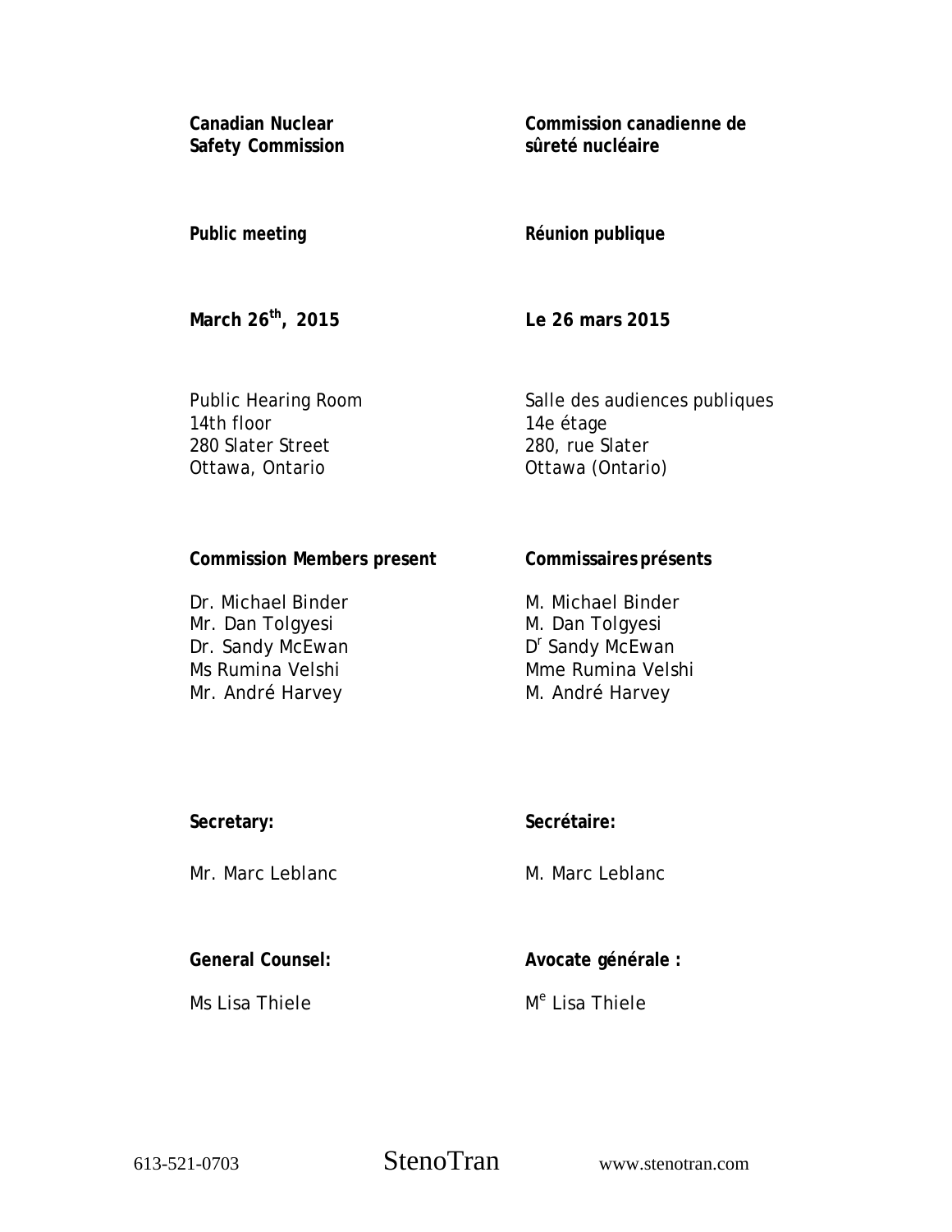**Canadian Nuclear Safety Commission**

**Commission canadienne de sûreté nucléaire**

**Public meeting**

**Réunion publique**

**March 26th, 2015**

**Le 26 mars 2015**

Public Hearing Room
14th floor
280 Slater Street
Ottawa, Ontario

Salle des audiences publiques
14e étage
280, rue Slater
Ottawa (Ontario)

**Commission Members present**

Dr. Michael Binder
Mr. Dan Tolgyesi
Dr. Sandy McEwan
Ms Rumina Velshi
Mr. André Harvey

**Commissaires présents**

M. Michael Binder
M. Dan Tolgyesi
Dr Sandy McEwan
Mme Rumina Velshi
M. André Harvey

**Secretary:**

Mr. Marc Leblanc

**Secrétaire:**

M. Marc Leblanc

**General Counsel:**

Ms Lisa Thiele

**Avocate générale :**

Me Lisa Thiele

613-521-0703 StenoTran www.stenotran.com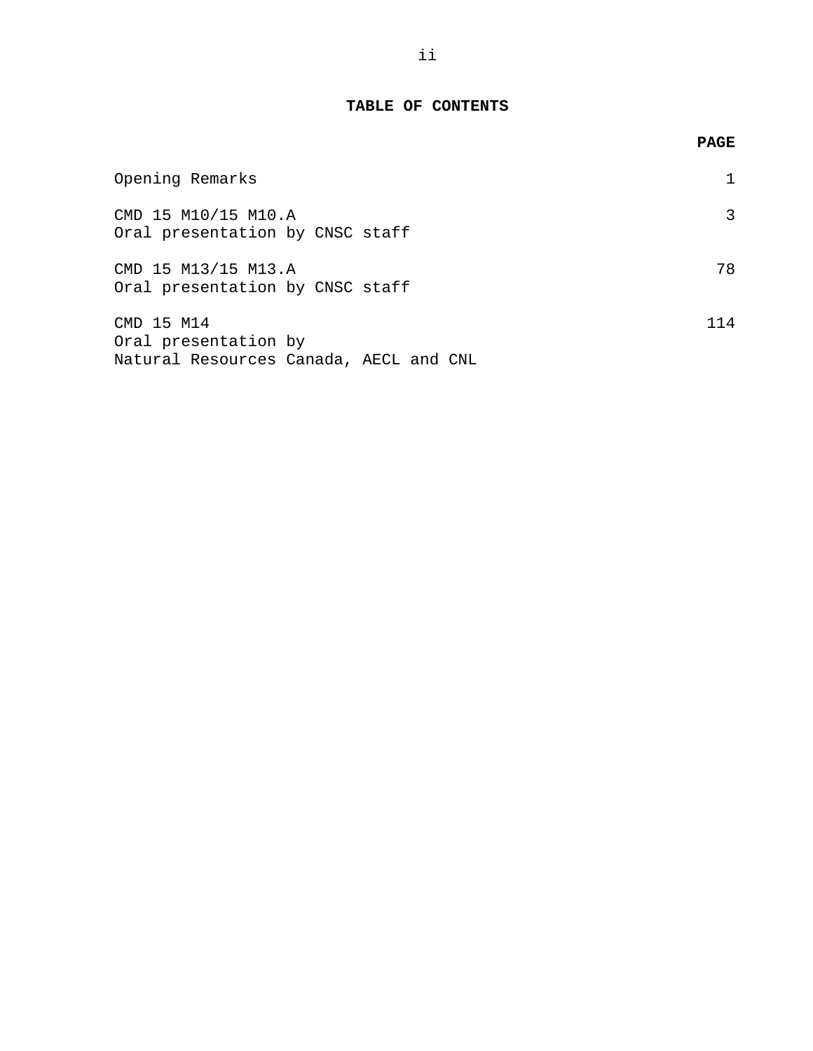# TABLE OF CONTENTS

| | PAGE |
|---|---|
| Opening Remarks | 1 |
| CMD 15 M10/15 M10.A<br>Oral presentation by CNSC staff | 3 |
| CMD 15 M13/15 M13.A<br>Oral presentation by CNSC staff | 78 |
| CMD 15 M14<br>Oral presentation by<br>Natural Resources Canada, AECL and CNL | 114 |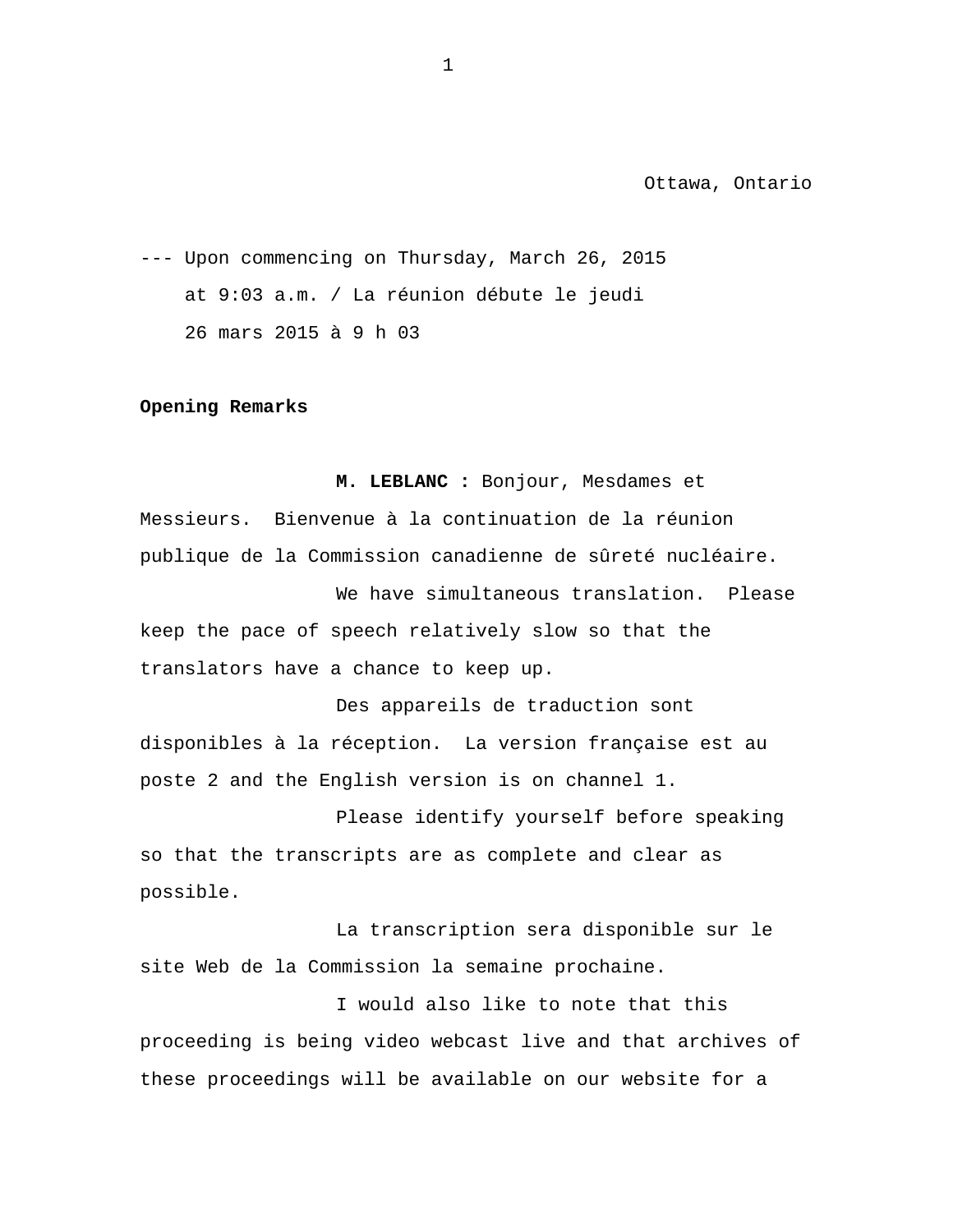Ottawa, Ontario

--- Upon commencing on Thursday, March 26, 2015 at 9:03 a.m. / La réunion débute le jeudi 26 mars 2015 à 9 h 03

## Opening Remarks

**M. LEBLANC :** Bonjour, Mesdames et Messieurs. Bienvenue à la continuation de la réunion publique de la Commission canadienne de sûreté nucléaire.

We have simultaneous translation. Please keep the pace of speech relatively slow so that the translators have a chance to keep up.

Des appareils de traduction sont disponibles à la réception. La version française est au poste 2 and the English version is on channel 1.

Please identify yourself before speaking so that the transcripts are as complete and clear as possible.

La transcription sera disponible sur le site Web de la Commission la semaine prochaine.

I would also like to note that this proceeding is being video webcast live and that archives of these proceedings will be available on our website for a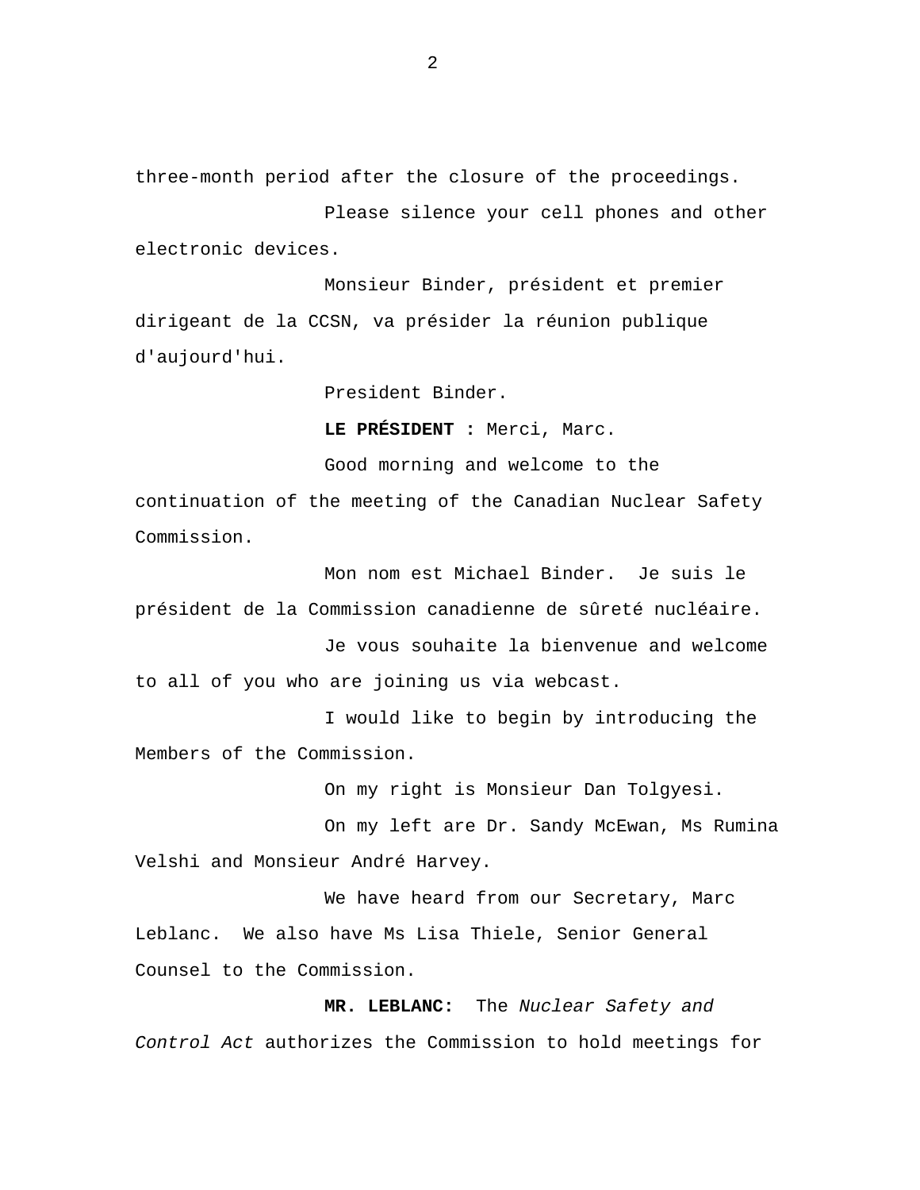three-month period after the closure of the proceedings.

Please silence your cell phones and other electronic devices.

Monsieur Binder, président et premier dirigeant de la CCSN, va présider la réunion publique d'aujourd'hui.

President Binder.

**LE PRÉSIDENT :** Merci, Marc.

Good morning and welcome to the continuation of the meeting of the Canadian Nuclear Safety Commission.

Mon nom est Michael Binder. Je suis le président de la Commission canadienne de sûreté nucléaire.

Je vous souhaite la bienvenue and welcome to all of you who are joining us via webcast.

I would like to begin by introducing the Members of the Commission.

On my right is Monsieur Dan Tolgyesi.

On my left are Dr. Sandy McEwan, Ms Rumina Velshi and Monsieur André Harvey.

We have heard from our Secretary, Marc Leblanc. We also have Ms Lisa Thiele, Senior General Counsel to the Commission.

**MR. LEBLANC:** The *Nuclear Safety and Control Act* authorizes the Commission to hold meetings for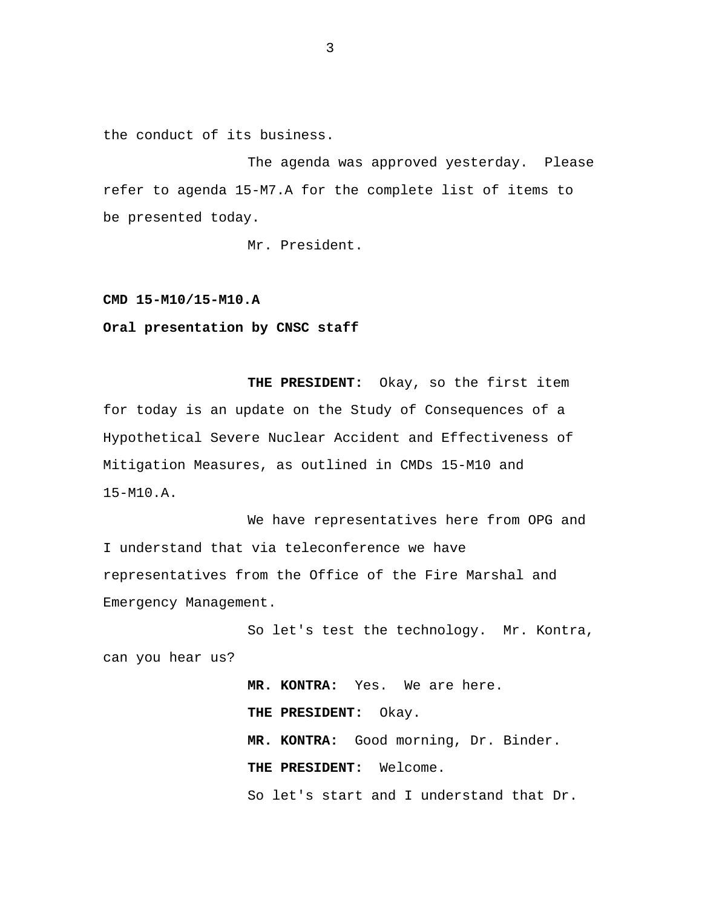the conduct of its business.

The agenda was approved yesterday. Please refer to agenda 15-M7.A for the complete list of items to be presented today.

Mr. President.

**CMD 15-M10/15-M10.A**

**Oral presentation by CNSC staff**

**THE PRESIDENT:** Okay, so the first item for today is an update on the Study of Consequences of a Hypothetical Severe Nuclear Accident and Effectiveness of Mitigation Measures, as outlined in CMDs 15-M10 and 15-M10.A.

We have representatives here from OPG and I understand that via teleconference we have representatives from the Office of the Fire Marshal and Emergency Management.

So let's test the technology. Mr. Kontra, can you hear us?

**MR. KONTRA:** Yes. We are here.

**THE PRESIDENT:** Okay.

**MR. KONTRA:** Good morning, Dr. Binder.

**THE PRESIDENT:** Welcome.

So let's start and I understand that Dr.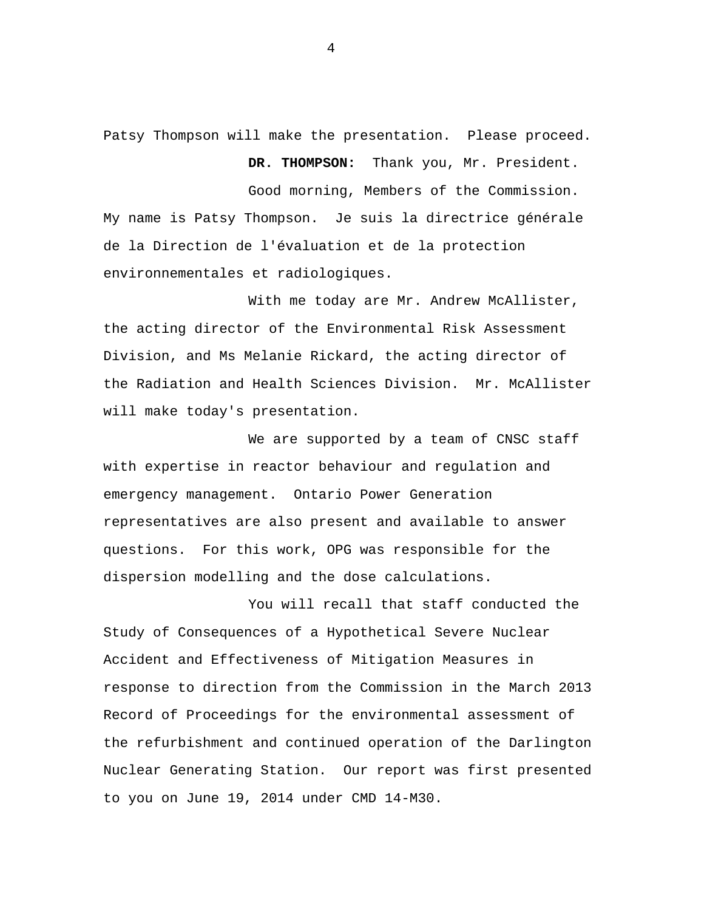Patsy Thompson will make the presentation. Please proceed.

**DR. THOMPSON:** Thank you, Mr. President.

Good morning, Members of the Commission. My name is Patsy Thompson. Je suis la directrice générale de la Direction de l'évaluation et de la protection environnementales et radiologiques.

With me today are Mr. Andrew McAllister, the acting director of the Environmental Risk Assessment Division, and Ms Melanie Rickard, the acting director of the Radiation and Health Sciences Division. Mr. McAllister will make today's presentation.

We are supported by a team of CNSC staff with expertise in reactor behaviour and regulation and emergency management. Ontario Power Generation representatives are also present and available to answer questions. For this work, OPG was responsible for the dispersion modelling and the dose calculations.

You will recall that staff conducted the Study of Consequences of a Hypothetical Severe Nuclear Accident and Effectiveness of Mitigation Measures in response to direction from the Commission in the March 2013 Record of Proceedings for the environmental assessment of the refurbishment and continued operation of the Darlington Nuclear Generating Station. Our report was first presented to you on June 19, 2014 under CMD 14-M30.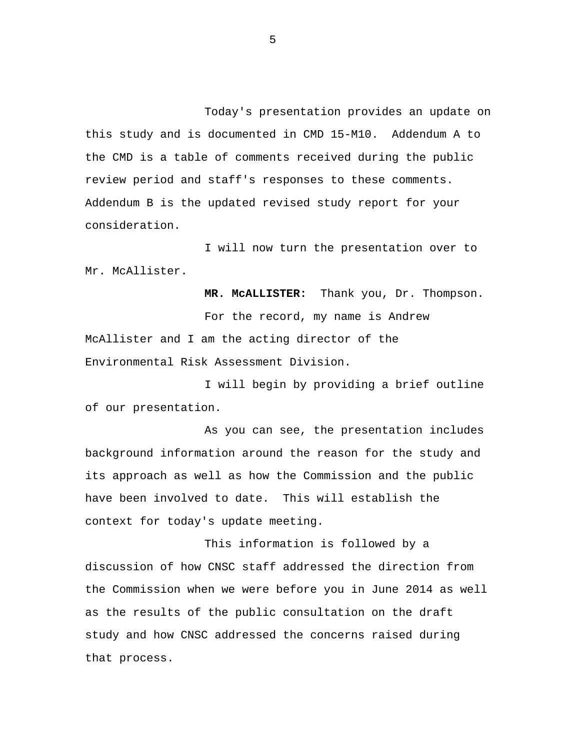Today's presentation provides an update on this study and is documented in CMD 15-M10. Addendum A to the CMD is a table of comments received during the public review period and staff's responses to these comments. Addendum B is the updated revised study report for your consideration.

I will now turn the presentation over to Mr. McAllister.

**MR. McALLISTER:** Thank you, Dr. Thompson.

For the record, my name is Andrew McAllister and I am the acting director of the Environmental Risk Assessment Division.

I will begin by providing a brief outline of our presentation.

As you can see, the presentation includes background information around the reason for the study and its approach as well as how the Commission and the public have been involved to date. This will establish the context for today's update meeting.

This information is followed by a discussion of how CNSC staff addressed the direction from the Commission when we were before you in June 2014 as well as the results of the public consultation on the draft study and how CNSC addressed the concerns raised during that process.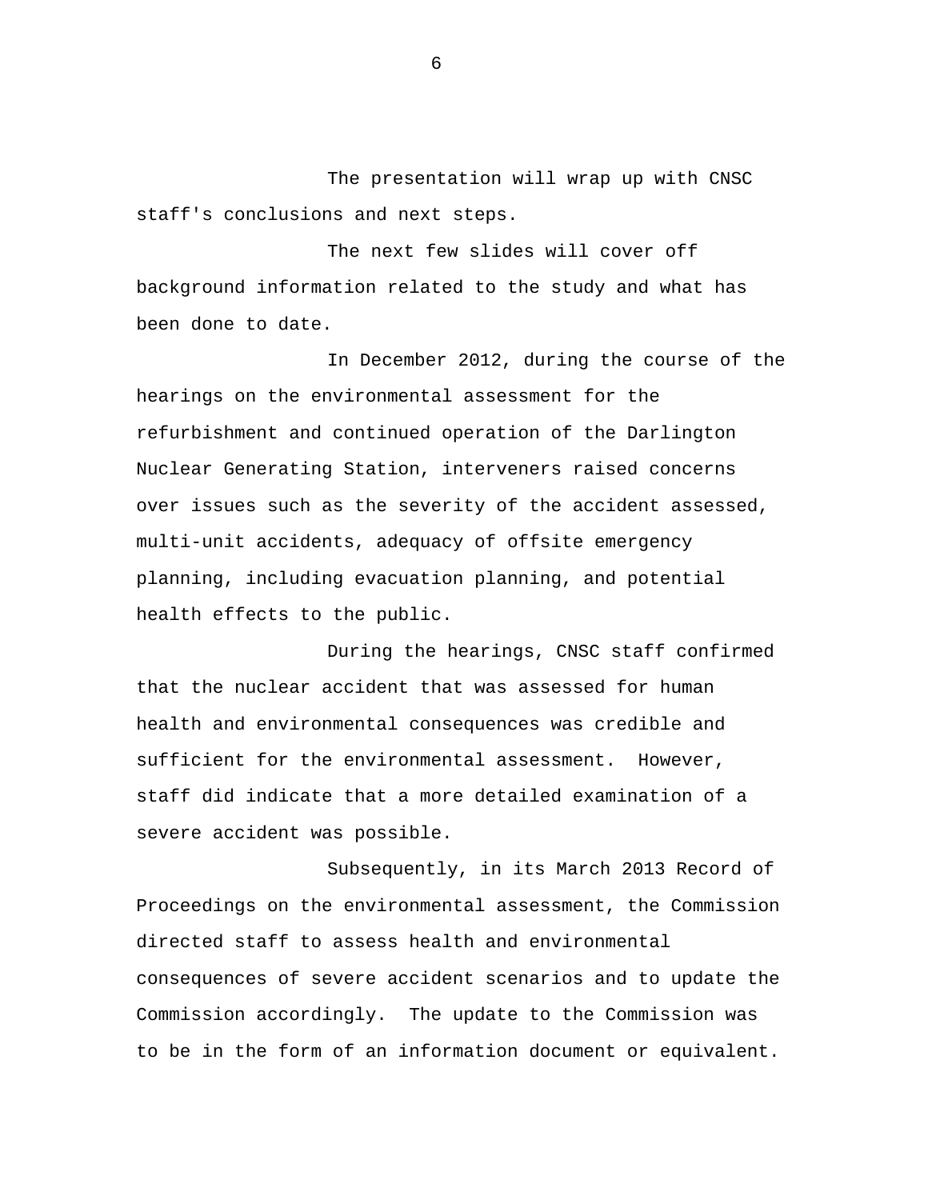The presentation will wrap up with CNSC staff's conclusions and next steps.

The next few slides will cover off background information related to the study and what has been done to date.

In December 2012, during the course of the hearings on the environmental assessment for the refurbishment and continued operation of the Darlington Nuclear Generating Station, interveners raised concerns over issues such as the severity of the accident assessed, multi-unit accidents, adequacy of offsite emergency planning, including evacuation planning, and potential health effects to the public.

During the hearings, CNSC staff confirmed that the nuclear accident that was assessed for human health and environmental consequences was credible and sufficient for the environmental assessment. However, staff did indicate that a more detailed examination of a severe accident was possible.

Subsequently, in its March 2013 Record of Proceedings on the environmental assessment, the Commission directed staff to assess health and environmental consequences of severe accident scenarios and to update the Commission accordingly. The update to the Commission was to be in the form of an information document or equivalent.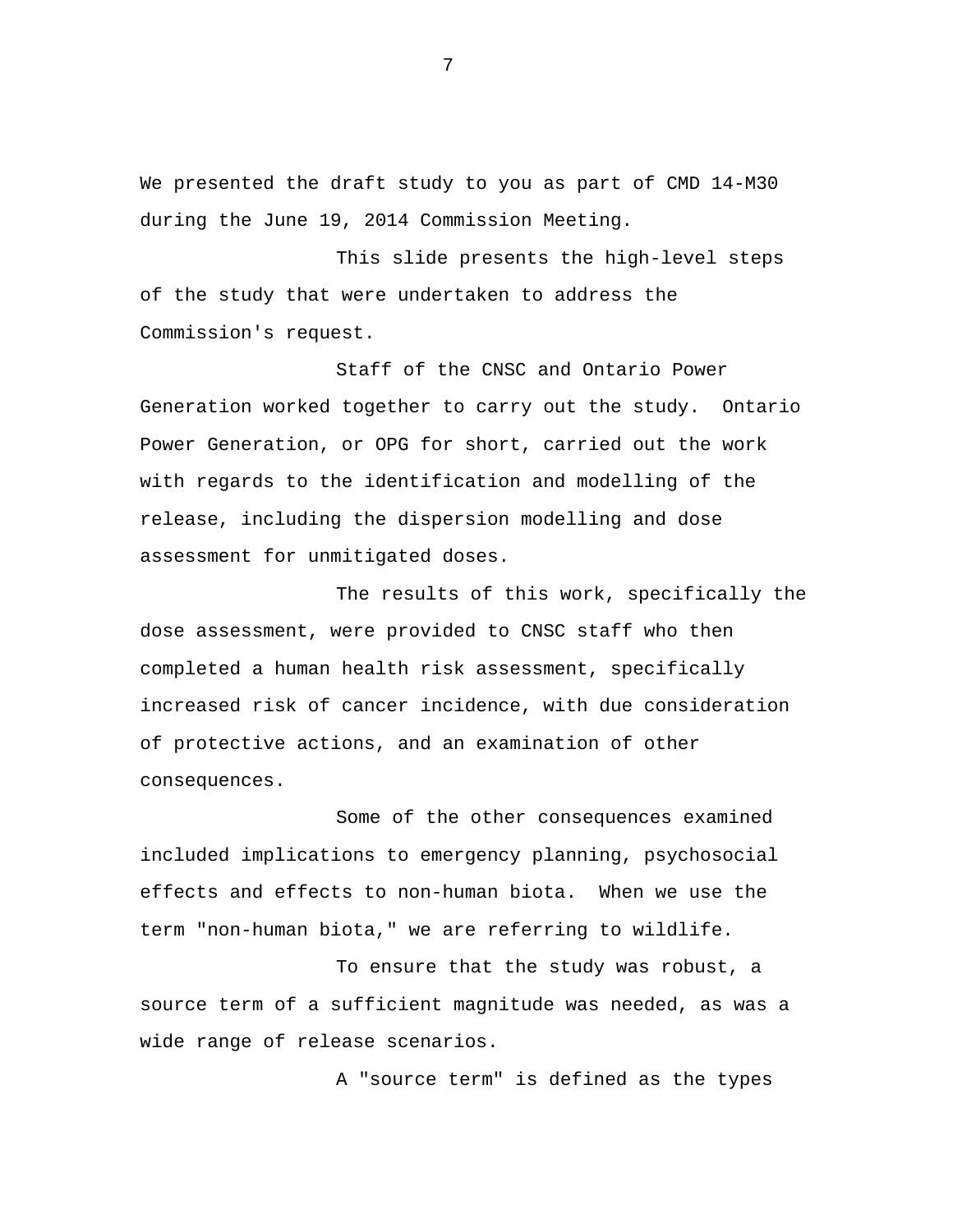We presented the draft study to you as part of CMD 14-M30 during the June 19, 2014 Commission Meeting.

This slide presents the high-level steps of the study that were undertaken to address the Commission's request.

Staff of the CNSC and Ontario Power Generation worked together to carry out the study. Ontario Power Generation, or OPG for short, carried out the work with regards to the identification and modelling of the release, including the dispersion modelling and dose assessment for unmitigated doses.

The results of this work, specifically the dose assessment, were provided to CNSC staff who then completed a human health risk assessment, specifically increased risk of cancer incidence, with due consideration of protective actions, and an examination of other consequences.

Some of the other consequences examined included implications to emergency planning, psychosocial effects and effects to non-human biota. When we use the term "non-human biota," we are referring to wildlife.

To ensure that the study was robust, a source term of a sufficient magnitude was needed, as was a wide range of release scenarios.

A "source term" is defined as the types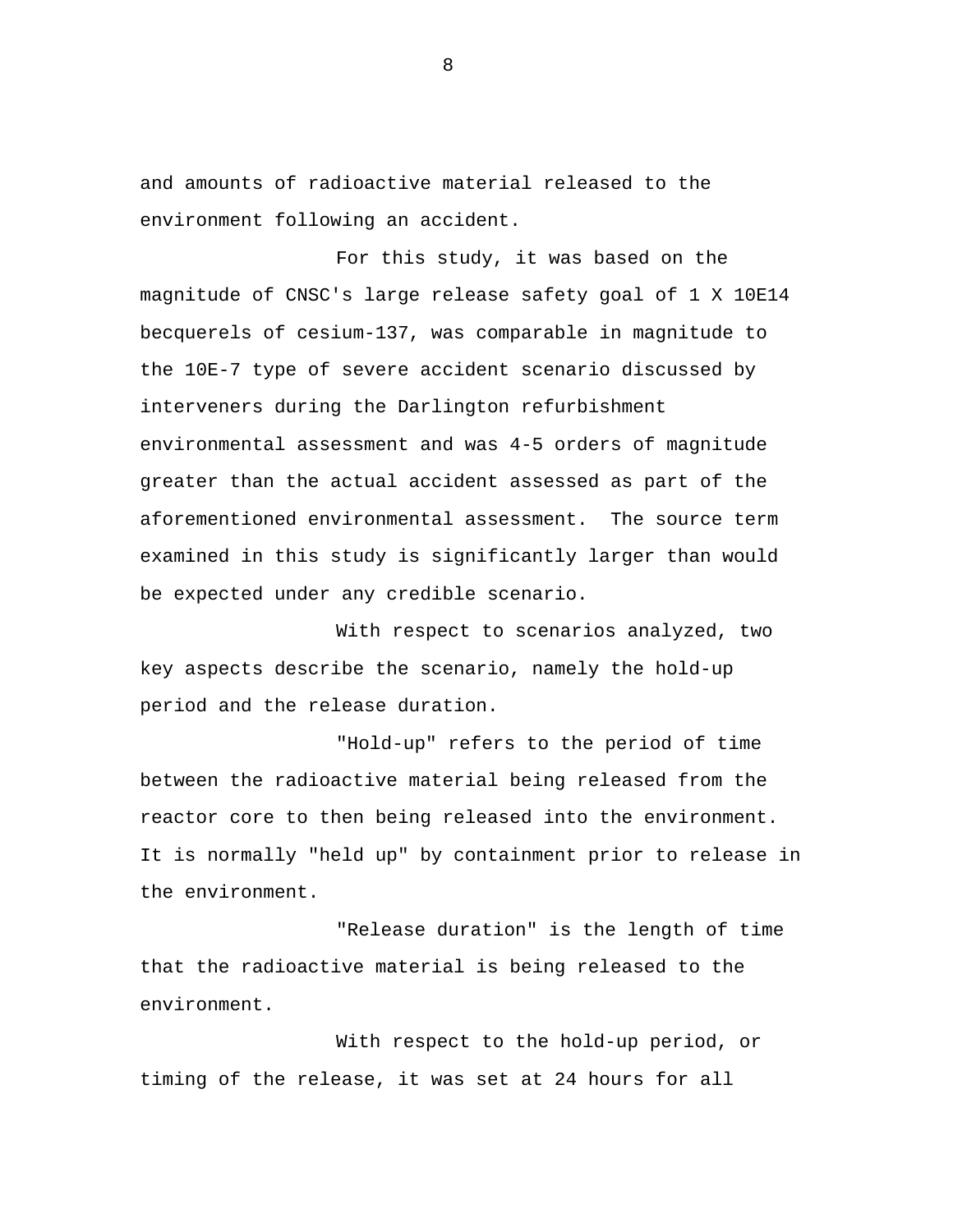and amounts of radioactive material released to the environment following an accident.

For this study, it was based on the magnitude of CNSC's large release safety goal of 1 X 10E14 becquerels of cesium-137, was comparable in magnitude to the 10E-7 type of severe accident scenario discussed by interveners during the Darlington refurbishment environmental assessment and was 4-5 orders of magnitude greater than the actual accident assessed as part of the aforementioned environmental assessment. The source term examined in this study is significantly larger than would be expected under any credible scenario.

With respect to scenarios analyzed, two key aspects describe the scenario, namely the hold-up period and the release duration.

"Hold-up" refers to the period of time between the radioactive material being released from the reactor core to then being released into the environment. It is normally "held up" by containment prior to release in the environment.

"Release duration" is the length of time that the radioactive material is being released to the environment.

With respect to the hold-up period, or timing of the release, it was set at 24 hours for all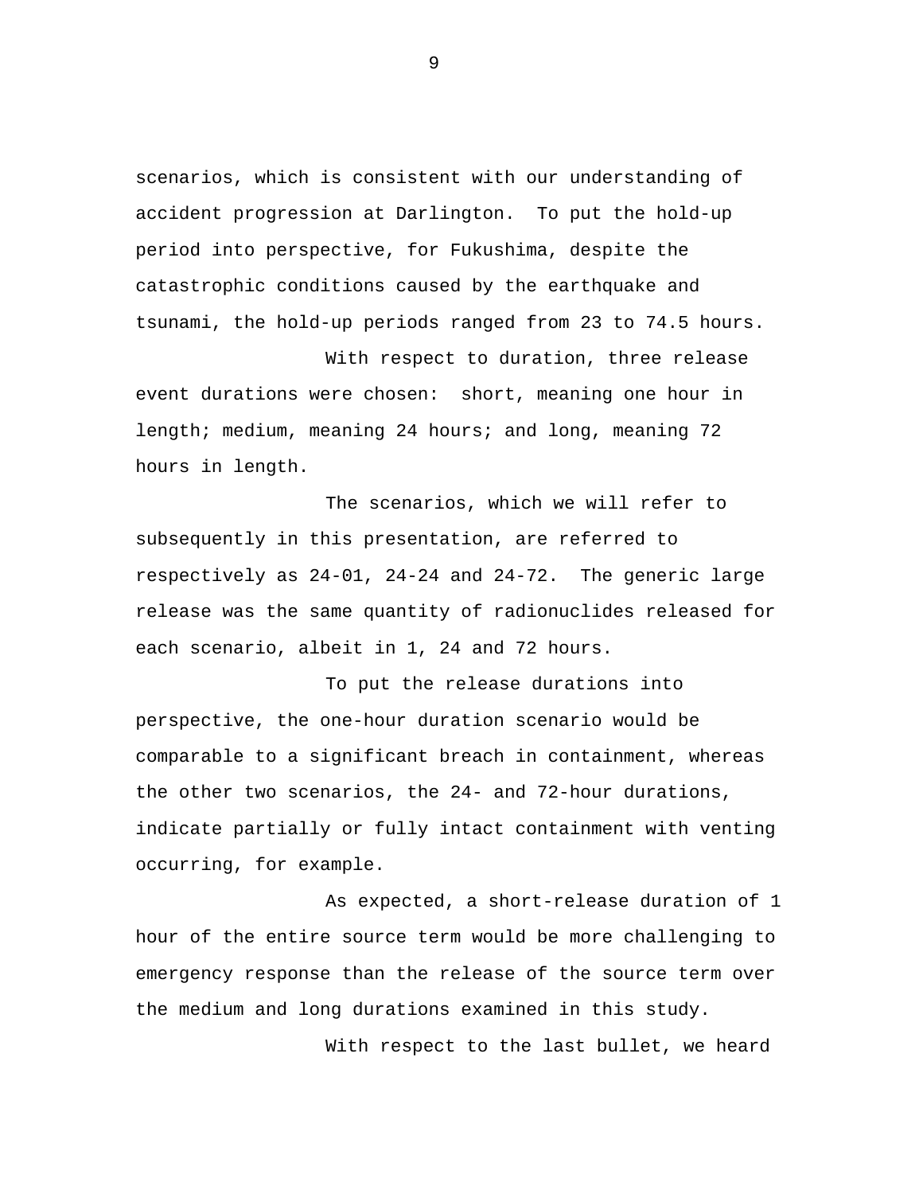scenarios, which is consistent with our understanding of accident progression at Darlington. To put the hold-up period into perspective, for Fukushima, despite the catastrophic conditions caused by the earthquake and tsunami, the hold-up periods ranged from 23 to 74.5 hours.

With respect to duration, three release event durations were chosen: short, meaning one hour in length; medium, meaning 24 hours; and long, meaning 72 hours in length.

The scenarios, which we will refer to subsequently in this presentation, are referred to respectively as 24-01, 24-24 and 24-72. The generic large release was the same quantity of radionuclides released for each scenario, albeit in 1, 24 and 72 hours.

To put the release durations into perspective, the one-hour duration scenario would be comparable to a significant breach in containment, whereas the other two scenarios, the 24- and 72-hour durations, indicate partially or fully intact containment with venting occurring, for example.

As expected, a short-release duration of 1 hour of the entire source term would be more challenging to emergency response than the release of the source term over the medium and long durations examined in this study.

With respect to the last bullet, we heard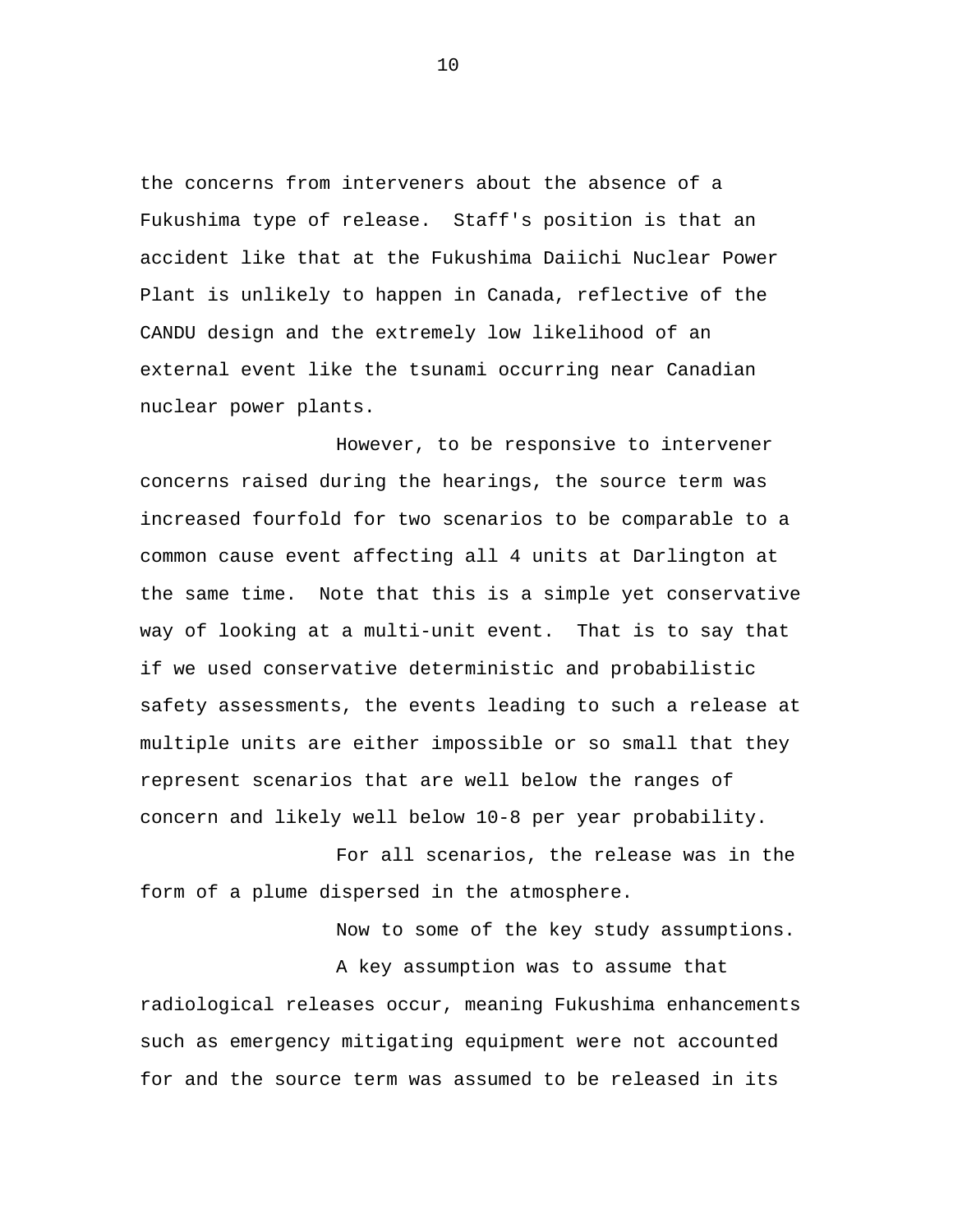the concerns from interveners about the absence of a Fukushima type of release. Staff's position is that an accident like that at the Fukushima Daiichi Nuclear Power Plant is unlikely to happen in Canada, reflective of the CANDU design and the extremely low likelihood of an external event like the tsunami occurring near Canadian nuclear power plants.

However, to be responsive to intervener concerns raised during the hearings, the source term was increased fourfold for two scenarios to be comparable to a common cause event affecting all 4 units at Darlington at the same time. Note that this is a simple yet conservative way of looking at a multi-unit event. That is to say that if we used conservative deterministic and probabilistic safety assessments, the events leading to such a release at multiple units are either impossible or so small that they represent scenarios that are well below the ranges of concern and likely well below 10-8 per year probability.

For all scenarios, the release was in the form of a plume dispersed in the atmosphere.

Now to some of the key study assumptions.

A key assumption was to assume that radiological releases occur, meaning Fukushima enhancements such as emergency mitigating equipment were not accounted for and the source term was assumed to be released in its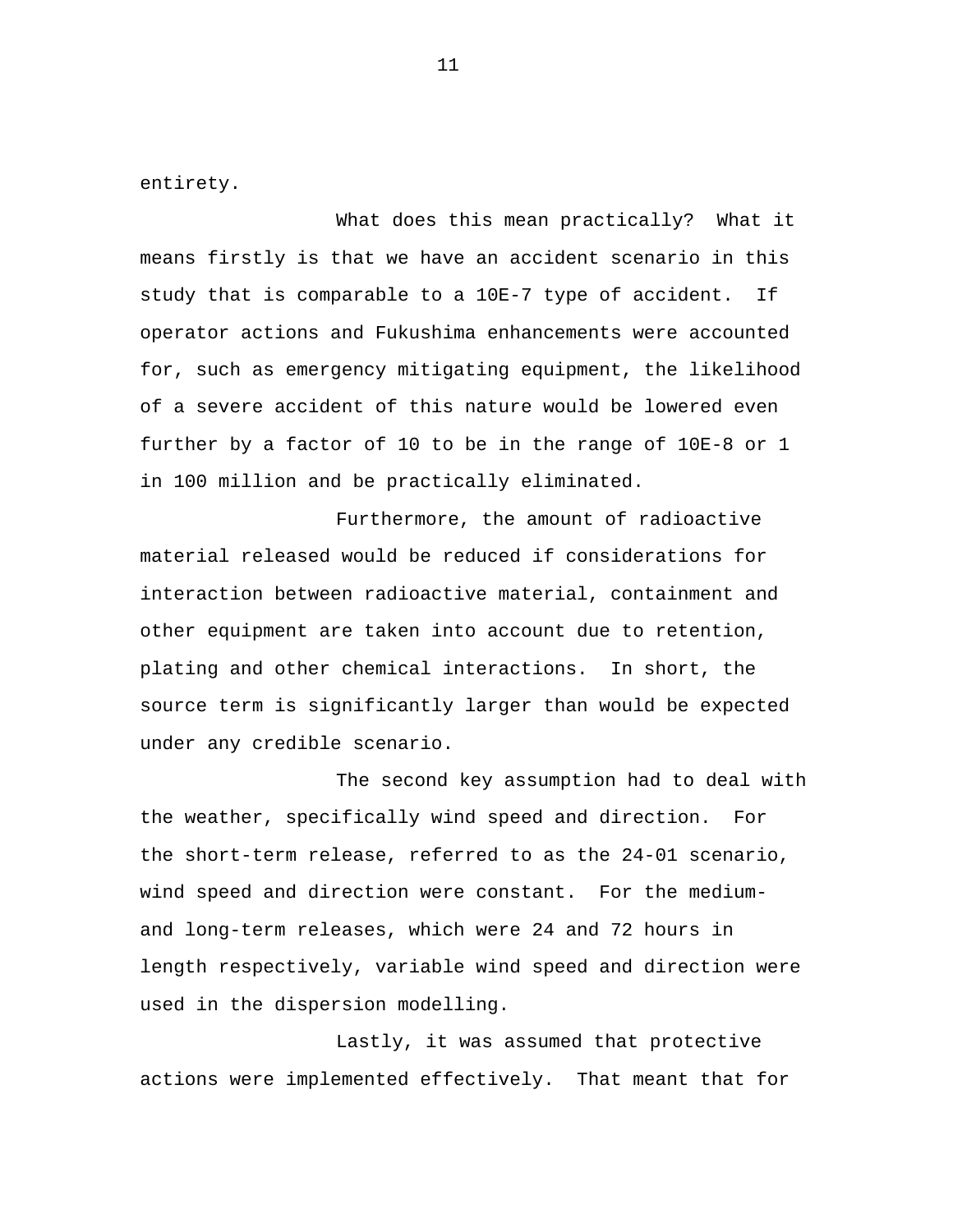entirety.

What does this mean practically? What it means firstly is that we have an accident scenario in this study that is comparable to a 10E-7 type of accident. If operator actions and Fukushima enhancements were accounted for, such as emergency mitigating equipment, the likelihood of a severe accident of this nature would be lowered even further by a factor of 10 to be in the range of 10E-8 or 1 in 100 million and be practically eliminated.

Furthermore, the amount of radioactive material released would be reduced if considerations for interaction between radioactive material, containment and other equipment are taken into account due to retention, plating and other chemical interactions. In short, the source term is significantly larger than would be expected under any credible scenario.

The second key assumption had to deal with the weather, specifically wind speed and direction. For the short-term release, referred to as the 24-01 scenario, wind speed and direction were constant. For the medium- and long-term releases, which were 24 and 72 hours in length respectively, variable wind speed and direction were used in the dispersion modelling.

Lastly, it was assumed that protective actions were implemented effectively. That meant that for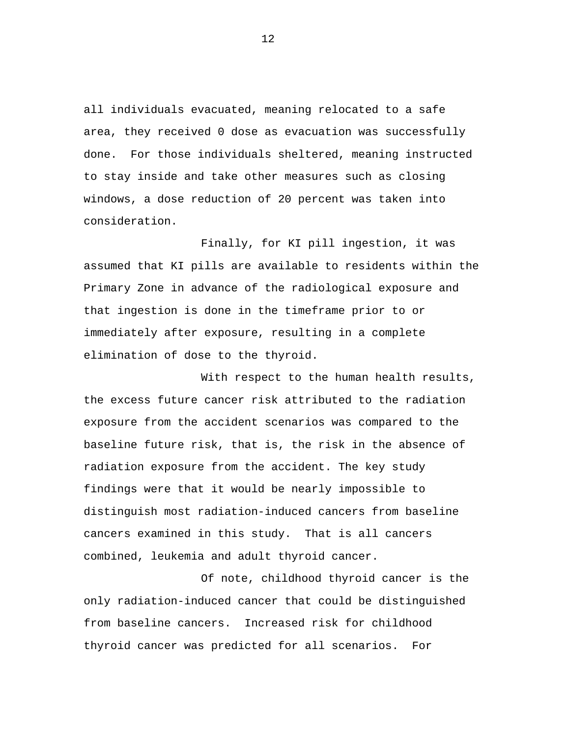all individuals evacuated, meaning relocated to a safe area, they received 0 dose as evacuation was successfully done.  For those individuals sheltered, meaning instructed to stay inside and take other measures such as closing windows, a dose reduction of 20 percent was taken into consideration.

Finally, for KI pill ingestion, it was assumed that KI pills are available to residents within the Primary Zone in advance of the radiological exposure and that ingestion is done in the timeframe prior to or immediately after exposure, resulting in a complete elimination of dose to the thyroid.

With respect to the human health results, the excess future cancer risk attributed to the radiation exposure from the accident scenarios was compared to the baseline future risk, that is, the risk in the absence of radiation exposure from the accident. The key study findings were that it would be nearly impossible to distinguish most radiation-induced cancers from baseline cancers examined in this study.  That is all cancers combined, leukemia and adult thyroid cancer.

Of note, childhood thyroid cancer is the only radiation-induced cancer that could be distinguished from baseline cancers.  Increased risk for childhood thyroid cancer was predicted for all scenarios.  For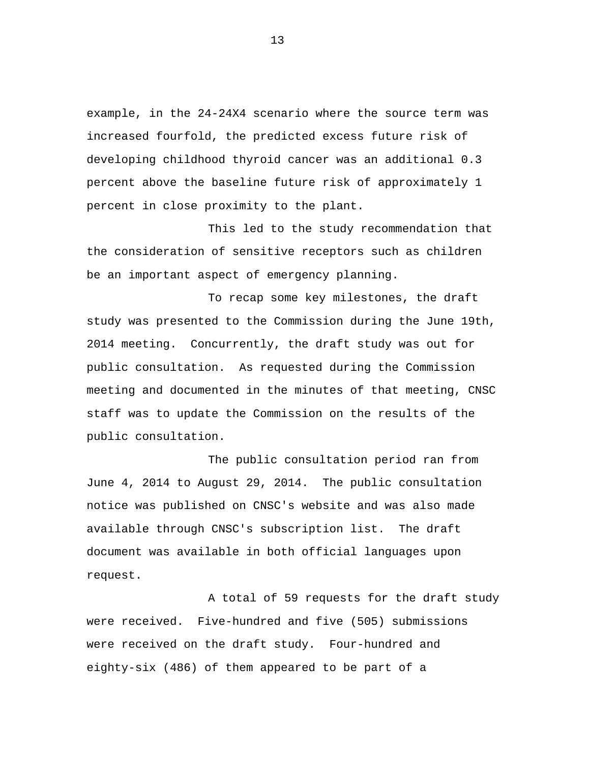example, in the 24-24X4 scenario where the source term was increased fourfold, the predicted excess future risk of developing childhood thyroid cancer was an additional 0.3 percent above the baseline future risk of approximately 1 percent in close proximity to the plant.

This led to the study recommendation that the consideration of sensitive receptors such as children be an important aspect of emergency planning.

To recap some key milestones, the draft study was presented to the Commission during the June 19th, 2014 meeting.  Concurrently, the draft study was out for public consultation.  As requested during the Commission meeting and documented in the minutes of that meeting, CNSC staff was to update the Commission on the results of the public consultation.

The public consultation period ran from June 4, 2014 to August 29, 2014.  The public consultation notice was published on CNSC's website and was also made available through CNSC's subscription list.  The draft document was available in both official languages upon request.

A total of 59 requests for the draft study were received.  Five-hundred and five (505) submissions were received on the draft study.  Four-hundred and eighty-six (486) of them appeared to be part of a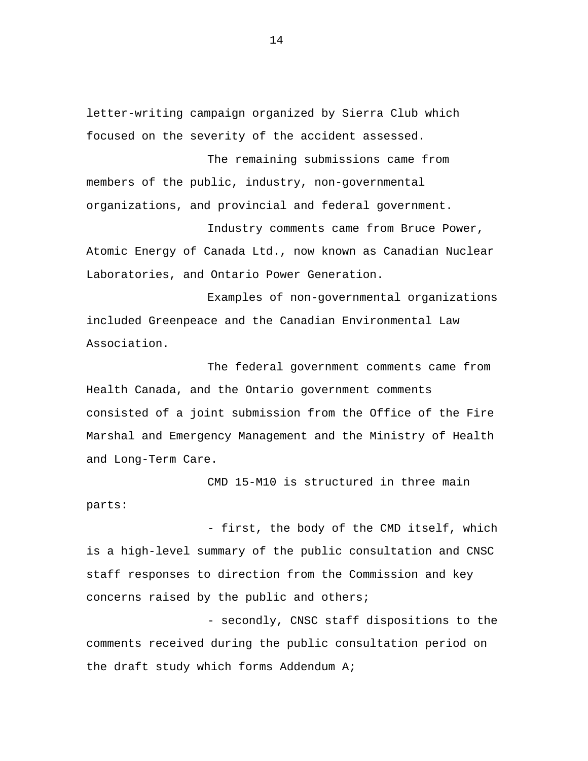letter-writing campaign organized by Sierra Club which focused on the severity of the accident assessed.

The remaining submissions came from members of the public, industry, non-governmental organizations, and provincial and federal government.

Industry comments came from Bruce Power, Atomic Energy of Canada Ltd., now known as Canadian Nuclear Laboratories, and Ontario Power Generation.

Examples of non-governmental organizations included Greenpeace and the Canadian Environmental Law Association.

The federal government comments came from Health Canada, and the Ontario government comments consisted of a joint submission from the Office of the Fire Marshal and Emergency Management and the Ministry of Health and Long-Term Care.

CMD 15-M10 is structured in three main parts:

- first, the body of the CMD itself, which is a high-level summary of the public consultation and CNSC staff responses to direction from the Commission and key concerns raised by the public and others;

- secondly, CNSC staff dispositions to the comments received during the public consultation period on the draft study which forms Addendum A;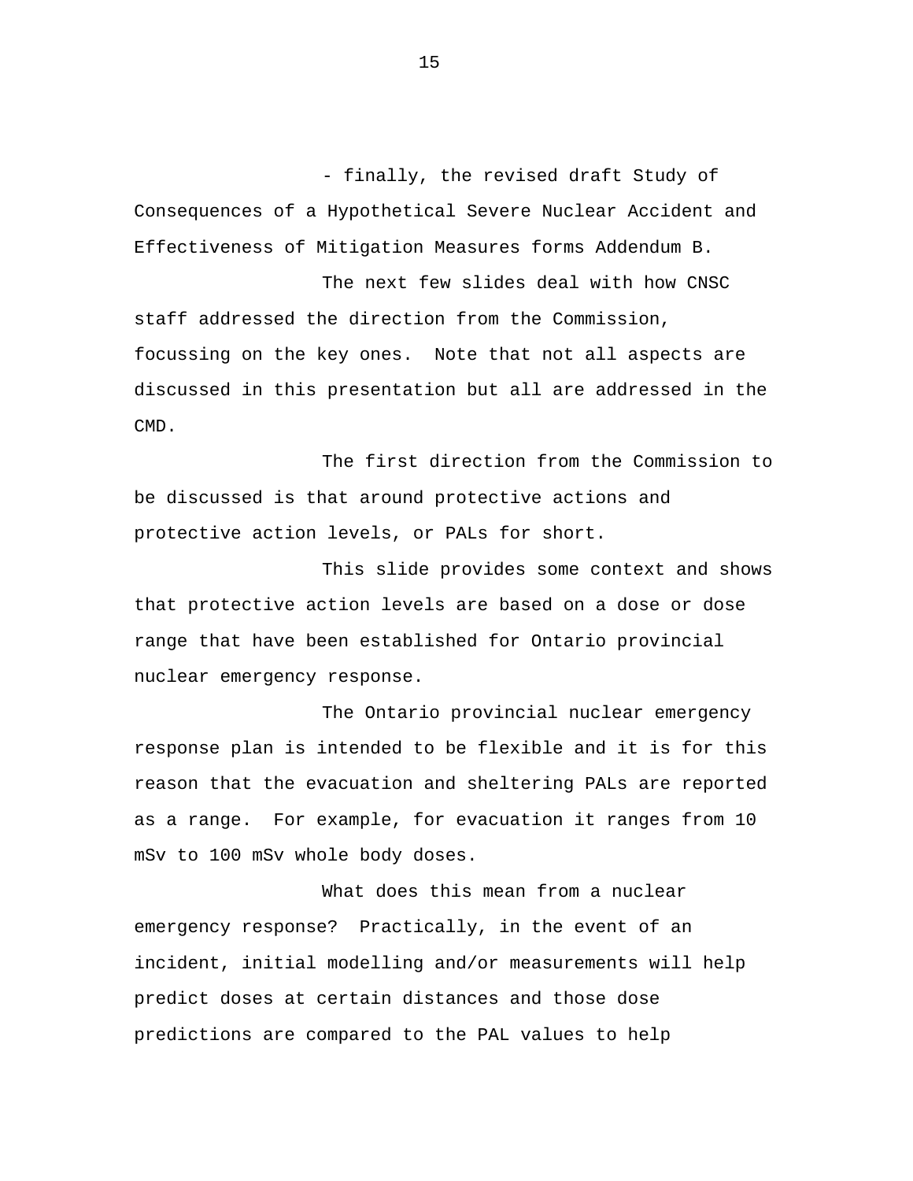- finally, the revised draft Study of Consequences of a Hypothetical Severe Nuclear Accident and Effectiveness of Mitigation Measures forms Addendum B.

The next few slides deal with how CNSC staff addressed the direction from the Commission, focussing on the key ones. Note that not all aspects are discussed in this presentation but all are addressed in the CMD.

The first direction from the Commission to be discussed is that around protective actions and protective action levels, or PALs for short.

This slide provides some context and shows that protective action levels are based on a dose or dose range that have been established for Ontario provincial nuclear emergency response.

The Ontario provincial nuclear emergency response plan is intended to be flexible and it is for this reason that the evacuation and sheltering PALs are reported as a range. For example, for evacuation it ranges from 10 mSv to 100 mSv whole body doses.

What does this mean from a nuclear emergency response? Practically, in the event of an incident, initial modelling and/or measurements will help predict doses at certain distances and those dose predictions are compared to the PAL values to help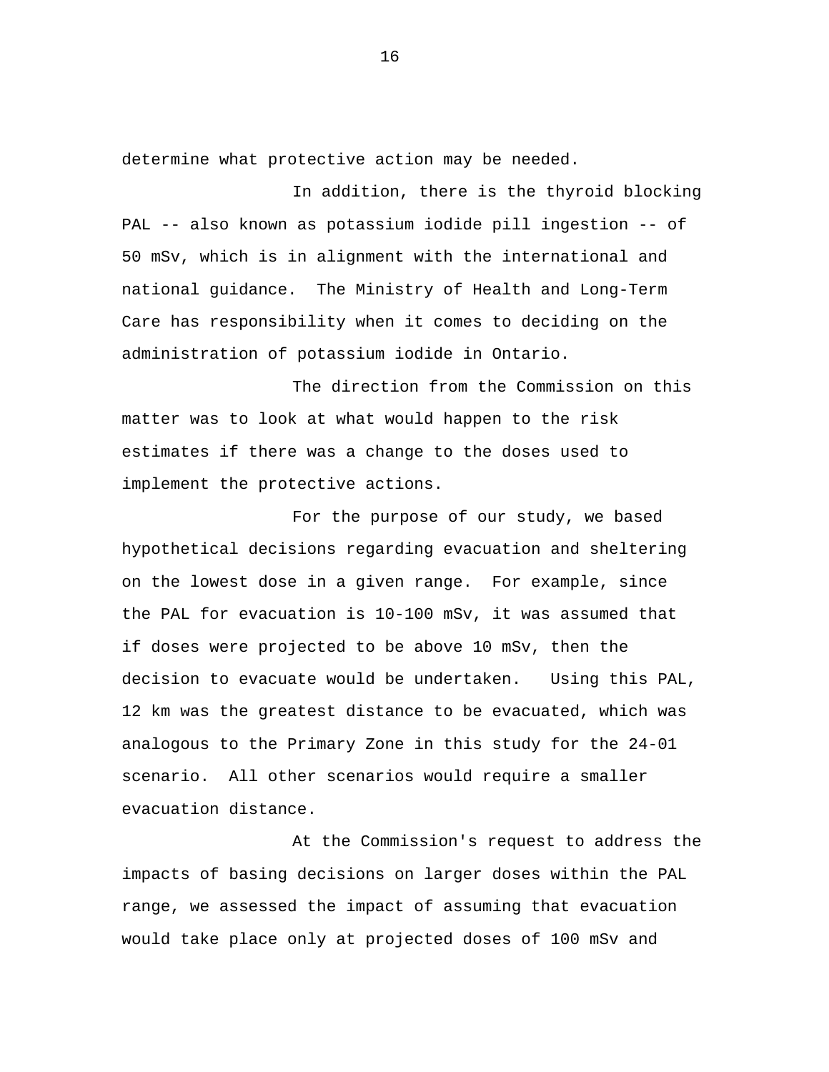determine what protective action may be needed.

In addition, there is the thyroid blocking PAL -- also known as potassium iodide pill ingestion -- of 50 mSv, which is in alignment with the international and national guidance. The Ministry of Health and Long-Term Care has responsibility when it comes to deciding on the administration of potassium iodide in Ontario.

The direction from the Commission on this matter was to look at what would happen to the risk estimates if there was a change to the doses used to implement the protective actions.

For the purpose of our study, we based hypothetical decisions regarding evacuation and sheltering on the lowest dose in a given range. For example, since the PAL for evacuation is 10-100 mSv, it was assumed that if doses were projected to be above 10 mSv, then the decision to evacuate would be undertaken. Using this PAL, 12 km was the greatest distance to be evacuated, which was analogous to the Primary Zone in this study for the 24-01 scenario. All other scenarios would require a smaller evacuation distance.

At the Commission's request to address the impacts of basing decisions on larger doses within the PAL range, we assessed the impact of assuming that evacuation would take place only at projected doses of 100 mSv and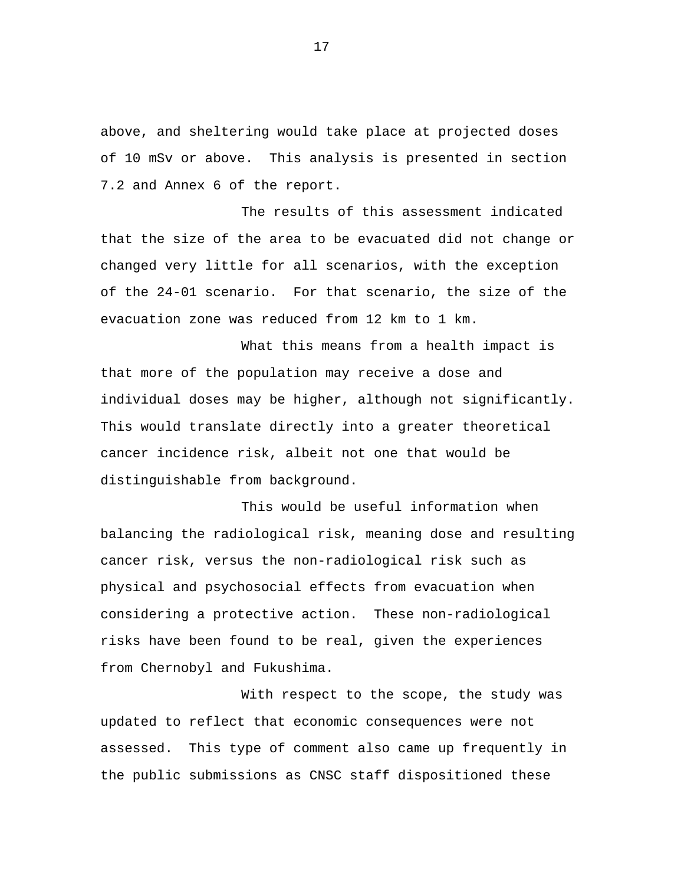above, and sheltering would take place at projected doses of 10 mSv or above. This analysis is presented in section 7.2 and Annex 6 of the report.

The results of this assessment indicated that the size of the area to be evacuated did not change or changed very little for all scenarios, with the exception of the 24-01 scenario. For that scenario, the size of the evacuation zone was reduced from 12 km to 1 km.

What this means from a health impact is that more of the population may receive a dose and individual doses may be higher, although not significantly. This would translate directly into a greater theoretical cancer incidence risk, albeit not one that would be distinguishable from background.

This would be useful information when balancing the radiological risk, meaning dose and resulting cancer risk, versus the non-radiological risk such as physical and psychosocial effects from evacuation when considering a protective action. These non-radiological risks have been found to be real, given the experiences from Chernobyl and Fukushima.

With respect to the scope, the study was updated to reflect that economic consequences were not assessed. This type of comment also came up frequently in the public submissions as CNSC staff dispositioned these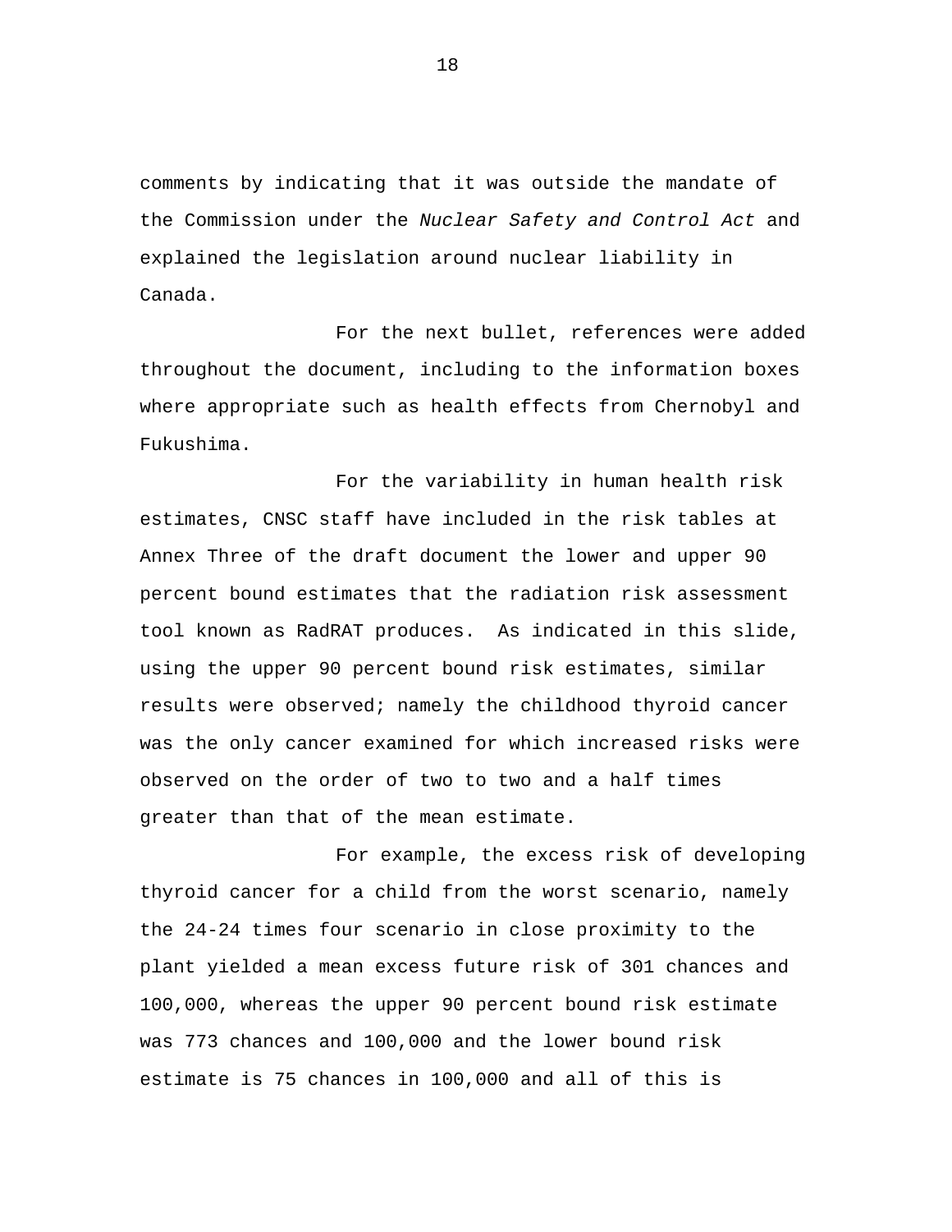comments by indicating that it was outside the mandate of the Commission under the *Nuclear Safety and Control Act* and explained the legislation around nuclear liability in Canada.

For the next bullet, references were added throughout the document, including to the information boxes where appropriate such as health effects from Chernobyl and Fukushima.

For the variability in human health risk estimates, CNSC staff have included in the risk tables at Annex Three of the draft document the lower and upper 90 percent bound estimates that the radiation risk assessment tool known as RadRAT produces. As indicated in this slide, using the upper 90 percent bound risk estimates, similar results were observed; namely the childhood thyroid cancer was the only cancer examined for which increased risks were observed on the order of two to two and a half times greater than that of the mean estimate.

For example, the excess risk of developing thyroid cancer for a child from the worst scenario, namely the 24-24 times four scenario in close proximity to the plant yielded a mean excess future risk of 301 chances and 100,000, whereas the upper 90 percent bound risk estimate was 773 chances and 100,000 and the lower bound risk estimate is 75 chances in 100,000 and all of this is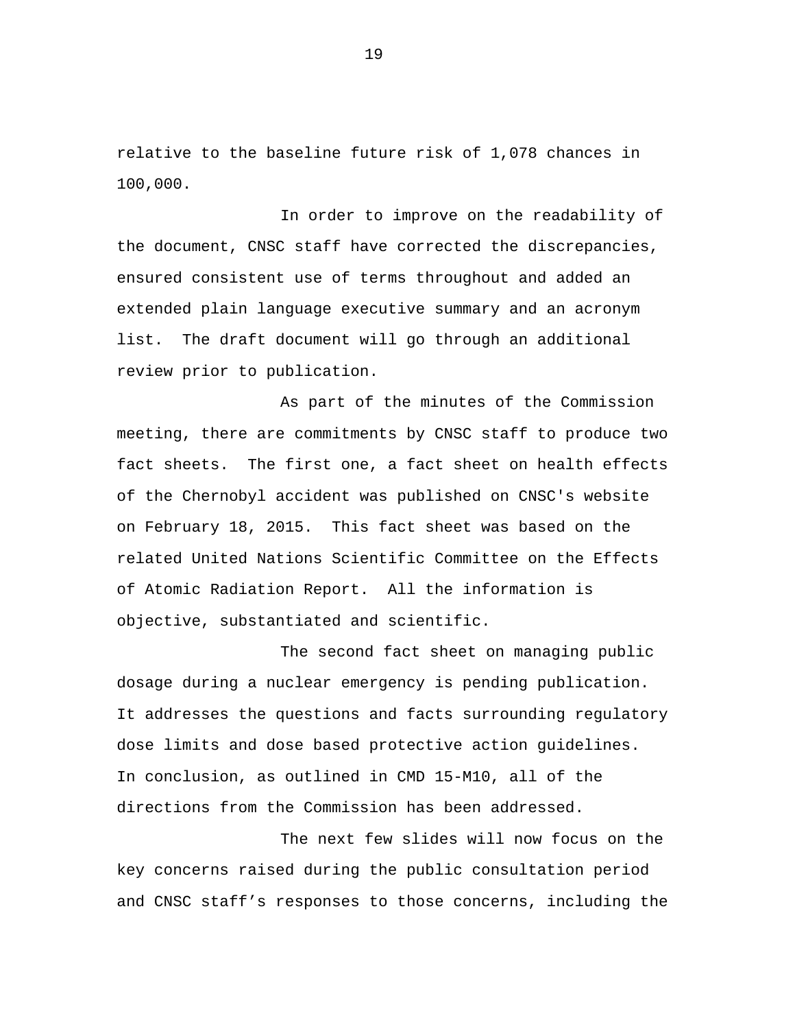relative to the baseline future risk of 1,078 chances in 100,000.

In order to improve on the readability of the document, CNSC staff have corrected the discrepancies, ensured consistent use of terms throughout and added an extended plain language executive summary and an acronym list. The draft document will go through an additional review prior to publication.

As part of the minutes of the Commission meeting, there are commitments by CNSC staff to produce two fact sheets. The first one, a fact sheet on health effects of the Chernobyl accident was published on CNSC's website on February 18, 2015. This fact sheet was based on the related United Nations Scientific Committee on the Effects of Atomic Radiation Report. All the information is objective, substantiated and scientific.

The second fact sheet on managing public dosage during a nuclear emergency is pending publication. It addresses the questions and facts surrounding regulatory dose limits and dose based protective action guidelines. In conclusion, as outlined in CMD 15-M10, all of the directions from the Commission has been addressed.

The next few slides will now focus on the key concerns raised during the public consultation period and CNSC staff’s responses to those concerns, including the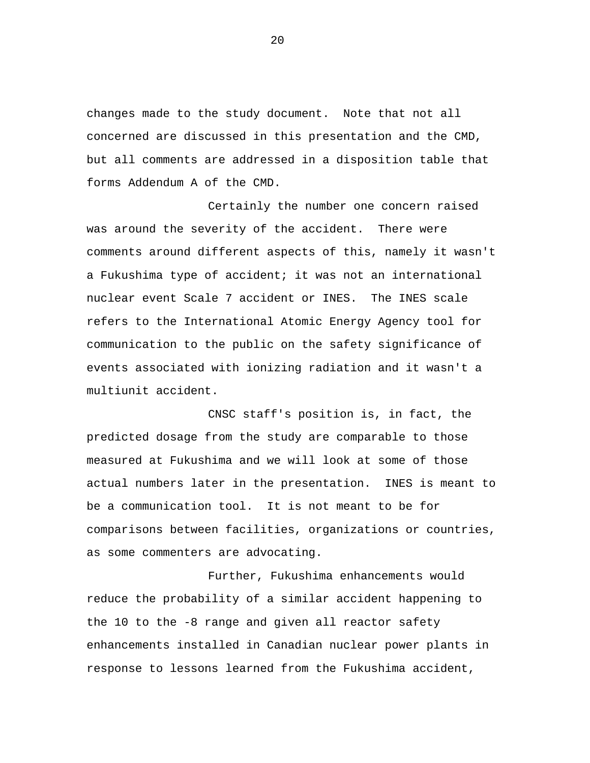changes made to the study document. Note that not all concerned are discussed in this presentation and the CMD, but all comments are addressed in a disposition table that forms Addendum A of the CMD.

Certainly the number one concern raised was around the severity of the accident. There were comments around different aspects of this, namely it wasn't a Fukushima type of accident; it was not an international nuclear event Scale 7 accident or INES. The INES scale refers to the International Atomic Energy Agency tool for communication to the public on the safety significance of events associated with ionizing radiation and it wasn't a multiunit accident.

CNSC staff's position is, in fact, the predicted dosage from the study are comparable to those measured at Fukushima and we will look at some of those actual numbers later in the presentation. INES is meant to be a communication tool. It is not meant to be for comparisons between facilities, organizations or countries, as some commenters are advocating.

Further, Fukushima enhancements would reduce the probability of a similar accident happening to the 10 to the -8 range and given all reactor safety enhancements installed in Canadian nuclear power plants in response to lessons learned from the Fukushima accident,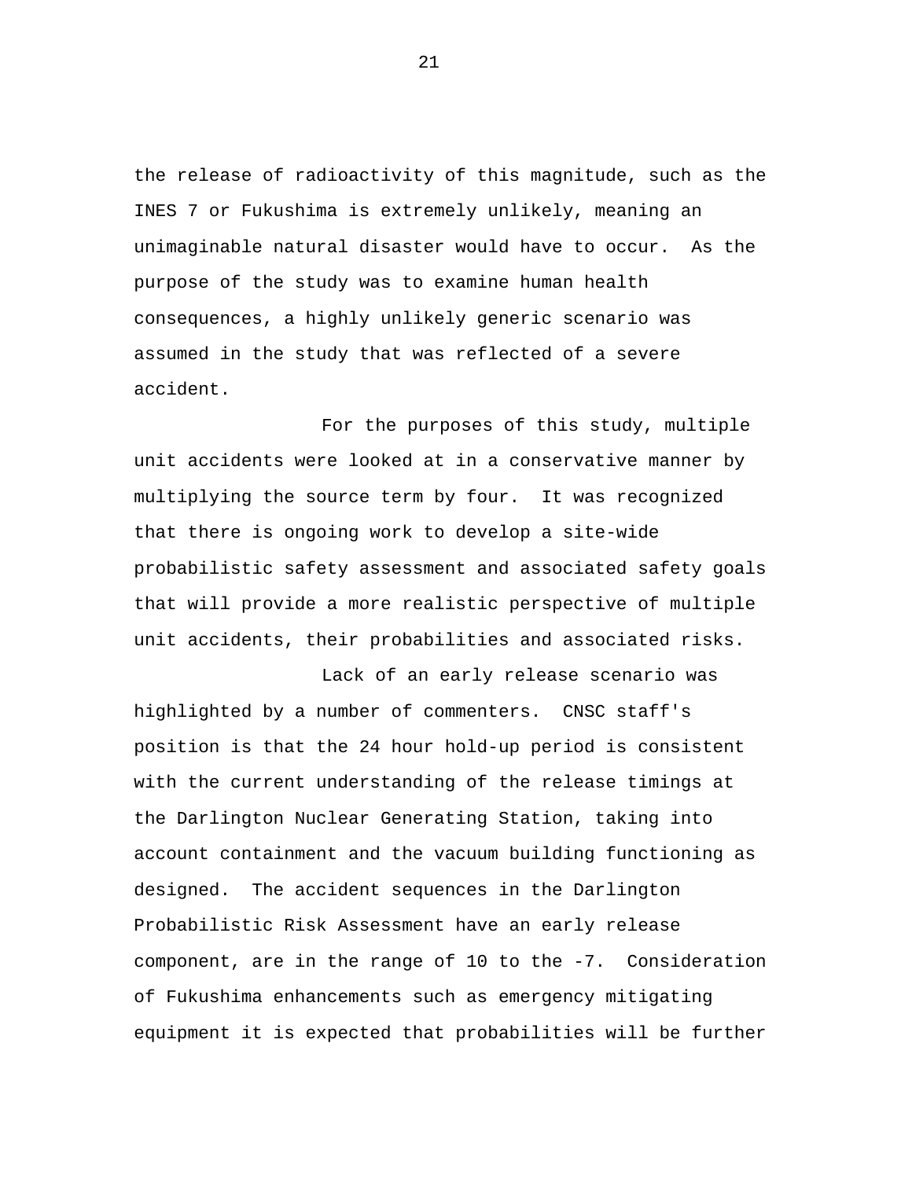the release of radioactivity of this magnitude, such as the INES 7 or Fukushima is extremely unlikely, meaning an unimaginable natural disaster would have to occur. As the purpose of the study was to examine human health consequences, a highly unlikely generic scenario was assumed in the study that was reflected of a severe accident.

For the purposes of this study, multiple unit accidents were looked at in a conservative manner by multiplying the source term by four. It was recognized that there is ongoing work to develop a site-wide probabilistic safety assessment and associated safety goals that will provide a more realistic perspective of multiple unit accidents, their probabilities and associated risks.

Lack of an early release scenario was highlighted by a number of commenters. CNSC staff's position is that the 24 hour hold-up period is consistent with the current understanding of the release timings at the Darlington Nuclear Generating Station, taking into account containment and the vacuum building functioning as designed. The accident sequences in the Darlington Probabilistic Risk Assessment have an early release component, are in the range of 10 to the -7. Consideration of Fukushima enhancements such as emergency mitigating equipment it is expected that probabilities will be further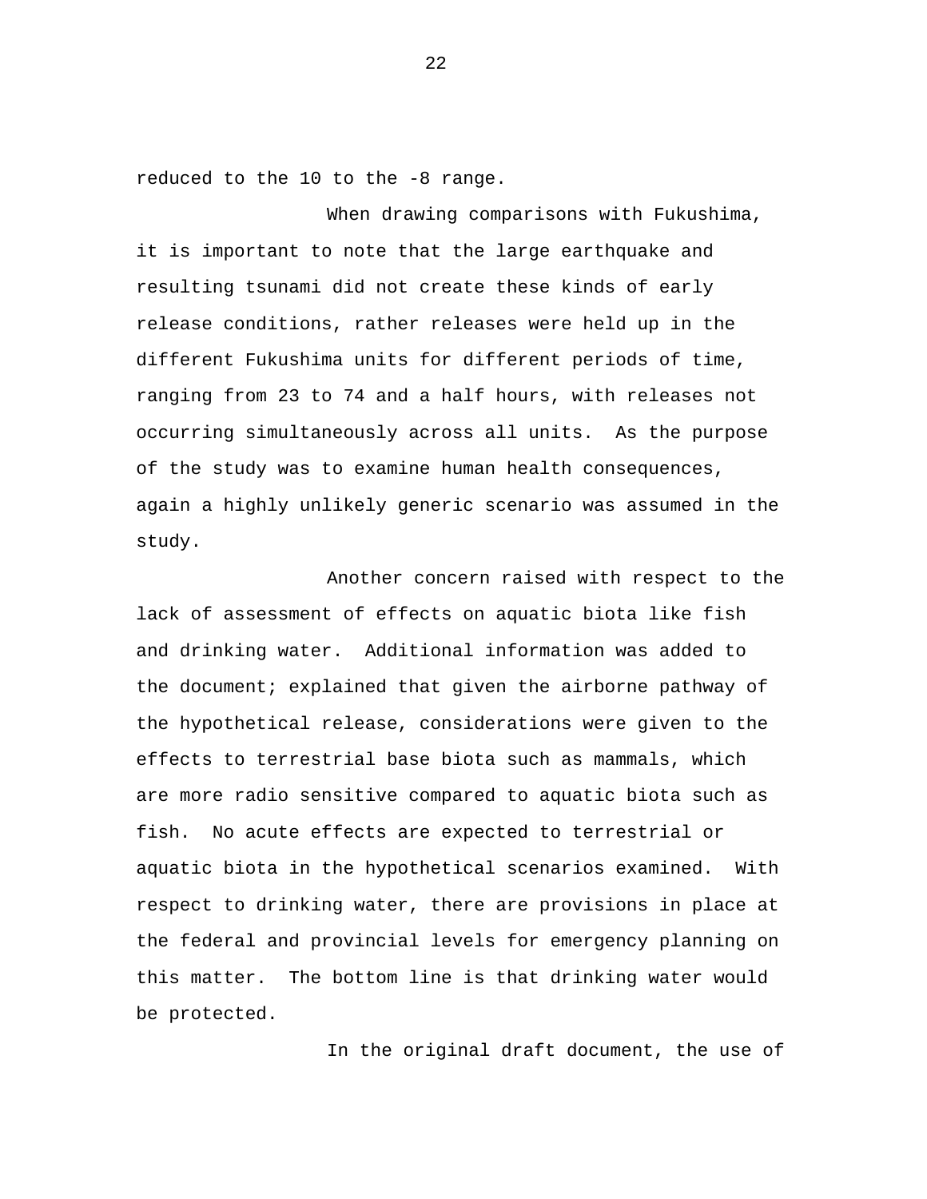reduced to the 10 to the -8 range.

When drawing comparisons with Fukushima, it is important to note that the large earthquake and resulting tsunami did not create these kinds of early release conditions, rather releases were held up in the different Fukushima units for different periods of time, ranging from 23 to 74 and a half hours, with releases not occurring simultaneously across all units.  As the purpose of the study was to examine human health consequences, again a highly unlikely generic scenario was assumed in the study.

Another concern raised with respect to the lack of assessment of effects on aquatic biota like fish and drinking water.  Additional information was added to the document; explained that given the airborne pathway of the hypothetical release, considerations were given to the effects to terrestrial base biota such as mammals, which are more radio sensitive compared to aquatic biota such as fish.  No acute effects are expected to terrestrial or aquatic biota in the hypothetical scenarios examined.  With respect to drinking water, there are provisions in place at the federal and provincial levels for emergency planning on this matter.  The bottom line is that drinking water would be protected.

In the original draft document, the use of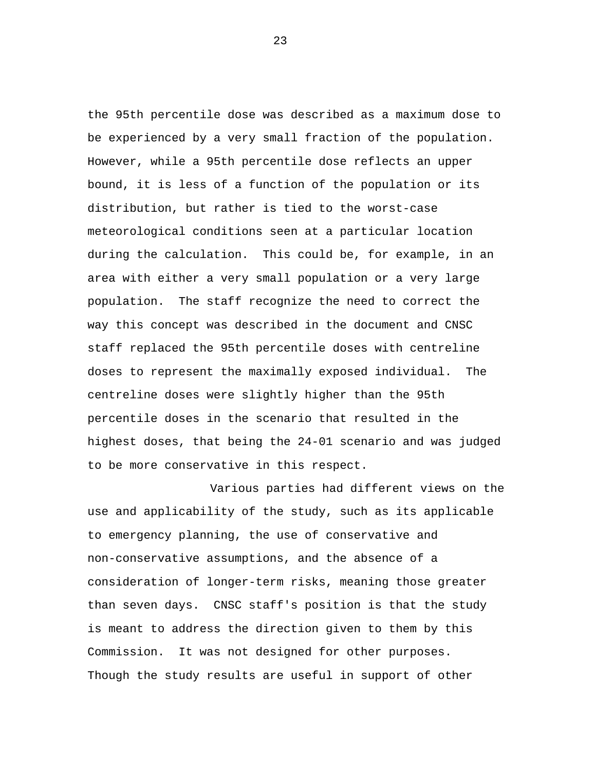the 95th percentile dose was described as a maximum dose to be experienced by a very small fraction of the population. However, while a 95th percentile dose reflects an upper bound, it is less of a function of the population or its distribution, but rather is tied to the worst-case meteorological conditions seen at a particular location during the calculation. This could be, for example, in an area with either a very small population or a very large population. The staff recognize the need to correct the way this concept was described in the document and CNSC staff replaced the 95th percentile doses with centreline doses to represent the maximally exposed individual. The centreline doses were slightly higher than the 95th percentile doses in the scenario that resulted in the highest doses, that being the 24-01 scenario and was judged to be more conservative in this respect.

Various parties had different views on the use and applicability of the study, such as its applicable to emergency planning, the use of conservative and non-conservative assumptions, and the absence of a consideration of longer-term risks, meaning those greater than seven days. CNSC staff's position is that the study is meant to address the direction given to them by this Commission. It was not designed for other purposes. Though the study results are useful in support of other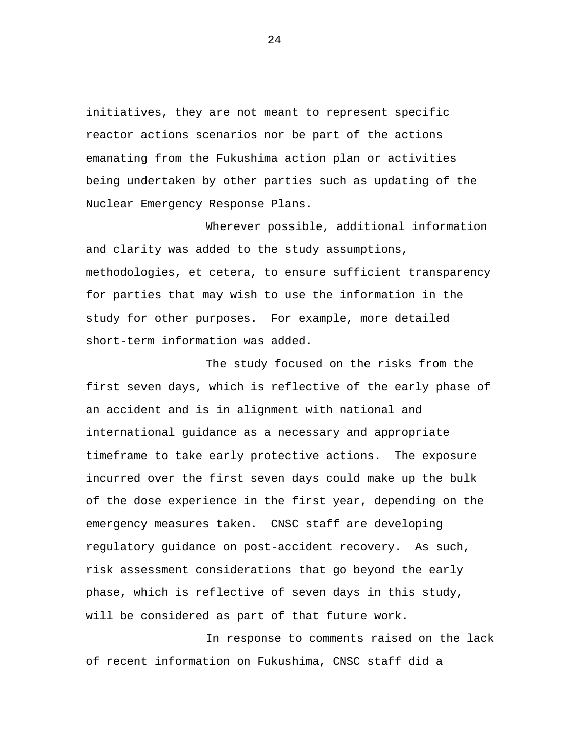initiatives, they are not meant to represent specific reactor actions scenarios nor be part of the actions emanating from the Fukushima action plan or activities being undertaken by other parties such as updating of the Nuclear Emergency Response Plans.

Wherever possible, additional information and clarity was added to the study assumptions, methodologies, et cetera, to ensure sufficient transparency for parties that may wish to use the information in the study for other purposes. For example, more detailed short-term information was added.

The study focused on the risks from the first seven days, which is reflective of the early phase of an accident and is in alignment with national and international guidance as a necessary and appropriate timeframe to take early protective actions. The exposure incurred over the first seven days could make up the bulk of the dose experience in the first year, depending on the emergency measures taken. CNSC staff are developing regulatory guidance on post-accident recovery. As such, risk assessment considerations that go beyond the early phase, which is reflective of seven days in this study, will be considered as part of that future work.

In response to comments raised on the lack of recent information on Fukushima, CNSC staff did a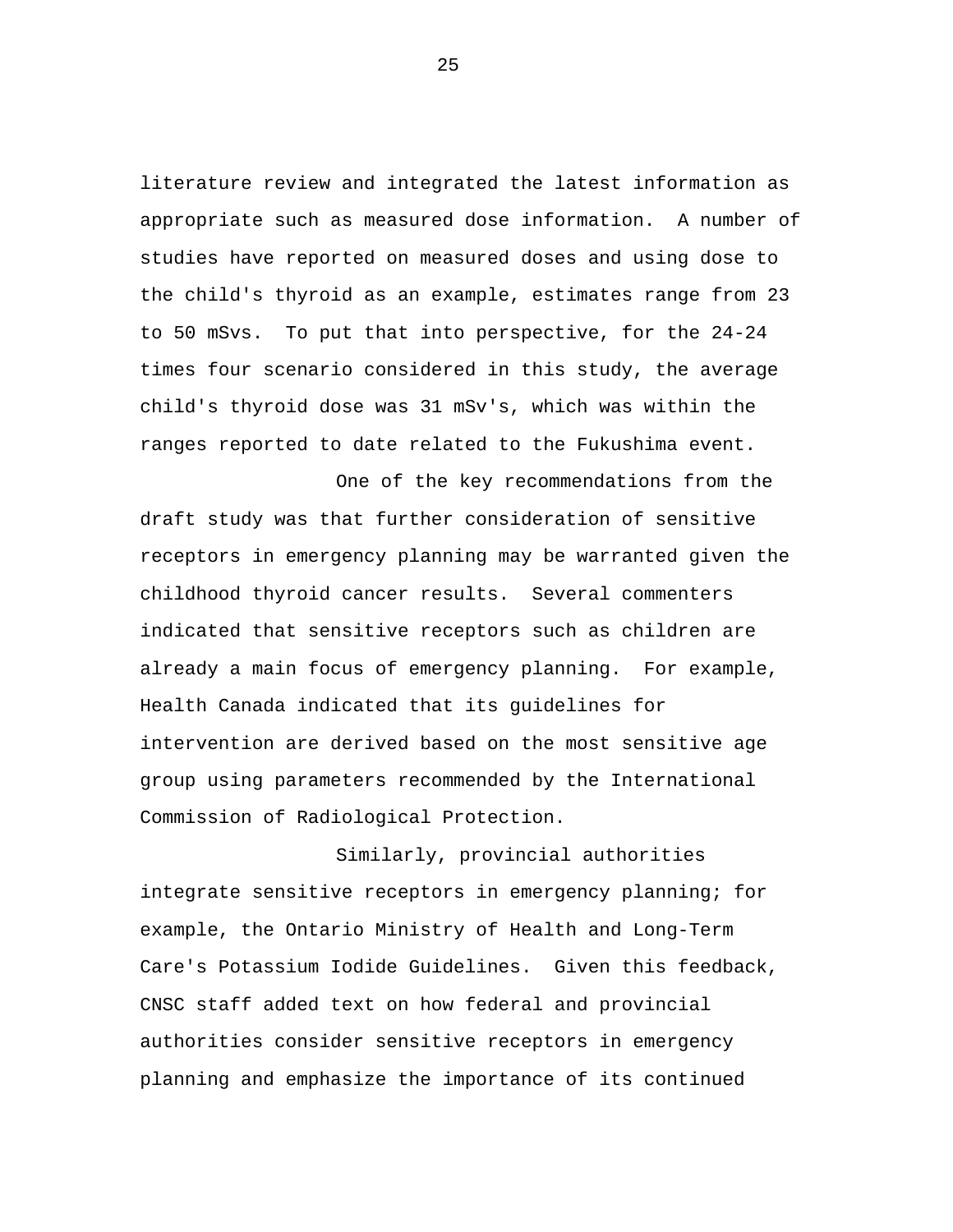literature review and integrated the latest information as appropriate such as measured dose information. A number of studies have reported on measured doses and using dose to the child's thyroid as an example, estimates range from 23 to 50 mSvs. To put that into perspective, for the 24-24 times four scenario considered in this study, the average child's thyroid dose was 31 mSv's, which was within the ranges reported to date related to the Fukushima event.

One of the key recommendations from the draft study was that further consideration of sensitive receptors in emergency planning may be warranted given the childhood thyroid cancer results. Several commenters indicated that sensitive receptors such as children are already a main focus of emergency planning. For example, Health Canada indicated that its guidelines for intervention are derived based on the most sensitive age group using parameters recommended by the International Commission of Radiological Protection.

Similarly, provincial authorities integrate sensitive receptors in emergency planning; for example, the Ontario Ministry of Health and Long-Term Care's Potassium Iodide Guidelines. Given this feedback, CNSC staff added text on how federal and provincial authorities consider sensitive receptors in emergency planning and emphasize the importance of its continued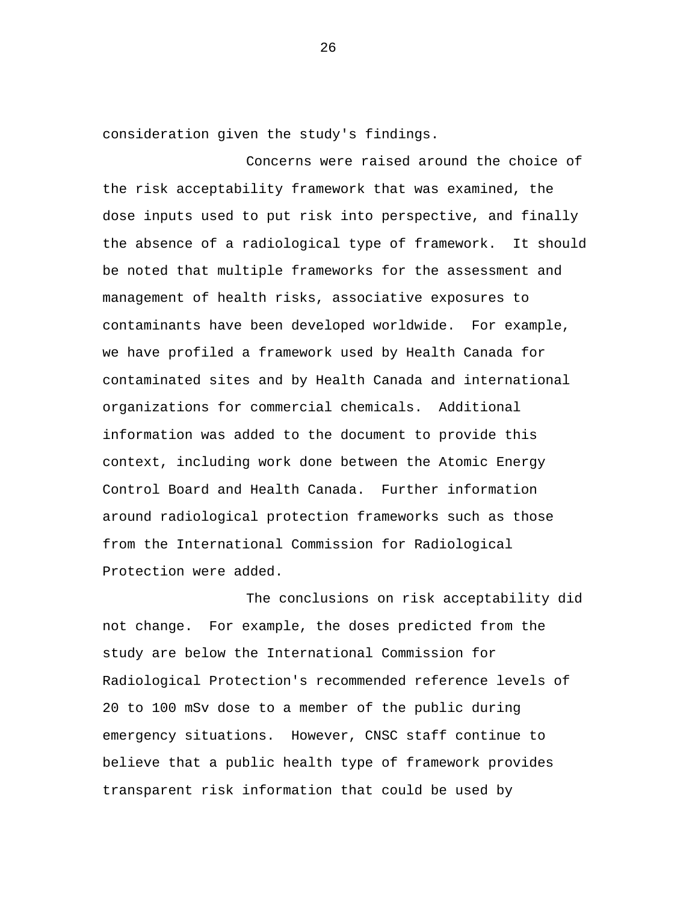consideration given the study's findings.

Concerns were raised around the choice of the risk acceptability framework that was examined, the dose inputs used to put risk into perspective, and finally the absence of a radiological type of framework. It should be noted that multiple frameworks for the assessment and management of health risks, associative exposures to contaminants have been developed worldwide. For example, we have profiled a framework used by Health Canada for contaminated sites and by Health Canada and international organizations for commercial chemicals. Additional information was added to the document to provide this context, including work done between the Atomic Energy Control Board and Health Canada. Further information around radiological protection frameworks such as those from the International Commission for Radiological Protection were added.

The conclusions on risk acceptability did not change. For example, the doses predicted from the study are below the International Commission for Radiological Protection's recommended reference levels of 20 to 100 mSv dose to a member of the public during emergency situations. However, CNSC staff continue to believe that a public health type of framework provides transparent risk information that could be used by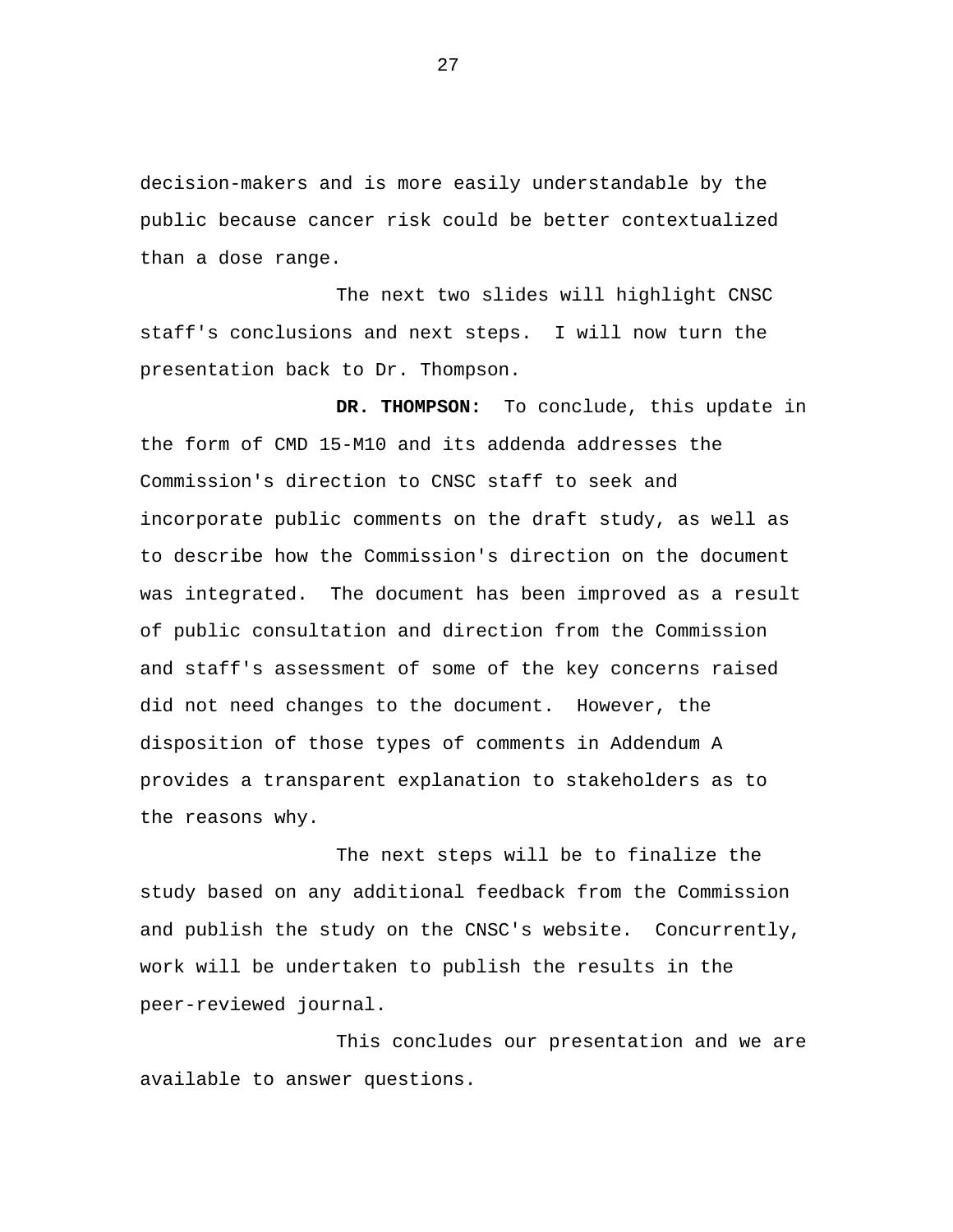decision-makers and is more easily understandable by the public because cancer risk could be better contextualized than a dose range.

The next two slides will highlight CNSC staff's conclusions and next steps. I will now turn the presentation back to Dr. Thompson.

**DR. THOMPSON:** To conclude, this update in the form of CMD 15-M10 and its addenda addresses the Commission's direction to CNSC staff to seek and incorporate public comments on the draft study, as well as to describe how the Commission's direction on the document was integrated. The document has been improved as a result of public consultation and direction from the Commission and staff's assessment of some of the key concerns raised did not need changes to the document. However, the disposition of those types of comments in Addendum A provides a transparent explanation to stakeholders as to the reasons why.

The next steps will be to finalize the study based on any additional feedback from the Commission and publish the study on the CNSC's website. Concurrently, work will be undertaken to publish the results in the peer-reviewed journal.

This concludes our presentation and we are available to answer questions.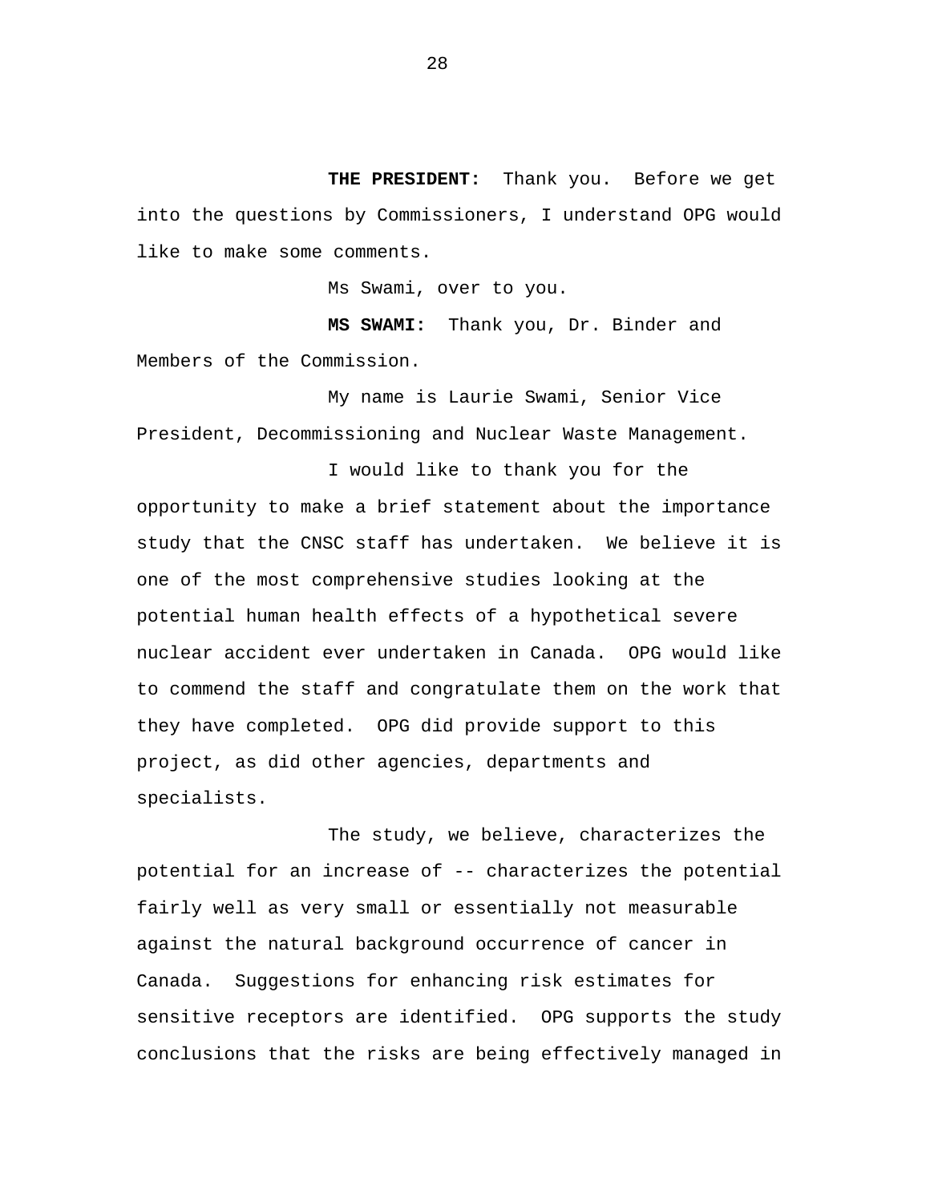**THE PRESIDENT:** Thank you. Before we get into the questions by Commissioners, I understand OPG would like to make some comments.

Ms Swami, over to you.

**MS SWAMI:** Thank you, Dr. Binder and Members of the Commission.

My name is Laurie Swami, Senior Vice President, Decommissioning and Nuclear Waste Management.

I would like to thank you for the opportunity to make a brief statement about the importance study that the CNSC staff has undertaken. We believe it is one of the most comprehensive studies looking at the potential human health effects of a hypothetical severe nuclear accident ever undertaken in Canada. OPG would like to commend the staff and congratulate them on the work that they have completed. OPG did provide support to this project, as did other agencies, departments and specialists.

The study, we believe, characterizes the potential for an increase of -- characterizes the potential fairly well as very small or essentially not measurable against the natural background occurrence of cancer in Canada. Suggestions for enhancing risk estimates for sensitive receptors are identified. OPG supports the study conclusions that the risks are being effectively managed in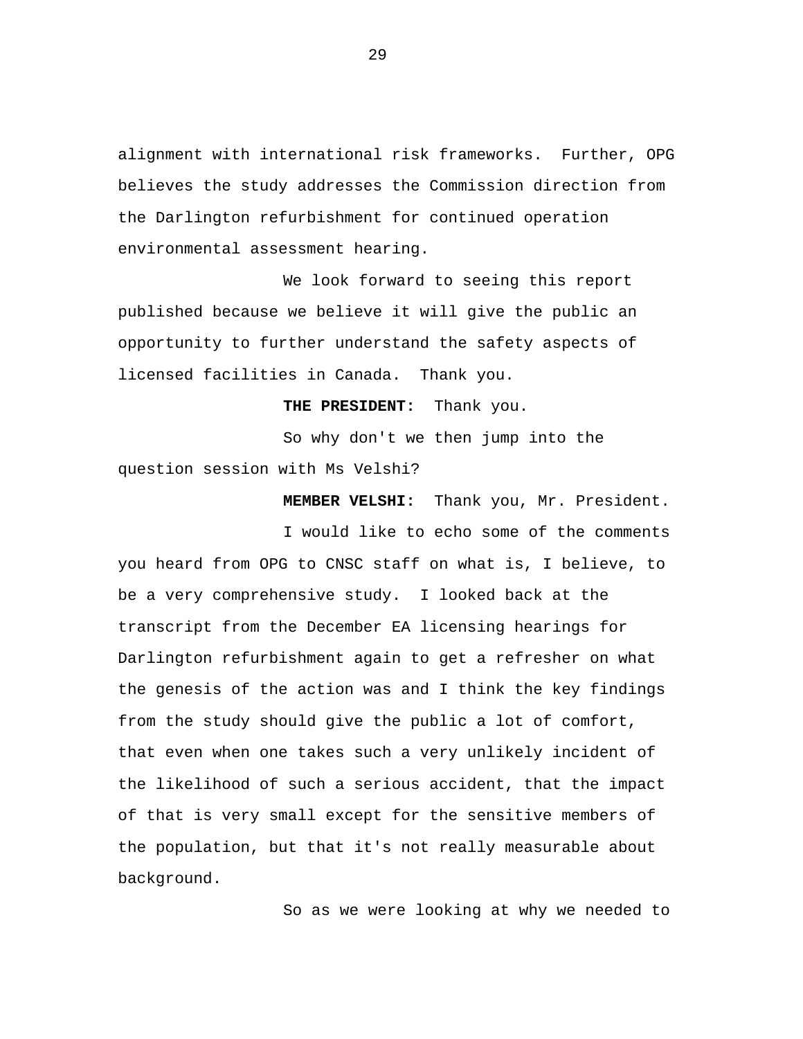alignment with international risk frameworks.  Further, OPG believes the study addresses the Commission direction from the Darlington refurbishment for continued operation environmental assessment hearing.

We look forward to seeing this report published because we believe it will give the public an opportunity to further understand the safety aspects of licensed facilities in Canada.  Thank you.

**THE PRESIDENT:**  Thank you.

So why don't we then jump into the question session with Ms Velshi?

**MEMBER VELSHI:**  Thank you, Mr. President.

I would like to echo some of the comments you heard from OPG to CNSC staff on what is, I believe, to be a very comprehensive study.  I looked back at the transcript from the December EA licensing hearings for Darlington refurbishment again to get a refresher on what the genesis of the action was and I think the key findings from the study should give the public a lot of comfort, that even when one takes such a very unlikely incident of the likelihood of such a serious accident, that the impact of that is very small except for the sensitive members of the population, but that it's not really measurable about background.

So as we were looking at why we needed to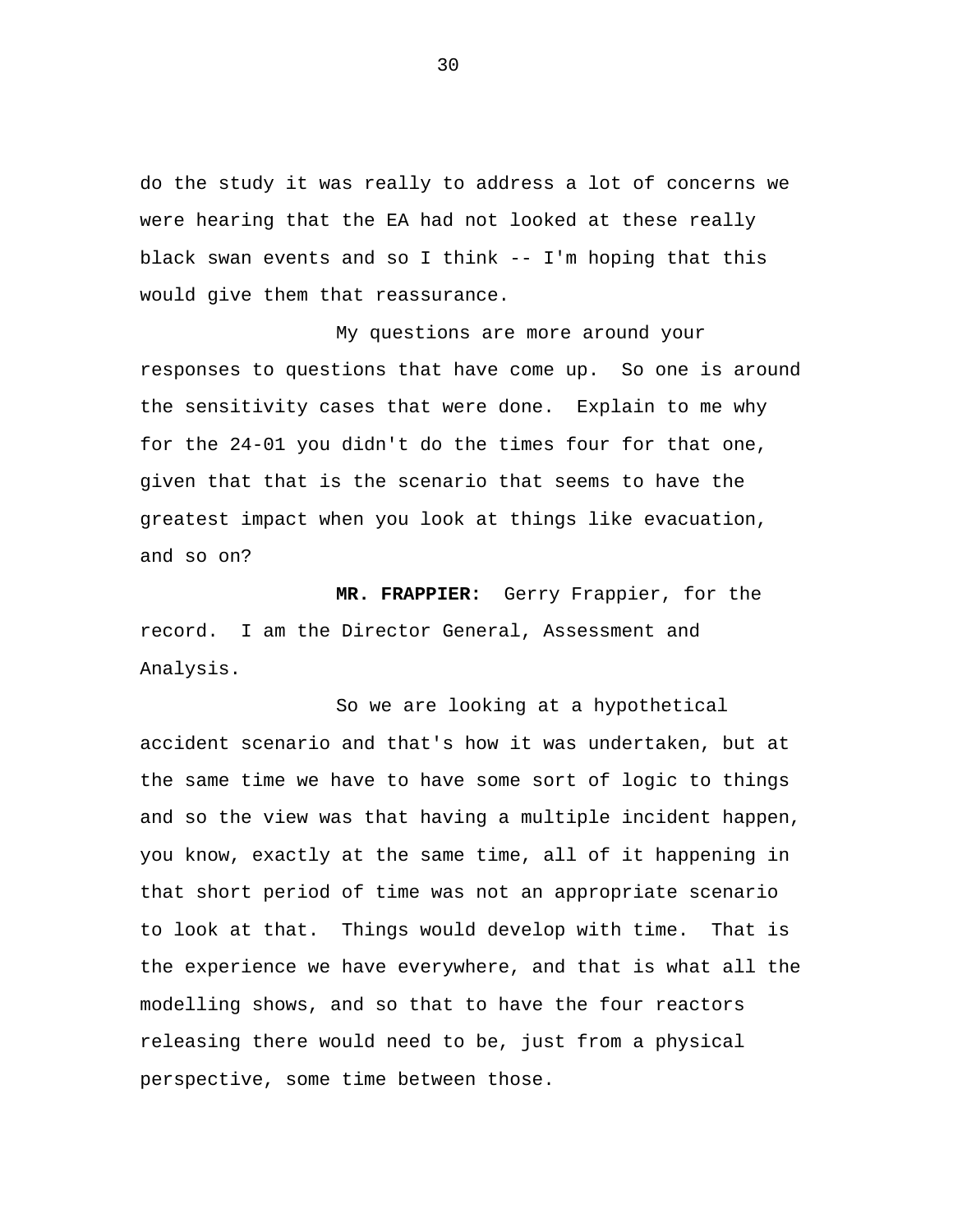do the study it was really to address a lot of concerns we were hearing that the EA had not looked at these really black swan events and so I think -- I'm hoping that this would give them that reassurance.

My questions are more around your responses to questions that have come up. So one is around the sensitivity cases that were done. Explain to me why for the 24-01 you didn't do the times four for that one, given that that is the scenario that seems to have the greatest impact when you look at things like evacuation, and so on?

**MR. FRAPPIER:** Gerry Frappier, for the record. I am the Director General, Assessment and Analysis.

So we are looking at a hypothetical accident scenario and that's how it was undertaken, but at the same time we have to have some sort of logic to things and so the view was that having a multiple incident happen, you know, exactly at the same time, all of it happening in that short period of time was not an appropriate scenario to look at that. Things would develop with time. That is the experience we have everywhere, and that is what all the modelling shows, and so that to have the four reactors releasing there would need to be, just from a physical perspective, some time between those.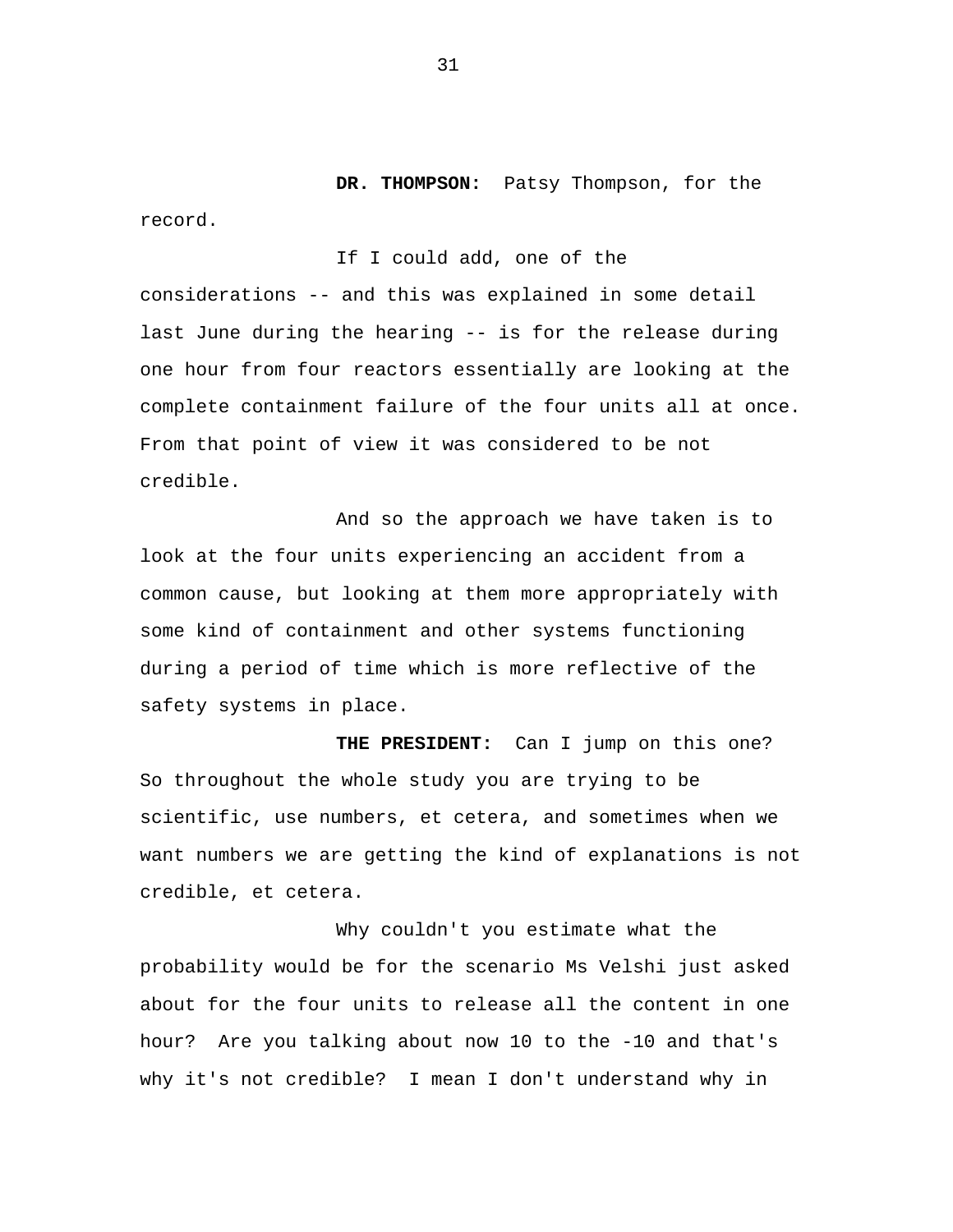**DR. THOMPSON:** Patsy Thompson, for the record.

If I could add, one of the considerations -- and this was explained in some detail last June during the hearing -- is for the release during one hour from four reactors essentially are looking at the complete containment failure of the four units all at once. From that point of view it was considered to be not credible.

And so the approach we have taken is to look at the four units experiencing an accident from a common cause, but looking at them more appropriately with some kind of containment and other systems functioning during a period of time which is more reflective of the safety systems in place.

**THE PRESIDENT:** Can I jump on this one? So throughout the whole study you are trying to be scientific, use numbers, et cetera, and sometimes when we want numbers we are getting the kind of explanations is not credible, et cetera.

Why couldn't you estimate what the probability would be for the scenario Ms Velshi just asked about for the four units to release all the content in one hour? Are you talking about now 10 to the -10 and that's why it's not credible? I mean I don't understand why in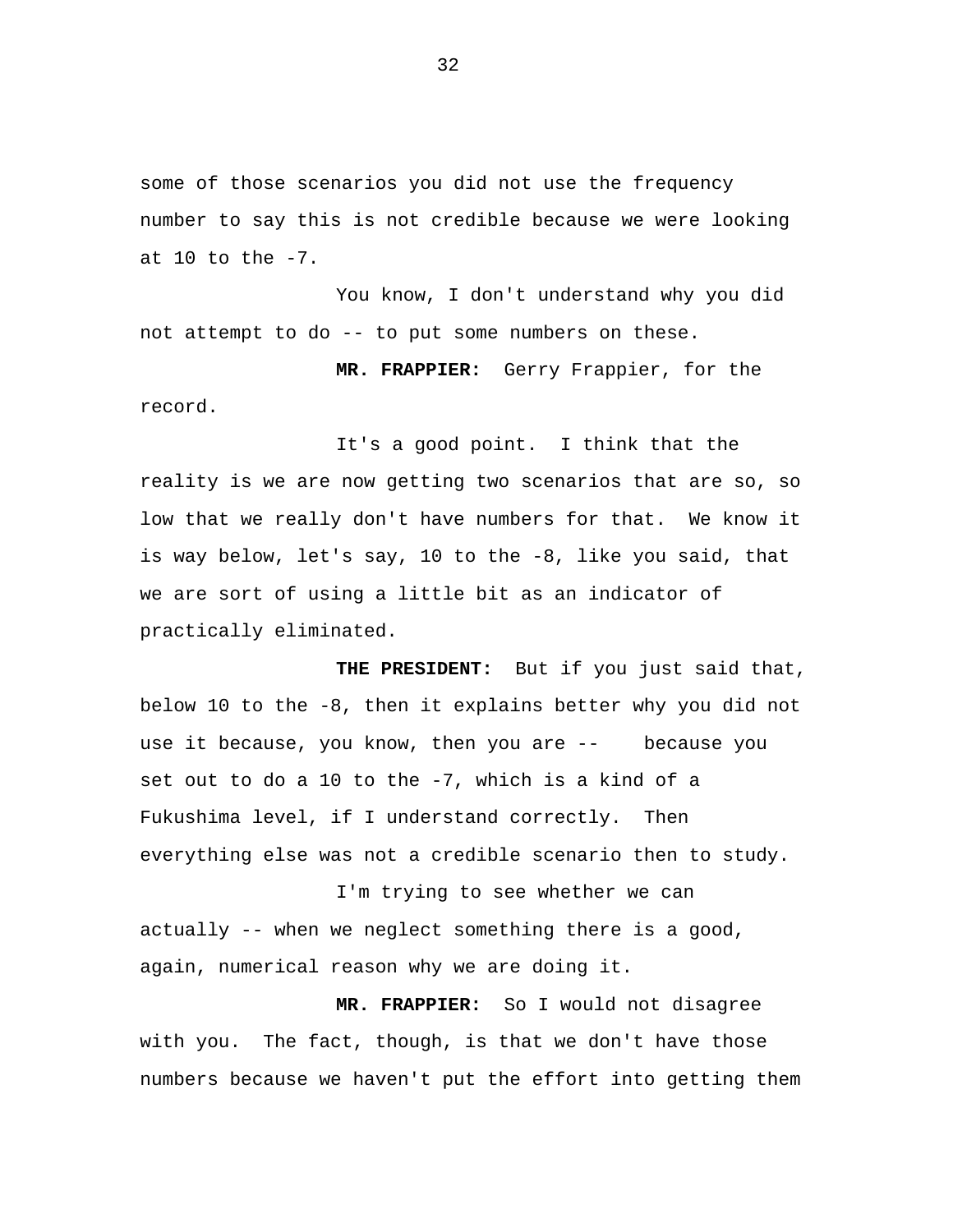some of those scenarios you did not use the frequency number to say this is not credible because we were looking at 10 to the -7.

You know, I don't understand why you did not attempt to do -- to put some numbers on these.

**MR. FRAPPIER:** Gerry Frappier, for the record.

It's a good point. I think that the reality is we are now getting two scenarios that are so, so low that we really don't have numbers for that. We know it is way below, let's say, 10 to the -8, like you said, that we are sort of using a little bit as an indicator of practically eliminated.

**THE PRESIDENT:** But if you just said that, below 10 to the -8, then it explains better why you did not use it because, you know, then you are -- because you set out to do a 10 to the -7, which is a kind of a Fukushima level, if I understand correctly. Then everything else was not a credible scenario then to study.

I'm trying to see whether we can actually -- when we neglect something there is a good, again, numerical reason why we are doing it.

**MR. FRAPPIER:** So I would not disagree with you. The fact, though, is that we don't have those numbers because we haven't put the effort into getting them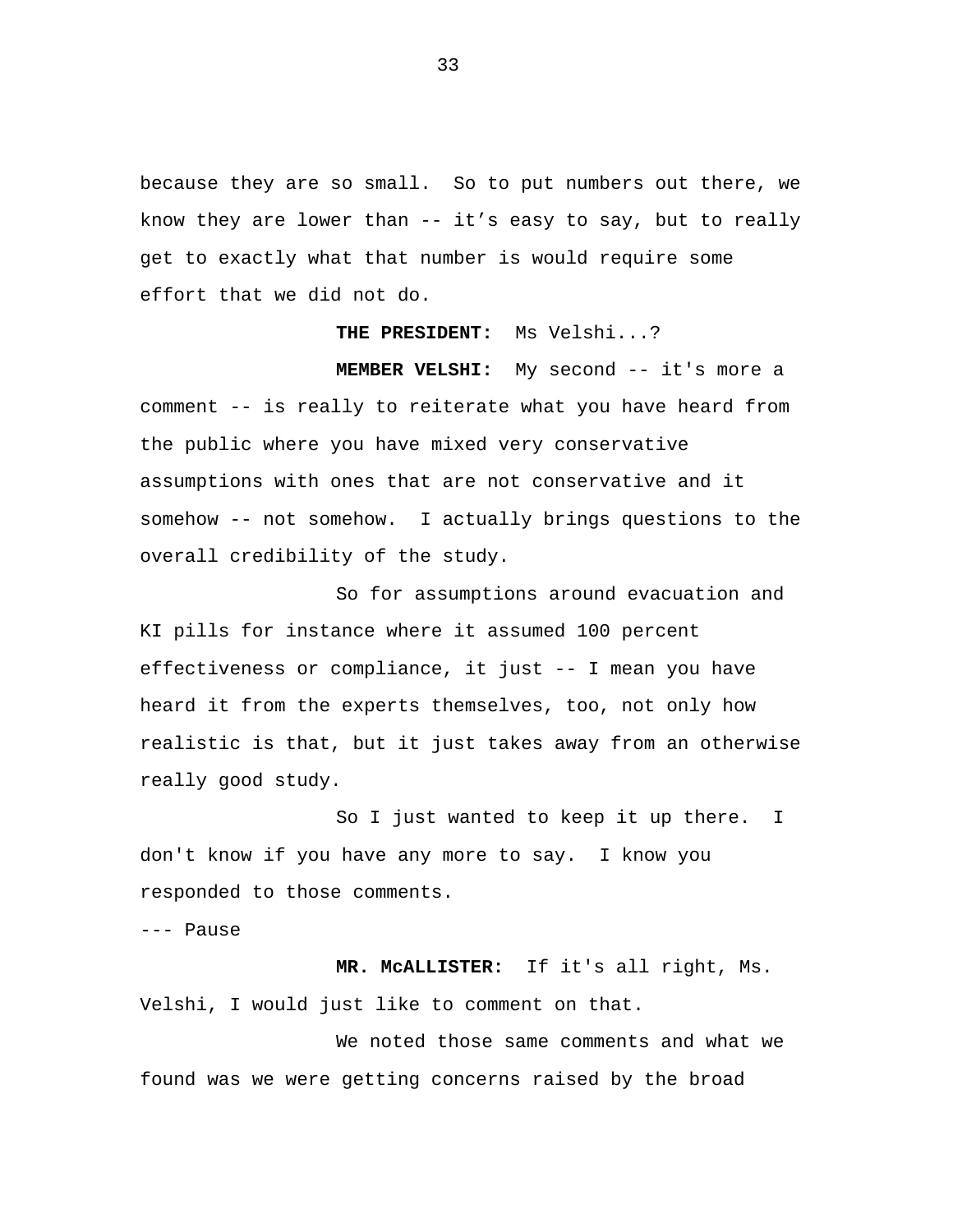because they are so small. So to put numbers out there, we know they are lower than -- it's easy to say, but to really get to exactly what that number is would require some effort that we did not do.

**THE PRESIDENT:** Ms Velshi...?

**MEMBER VELSHI:** My second -- it's more a comment -- is really to reiterate what you have heard from the public where you have mixed very conservative assumptions with ones that are not conservative and it somehow -- not somehow. I actually brings questions to the overall credibility of the study.

So for assumptions around evacuation and KI pills for instance where it assumed 100 percent effectiveness or compliance, it just -- I mean you have heard it from the experts themselves, too, not only how realistic is that, but it just takes away from an otherwise really good study.

So I just wanted to keep it up there. I don't know if you have any more to say. I know you responded to those comments.

--- Pause

**MR. McALLISTER:** If it's all right, Ms. Velshi, I would just like to comment on that.

We noted those same comments and what we found was we were getting concerns raised by the broad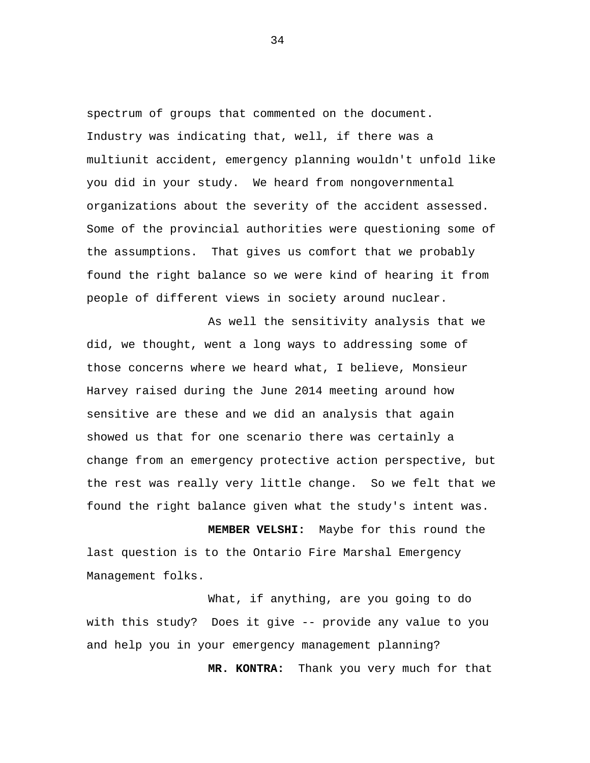spectrum of groups that commented on the document. Industry was indicating that, well, if there was a multiunit accident, emergency planning wouldn't unfold like you did in your study. We heard from nongovernmental organizations about the severity of the accident assessed. Some of the provincial authorities were questioning some of the assumptions. That gives us comfort that we probably found the right balance so we were kind of hearing it from people of different views in society around nuclear.

As well the sensitivity analysis that we did, we thought, went a long ways to addressing some of those concerns where we heard what, I believe, Monsieur Harvey raised during the June 2014 meeting around how sensitive are these and we did an analysis that again showed us that for one scenario there was certainly a change from an emergency protective action perspective, but the rest was really very little change. So we felt that we found the right balance given what the study's intent was.

**MEMBER VELSHI:** Maybe for this round the last question is to the Ontario Fire Marshal Emergency Management folks.

What, if anything, are you going to do with this study? Does it give -- provide any value to you and help you in your emergency management planning?

**MR. KONTRA:** Thank you very much for that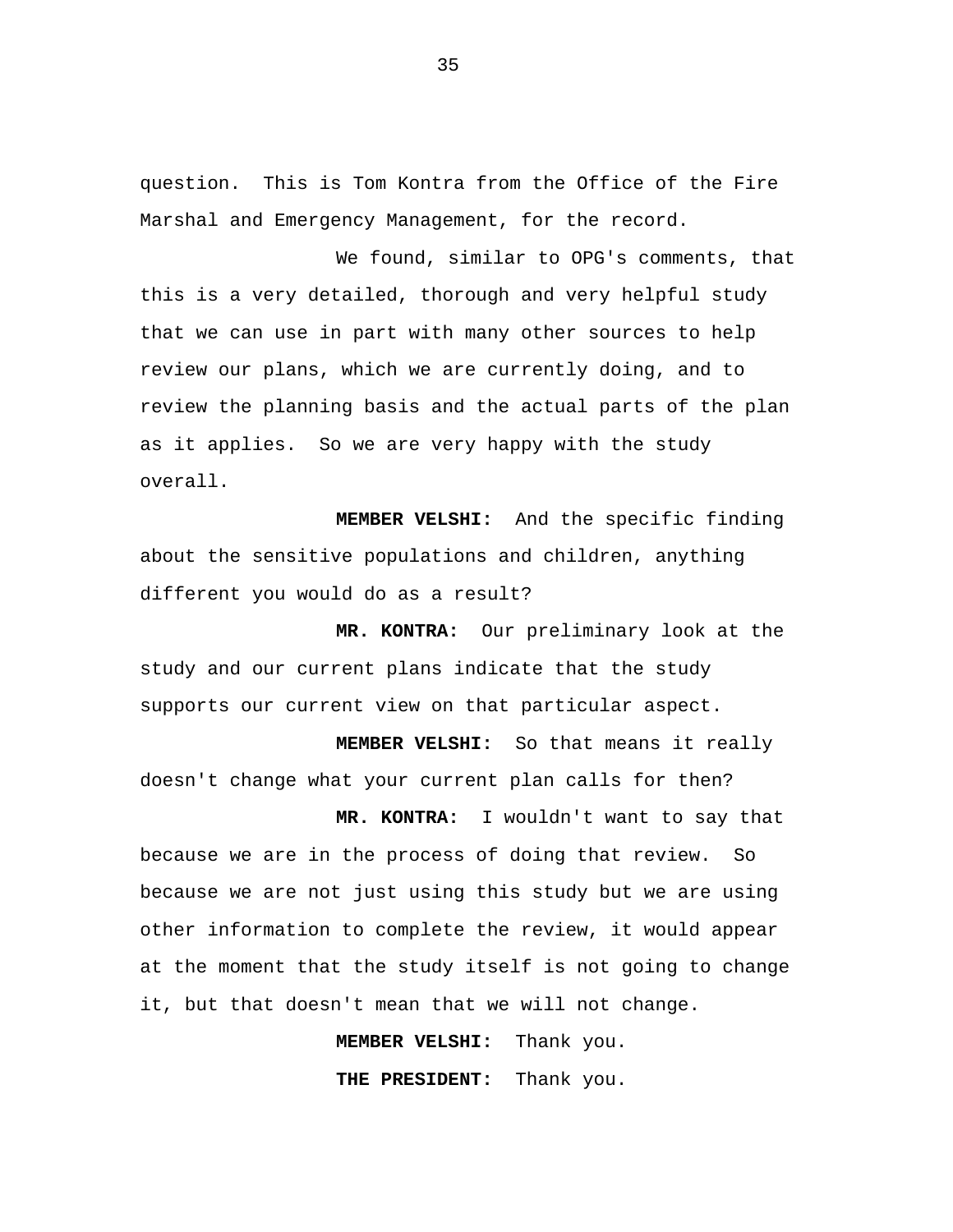question.  This is Tom Kontra from the Office of the Fire Marshal and Emergency Management, for the record.

We found, similar to OPG's comments, that this is a very detailed, thorough and very helpful study that we can use in part with many other sources to help review our plans, which we are currently doing, and to review the planning basis and the actual parts of the plan as it applies.  So we are very happy with the study overall.

**MEMBER VELSHI:**  And the specific finding about the sensitive populations and children, anything different you would do as a result?

**MR. KONTRA:**  Our preliminary look at the study and our current plans indicate that the study supports our current view on that particular aspect.

**MEMBER VELSHI:**  So that means it really doesn't change what your current plan calls for then?

**MR. KONTRA:**  I wouldn't want to say that because we are in the process of doing that review.  So because we are not just using this study but we are using other information to complete the review, it would appear at the moment that the study itself is not going to change it, but that doesn't mean that we will not change.

**MEMBER VELSHI:**  Thank you.

**THE PRESIDENT:**  Thank you.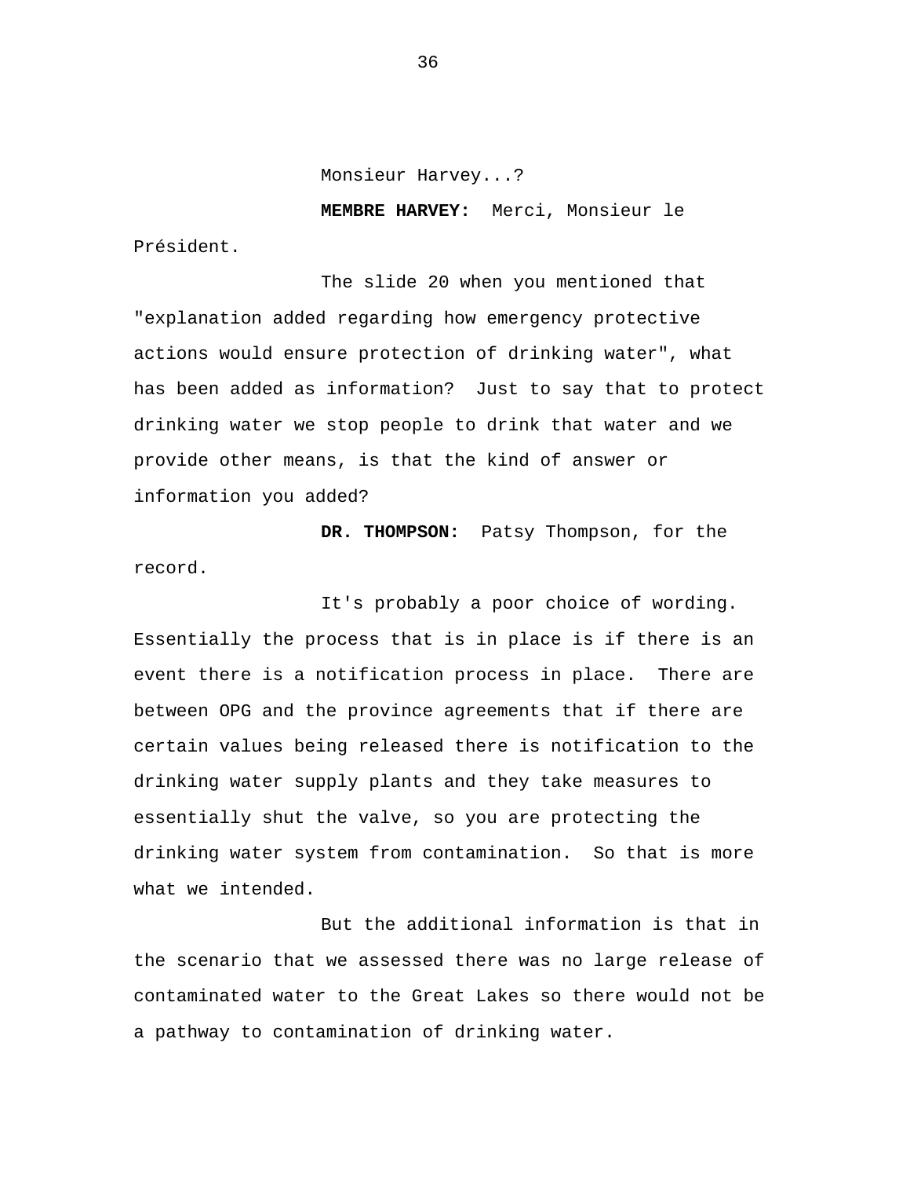Monsieur Harvey...?

**MEMBRE HARVEY:** Merci, Monsieur le Président.

The slide 20 when you mentioned that "explanation added regarding how emergency protective actions would ensure protection of drinking water", what has been added as information? Just to say that to protect drinking water we stop people to drink that water and we provide other means, is that the kind of answer or information you added?

**DR. THOMPSON:** Patsy Thompson, for the record.

It's probably a poor choice of wording. Essentially the process that is in place is if there is an event there is a notification process in place. There are between OPG and the province agreements that if there are certain values being released there is notification to the drinking water supply plants and they take measures to essentially shut the valve, so you are protecting the drinking water system from contamination. So that is more what we intended.

But the additional information is that in the scenario that we assessed there was no large release of contaminated water to the Great Lakes so there would not be a pathway to contamination of drinking water.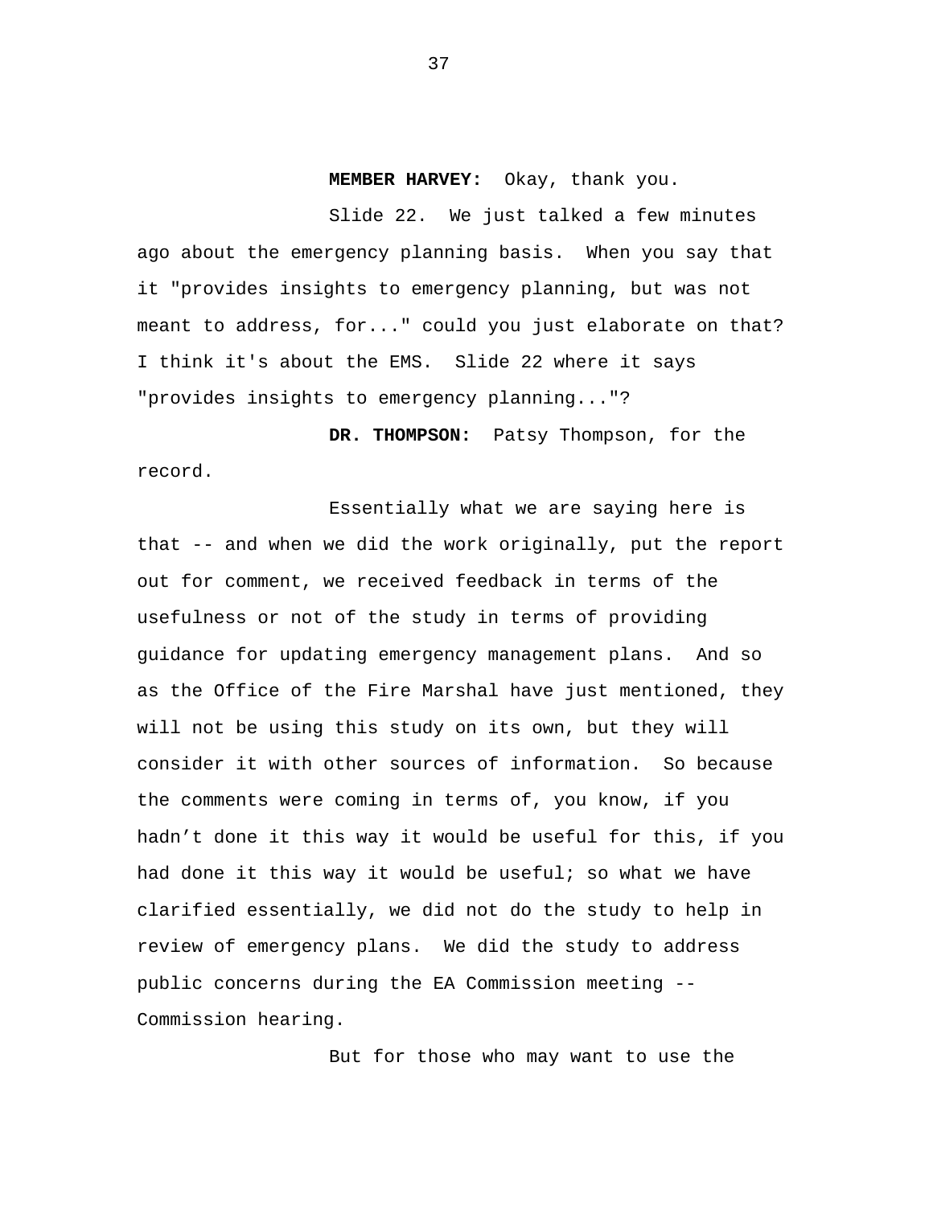**MEMBER HARVEY:** Okay, thank you.

Slide 22. We just talked a few minutes ago about the emergency planning basis. When you say that it "provides insights to emergency planning, but was not meant to address, for..." could you just elaborate on that? I think it's about the EMS. Slide 22 where it says "provides insights to emergency planning..."?

**DR. THOMPSON:** Patsy Thompson, for the record.

Essentially what we are saying here is that -- and when we did the work originally, put the report out for comment, we received feedback in terms of the usefulness or not of the study in terms of providing guidance for updating emergency management plans. And so as the Office of the Fire Marshal have just mentioned, they will not be using this study on its own, but they will consider it with other sources of information. So because the comments were coming in terms of, you know, if you hadn't done it this way it would be useful for this, if you had done it this way it would be useful; so what we have clarified essentially, we did not do the study to help in review of emergency plans. We did the study to address public concerns during the EA Commission meeting -- Commission hearing.

But for those who may want to use the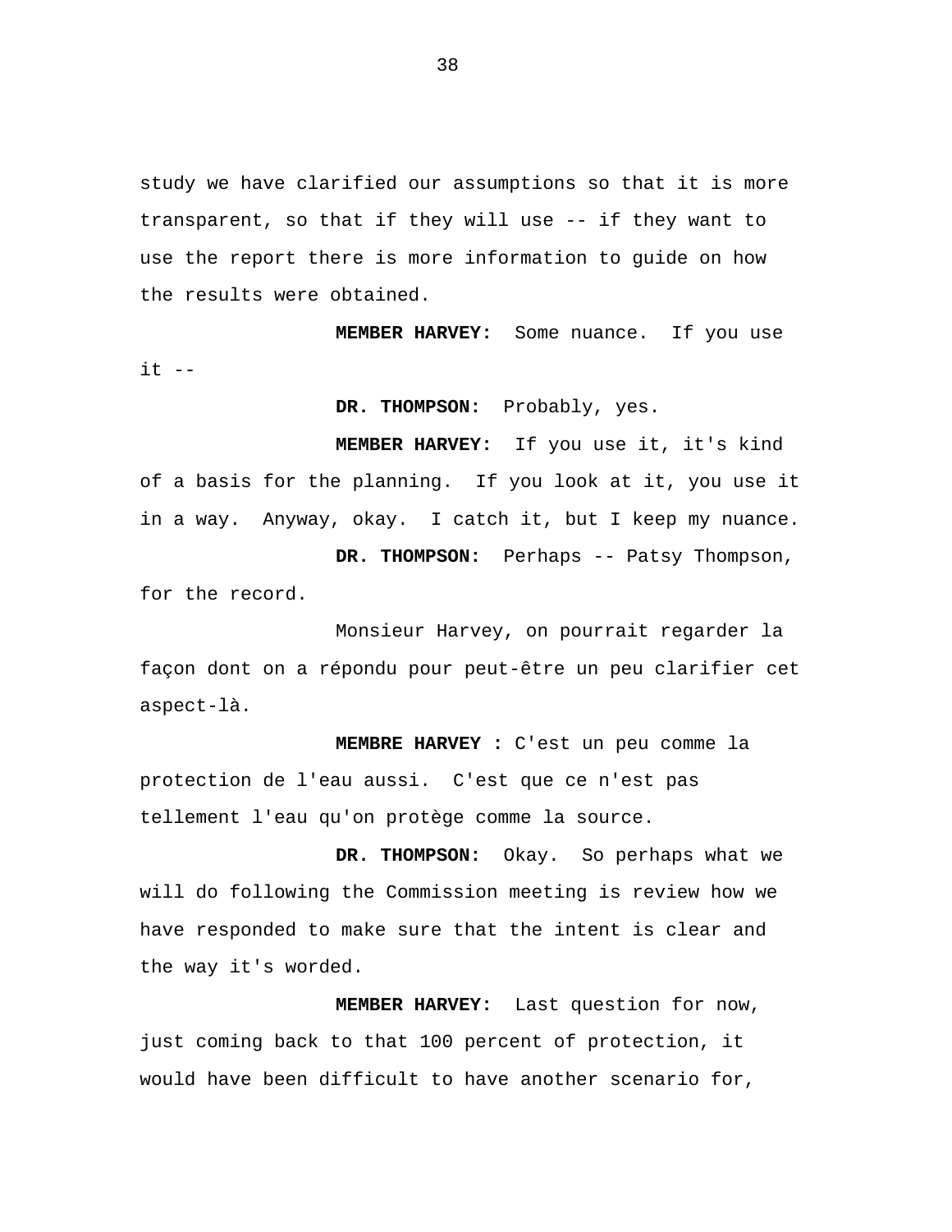study we have clarified our assumptions so that it is more transparent, so that if they will use -- if they want to use the report there is more information to guide on how the results were obtained.

**MEMBER HARVEY:** Some nuance. If you use it --

**DR. THOMPSON:** Probably, yes.

**MEMBER HARVEY:** If you use it, it's kind of a basis for the planning. If you look at it, you use it in a way. Anyway, okay. I catch it, but I keep my nuance.

**DR. THOMPSON:** Perhaps -- Patsy Thompson, for the record.

Monsieur Harvey, on pourrait regarder la façon dont on a répondu pour peut-être un peu clarifier cet aspect-là.

**MEMBRE HARVEY :** C'est un peu comme la protection de l'eau aussi. C'est que ce n'est pas tellement l'eau qu'on protège comme la source.

**DR. THOMPSON:** Okay. So perhaps what we will do following the Commission meeting is review how we have responded to make sure that the intent is clear and the way it's worded.

**MEMBER HARVEY:** Last question for now, just coming back to that 100 percent of protection, it would have been difficult to have another scenario for,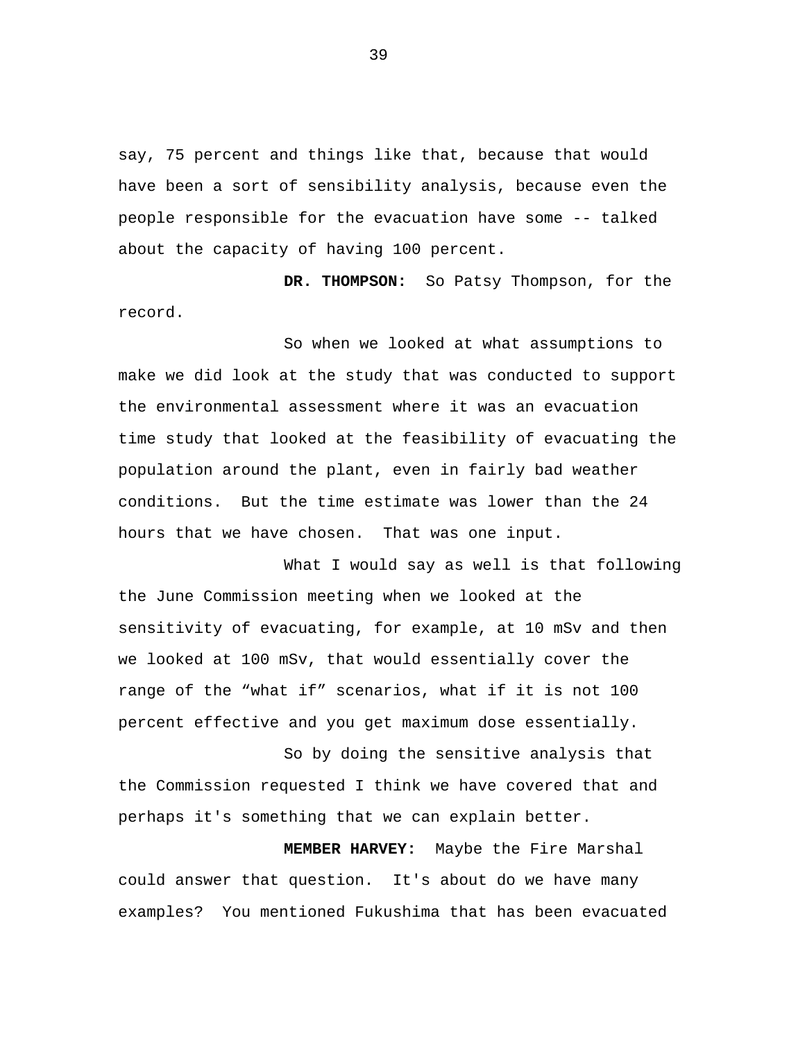say, 75 percent and things like that, because that would have been a sort of sensibility analysis, because even the people responsible for the evacuation have some -- talked about the capacity of having 100 percent.

**DR. THOMPSON:** So Patsy Thompson, for the record.

So when we looked at what assumptions to make we did look at the study that was conducted to support the environmental assessment where it was an evacuation time study that looked at the feasibility of evacuating the population around the plant, even in fairly bad weather conditions. But the time estimate was lower than the 24 hours that we have chosen. That was one input.

What I would say as well is that following the June Commission meeting when we looked at the sensitivity of evacuating, for example, at 10 mSv and then we looked at 100 mSv, that would essentially cover the range of the “what if” scenarios, what if it is not 100 percent effective and you get maximum dose essentially.

So by doing the sensitive analysis that the Commission requested I think we have covered that and perhaps it's something that we can explain better.

**MEMBER HARVEY:** Maybe the Fire Marshal could answer that question. It's about do we have many examples? You mentioned Fukushima that has been evacuated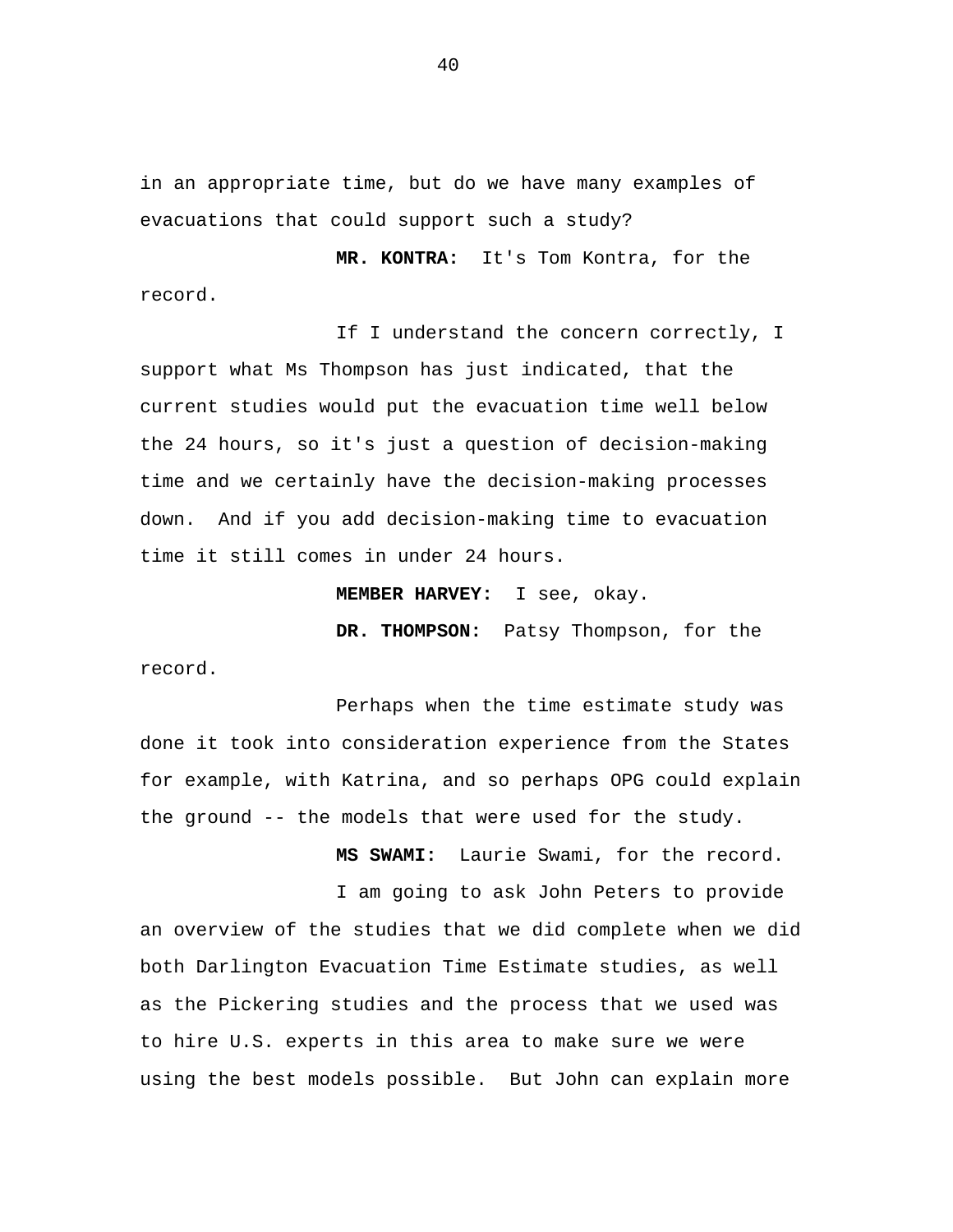in an appropriate time, but do we have many examples of evacuations that could support such a study?

**MR. KONTRA:** It's Tom Kontra, for the record.

If I understand the concern correctly, I support what Ms Thompson has just indicated, that the current studies would put the evacuation time well below the 24 hours, so it's just a question of decision-making time and we certainly have the decision-making processes down. And if you add decision-making time to evacuation time it still comes in under 24 hours.

**MEMBER HARVEY:** I see, okay.

**DR. THOMPSON:** Patsy Thompson, for the record.

Perhaps when the time estimate study was done it took into consideration experience from the States for example, with Katrina, and so perhaps OPG could explain the ground -- the models that were used for the study.

**MS SWAMI:** Laurie Swami, for the record.

I am going to ask John Peters to provide an overview of the studies that we did complete when we did both Darlington Evacuation Time Estimate studies, as well as the Pickering studies and the process that we used was to hire U.S. experts in this area to make sure we were using the best models possible. But John can explain more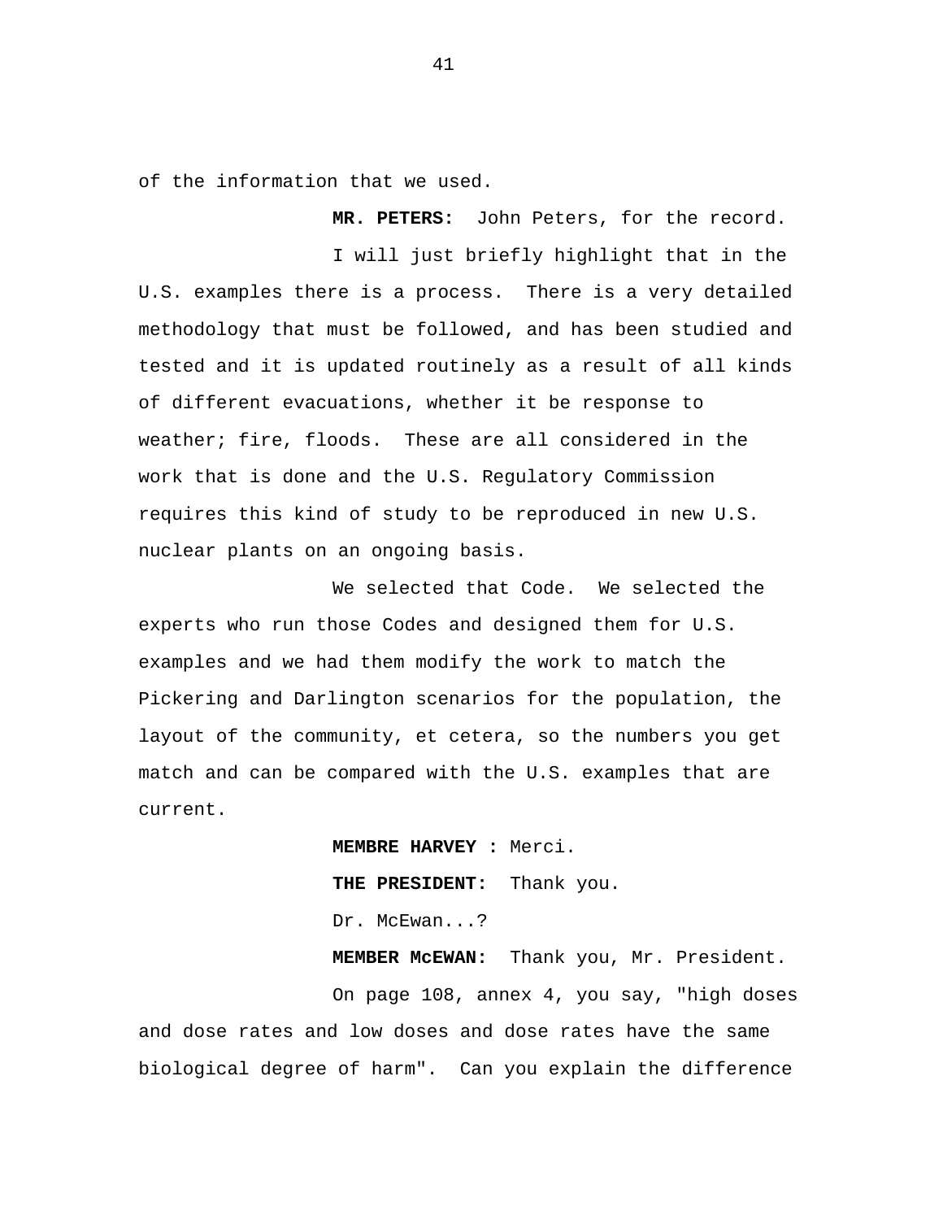of the information that we used.

**MR. PETERS:** John Peters, for the record.

I will just briefly highlight that in the U.S. examples there is a process. There is a very detailed methodology that must be followed, and has been studied and tested and it is updated routinely as a result of all kinds of different evacuations, whether it be response to weather; fire, floods. These are all considered in the work that is done and the U.S. Regulatory Commission requires this kind of study to be reproduced in new U.S. nuclear plants on an ongoing basis.

We selected that Code. We selected the experts who run those Codes and designed them for U.S. examples and we had them modify the work to match the Pickering and Darlington scenarios for the population, the layout of the community, et cetera, so the numbers you get match and can be compared with the U.S. examples that are current.

**MEMBRE HARVEY :** Merci.

**THE PRESIDENT:** Thank you.

Dr. McEwan...?

**MEMBER McEWAN:** Thank you, Mr. President.

On page 108, annex 4, you say, "high doses and dose rates and low doses and dose rates have the same biological degree of harm". Can you explain the difference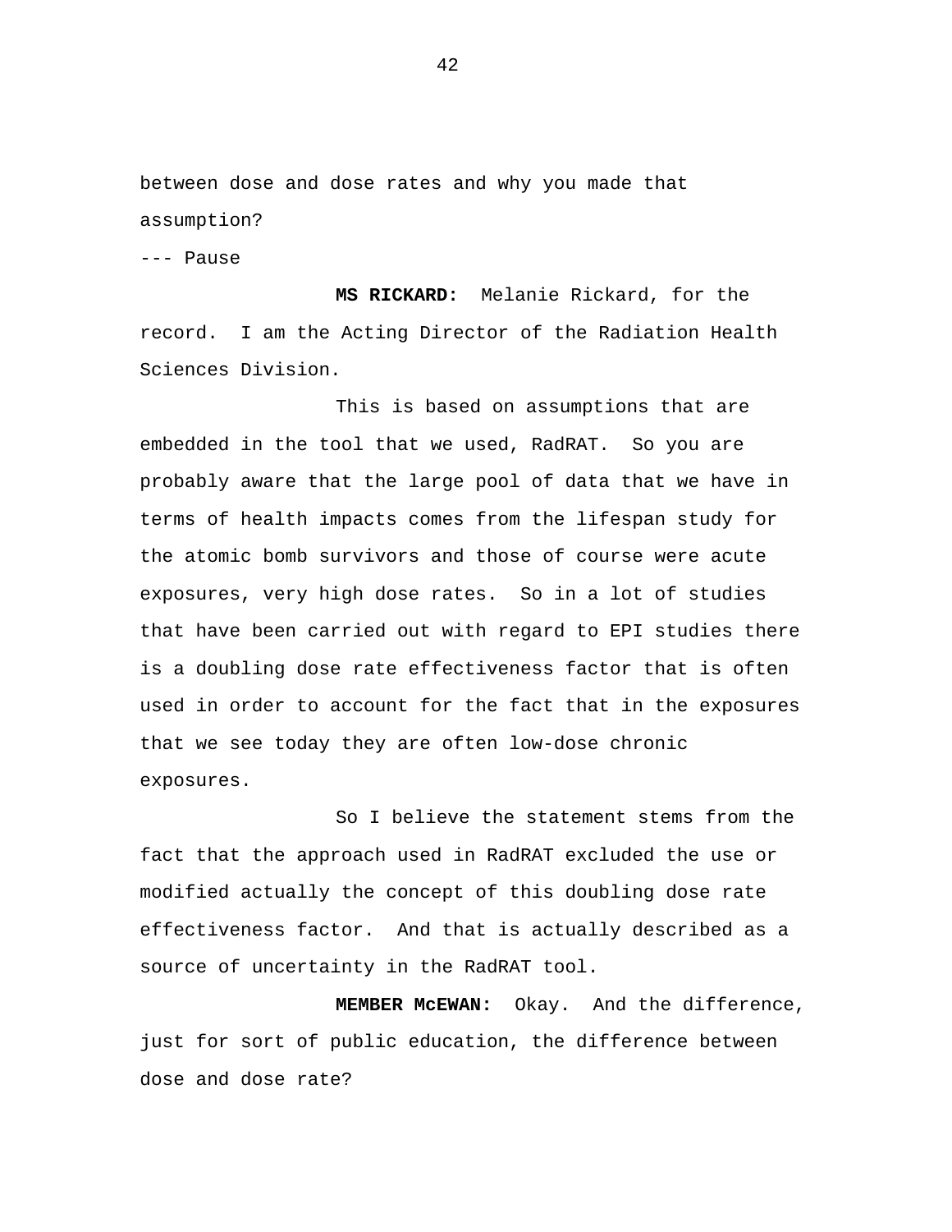between dose and dose rates and why you made that assumption?

--- Pause

**MS RICKARD:** Melanie Rickard, for the record. I am the Acting Director of the Radiation Health Sciences Division.

This is based on assumptions that are embedded in the tool that we used, RadRAT. So you are probably aware that the large pool of data that we have in terms of health impacts comes from the lifespan study for the atomic bomb survivors and those of course were acute exposures, very high dose rates. So in a lot of studies that have been carried out with regard to EPI studies there is a doubling dose rate effectiveness factor that is often used in order to account for the fact that in the exposures that we see today they are often low-dose chronic exposures.

So I believe the statement stems from the fact that the approach used in RadRAT excluded the use or modified actually the concept of this doubling dose rate effectiveness factor. And that is actually described as a source of uncertainty in the RadRAT tool.

**MEMBER McEWAN:** Okay. And the difference, just for sort of public education, the difference between dose and dose rate?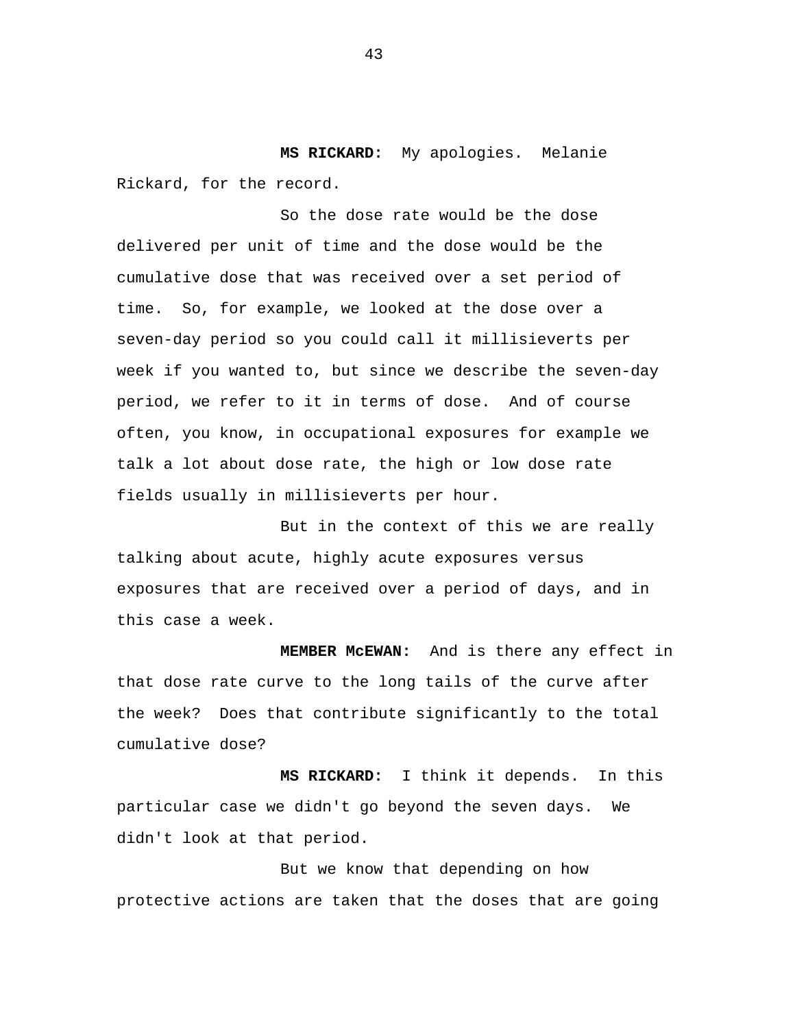**MS RICKARD:** My apologies. Melanie Rickard, for the record.

So the dose rate would be the dose delivered per unit of time and the dose would be the cumulative dose that was received over a set period of time. So, for example, we looked at the dose over a seven-day period so you could call it millisieverts per week if you wanted to, but since we describe the seven-day period, we refer to it in terms of dose. And of course often, you know, in occupational exposures for example we talk a lot about dose rate, the high or low dose rate fields usually in millisieverts per hour.

But in the context of this we are really talking about acute, highly acute exposures versus exposures that are received over a period of days, and in this case a week.

**MEMBER McEWAN:** And is there any effect in that dose rate curve to the long tails of the curve after the week? Does that contribute significantly to the total cumulative dose?

**MS RICKARD:** I think it depends. In this particular case we didn't go beyond the seven days. We didn't look at that period.

But we know that depending on how protective actions are taken that the doses that are going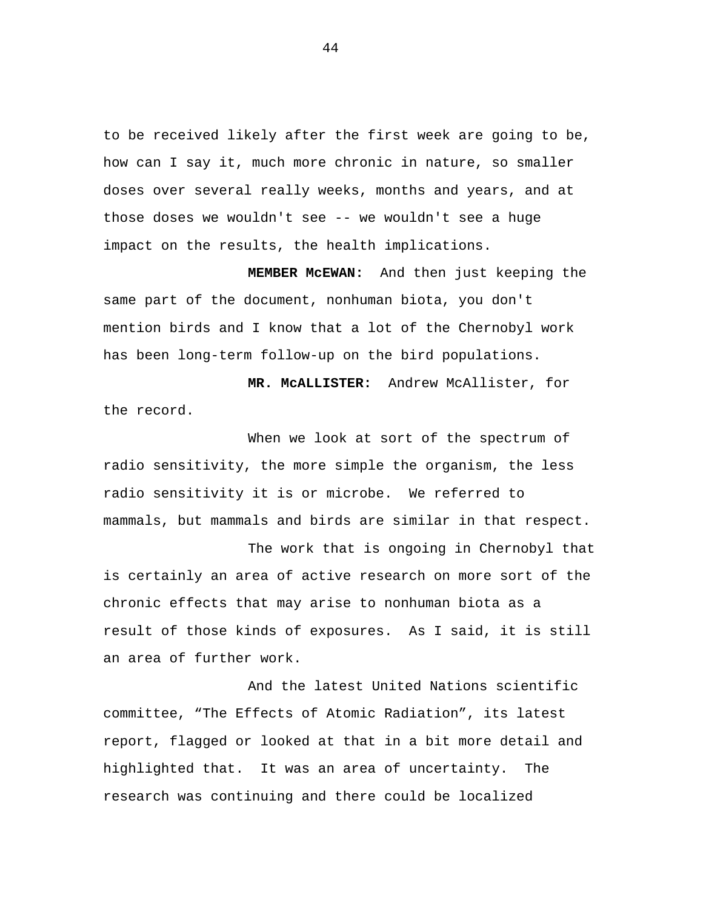to be received likely after the first week are going to be, how can I say it, much more chronic in nature, so smaller doses over several really weeks, months and years, and at those doses we wouldn't see -- we wouldn't see a huge impact on the results, the health implications.

**MEMBER McEWAN:** And then just keeping the same part of the document, nonhuman biota, you don't mention birds and I know that a lot of the Chernobyl work has been long-term follow-up on the bird populations.

**MR. McALLISTER:** Andrew McAllister, for the record.

When we look at sort of the spectrum of radio sensitivity, the more simple the organism, the less radio sensitivity it is or microbe. We referred to mammals, but mammals and birds are similar in that respect.

The work that is ongoing in Chernobyl that is certainly an area of active research on more sort of the chronic effects that may arise to nonhuman biota as a result of those kinds of exposures. As I said, it is still an area of further work.

And the latest United Nations scientific committee, "The Effects of Atomic Radiation", its latest report, flagged or looked at that in a bit more detail and highlighted that. It was an area of uncertainty. The research was continuing and there could be localized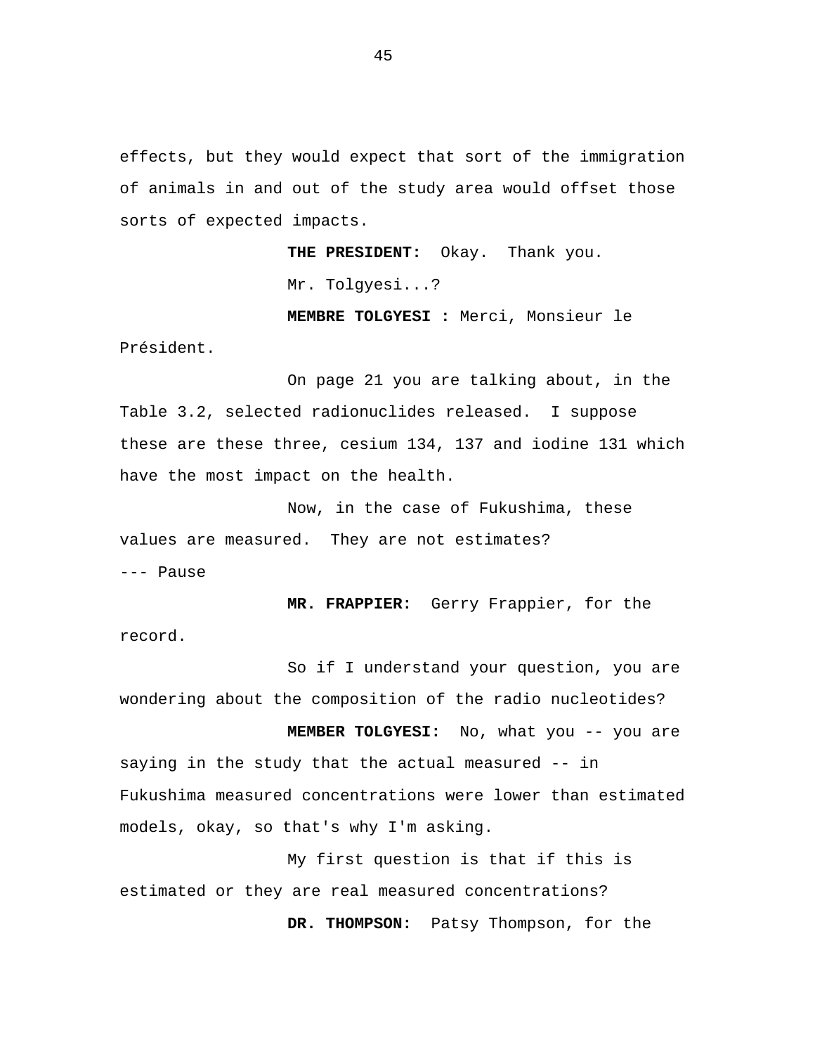effects, but they would expect that sort of the immigration of animals in and out of the study area would offset those sorts of expected impacts.

**THE PRESIDENT:** Okay. Thank you.

Mr. Tolgyesi...?

**MEMBRE TOLGYESI :** Merci, Monsieur le Président.

On page 21 you are talking about, in the Table 3.2, selected radionuclides released. I suppose these are these three, cesium 134, 137 and iodine 131 which have the most impact on the health.

Now, in the case of Fukushima, these values are measured. They are not estimates?

--- Pause

**MR. FRAPPIER:** Gerry Frappier, for the record.

So if I understand your question, you are wondering about the composition of the radio nucleotides?

**MEMBER TOLGYESI:** No, what you -- you are saying in the study that the actual measured -- in Fukushima measured concentrations were lower than estimated models, okay, so that's why I'm asking.

My first question is that if this is estimated or they are real measured concentrations?

**DR. THOMPSON:** Patsy Thompson, for the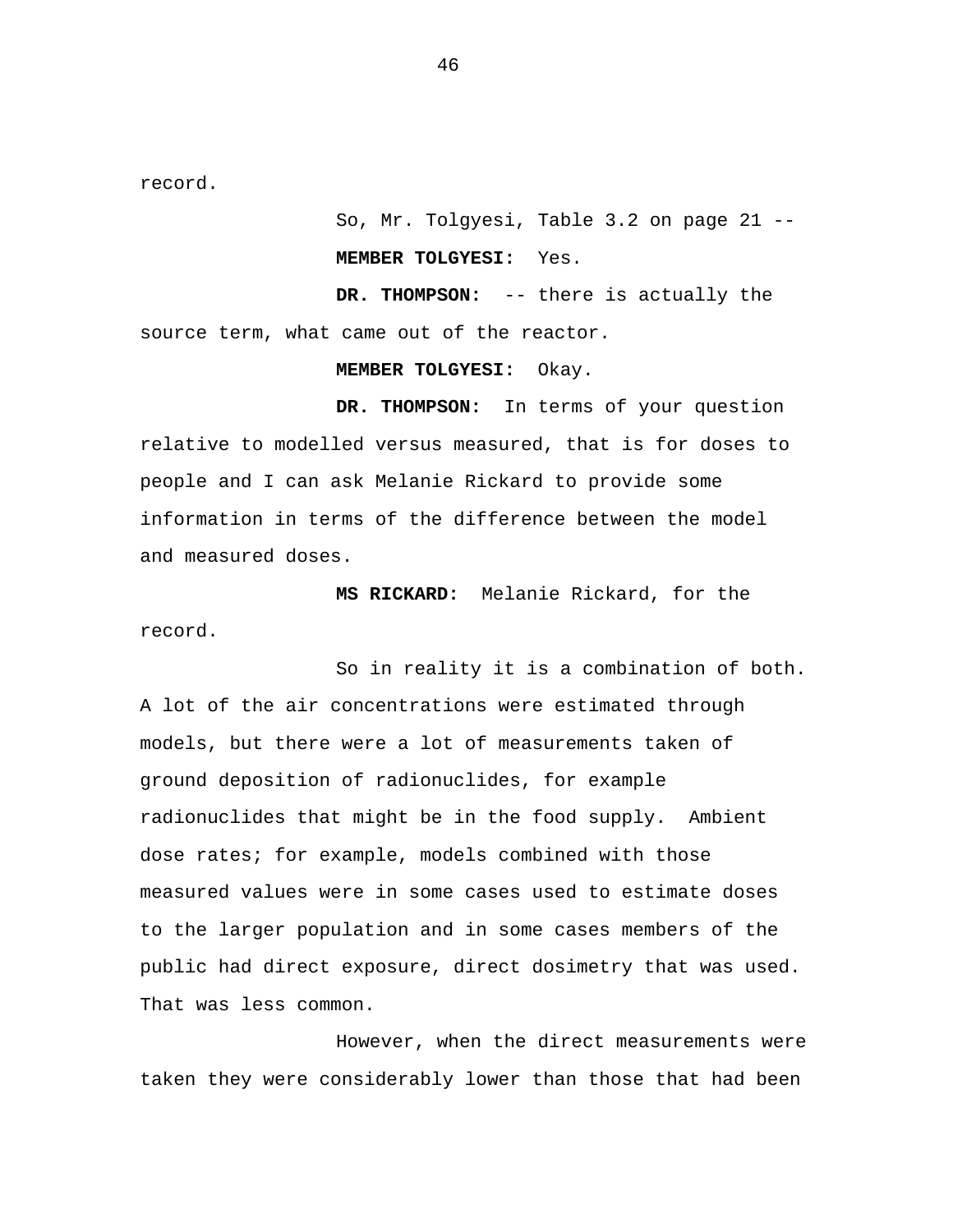record.

So, Mr. Tolgyesi, Table 3.2 on page 21 --

**MEMBER TOLGYESI:** Yes.

**DR. THOMPSON:** -- there is actually the source term, what came out of the reactor.

**MEMBER TOLGYESI:** Okay.

**DR. THOMPSON:** In terms of your question relative to modelled versus measured, that is for doses to people and I can ask Melanie Rickard to provide some information in terms of the difference between the model and measured doses.

**MS RICKARD:** Melanie Rickard, for the record.

So in reality it is a combination of both. A lot of the air concentrations were estimated through models, but there were a lot of measurements taken of ground deposition of radionuclides, for example radionuclides that might be in the food supply. Ambient dose rates; for example, models combined with those measured values were in some cases used to estimate doses to the larger population and in some cases members of the public had direct exposure, direct dosimetry that was used. That was less common.

However, when the direct measurements were taken they were considerably lower than those that had been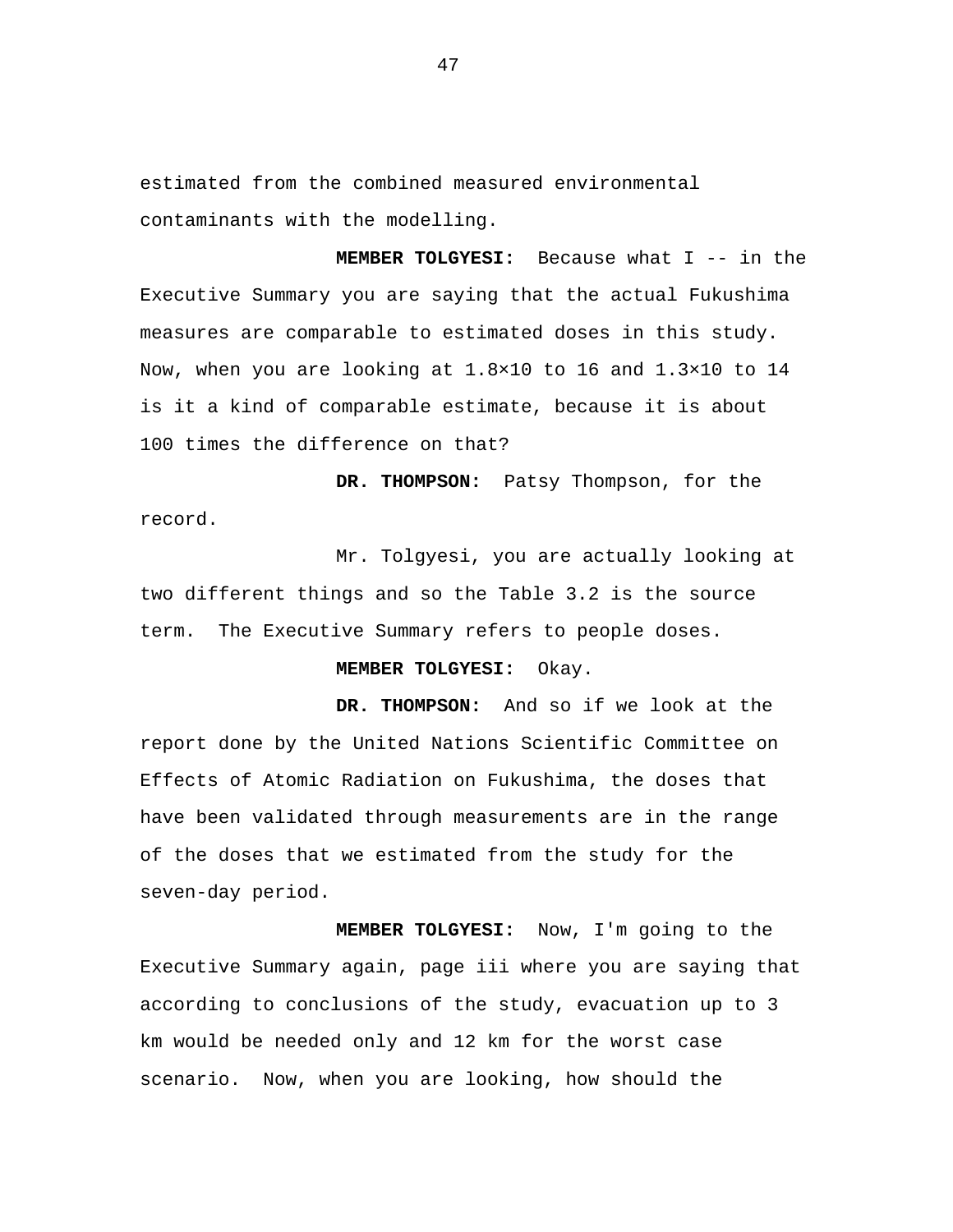estimated from the combined measured environmental contaminants with the modelling.

**MEMBER TOLGYESI:** Because what I -- in the Executive Summary you are saying that the actual Fukushima measures are comparable to estimated doses in this study. Now, when you are looking at 1.8×10 to 16 and 1.3×10 to 14 is it a kind of comparable estimate, because it is about 100 times the difference on that?

**DR. THOMPSON:** Patsy Thompson, for the record.

Mr. Tolgyesi, you are actually looking at two different things and so the Table 3.2 is the source term. The Executive Summary refers to people doses.

**MEMBER TOLGYESI:** Okay.

**DR. THOMPSON:** And so if we look at the report done by the United Nations Scientific Committee on Effects of Atomic Radiation on Fukushima, the doses that have been validated through measurements are in the range of the doses that we estimated from the study for the seven-day period.

**MEMBER TOLGYESI:** Now, I'm going to the Executive Summary again, page iii where you are saying that according to conclusions of the study, evacuation up to 3 km would be needed only and 12 km for the worst case scenario. Now, when you are looking, how should the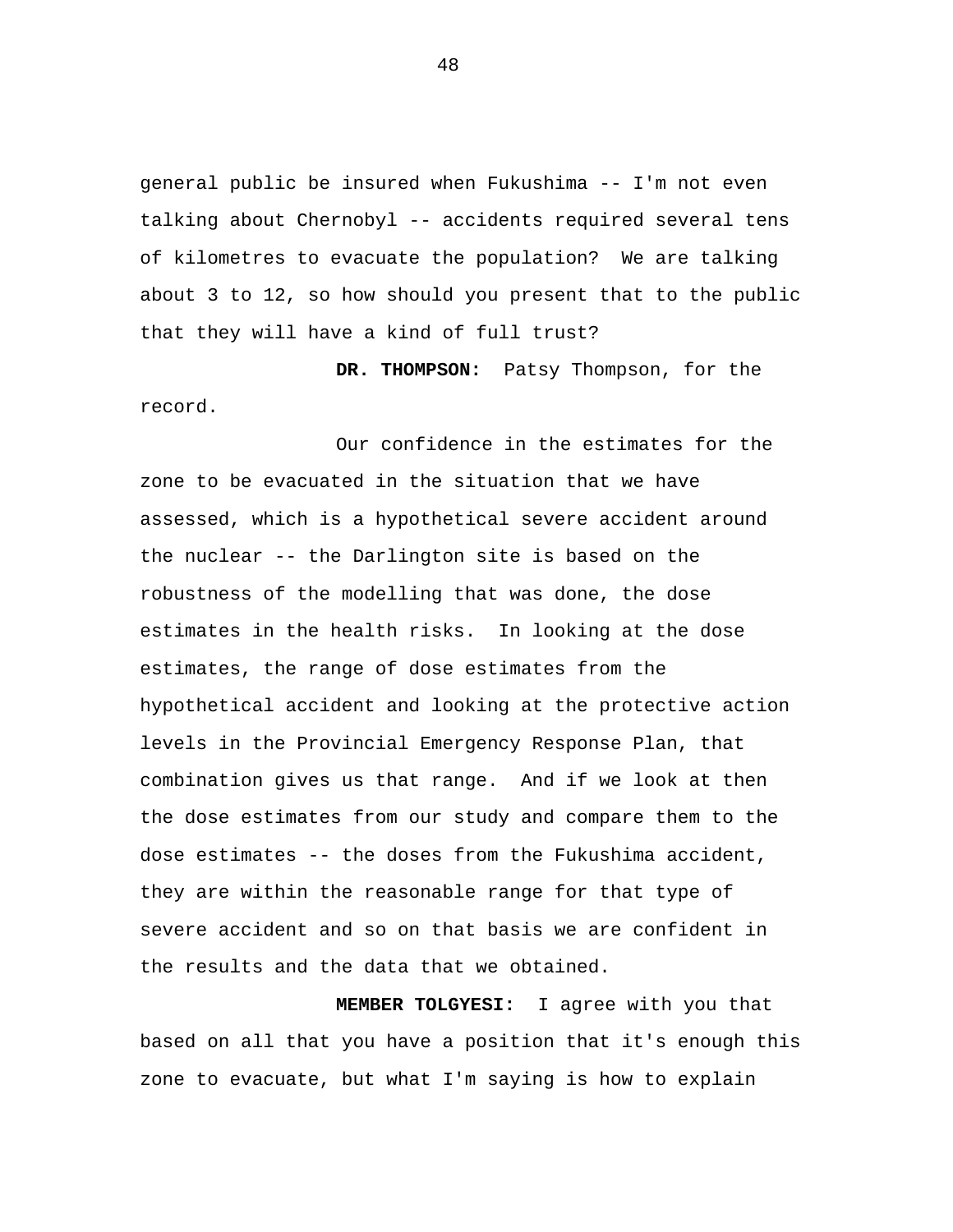general public be insured when Fukushima -- I'm not even talking about Chernobyl -- accidents required several tens of kilometres to evacuate the population? We are talking about 3 to 12, so how should you present that to the public that they will have a kind of full trust?

**DR. THOMPSON:** Patsy Thompson, for the record.

Our confidence in the estimates for the zone to be evacuated in the situation that we have assessed, which is a hypothetical severe accident around the nuclear -- the Darlington site is based on the robustness of the modelling that was done, the dose estimates in the health risks. In looking at the dose estimates, the range of dose estimates from the hypothetical accident and looking at the protective action levels in the Provincial Emergency Response Plan, that combination gives us that range. And if we look at then the dose estimates from our study and compare them to the dose estimates -- the doses from the Fukushima accident, they are within the reasonable range for that type of severe accident and so on that basis we are confident in the results and the data that we obtained.

**MEMBER TOLGYESI:** I agree with you that based on all that you have a position that it's enough this zone to evacuate, but what I'm saying is how to explain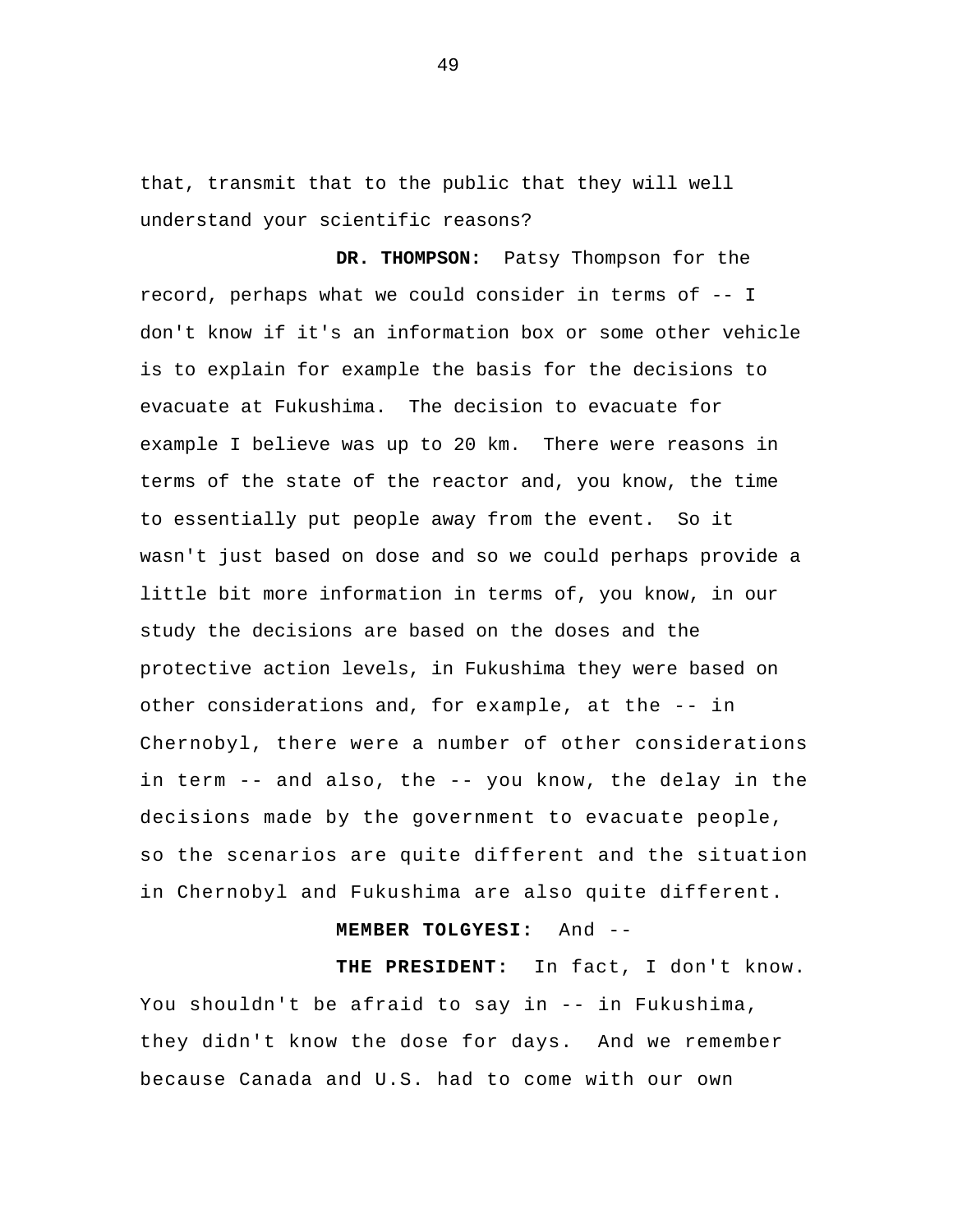that, transmit that to the public that they will well understand your scientific reasons?

**DR. THOMPSON:** Patsy Thompson for the record, perhaps what we could consider in terms of -- I don't know if it's an information box or some other vehicle is to explain for example the basis for the decisions to evacuate at Fukushima. The decision to evacuate for example I believe was up to 20 km. There were reasons in terms of the state of the reactor and, you know, the time to essentially put people away from the event. So it wasn't just based on dose and so we could perhaps provide a little bit more information in terms of, you know, in our study the decisions are based on the doses and the protective action levels, in Fukushima they were based on other considerations and, for example, at the -- in Chernobyl, there were a number of other considerations in term -- and also, the -- you know, the delay in the decisions made by the government to evacuate people, so the scenarios are quite different and the situation in Chernobyl and Fukushima are also quite different.

**MEMBER TOLGYESI:** And --

**THE PRESIDENT:** In fact, I don't know. You shouldn't be afraid to say in -- in Fukushima, they didn't know the dose for days. And we remember because Canada and U.S. had to come with our own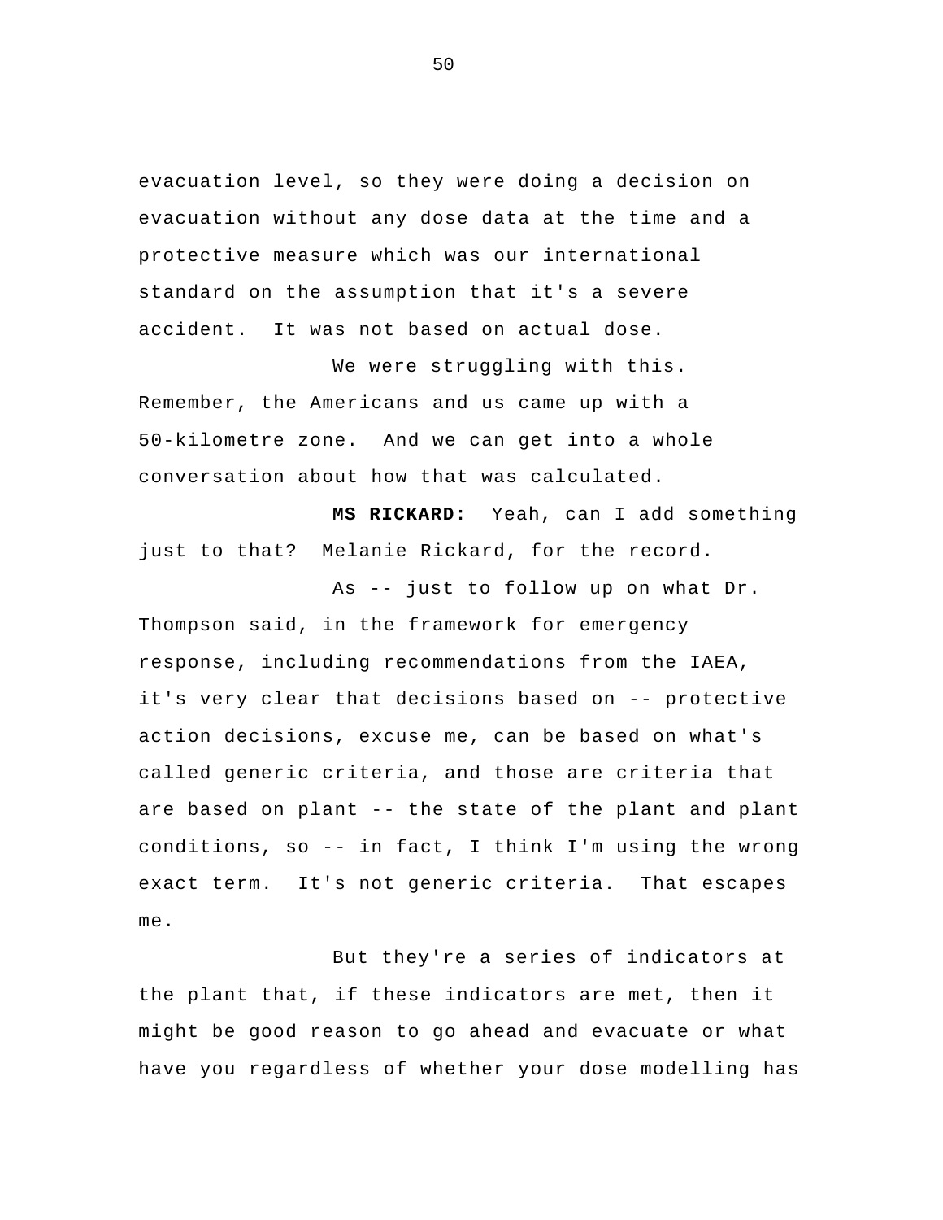evacuation level, so they were doing a decision on evacuation without any dose data at the time and a protective measure which was our international standard on the assumption that it's a severe accident. It was not based on actual dose.

We were struggling with this. Remember, the Americans and us came up with a 50-kilometre zone. And we can get into a whole conversation about how that was calculated.

**MS RICKARD:** Yeah, can I add something just to that? Melanie Rickard, for the record.

As -- just to follow up on what Dr. Thompson said, in the framework for emergency response, including recommendations from the IAEA, it's very clear that decisions based on -- protective action decisions, excuse me, can be based on what's called generic criteria, and those are criteria that are based on plant -- the state of the plant and plant conditions, so -- in fact, I think I'm using the wrong exact term. It's not generic criteria. That escapes me.

But they're a series of indicators at the plant that, if these indicators are met, then it might be good reason to go ahead and evacuate or what have you regardless of whether your dose modelling has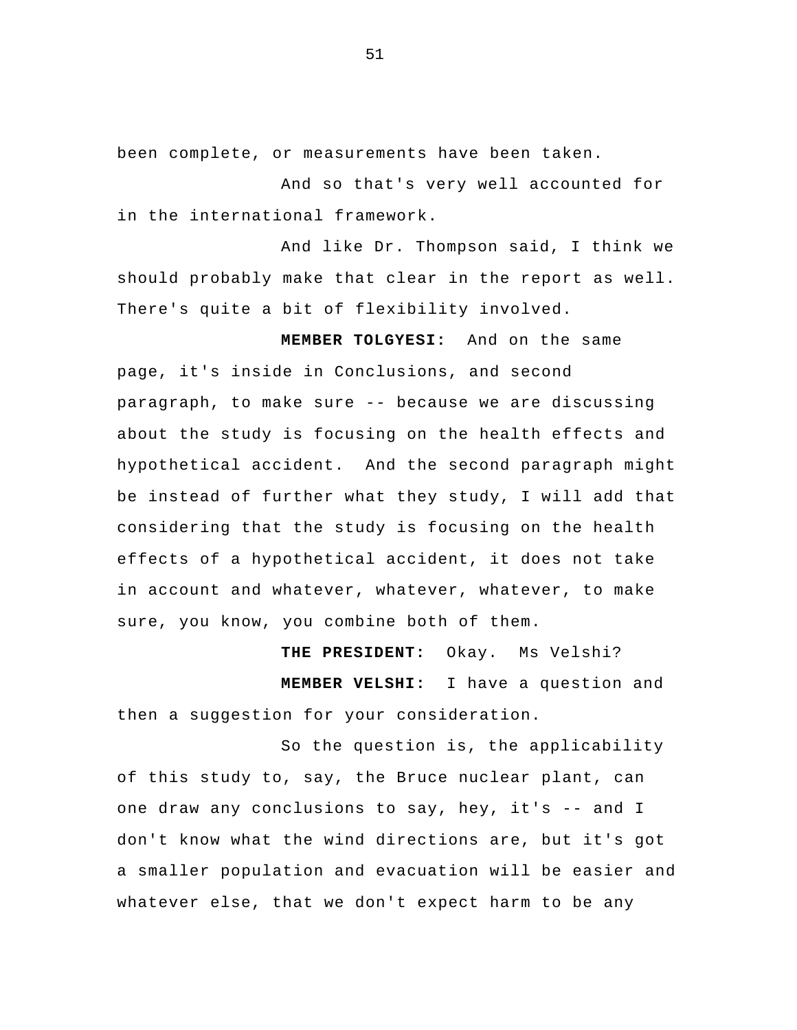been complete, or measurements have been taken.

And so that's very well accounted for in the international framework.

And like Dr. Thompson said, I think we should probably make that clear in the report as well. There's quite a bit of flexibility involved.

**MEMBER TOLGYESI:** And on the same page, it's inside in Conclusions, and second paragraph, to make sure -- because we are discussing about the study is focusing on the health effects and hypothetical accident. And the second paragraph might be instead of further what they study, I will add that considering that the study is focusing on the health effects of a hypothetical accident, it does not take in account and whatever, whatever, whatever, to make sure, you know, you combine both of them.

**THE PRESIDENT:** Okay. Ms Velshi?

**MEMBER VELSHI:** I have a question and then a suggestion for your consideration.

So the question is, the applicability of this study to, say, the Bruce nuclear plant, can one draw any conclusions to say, hey, it's -- and I don't know what the wind directions are, but it's got a smaller population and evacuation will be easier and whatever else, that we don't expect harm to be any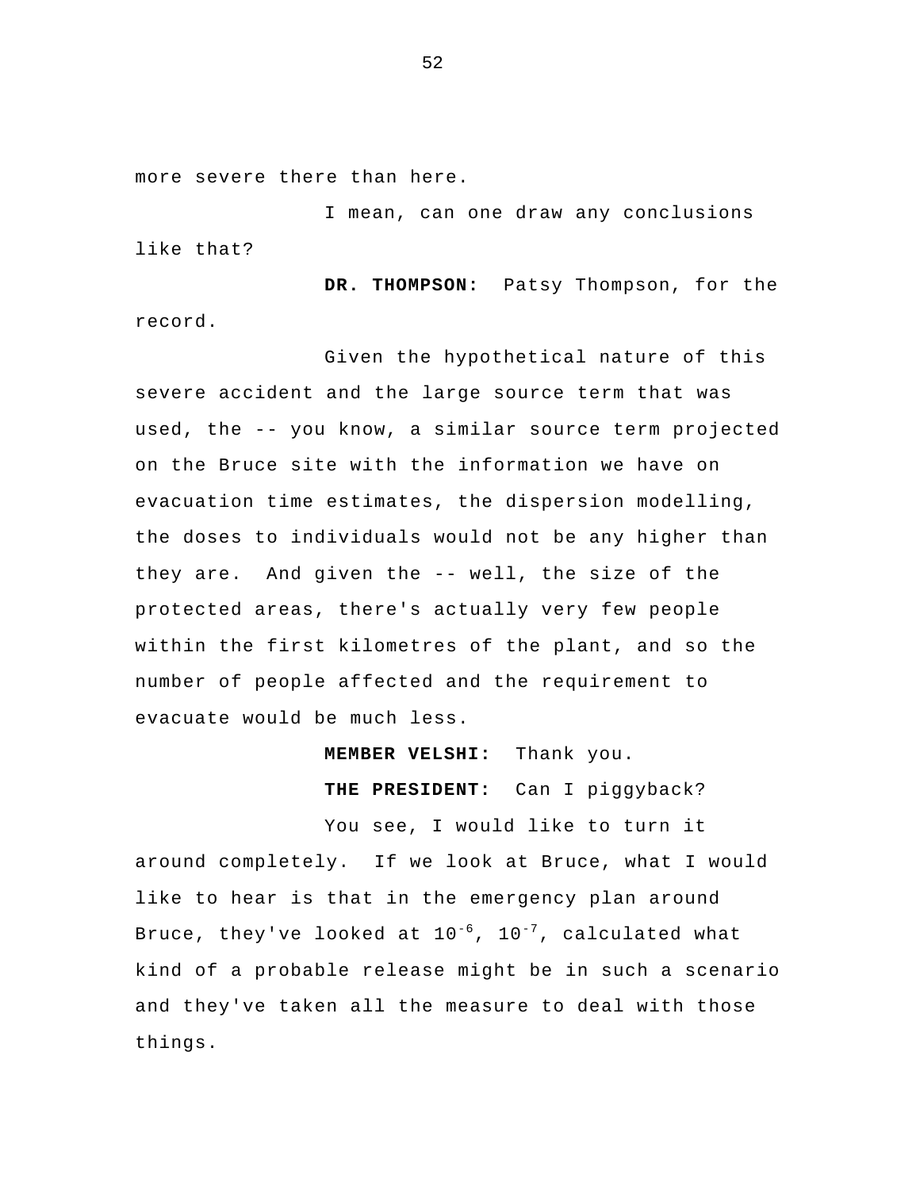more severe there than here.

I mean, can one draw any conclusions like that?

**DR. THOMPSON:** Patsy Thompson, for the record.

Given the hypothetical nature of this severe accident and the large source term that was used, the -- you know, a similar source term projected on the Bruce site with the information we have on evacuation time estimates, the dispersion modelling, the doses to individuals would not be any higher than they are. And given the -- well, the size of the protected areas, there's actually very few people within the first kilometres of the plant, and so the number of people affected and the requirement to evacuate would be much less.

**MEMBER VELSHI:** Thank you.

**THE PRESIDENT:** Can I piggyback?

You see, I would like to turn it around completely. If we look at Bruce, what I would like to hear is that in the emergency plan around Bruce, they've looked at $10^{-6}$, $10^{-7}$, calculated what kind of a probable release might be in such a scenario and they've taken all the measure to deal with those things.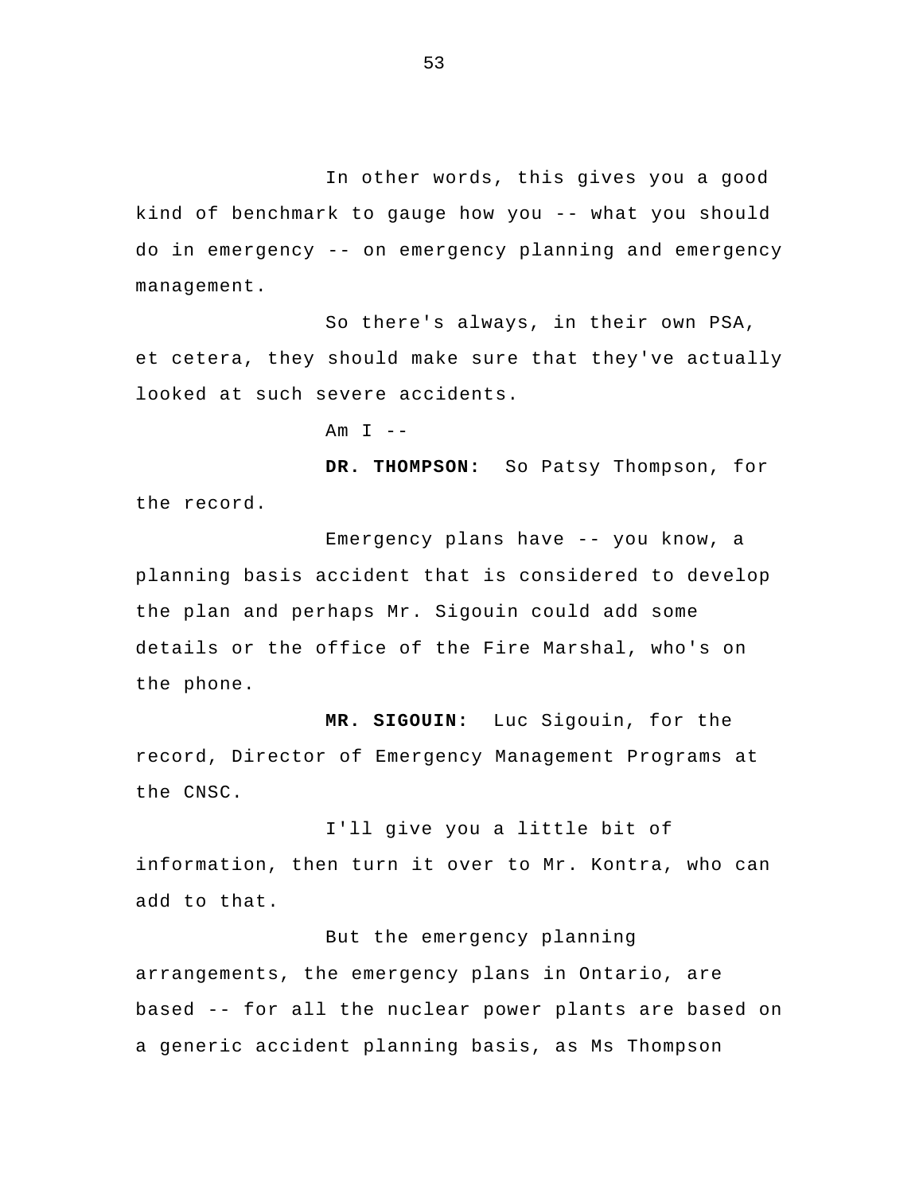In other words, this gives you a good kind of benchmark to gauge how you -- what you should do in emergency -- on emergency planning and emergency management.

So there's always, in their own PSA, et cetera, they should make sure that they've actually looked at such severe accidents.

Am I --

**DR. THOMPSON:** So Patsy Thompson, for the record.

Emergency plans have -- you know, a planning basis accident that is considered to develop the plan and perhaps Mr. Sigouin could add some details or the office of the Fire Marshal, who's on the phone.

**MR. SIGOUIN:** Luc Sigouin, for the record, Director of Emergency Management Programs at the CNSC.

I'll give you a little bit of information, then turn it over to Mr. Kontra, who can add to that.

But the emergency planning arrangements, the emergency plans in Ontario, are based -- for all the nuclear power plants are based on a generic accident planning basis, as Ms Thompson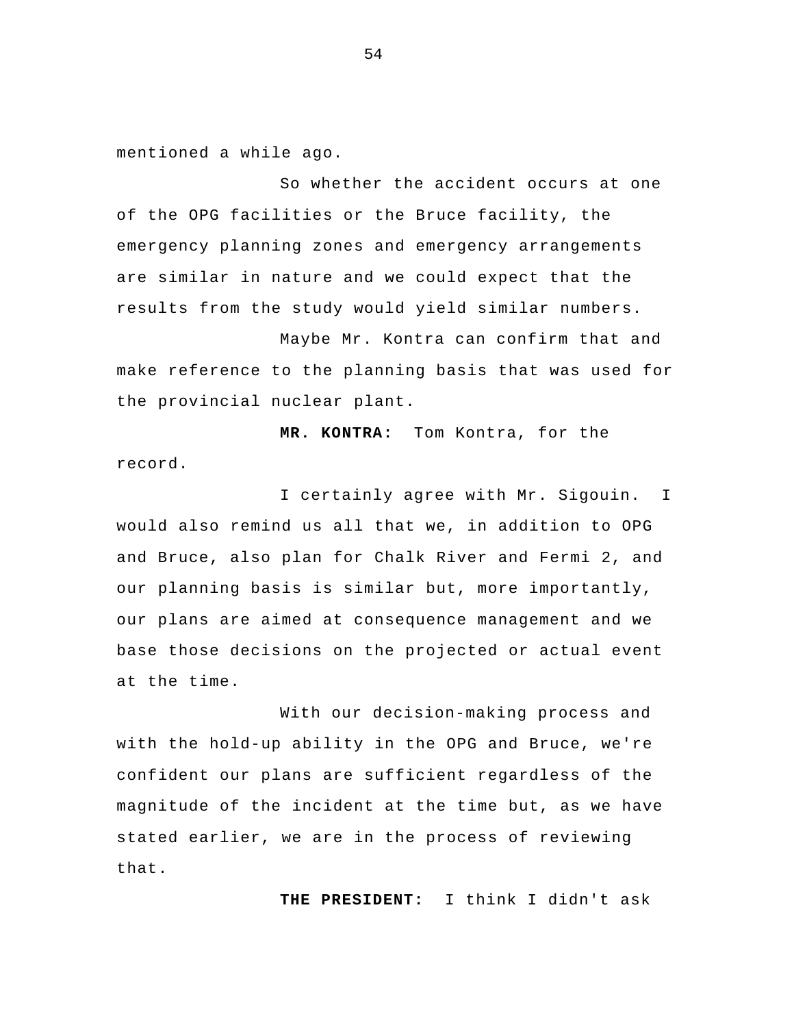mentioned a while ago.

So whether the accident occurs at one of the OPG facilities or the Bruce facility, the emergency planning zones and emergency arrangements are similar in nature and we could expect that the results from the study would yield similar numbers.

Maybe Mr. Kontra can confirm that and make reference to the planning basis that was used for the provincial nuclear plant.

**MR. KONTRA:** Tom Kontra, for the record.

I certainly agree with Mr. Sigouin. I would also remind us all that we, in addition to OPG and Bruce, also plan for Chalk River and Fermi 2, and our planning basis is similar but, more importantly, our plans are aimed at consequence management and we base those decisions on the projected or actual event at the time.

With our decision-making process and with the hold-up ability in the OPG and Bruce, we're confident our plans are sufficient regardless of the magnitude of the incident at the time but, as we have stated earlier, we are in the process of reviewing that.

**THE PRESIDENT:** I think I didn't ask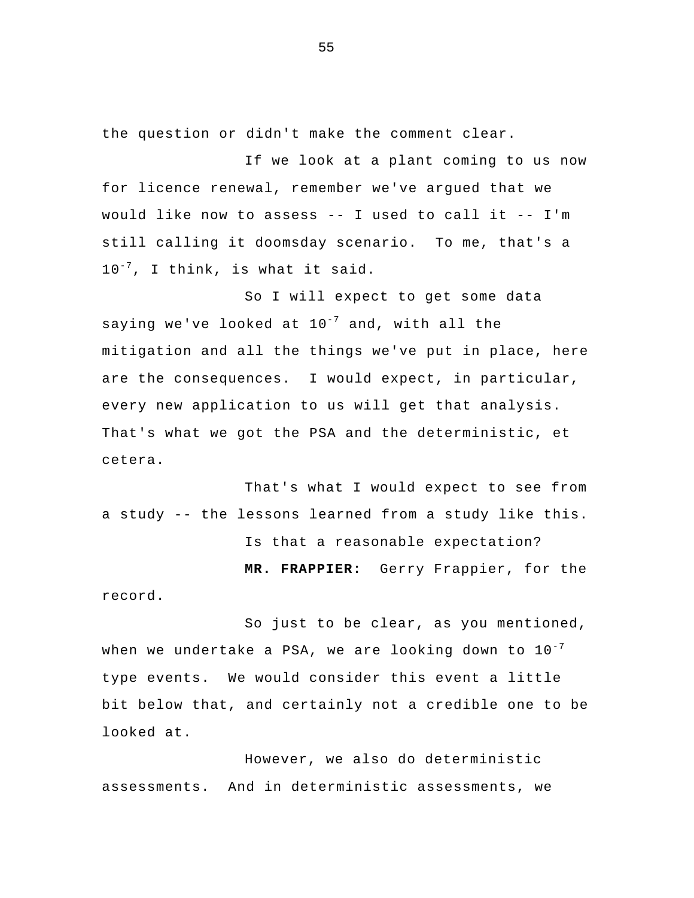the question or didn't make the comment clear.

If we look at a plant coming to us now for licence renewal, remember we've argued that we would like now to assess -- I used to call it -- I'm still calling it doomsday scenario. To me, that's a $10^{-7}$, I think, is what it said.

So I will expect to get some data saying we've looked at $10^{-7}$ and, with all the mitigation and all the things we've put in place, here are the consequences. I would expect, in particular, every new application to us will get that analysis. That's what we got the PSA and the deterministic, et cetera.

That's what I would expect to see from a study -- the lessons learned from a study like this.

Is that a reasonable expectation?

**MR. FRAPPIER:** Gerry Frappier, for the record.

So just to be clear, as you mentioned, when we undertake a PSA, we are looking down to $10^{-7}$ type events. We would consider this event a little bit below that, and certainly not a credible one to be looked at.

However, we also do deterministic assessments. And in deterministic assessments, we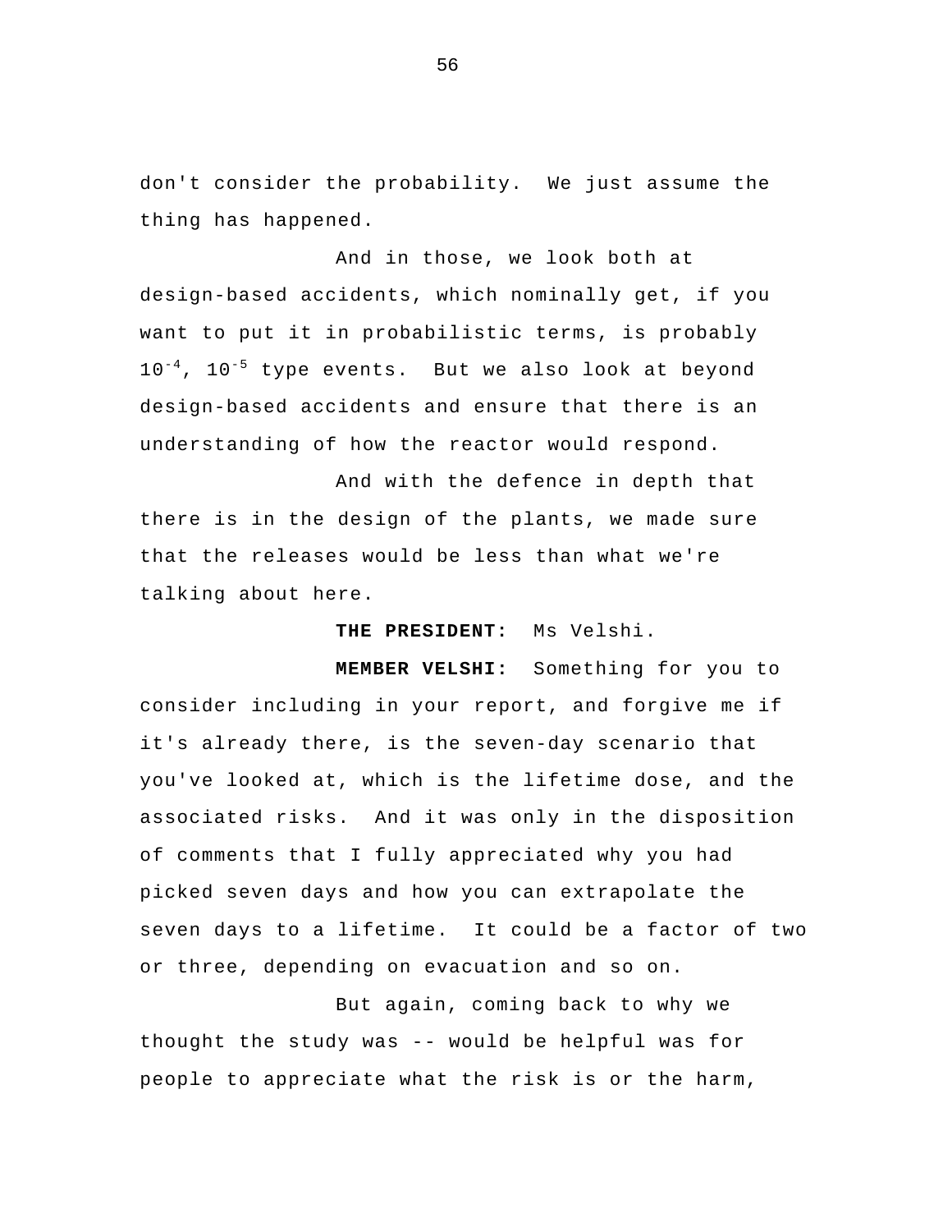don't consider the probability. We just assume the thing has happened.

And in those, we look both at design-based accidents, which nominally get, if you want to put it in probabilistic terms, is probably $10^{-4}$, $10^{-5}$ type events. But we also look at beyond design-based accidents and ensure that there is an understanding of how the reactor would respond.

And with the defence in depth that there is in the design of the plants, we made sure that the releases would be less than what we're talking about here.

**THE PRESIDENT:** Ms Velshi.

**MEMBER VELSHI:** Something for you to consider including in your report, and forgive me if it's already there, is the seven-day scenario that you've looked at, which is the lifetime dose, and the associated risks. And it was only in the disposition of comments that I fully appreciated why you had picked seven days and how you can extrapolate the seven days to a lifetime. It could be a factor of two or three, depending on evacuation and so on.

But again, coming back to why we thought the study was -- would be helpful was for people to appreciate what the risk is or the harm,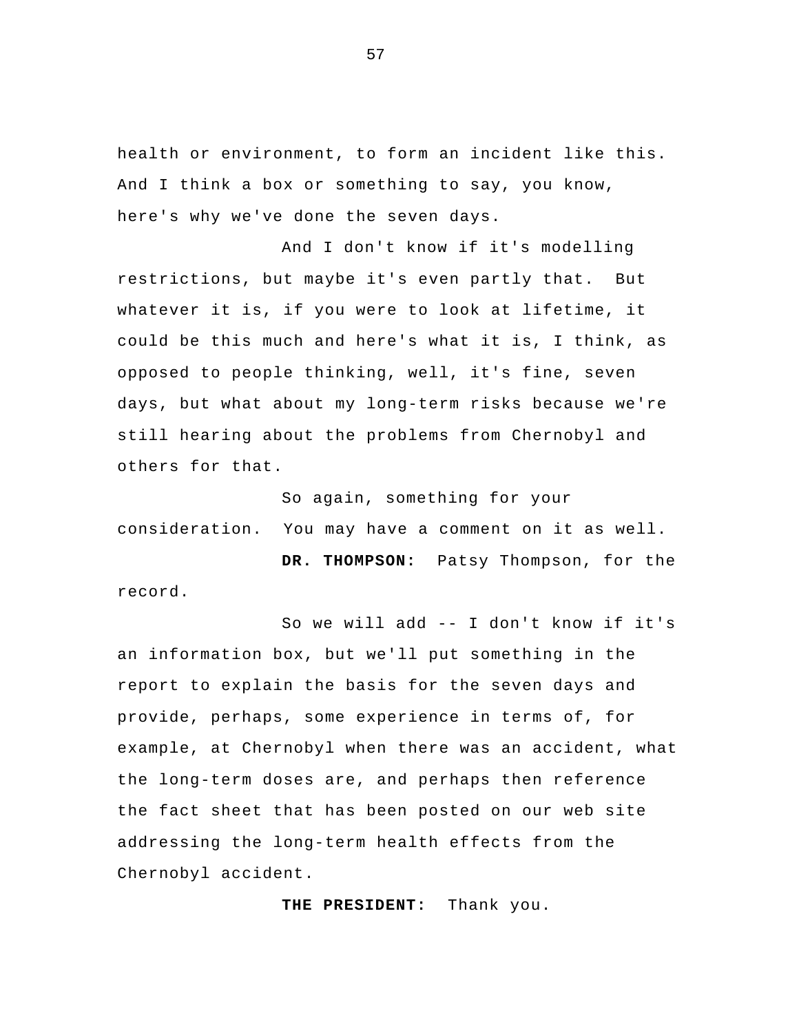health or environment, to form an incident like this. And I think a box or something to say, you know, here's why we've done the seven days.

And I don't know if it's modelling restrictions, but maybe it's even partly that. But whatever it is, if you were to look at lifetime, it could be this much and here's what it is, I think, as opposed to people thinking, well, it's fine, seven days, but what about my long-term risks because we're still hearing about the problems from Chernobyl and others for that.

So again, something for your consideration. You may have a comment on it as well.

**DR. THOMPSON:** Patsy Thompson, for the record.

So we will add -- I don't know if it's an information box, but we'll put something in the report to explain the basis for the seven days and provide, perhaps, some experience in terms of, for example, at Chernobyl when there was an accident, what the long-term doses are, and perhaps then reference the fact sheet that has been posted on our web site addressing the long-term health effects from the Chernobyl accident.

**THE PRESIDENT:** Thank you.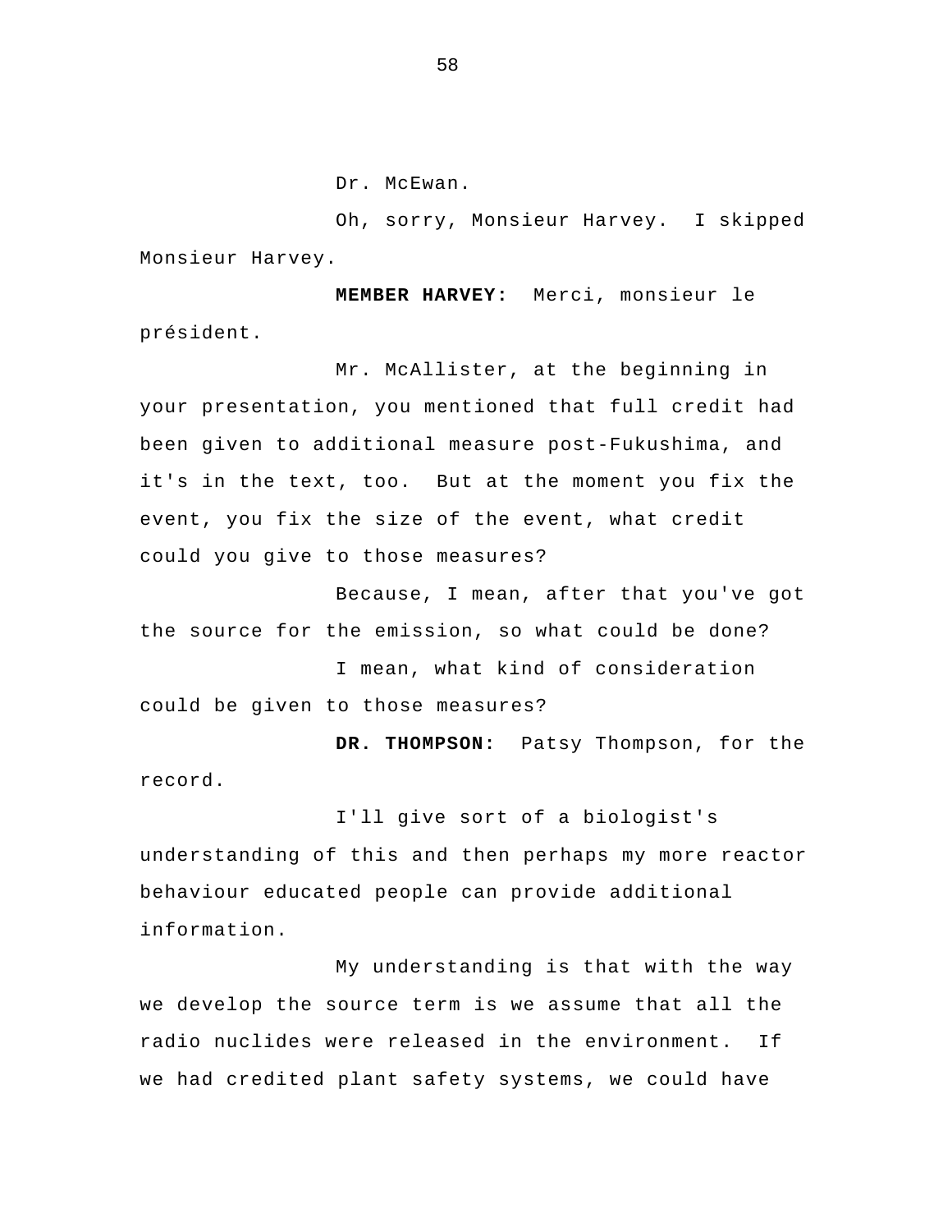Dr. McEwan.

Oh, sorry, Monsieur Harvey. I skipped Monsieur Harvey.

**MEMBER HARVEY:** Merci, monsieur le président.

Mr. McAllister, at the beginning in your presentation, you mentioned that full credit had been given to additional measure post-Fukushima, and it's in the text, too. But at the moment you fix the event, you fix the size of the event, what credit could you give to those measures?

Because, I mean, after that you've got the source for the emission, so what could be done?

I mean, what kind of consideration could be given to those measures?

**DR. THOMPSON:** Patsy Thompson, for the record.

I'll give sort of a biologist's understanding of this and then perhaps my more reactor behaviour educated people can provide additional information.

My understanding is that with the way we develop the source term is we assume that all the radio nuclides were released in the environment. If we had credited plant safety systems, we could have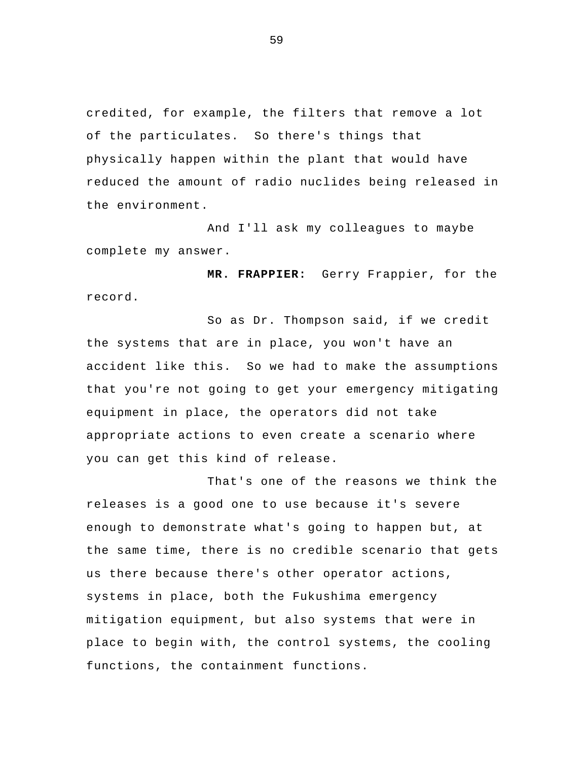credited, for example, the filters that remove a lot of the particulates. So there's things that physically happen within the plant that would have reduced the amount of radio nuclides being released in the environment.

And I'll ask my colleagues to maybe complete my answer.

**MR. FRAPPIER:** Gerry Frappier, for the record.

So as Dr. Thompson said, if we credit the systems that are in place, you won't have an accident like this. So we had to make the assumptions that you're not going to get your emergency mitigating equipment in place, the operators did not take appropriate actions to even create a scenario where you can get this kind of release.

That's one of the reasons we think the releases is a good one to use because it's severe enough to demonstrate what's going to happen but, at the same time, there is no credible scenario that gets us there because there's other operator actions, systems in place, both the Fukushima emergency mitigation equipment, but also systems that were in place to begin with, the control systems, the cooling functions, the containment functions.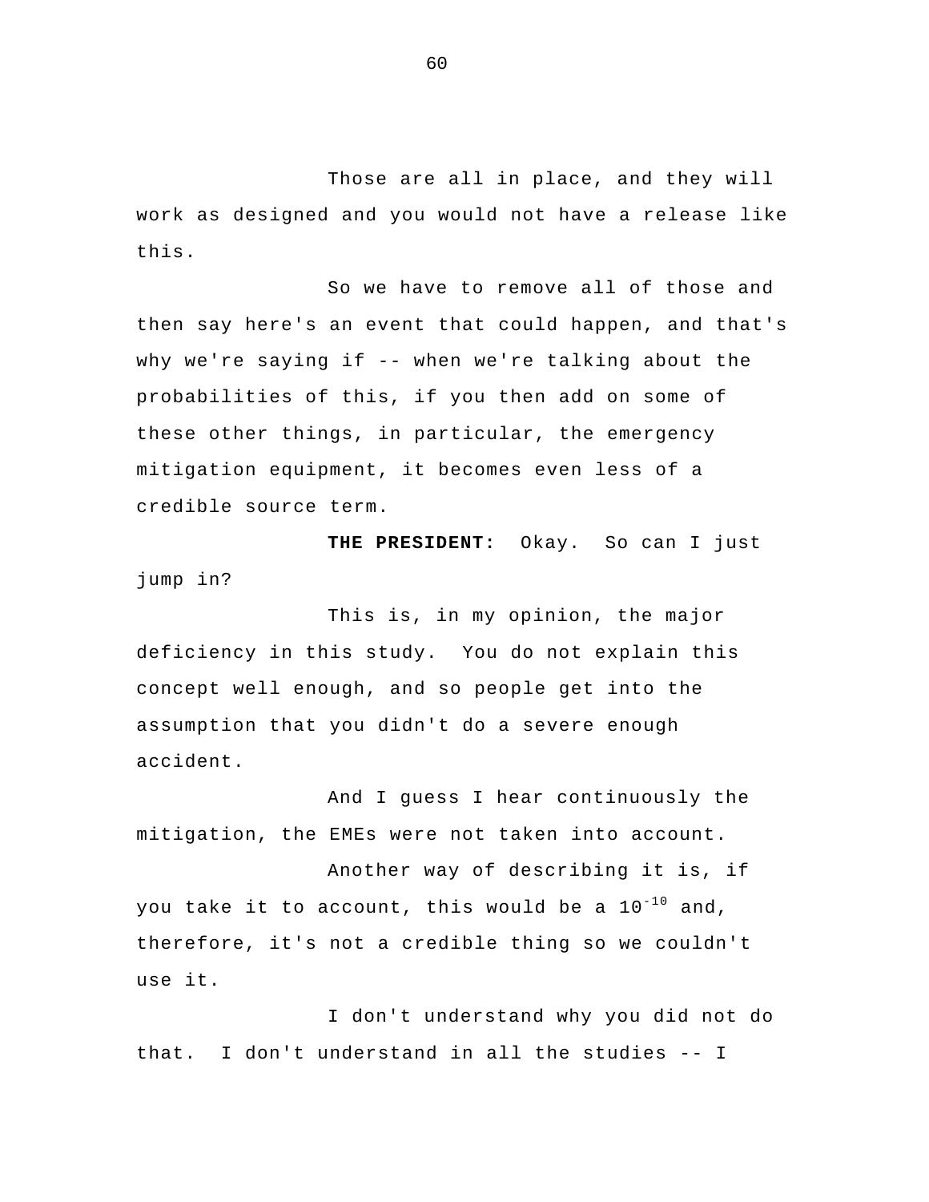Those are all in place, and they will work as designed and you would not have a release like this.

So we have to remove all of those and then say here's an event that could happen, and that's why we're saying if -- when we're talking about the probabilities of this, if you then add on some of these other things, in particular, the emergency mitigation equipment, it becomes even less of a credible source term.

**THE PRESIDENT:** Okay. So can I just jump in?

This is, in my opinion, the major deficiency in this study. You do not explain this concept well enough, and so people get into the assumption that you didn't do a severe enough accident.

And I guess I hear continuously the mitigation, the EMEs were not taken into account.

Another way of describing it is, if you take it to account, this would be a $10^{-10}$ and, therefore, it's not a credible thing so we couldn't use it.

I don't understand why you did not do that. I don't understand in all the studies -- I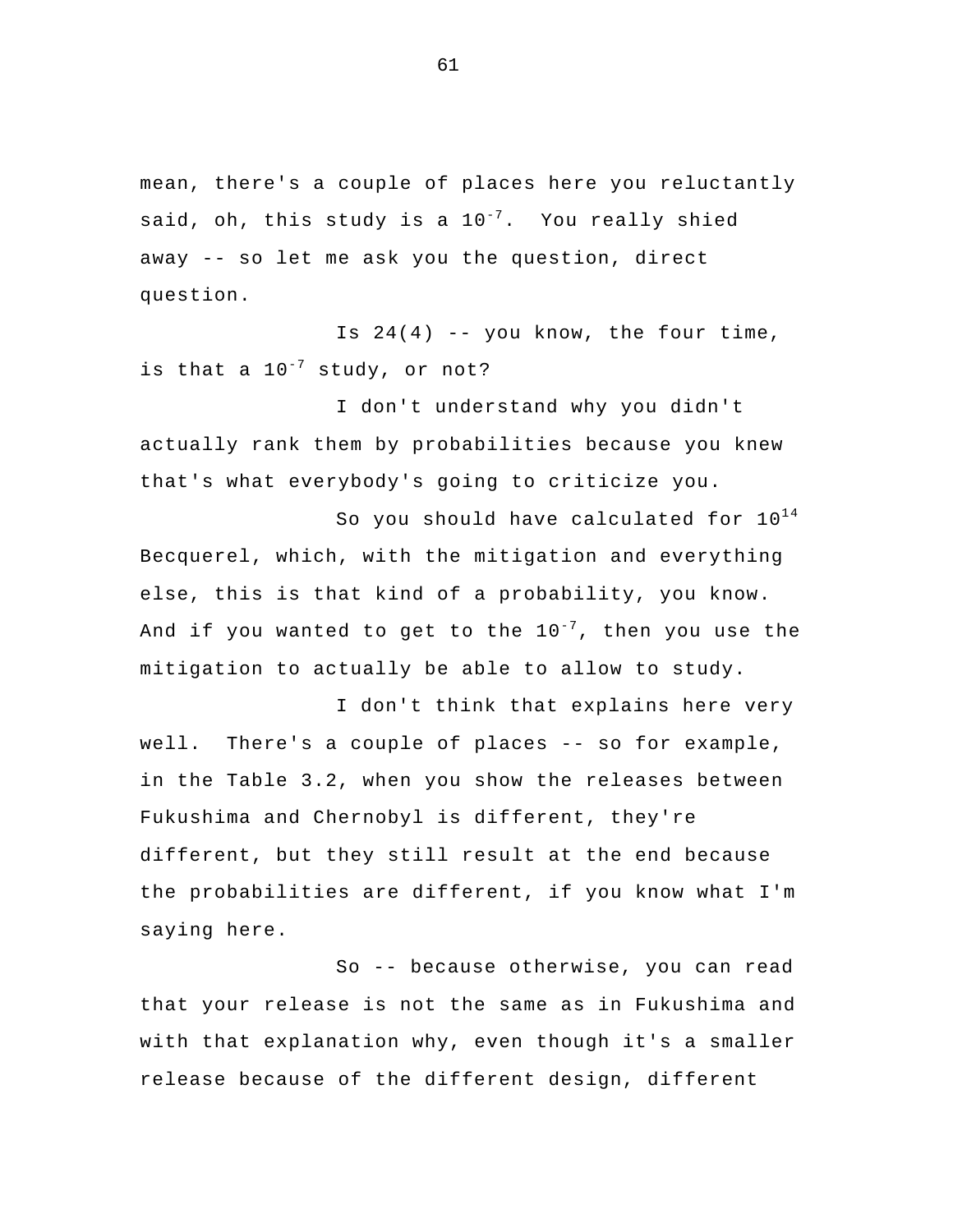mean, there's a couple of places here you reluctantly said, oh, this study is a $10^{-7}$. You really shied away -- so let me ask you the question, direct question.

Is 24(4) -- you know, the four time, is that a $10^{-7}$ study, or not?

I don't understand why you didn't actually rank them by probabilities because you knew that's what everybody's going to criticize you.

So you should have calculated for $10^{14}$ Becquerel, which, with the mitigation and everything else, this is that kind of a probability, you know. And if you wanted to get to the $10^{-7}$, then you use the mitigation to actually be able to allow to study.

I don't think that explains here very well. There's a couple of places -- so for example, in the Table 3.2, when you show the releases between Fukushima and Chernobyl is different, they're different, but they still result at the end because the probabilities are different, if you know what I'm saying here.

So -- because otherwise, you can read that your release is not the same as in Fukushima and with that explanation why, even though it's a smaller release because of the different design, different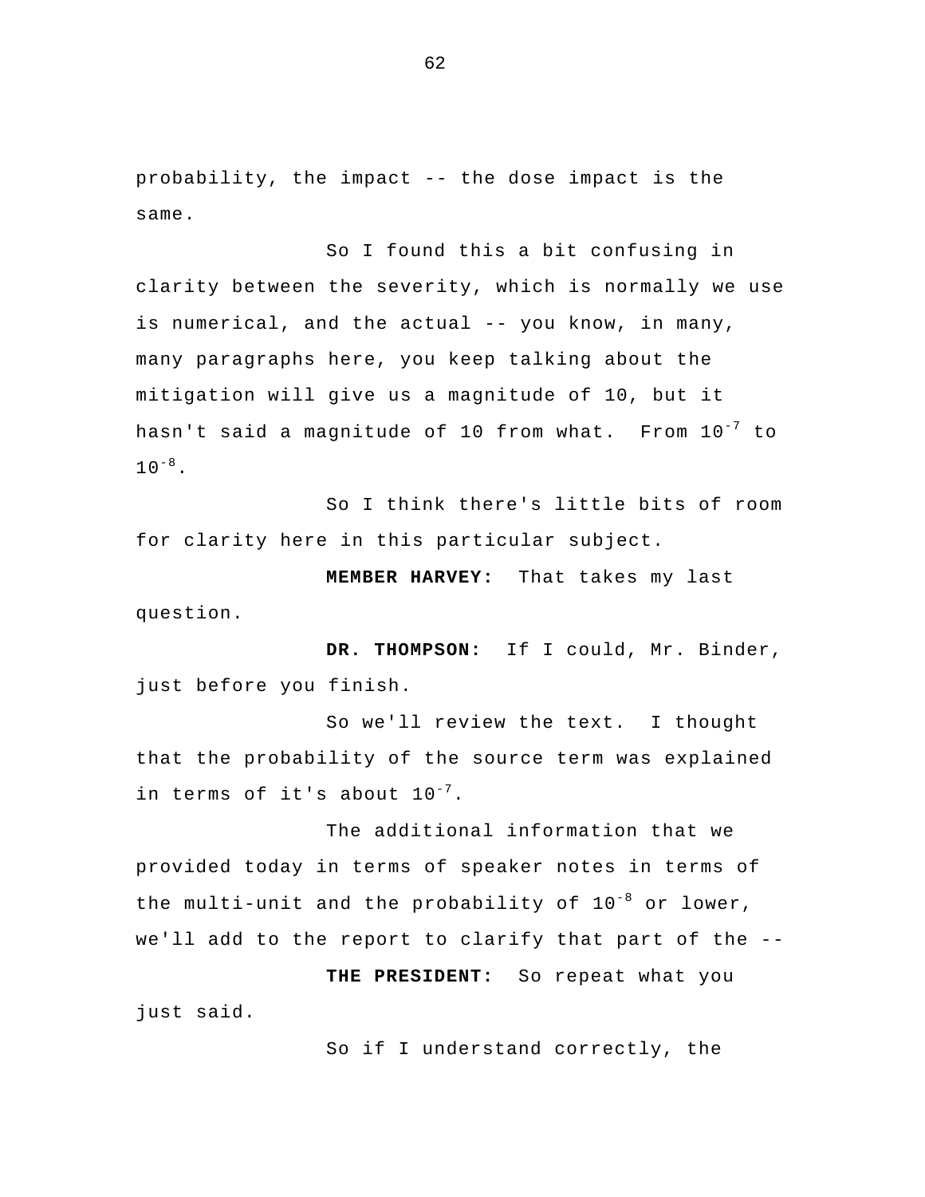probability, the impact -- the dose impact is the same.

So I found this a bit confusing in clarity between the severity, which is normally we use is numerical, and the actual -- you know, in many, many paragraphs here, you keep talking about the mitigation will give us a magnitude of 10, but it hasn't said a magnitude of 10 from what. From $10^{-7}$ to $10^{-8}$.

So I think there's little bits of room for clarity here in this particular subject.

**MEMBER HARVEY:** That takes my last question.

**DR. THOMPSON:** If I could, Mr. Binder, just before you finish.

So we'll review the text. I thought that the probability of the source term was explained in terms of it's about $10^{-7}$.

The additional information that we provided today in terms of speaker notes in terms of the multi-unit and the probability of $10^{-8}$ or lower, we'll add to the report to clarify that part of the --

**THE PRESIDENT:** So repeat what you just said.

So if I understand correctly, the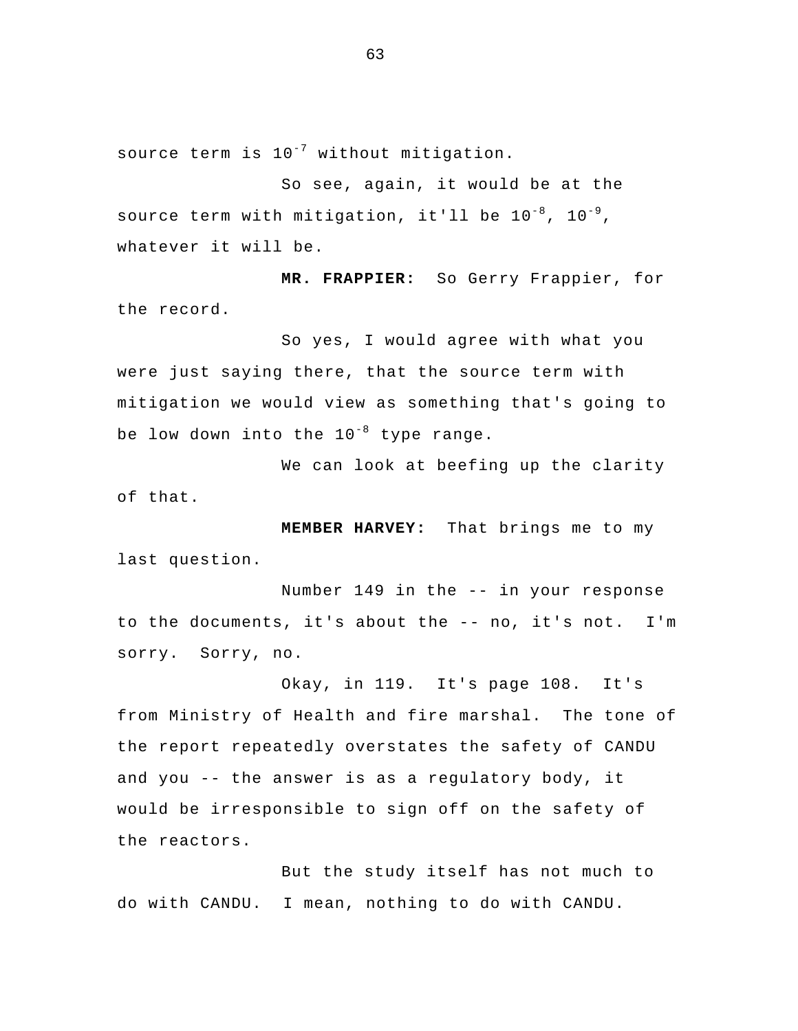source term is $10^{-7}$ without mitigation.

So see, again, it would be at the source term with mitigation, it'll be $10^{-8}$, $10^{-9}$, whatever it will be.

**MR. FRAPPIER:** So Gerry Frappier, for the record.

So yes, I would agree with what you were just saying there, that the source term with mitigation we would view as something that's going to be low down into the $10^{-8}$ type range.

We can look at beefing up the clarity of that.

**MEMBER HARVEY:** That brings me to my last question.

Number 149 in the -- in your response to the documents, it's about the -- no, it's not. I'm sorry. Sorry, no.

Okay, in 119. It's page 108. It's from Ministry of Health and fire marshal. The tone of the report repeatedly overstates the safety of CANDU and you -- the answer is as a regulatory body, it would be irresponsible to sign off on the safety of the reactors.

But the study itself has not much to do with CANDU. I mean, nothing to do with CANDU.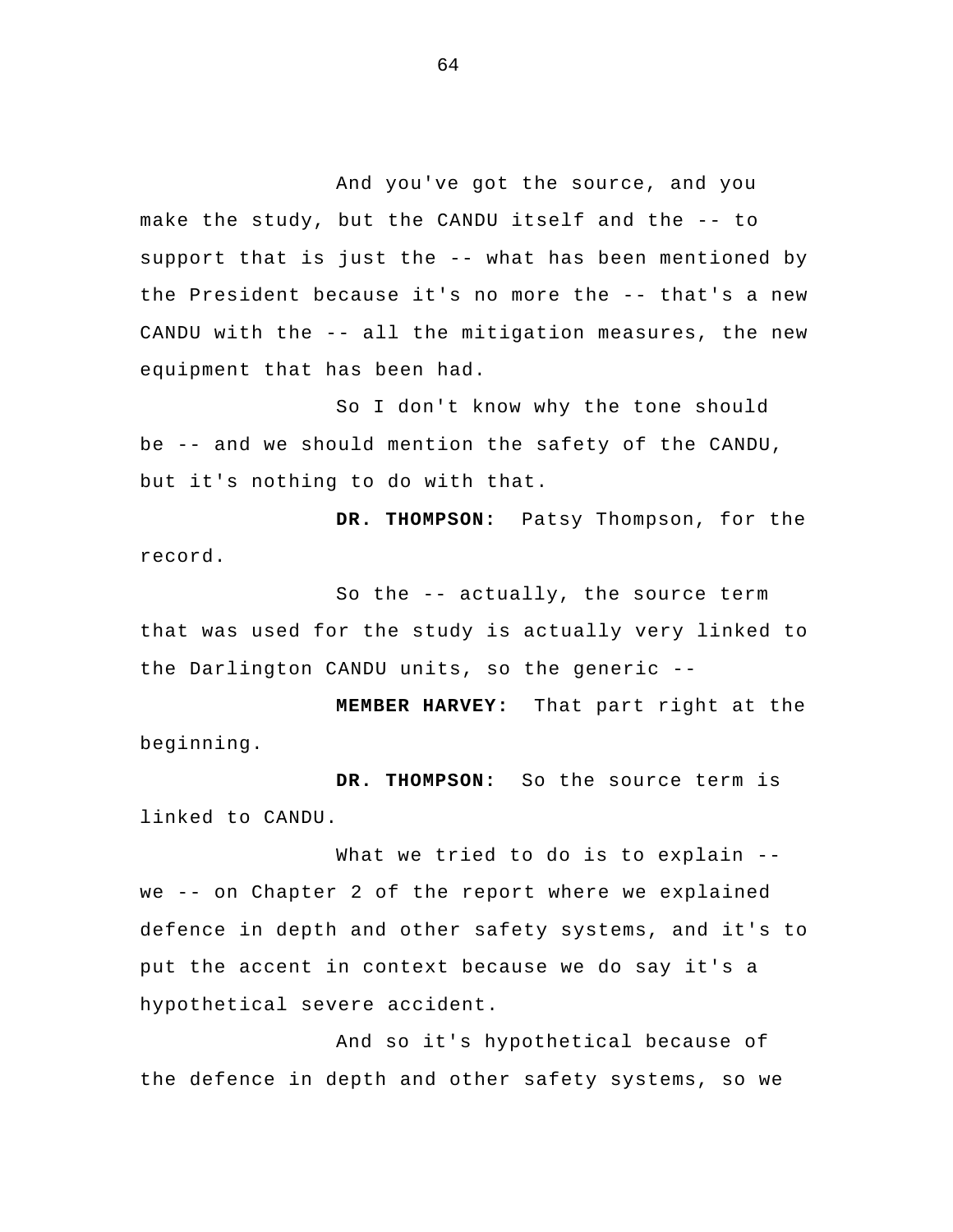And you've got the source, and you make the study, but the CANDU itself and the -- to support that is just the -- what has been mentioned by the President because it's no more the -- that's a new CANDU with the -- all the mitigation measures, the new equipment that has been had.

So I don't know why the tone should be -- and we should mention the safety of the CANDU, but it's nothing to do with that.

**DR. THOMPSON:** Patsy Thompson, for the record.

So the -- actually, the source term that was used for the study is actually very linked to the Darlington CANDU units, so the generic --

**MEMBER HARVEY:** That part right at the beginning.

**DR. THOMPSON:** So the source term is linked to CANDU.

What we tried to do is to explain -- we -- on Chapter 2 of the report where we explained defence in depth and other safety systems, and it's to put the accent in context because we do say it's a hypothetical severe accident.

And so it's hypothetical because of the defence in depth and other safety systems, so we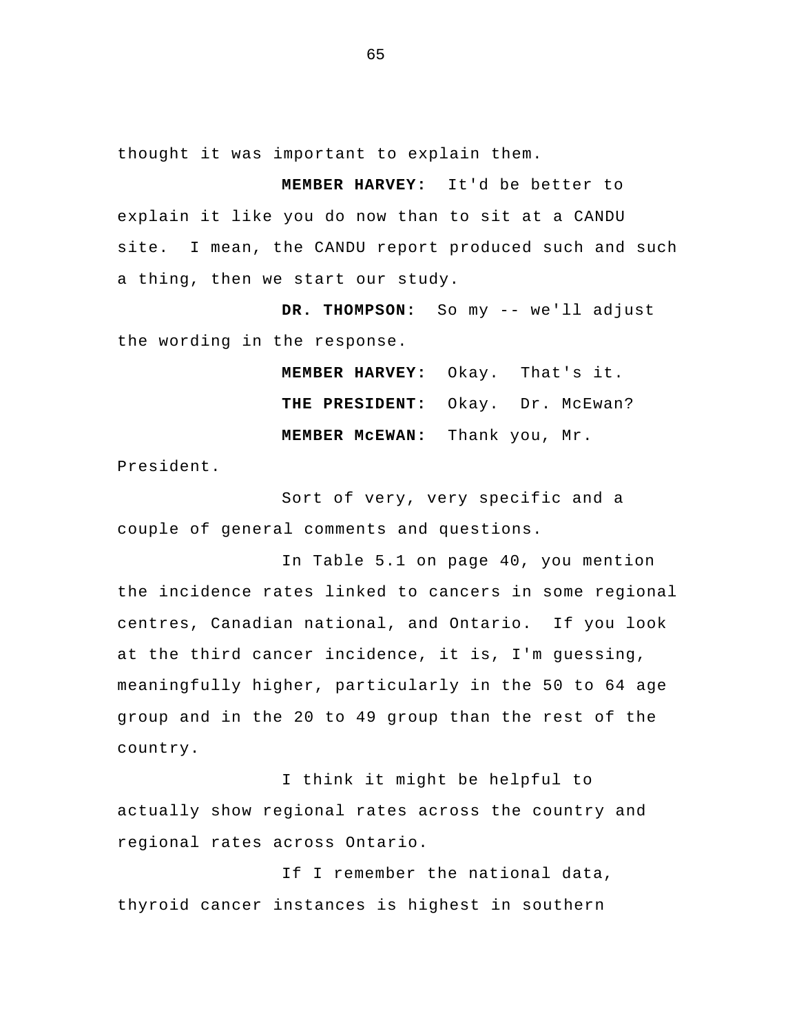thought it was important to explain them.

**MEMBER HARVEY:** It'd be better to explain it like you do now than to sit at a CANDU site. I mean, the CANDU report produced such and such a thing, then we start our study.

**DR. THOMPSON:** So my -- we'll adjust the wording in the response.

**MEMBER HARVEY:** Okay. That's it.

**THE PRESIDENT:** Okay. Dr. McEwan?

**MEMBER McEWAN:** Thank you, Mr. President.

Sort of very, very specific and a couple of general comments and questions.

In Table 5.1 on page 40, you mention the incidence rates linked to cancers in some regional centres, Canadian national, and Ontario. If you look at the third cancer incidence, it is, I'm guessing, meaningfully higher, particularly in the 50 to 64 age group and in the 20 to 49 group than the rest of the country.

I think it might be helpful to actually show regional rates across the country and regional rates across Ontario.

If I remember the national data, thyroid cancer instances is highest in southern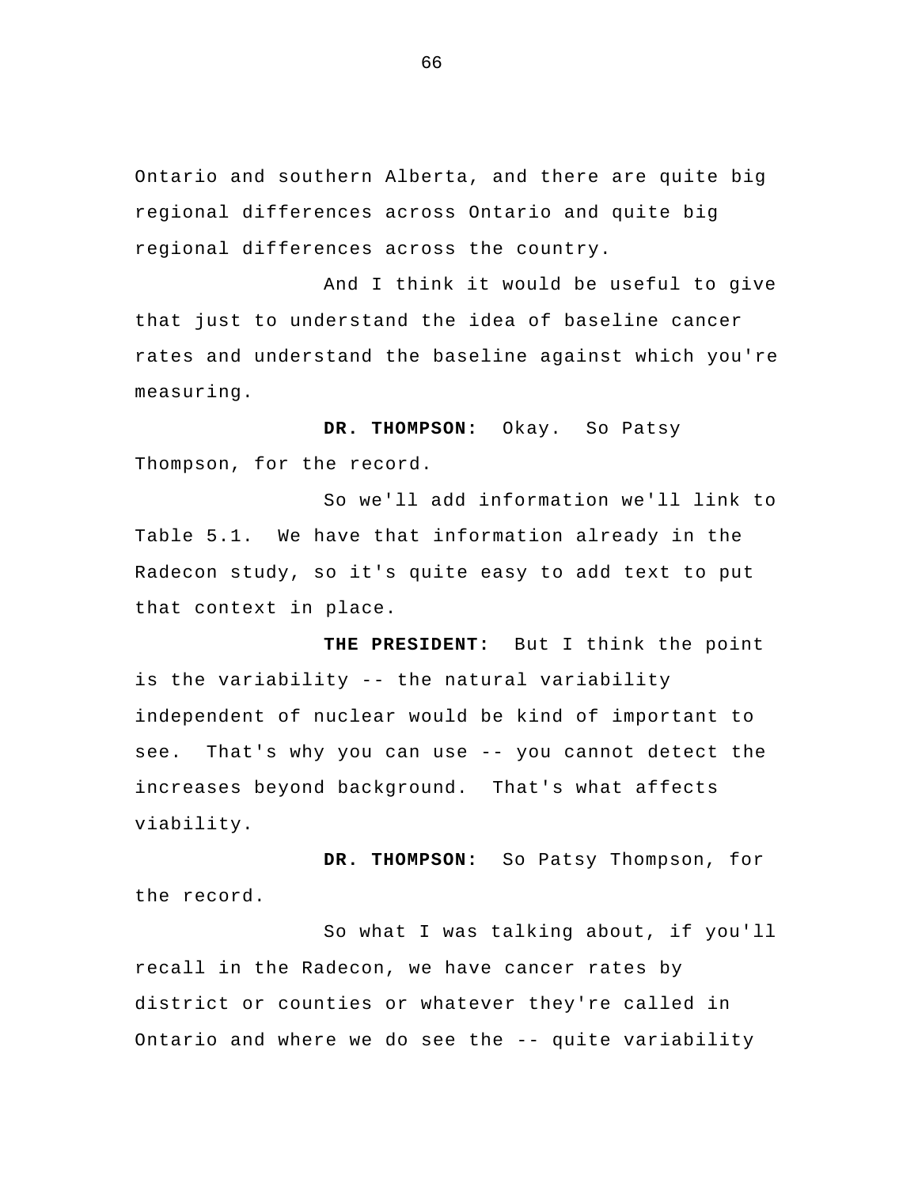Ontario and southern Alberta, and there are quite big regional differences across Ontario and quite big regional differences across the country.

And I think it would be useful to give that just to understand the idea of baseline cancer rates and understand the baseline against which you're measuring.

**DR. THOMPSON:** Okay. So Patsy Thompson, for the record.

So we'll add information we'll link to Table 5.1. We have that information already in the Radecon study, so it's quite easy to add text to put that context in place.

**THE PRESIDENT:** But I think the point is the variability -- the natural variability independent of nuclear would be kind of important to see. That's why you can use -- you cannot detect the increases beyond background. That's what affects viability.

**DR. THOMPSON:** So Patsy Thompson, for the record.

So what I was talking about, if you'll recall in the Radecon, we have cancer rates by district or counties or whatever they're called in Ontario and where we do see the -- quite variability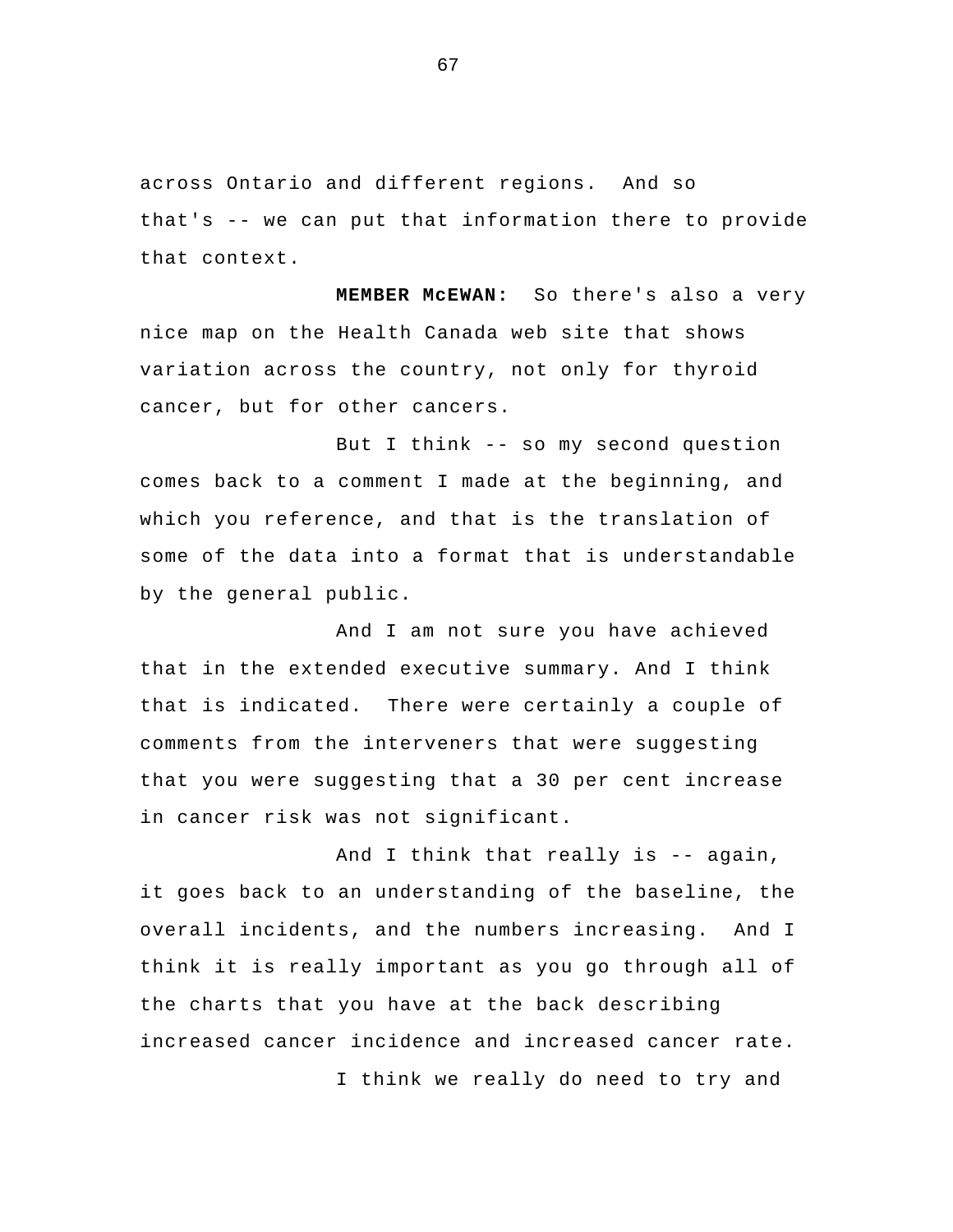across Ontario and different regions. And so that's -- we can put that information there to provide that context.

**MEMBER McEWAN:** So there's also a very nice map on the Health Canada web site that shows variation across the country, not only for thyroid cancer, but for other cancers.

But I think -- so my second question comes back to a comment I made at the beginning, and which you reference, and that is the translation of some of the data into a format that is understandable by the general public.

And I am not sure you have achieved that in the extended executive summary. And I think that is indicated. There were certainly a couple of comments from the interveners that were suggesting that you were suggesting that a 30 per cent increase in cancer risk was not significant.

And I think that really is -- again, it goes back to an understanding of the baseline, the overall incidents, and the numbers increasing. And I think it is really important as you go through all of the charts that you have at the back describing increased cancer incidence and increased cancer rate.

I think we really do need to try and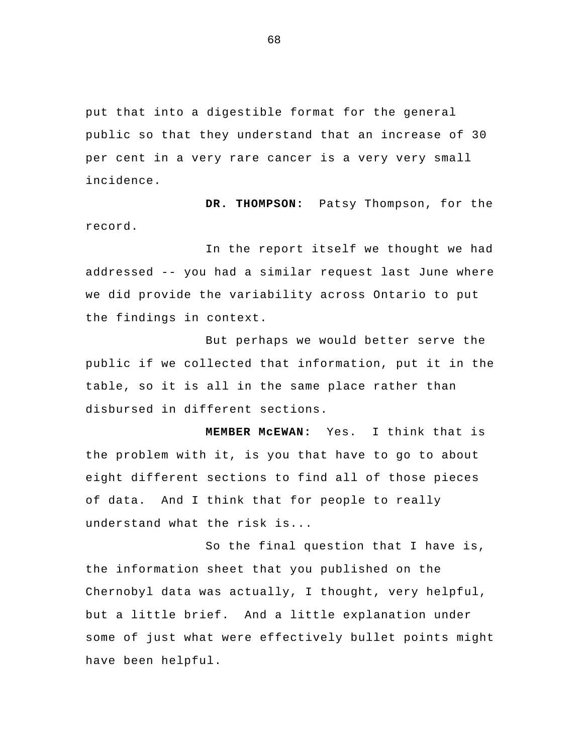put that into a digestible format for the general public so that they understand that an increase of 30 per cent in a very rare cancer is a very very small incidence.

**DR. THOMPSON:** Patsy Thompson, for the record.

In the report itself we thought we had addressed -- you had a similar request last June where we did provide the variability across Ontario to put the findings in context.

But perhaps we would better serve the public if we collected that information, put it in the table, so it is all in the same place rather than disbursed in different sections.

**MEMBER McEWAN:** Yes. I think that is the problem with it, is you that have to go to about eight different sections to find all of those pieces of data. And I think that for people to really understand what the risk is...

So the final question that I have is, the information sheet that you published on the Chernobyl data was actually, I thought, very helpful, but a little brief. And a little explanation under some of just what were effectively bullet points might have been helpful.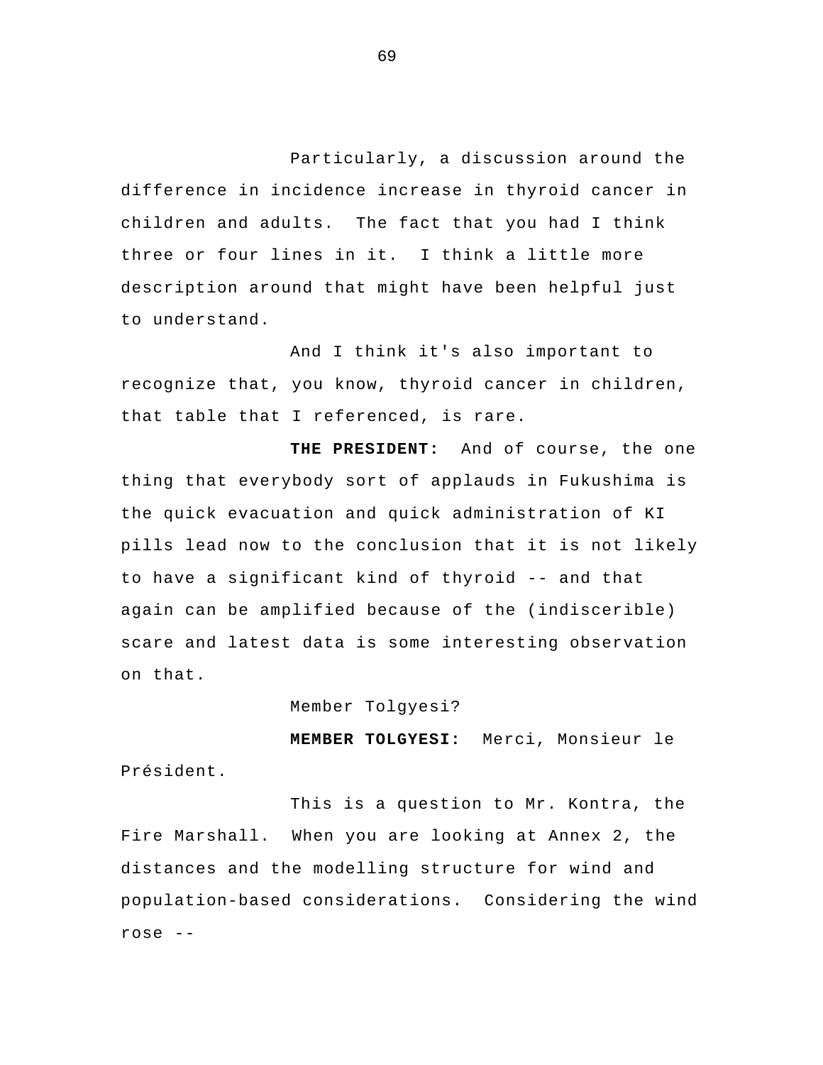Particularly, a discussion around the difference in incidence increase in thyroid cancer in children and adults. The fact that you had I think three or four lines in it. I think a little more description around that might have been helpful just to understand.

And I think it's also important to recognize that, you know, thyroid cancer in children, that table that I referenced, is rare.

**THE PRESIDENT:** And of course, the one thing that everybody sort of applauds in Fukushima is the quick evacuation and quick administration of KI pills lead now to the conclusion that it is not likely to have a significant kind of thyroid -- and that again can be amplified because of the (indiscerible) scare and latest data is some interesting observation on that.

Member Tolgyesi?

**MEMBER TOLGYESI:** Merci, Monsieur le Président.

This is a question to Mr. Kontra, the Fire Marshall. When you are looking at Annex 2, the distances and the modelling structure for wind and population-based considerations. Considering the wind rose --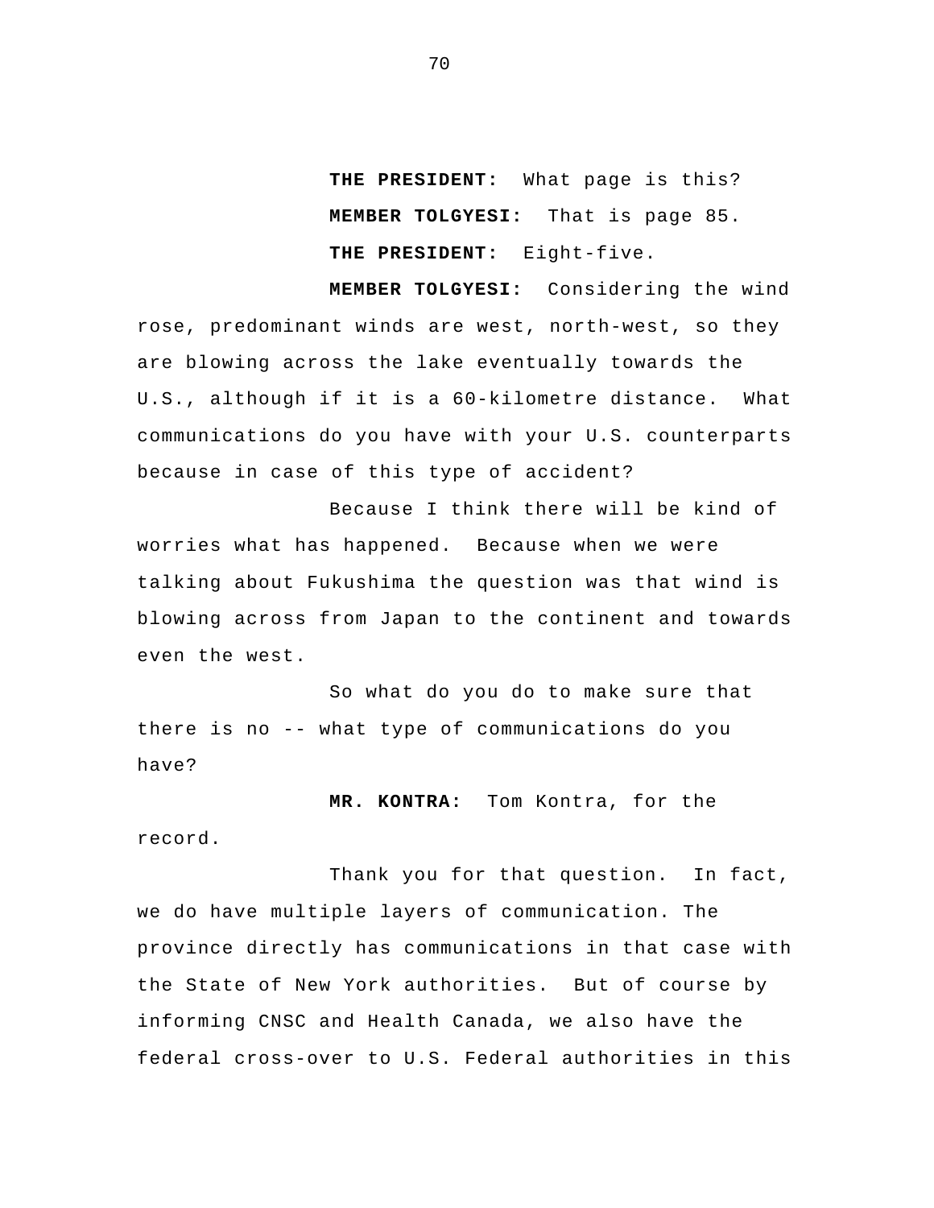**THE PRESIDENT:** What page is this?

**MEMBER TOLGYESI:** That is page 85.

**THE PRESIDENT:** Eight-five.

**MEMBER TOLGYESI:** Considering the wind rose, predominant winds are west, north-west, so they are blowing across the lake eventually towards the U.S., although if it is a 60-kilometre distance. What communications do you have with your U.S. counterparts because in case of this type of accident?

Because I think there will be kind of worries what has happened. Because when we were talking about Fukushima the question was that wind is blowing across from Japan to the continent and towards even the west.

So what do you do to make sure that there is no -- what type of communications do you have?

**MR. KONTRA:** Tom Kontra, for the record.

Thank you for that question. In fact, we do have multiple layers of communication. The province directly has communications in that case with the State of New York authorities. But of course by informing CNSC and Health Canada, we also have the federal cross-over to U.S. Federal authorities in this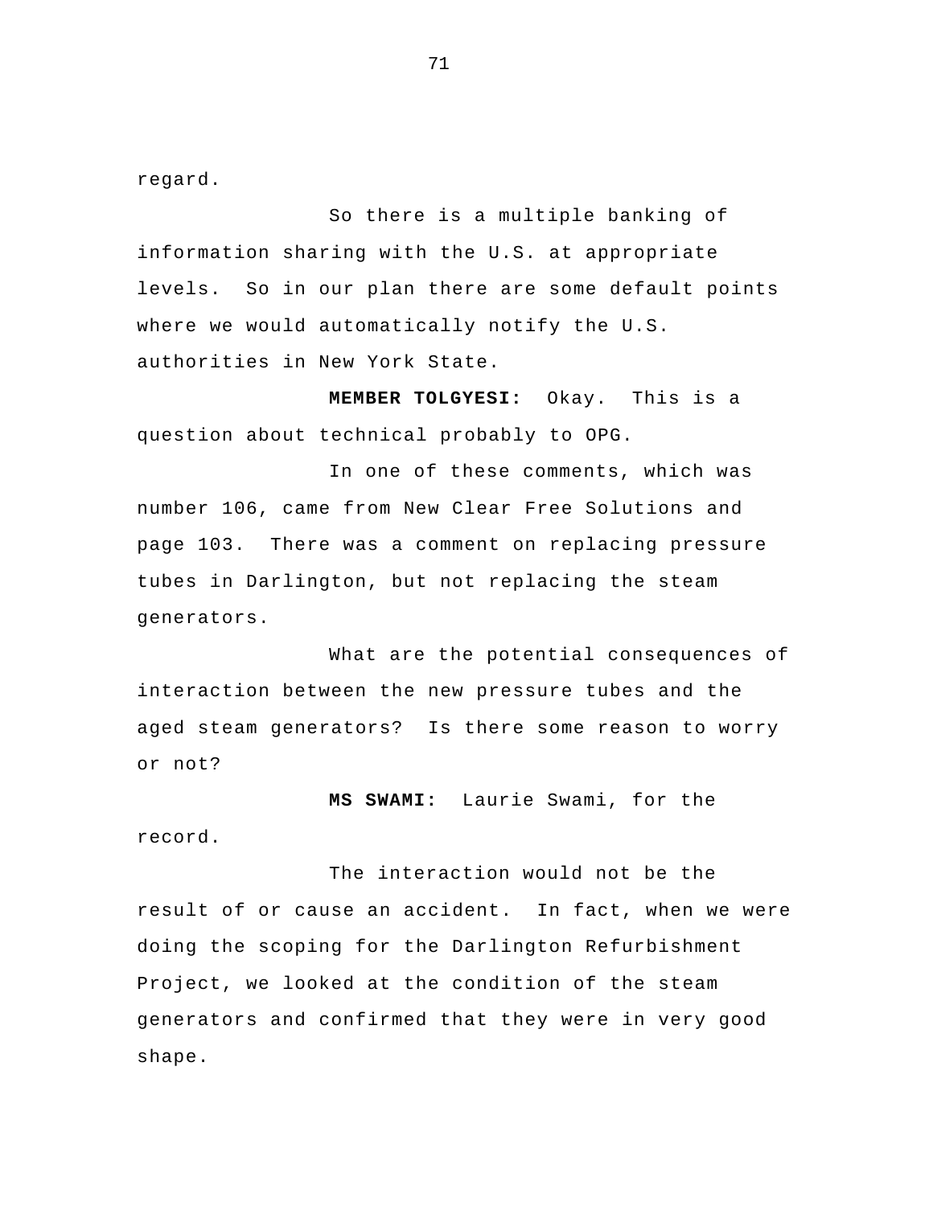regard.

So there is a multiple banking of information sharing with the U.S. at appropriate levels. So in our plan there are some default points where we would automatically notify the U.S. authorities in New York State.

**MEMBER TOLGYESI:** Okay. This is a question about technical probably to OPG.

In one of these comments, which was number 106, came from New Clear Free Solutions and page 103. There was a comment on replacing pressure tubes in Darlington, but not replacing the steam generators.

What are the potential consequences of interaction between the new pressure tubes and the aged steam generators? Is there some reason to worry or not?

**MS SWAMI:** Laurie Swami, for the record.

The interaction would not be the result of or cause an accident. In fact, when we were doing the scoping for the Darlington Refurbishment Project, we looked at the condition of the steam generators and confirmed that they were in very good shape.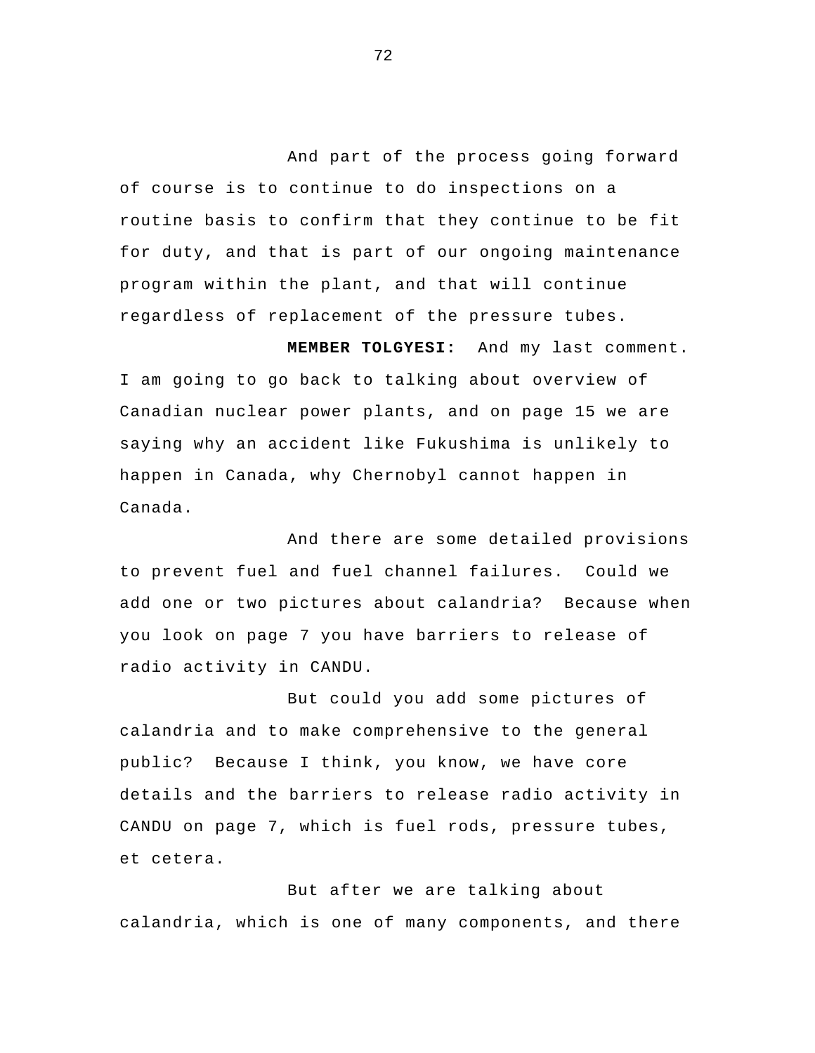And part of the process going forward of course is to continue to do inspections on a routine basis to confirm that they continue to be fit for duty, and that is part of our ongoing maintenance program within the plant, and that will continue regardless of replacement of the pressure tubes.

**MEMBER TOLGYESI:** And my last comment. I am going to go back to talking about overview of Canadian nuclear power plants, and on page 15 we are saying why an accident like Fukushima is unlikely to happen in Canada, why Chernobyl cannot happen in Canada.

And there are some detailed provisions to prevent fuel and fuel channel failures. Could we add one or two pictures about calandria? Because when you look on page 7 you have barriers to release of radio activity in CANDU.

But could you add some pictures of calandria and to make comprehensive to the general public? Because I think, you know, we have core details and the barriers to release radio activity in CANDU on page 7, which is fuel rods, pressure tubes, et cetera.

But after we are talking about calandria, which is one of many components, and there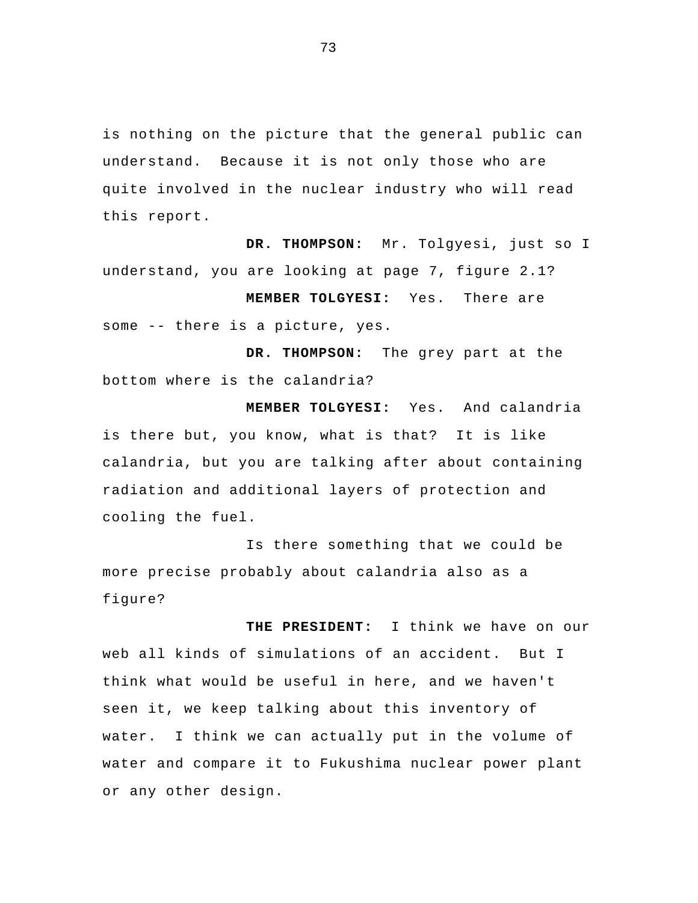is nothing on the picture that the general public can understand. Because it is not only those who are quite involved in the nuclear industry who will read this report.

**DR. THOMPSON:** Mr. Tolgyesi, just so I understand, you are looking at page 7, figure 2.1?

**MEMBER TOLGYESI:** Yes. There are some -- there is a picture, yes.

**DR. THOMPSON:** The grey part at the bottom where is the calandria?

**MEMBER TOLGYESI:** Yes. And calandria is there but, you know, what is that? It is like calandria, but you are talking after about containing radiation and additional layers of protection and cooling the fuel.

Is there something that we could be more precise probably about calandria also as a figure?

**THE PRESIDENT:** I think we have on our web all kinds of simulations of an accident. But I think what would be useful in here, and we haven't seen it, we keep talking about this inventory of water. I think we can actually put in the volume of water and compare it to Fukushima nuclear power plant or any other design.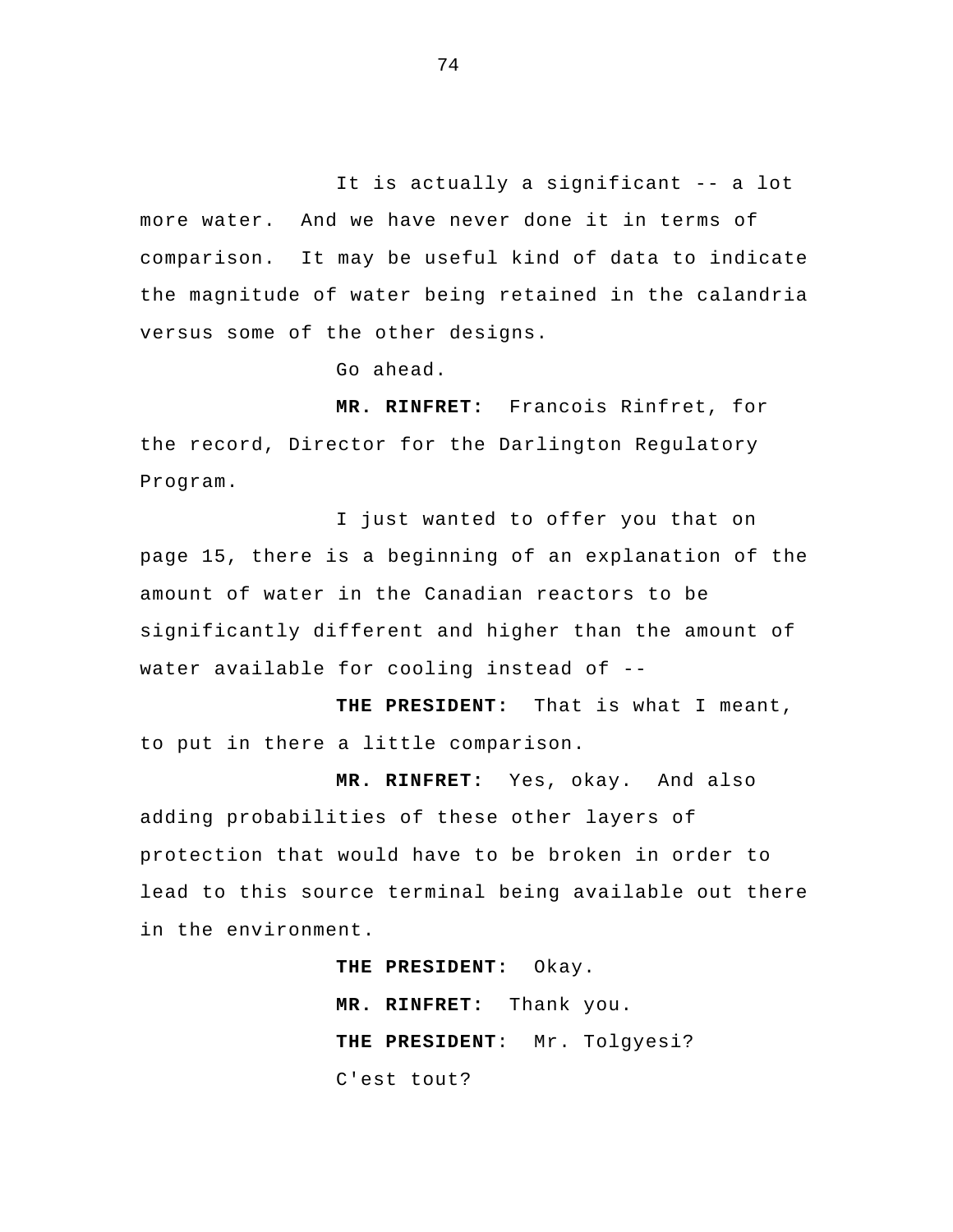It is actually a significant -- a lot more water. And we have never done it in terms of comparison. It may be useful kind of data to indicate the magnitude of water being retained in the calandria versus some of the other designs.

Go ahead.

**MR. RINFRET:** Francois Rinfret, for the record, Director for the Darlington Regulatory Program.

I just wanted to offer you that on page 15, there is a beginning of an explanation of the amount of water in the Canadian reactors to be significantly different and higher than the amount of water available for cooling instead of --

**THE PRESIDENT:** That is what I meant, to put in there a little comparison.

**MR. RINFRET:** Yes, okay. And also adding probabilities of these other layers of protection that would have to be broken in order to lead to this source terminal being available out there in the environment.

**THE PRESIDENT:** Okay.

**MR. RINFRET:** Thank you.

**THE PRESIDENT**: Mr. Tolgyesi?

C'est tout?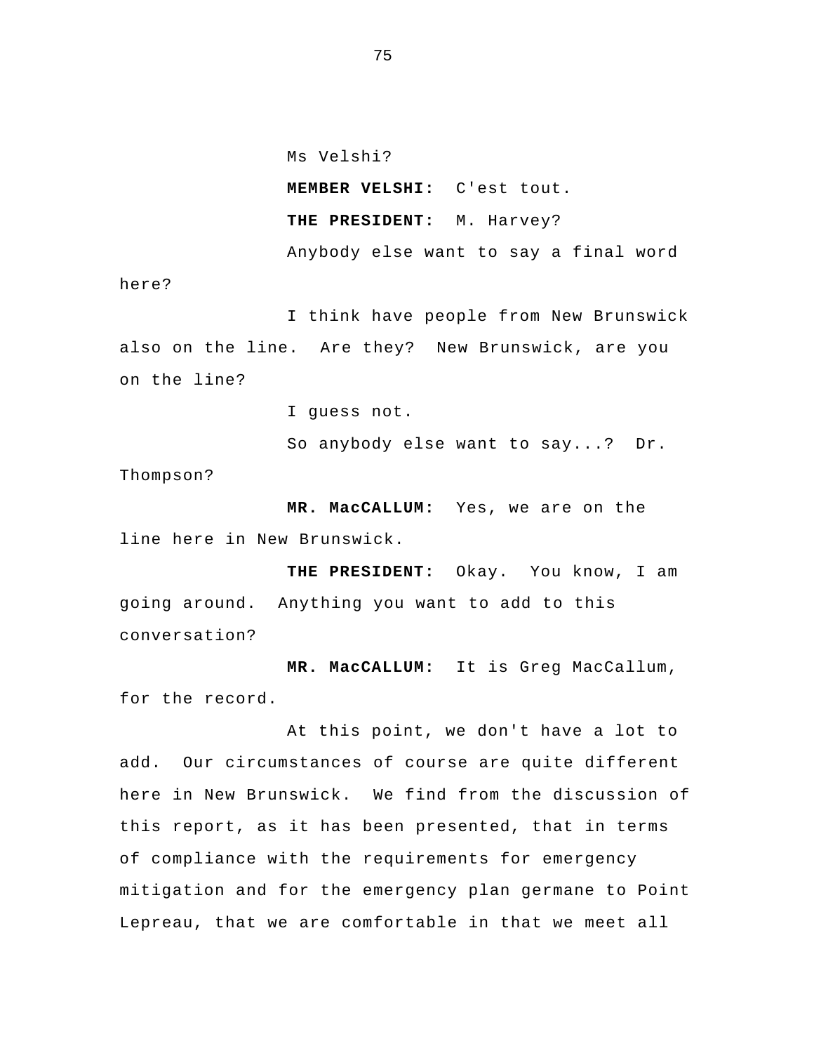Ms Velshi?

**MEMBER VELSHI:** C'est tout.

**THE PRESIDENT:** M. Harvey?

Anybody else want to say a final word here?

I think have people from New Brunswick also on the line. Are they? New Brunswick, are you on the line?

I guess not.

So anybody else want to say...? Dr. Thompson?

**MR. MacCALLUM:** Yes, we are on the line here in New Brunswick.

**THE PRESIDENT:** Okay. You know, I am going around. Anything you want to add to this conversation?

**MR. MacCALLUM:** It is Greg MacCallum, for the record.

At this point, we don't have a lot to add. Our circumstances of course are quite different here in New Brunswick. We find from the discussion of this report, as it has been presented, that in terms of compliance with the requirements for emergency mitigation and for the emergency plan germane to Point Lepreau, that we are comfortable in that we meet all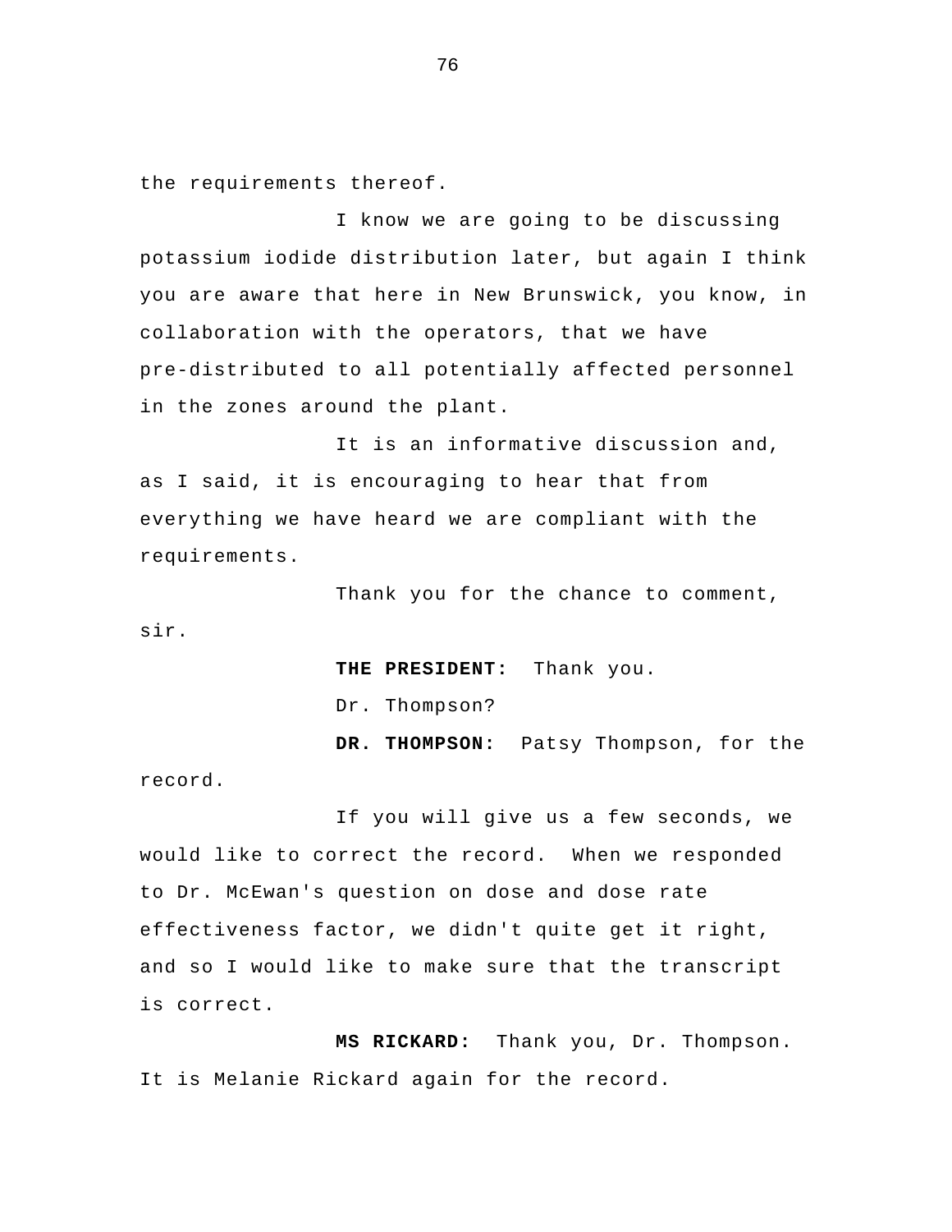the requirements thereof.

I know we are going to be discussing potassium iodide distribution later, but again I think you are aware that here in New Brunswick, you know, in collaboration with the operators, that we have pre-distributed to all potentially affected personnel in the zones around the plant.

It is an informative discussion and, as I said, it is encouraging to hear that from everything we have heard we are compliant with the requirements.

Thank you for the chance to comment, sir.

**THE PRESIDENT:** Thank you.

Dr. Thompson?

**DR. THOMPSON:** Patsy Thompson, for the record.

If you will give us a few seconds, we would like to correct the record. When we responded to Dr. McEwan's question on dose and dose rate effectiveness factor, we didn't quite get it right, and so I would like to make sure that the transcript is correct.

**MS RICKARD:** Thank you, Dr. Thompson. It is Melanie Rickard again for the record.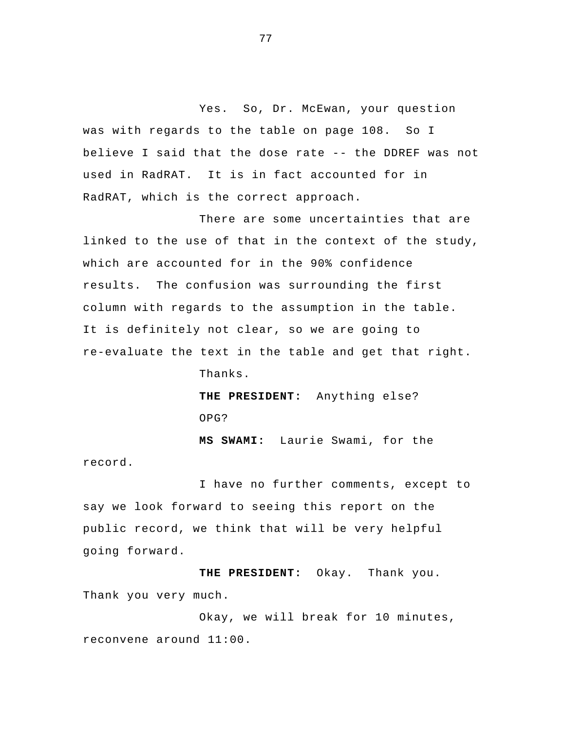Yes. So, Dr. McEwan, your question was with regards to the table on page 108. So I believe I said that the dose rate -- the DDREF was not used in RadRAT. It is in fact accounted for in RadRAT, which is the correct approach.

There are some uncertainties that are linked to the use of that in the context of the study, which are accounted for in the 90% confidence results. The confusion was surrounding the first column with regards to the assumption in the table. It is definitely not clear, so we are going to re-evaluate the text in the table and get that right.

Thanks.

**THE PRESIDENT:** Anything else?

OPG?

**MS SWAMI:** Laurie Swami, for the record.

I have no further comments, except to say we look forward to seeing this report on the public record, we think that will be very helpful going forward.

**THE PRESIDENT:** Okay. Thank you. Thank you very much.

Okay, we will break for 10 minutes, reconvene around 11:00.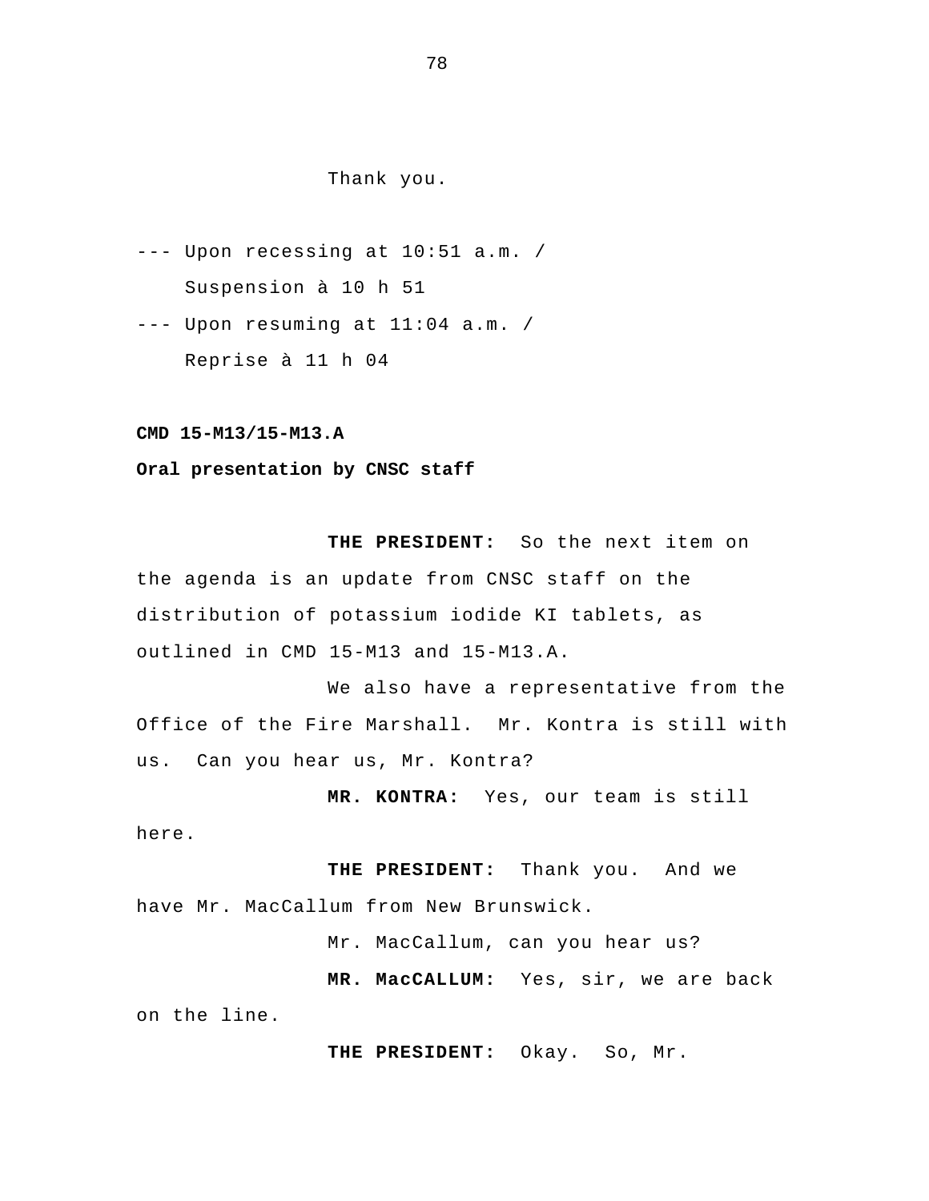Thank you.

--- Upon recessing at 10:51 a.m. /
Suspension à 10 h 51

--- Upon resuming at 11:04 a.m. /
Reprise à 11 h 04

**CMD 15-M13/15-M13.A**

**Oral presentation by CNSC staff**

**THE PRESIDENT:** So the next item on the agenda is an update from CNSC staff on the distribution of potassium iodide KI tablets, as outlined in CMD 15-M13 and 15-M13.A.

We also have a representative from the Office of the Fire Marshall. Mr. Kontra is still with us. Can you hear us, Mr. Kontra?

**MR. KONTRA:** Yes, our team is still here.

**THE PRESIDENT:** Thank you. And we have Mr. MacCallum from New Brunswick.

Mr. MacCallum, can you hear us?

**MR. MacCALLUM:** Yes, sir, we are back on the line.

**THE PRESIDENT:** Okay. So, Mr.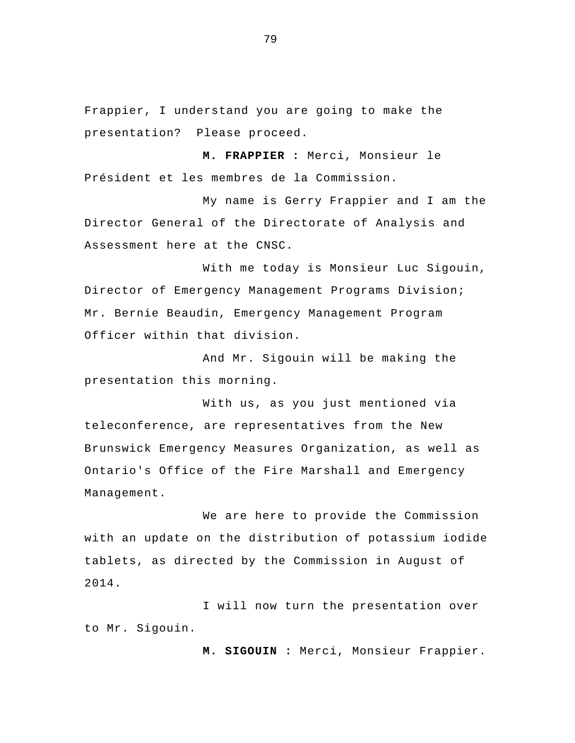Frappier, I understand you are going to make the presentation? Please proceed.

**M. FRAPPIER :** Merci, Monsieur le Président et les membres de la Commission.

My name is Gerry Frappier and I am the Director General of the Directorate of Analysis and Assessment here at the CNSC.

With me today is Monsieur Luc Sigouin, Director of Emergency Management Programs Division; Mr. Bernie Beaudin, Emergency Management Program Officer within that division.

And Mr. Sigouin will be making the presentation this morning.

With us, as you just mentioned via teleconference, are representatives from the New Brunswick Emergency Measures Organization, as well as Ontario's Office of the Fire Marshall and Emergency Management.

We are here to provide the Commission with an update on the distribution of potassium iodide tablets, as directed by the Commission in August of 2014.

I will now turn the presentation over to Mr. Sigouin.

**M. SIGOUIN :** Merci, Monsieur Frappier.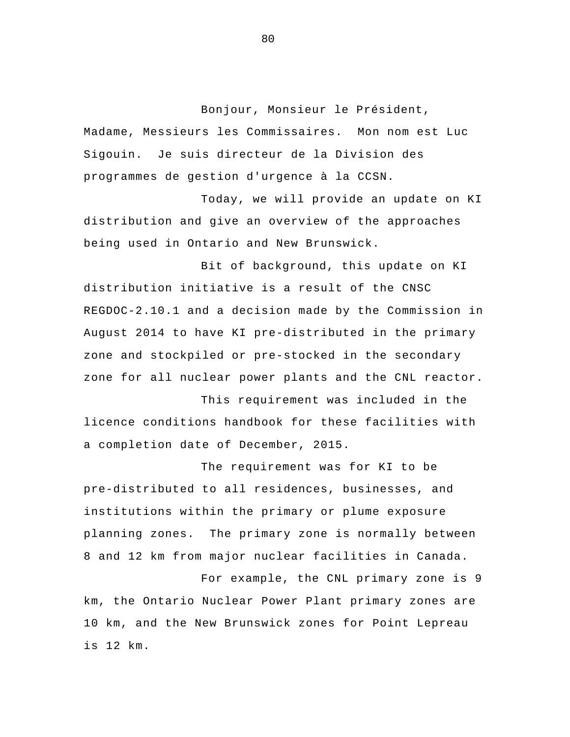Bonjour, Monsieur le Président, Madame, Messieurs les Commissaires. Mon nom est Luc Sigouin. Je suis directeur de la Division des programmes de gestion d'urgence à la CCSN.

Today, we will provide an update on KI distribution and give an overview of the approaches being used in Ontario and New Brunswick.

Bit of background, this update on KI distribution initiative is a result of the CNSC REGDOC-2.10.1 and a decision made by the Commission in August 2014 to have KI pre-distributed in the primary zone and stockpiled or pre-stocked in the secondary zone for all nuclear power plants and the CNL reactor.

This requirement was included in the licence conditions handbook for these facilities with a completion date of December, 2015.

The requirement was for KI to be pre-distributed to all residences, businesses, and institutions within the primary or plume exposure planning zones. The primary zone is normally between 8 and 12 km from major nuclear facilities in Canada.

For example, the CNL primary zone is 9 km, the Ontario Nuclear Power Plant primary zones are 10 km, and the New Brunswick zones for Point Lepreau is 12 km.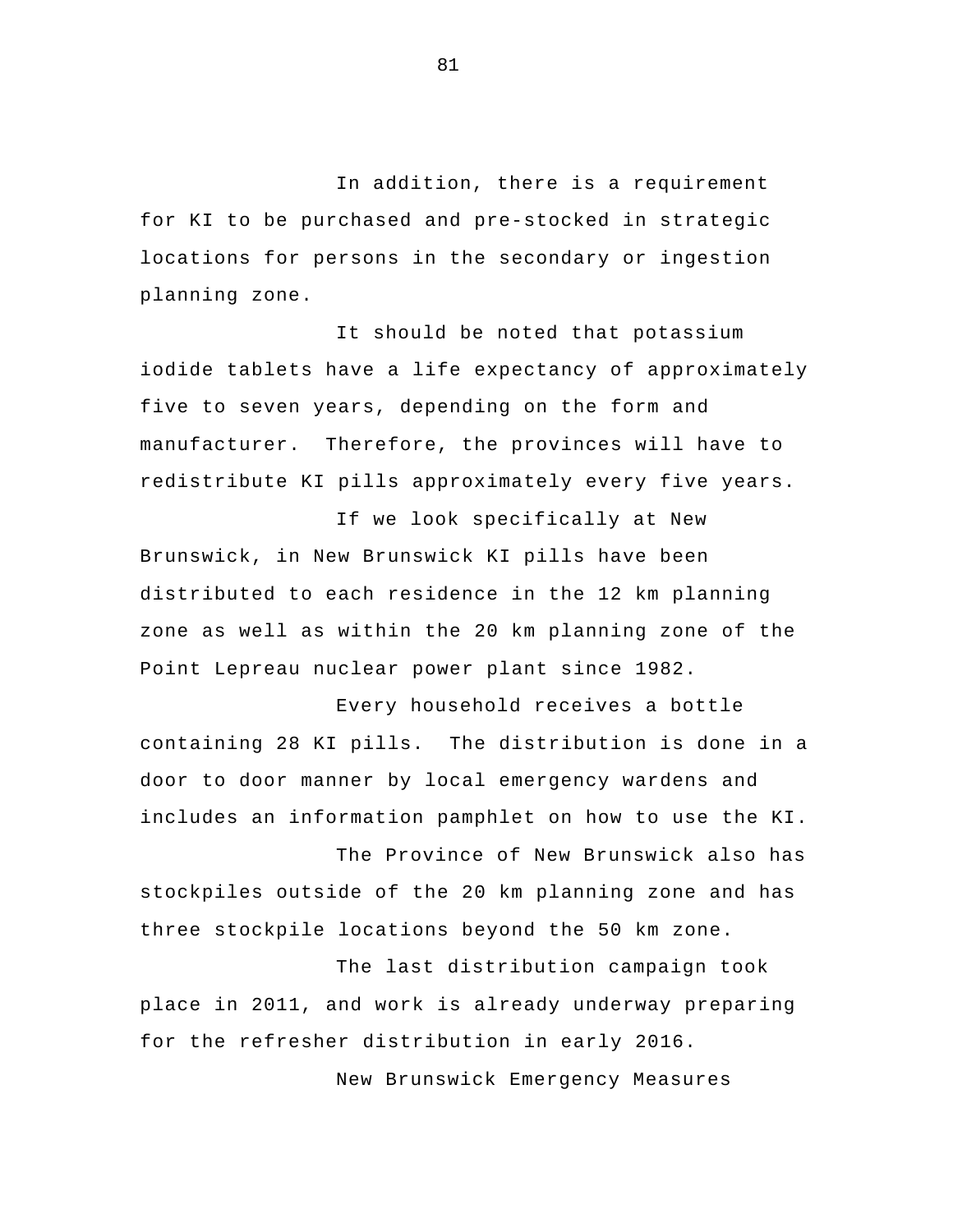In addition, there is a requirement for KI to be purchased and pre-stocked in strategic locations for persons in the secondary or ingestion planning zone.

It should be noted that potassium iodide tablets have a life expectancy of approximately five to seven years, depending on the form and manufacturer. Therefore, the provinces will have to redistribute KI pills approximately every five years.

If we look specifically at New Brunswick, in New Brunswick KI pills have been distributed to each residence in the 12 km planning zone as well as within the 20 km planning zone of the Point Lepreau nuclear power plant since 1982.

Every household receives a bottle containing 28 KI pills. The distribution is done in a door to door manner by local emergency wardens and includes an information pamphlet on how to use the KI.

The Province of New Brunswick also has stockpiles outside of the 20 km planning zone and has three stockpile locations beyond the 50 km zone.

The last distribution campaign took place in 2011, and work is already underway preparing for the refresher distribution in early 2016.

New Brunswick Emergency Measures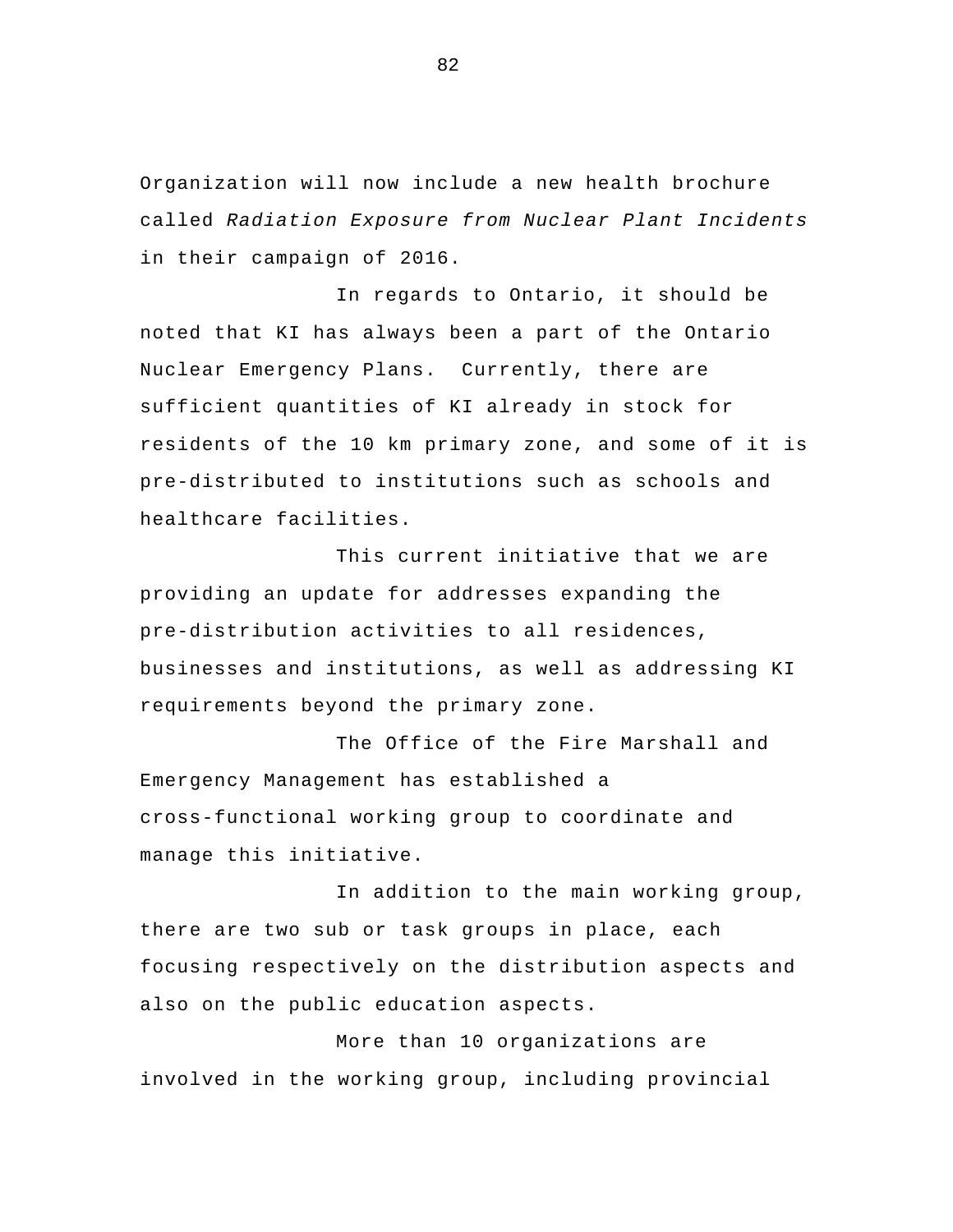Organization will now include a new health brochure called *Radiation Exposure from Nuclear Plant Incidents* in their campaign of 2016.

In regards to Ontario, it should be noted that KI has always been a part of the Ontario Nuclear Emergency Plans.  Currently, there are sufficient quantities of KI already in stock for residents of the 10 km primary zone, and some of it is pre-distributed to institutions such as schools and healthcare facilities.

This current initiative that we are providing an update for addresses expanding the pre-distribution activities to all residences, businesses and institutions, as well as addressing KI requirements beyond the primary zone.

The Office of the Fire Marshall and Emergency Management has established a cross-functional working group to coordinate and manage this initiative.

In addition to the main working group, there are two sub or task groups in place, each focusing respectively on the distribution aspects and also on the public education aspects.

More than 10 organizations are involved in the working group, including provincial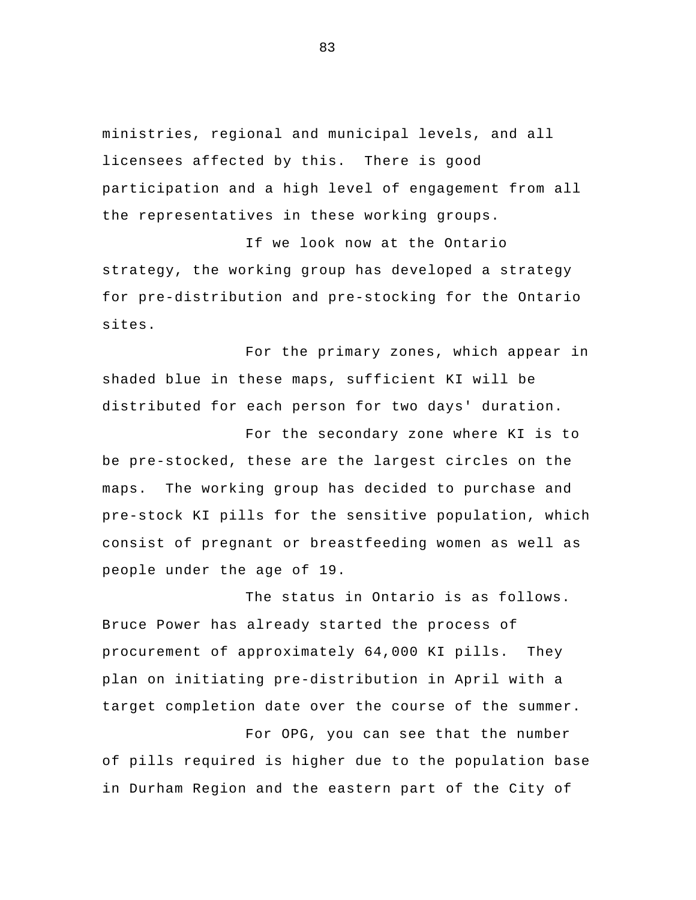ministries, regional and municipal levels, and all licensees affected by this. There is good participation and a high level of engagement from all the representatives in these working groups.

If we look now at the Ontario strategy, the working group has developed a strategy for pre-distribution and pre-stocking for the Ontario sites.

For the primary zones, which appear in shaded blue in these maps, sufficient KI will be distributed for each person for two days' duration.

For the secondary zone where KI is to be pre-stocked, these are the largest circles on the maps. The working group has decided to purchase and pre-stock KI pills for the sensitive population, which consist of pregnant or breastfeeding women as well as people under the age of 19.

The status in Ontario is as follows. Bruce Power has already started the process of procurement of approximately 64,000 KI pills. They plan on initiating pre-distribution in April with a target completion date over the course of the summer.

For OPG, you can see that the number of pills required is higher due to the population base in Durham Region and the eastern part of the City of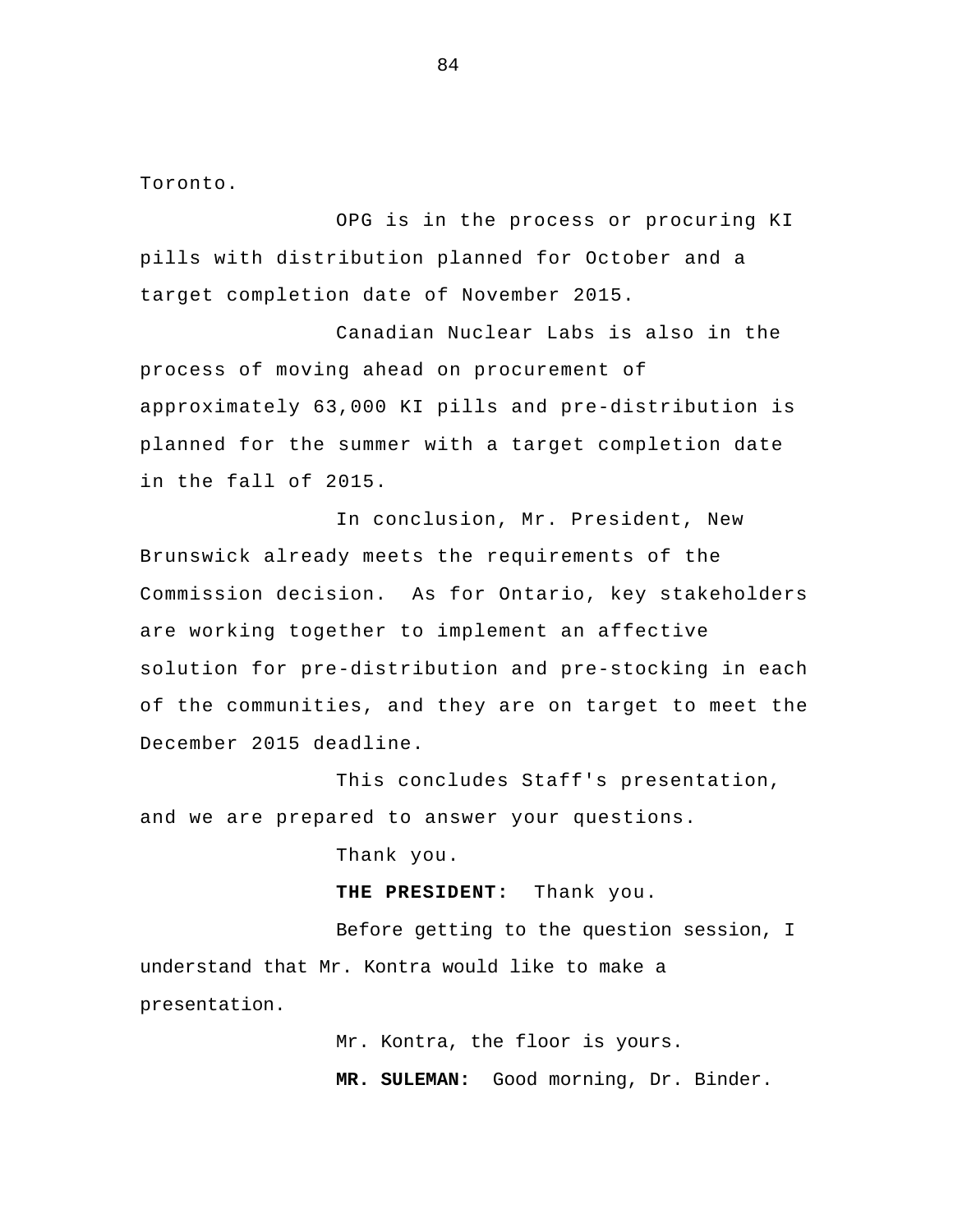Toronto.

OPG is in the process or procuring KI pills with distribution planned for October and a target completion date of November 2015.

Canadian Nuclear Labs is also in the process of moving ahead on procurement of approximately 63,000 KI pills and pre-distribution is planned for the summer with a target completion date in the fall of 2015.

In conclusion, Mr. President, New Brunswick already meets the requirements of the Commission decision. As for Ontario, key stakeholders are working together to implement an affective solution for pre-distribution and pre-stocking in each of the communities, and they are on target to meet the December 2015 deadline.

This concludes Staff's presentation, and we are prepared to answer your questions.

Thank you.

**THE PRESIDENT:** Thank you.

Before getting to the question session, I understand that Mr. Kontra would like to make a presentation.

Mr. Kontra, the floor is yours.

**MR. SULEMAN:** Good morning, Dr. Binder.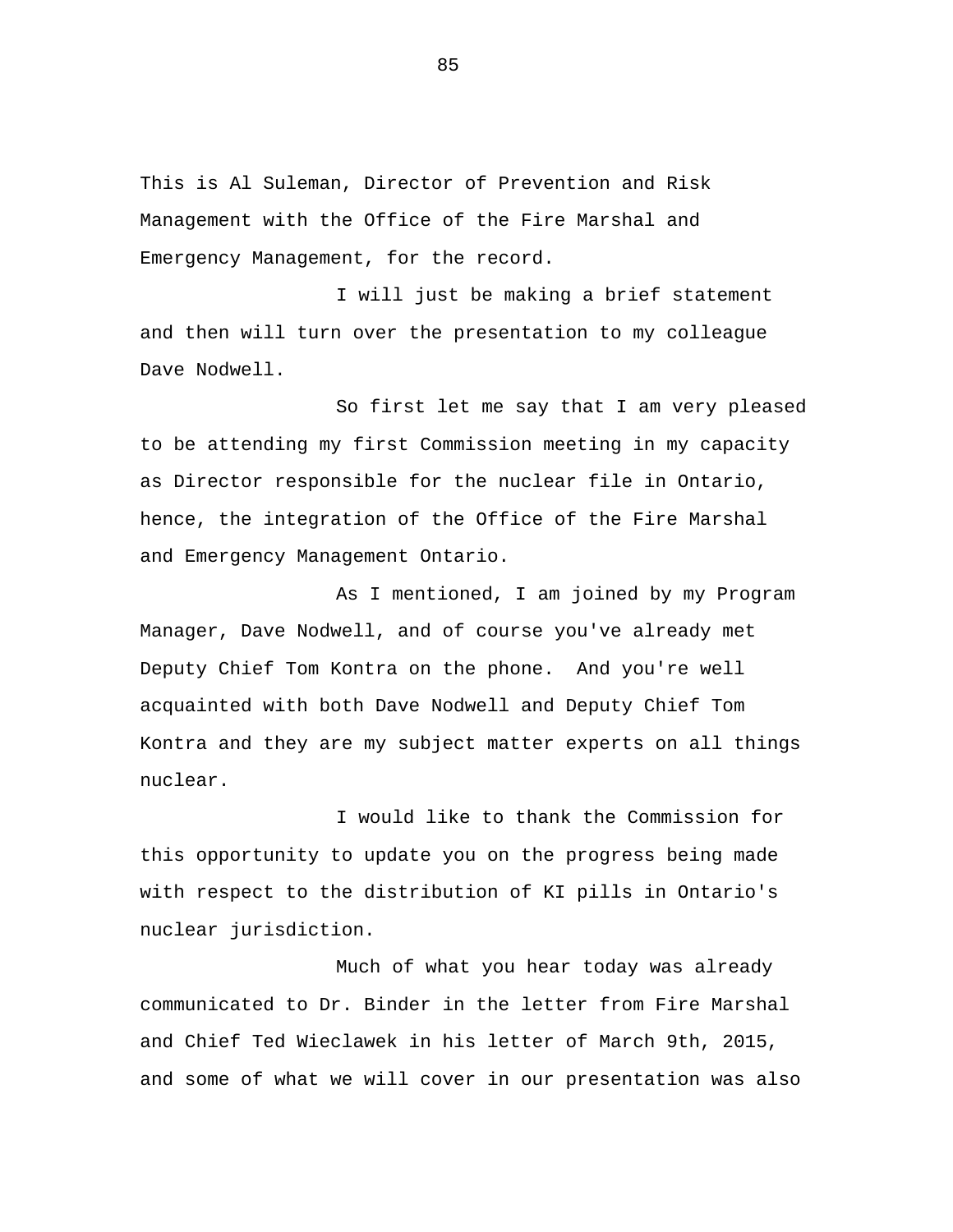This is Al Suleman, Director of Prevention and Risk Management with the Office of the Fire Marshal and Emergency Management, for the record.

I will just be making a brief statement and then will turn over the presentation to my colleague Dave Nodwell.

So first let me say that I am very pleased to be attending my first Commission meeting in my capacity as Director responsible for the nuclear file in Ontario, hence, the integration of the Office of the Fire Marshal and Emergency Management Ontario.

As I mentioned, I am joined by my Program Manager, Dave Nodwell, and of course you've already met Deputy Chief Tom Kontra on the phone. And you're well acquainted with both Dave Nodwell and Deputy Chief Tom Kontra and they are my subject matter experts on all things nuclear.

I would like to thank the Commission for this opportunity to update you on the progress being made with respect to the distribution of KI pills in Ontario's nuclear jurisdiction.

Much of what you hear today was already communicated to Dr. Binder in the letter from Fire Marshal and Chief Ted Wieclawek in his letter of March 9th, 2015, and some of what we will cover in our presentation was also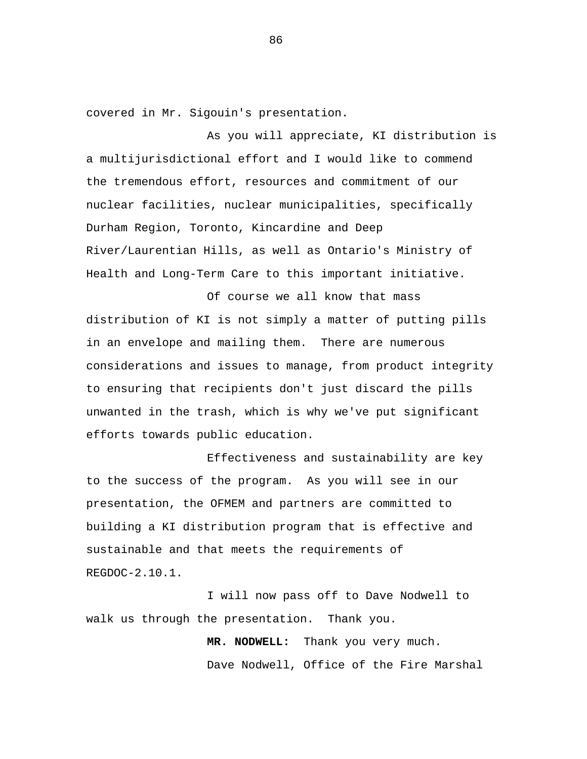covered in Mr. Sigouin's presentation.

As you will appreciate, KI distribution is a multijurisdictional effort and I would like to commend the tremendous effort, resources and commitment of our nuclear facilities, nuclear municipalities, specifically Durham Region, Toronto, Kincardine and Deep River/Laurentian Hills, as well as Ontario's Ministry of Health and Long-Term Care to this important initiative.

Of course we all know that mass distribution of KI is not simply a matter of putting pills in an envelope and mailing them. There are numerous considerations and issues to manage, from product integrity to ensuring that recipients don't just discard the pills unwanted in the trash, which is why we've put significant efforts towards public education.

Effectiveness and sustainability are key to the success of the program. As you will see in our presentation, the OFMEM and partners are committed to building a KI distribution program that is effective and sustainable and that meets the requirements of REGDOC-2.10.1.

I will now pass off to Dave Nodwell to walk us through the presentation. Thank you.

**MR. NODWELL:** Thank you very much.

Dave Nodwell, Office of the Fire Marshal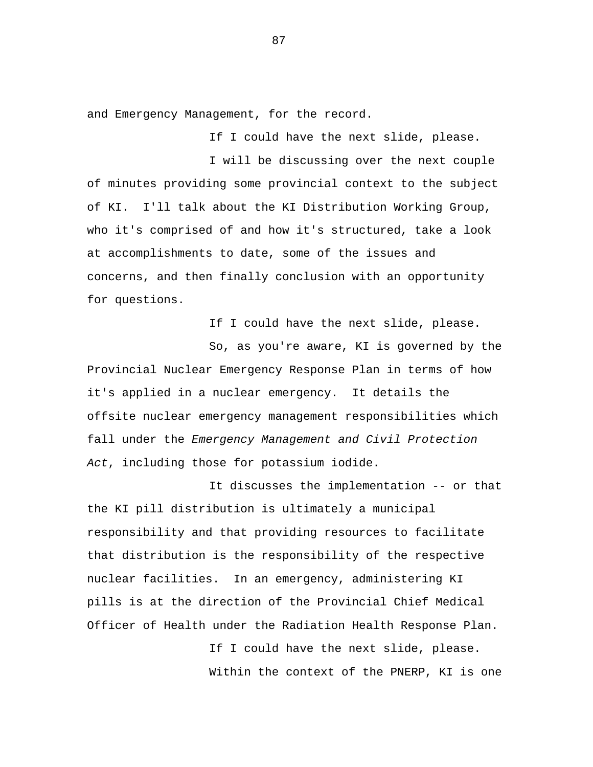and Emergency Management, for the record.

If I could have the next slide, please.

I will be discussing over the next couple of minutes providing some provincial context to the subject of KI. I'll talk about the KI Distribution Working Group, who it's comprised of and how it's structured, take a look at accomplishments to date, some of the issues and concerns, and then finally conclusion with an opportunity for questions.

If I could have the next slide, please.

So, as you're aware, KI is governed by the Provincial Nuclear Emergency Response Plan in terms of how it's applied in a nuclear emergency. It details the offsite nuclear emergency management responsibilities which fall under the *Emergency Management and Civil Protection Act*, including those for potassium iodide.

It discusses the implementation -- or that the KI pill distribution is ultimately a municipal responsibility and that providing resources to facilitate that distribution is the responsibility of the respective nuclear facilities. In an emergency, administering KI pills is at the direction of the Provincial Chief Medical Officer of Health under the Radiation Health Response Plan.

If I could have the next slide, please.

Within the context of the PNERP, KI is one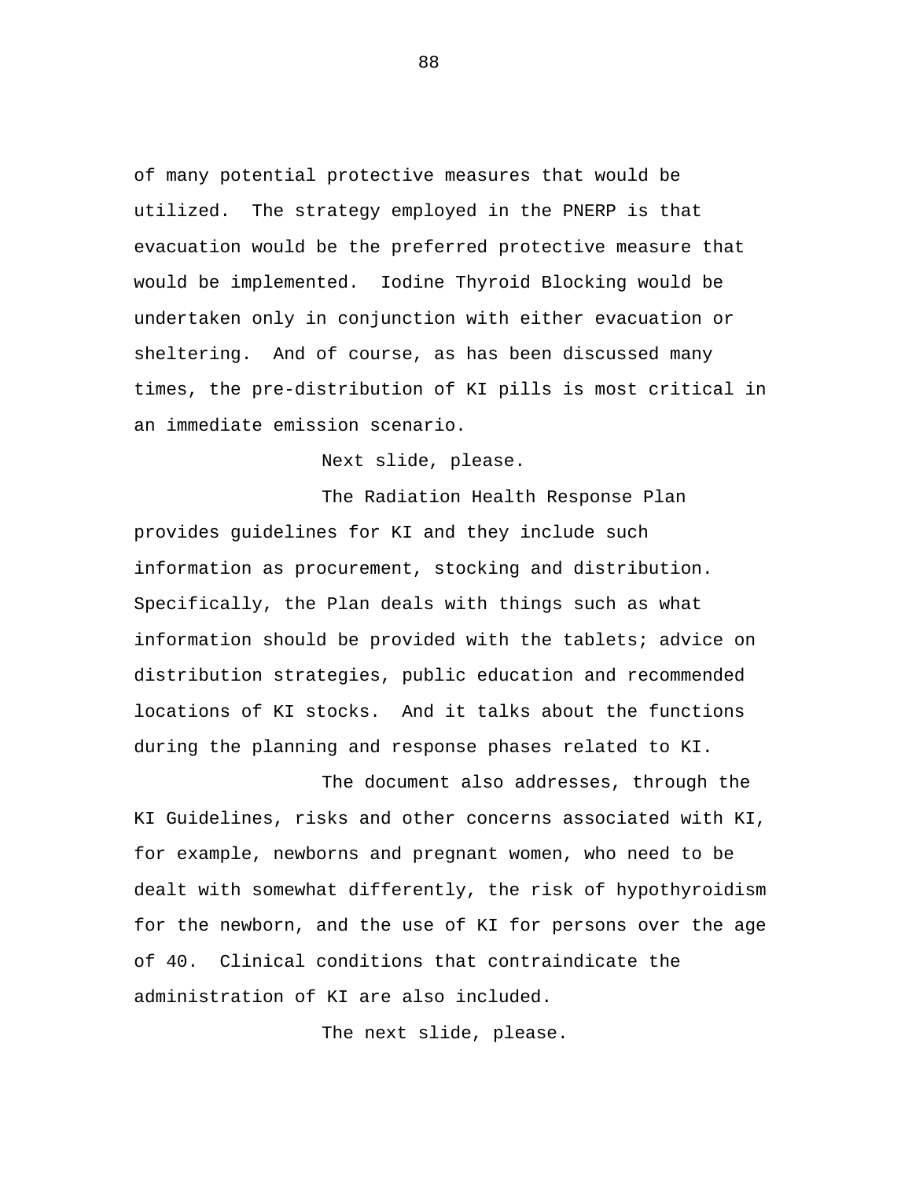of many potential protective measures that would be utilized. The strategy employed in the PNERP is that evacuation would be the preferred protective measure that would be implemented. Iodine Thyroid Blocking would be undertaken only in conjunction with either evacuation or sheltering. And of course, as has been discussed many times, the pre-distribution of KI pills is most critical in an immediate emission scenario.

Next slide, please.

The Radiation Health Response Plan provides guidelines for KI and they include such information as procurement, stocking and distribution. Specifically, the Plan deals with things such as what information should be provided with the tablets; advice on distribution strategies, public education and recommended locations of KI stocks. And it talks about the functions during the planning and response phases related to KI.

The document also addresses, through the KI Guidelines, risks and other concerns associated with KI, for example, newborns and pregnant women, who need to be dealt with somewhat differently, the risk of hypothyroidism for the newborn, and the use of KI for persons over the age of 40. Clinical conditions that contraindicate the administration of KI are also included.

The next slide, please.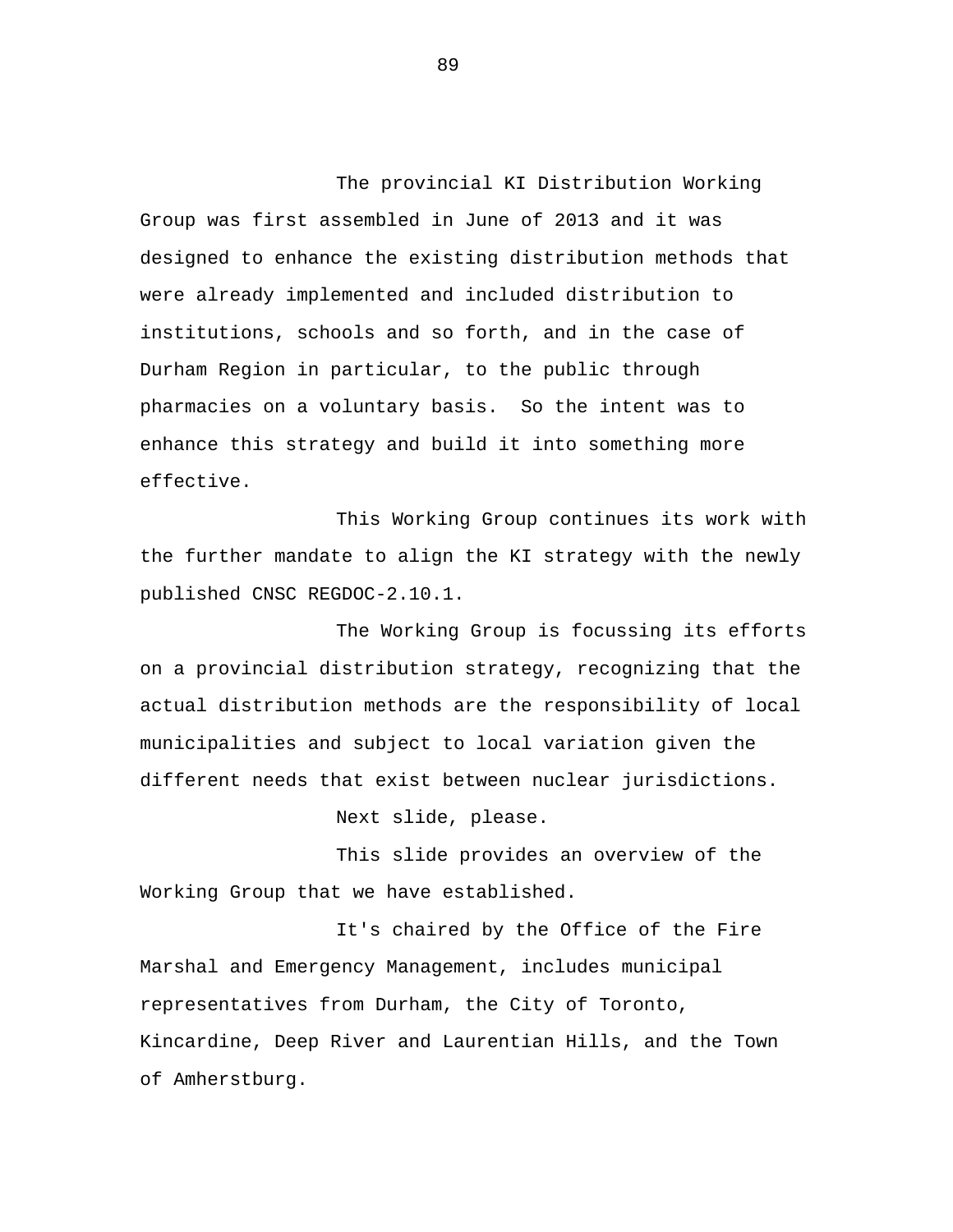The provincial KI Distribution Working Group was first assembled in June of 2013 and it was designed to enhance the existing distribution methods that were already implemented and included distribution to institutions, schools and so forth, and in the case of Durham Region in particular, to the public through pharmacies on a voluntary basis. So the intent was to enhance this strategy and build it into something more effective.

This Working Group continues its work with the further mandate to align the KI strategy with the newly published CNSC REGDOC-2.10.1.

The Working Group is focussing its efforts on a provincial distribution strategy, recognizing that the actual distribution methods are the responsibility of local municipalities and subject to local variation given the different needs that exist between nuclear jurisdictions.

Next slide, please.

This slide provides an overview of the Working Group that we have established.

It's chaired by the Office of the Fire Marshal and Emergency Management, includes municipal representatives from Durham, the City of Toronto, Kincardine, Deep River and Laurentian Hills, and the Town of Amherstburg.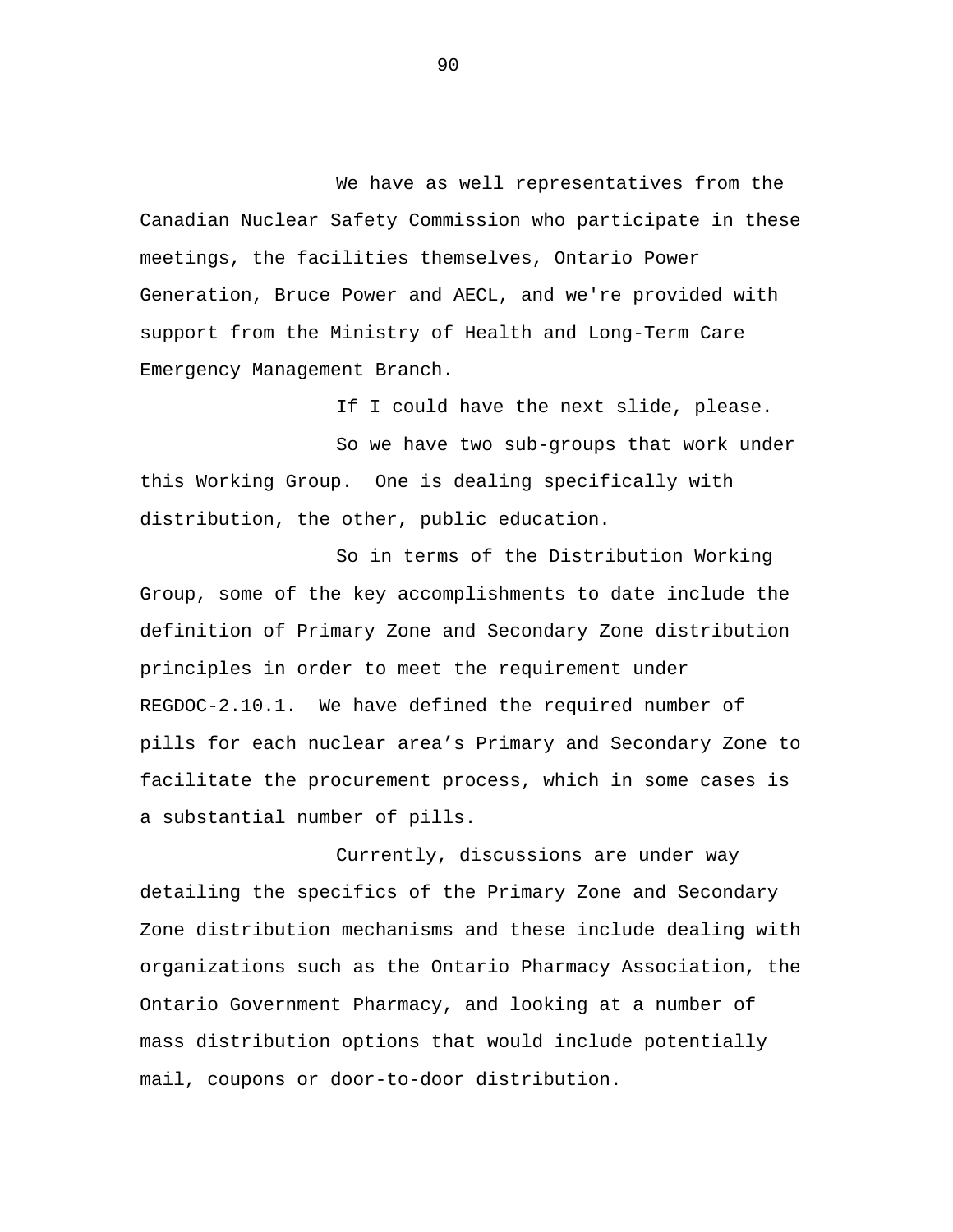We have as well representatives from the Canadian Nuclear Safety Commission who participate in these meetings, the facilities themselves, Ontario Power Generation, Bruce Power and AECL, and we're provided with support from the Ministry of Health and Long-Term Care Emergency Management Branch.

If I could have the next slide, please.

So we have two sub-groups that work under this Working Group. One is dealing specifically with distribution, the other, public education.

So in terms of the Distribution Working Group, some of the key accomplishments to date include the definition of Primary Zone and Secondary Zone distribution principles in order to meet the requirement under REGDOC-2.10.1. We have defined the required number of pills for each nuclear area's Primary and Secondary Zone to facilitate the procurement process, which in some cases is a substantial number of pills.

Currently, discussions are under way detailing the specifics of the Primary Zone and Secondary Zone distribution mechanisms and these include dealing with organizations such as the Ontario Pharmacy Association, the Ontario Government Pharmacy, and looking at a number of mass distribution options that would include potentially mail, coupons or door-to-door distribution.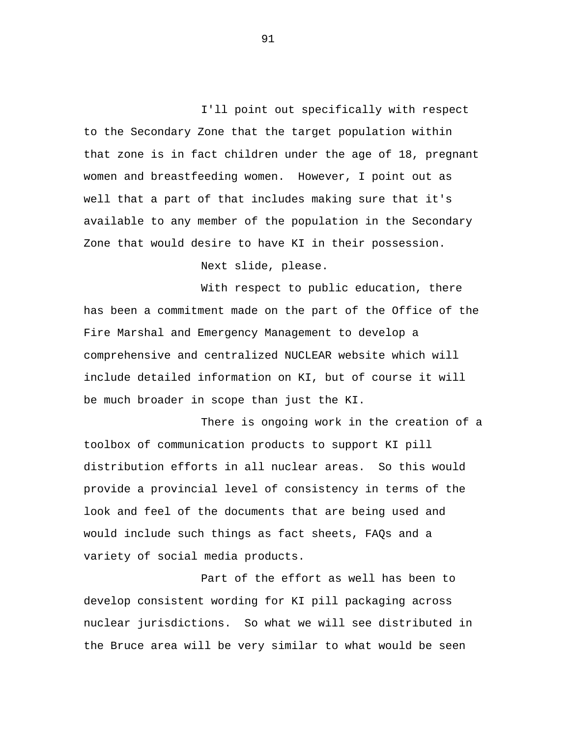I'll point out specifically with respect to the Secondary Zone that the target population within that zone is in fact children under the age of 18, pregnant women and breastfeeding women. However, I point out as well that a part of that includes making sure that it's available to any member of the population in the Secondary Zone that would desire to have KI in their possession.

Next slide, please.

With respect to public education, there has been a commitment made on the part of the Office of the Fire Marshal and Emergency Management to develop a comprehensive and centralized NUCLEAR website which will include detailed information on KI, but of course it will be much broader in scope than just the KI.

There is ongoing work in the creation of a toolbox of communication products to support KI pill distribution efforts in all nuclear areas. So this would provide a provincial level of consistency in terms of the look and feel of the documents that are being used and would include such things as fact sheets, FAQs and a variety of social media products.

Part of the effort as well has been to develop consistent wording for KI pill packaging across nuclear jurisdictions. So what we will see distributed in the Bruce area will be very similar to what would be seen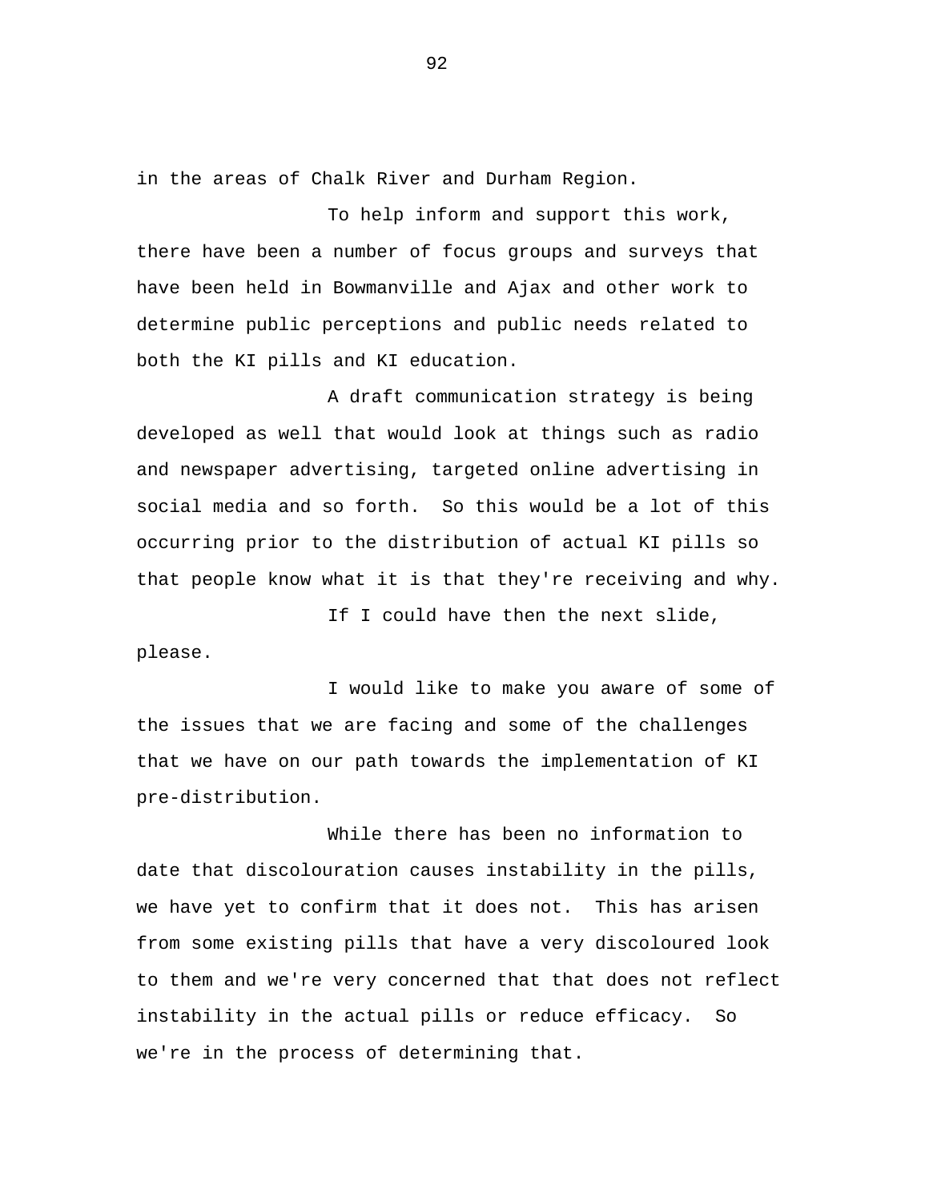in the areas of Chalk River and Durham Region.

To help inform and support this work, there have been a number of focus groups and surveys that have been held in Bowmanville and Ajax and other work to determine public perceptions and public needs related to both the KI pills and KI education.

A draft communication strategy is being developed as well that would look at things such as radio and newspaper advertising, targeted online advertising in social media and so forth.  So this would be a lot of this occurring prior to the distribution of actual KI pills so that people know what it is that they're receiving and why.

If I could have then the next slide, please.

I would like to make you aware of some of the issues that we are facing and some of the challenges that we have on our path towards the implementation of KI pre-distribution.

While there has been no information to date that discolouration causes instability in the pills, we have yet to confirm that it does not.  This has arisen from some existing pills that have a very discoloured look to them and we're very concerned that that does not reflect instability in the actual pills or reduce efficacy.  So we're in the process of determining that.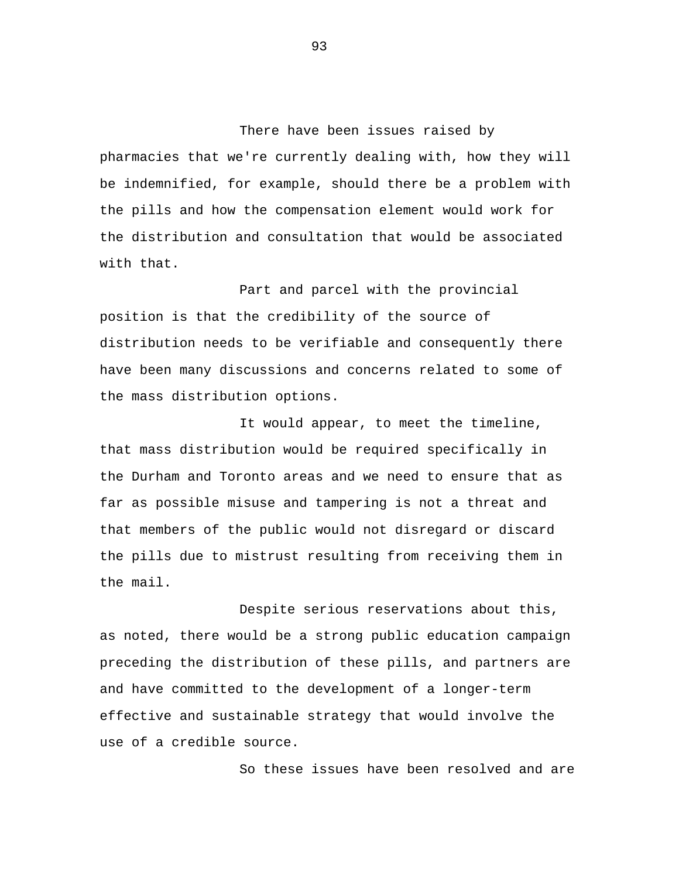There have been issues raised by pharmacies that we're currently dealing with, how they will be indemnified, for example, should there be a problem with the pills and how the compensation element would work for the distribution and consultation that would be associated with that.

Part and parcel with the provincial position is that the credibility of the source of distribution needs to be verifiable and consequently there have been many discussions and concerns related to some of the mass distribution options.

It would appear, to meet the timeline, that mass distribution would be required specifically in the Durham and Toronto areas and we need to ensure that as far as possible misuse and tampering is not a threat and that members of the public would not disregard or discard the pills due to mistrust resulting from receiving them in the mail.

Despite serious reservations about this, as noted, there would be a strong public education campaign preceding the distribution of these pills, and partners are and have committed to the development of a longer-term effective and sustainable strategy that would involve the use of a credible source.

So these issues have been resolved and are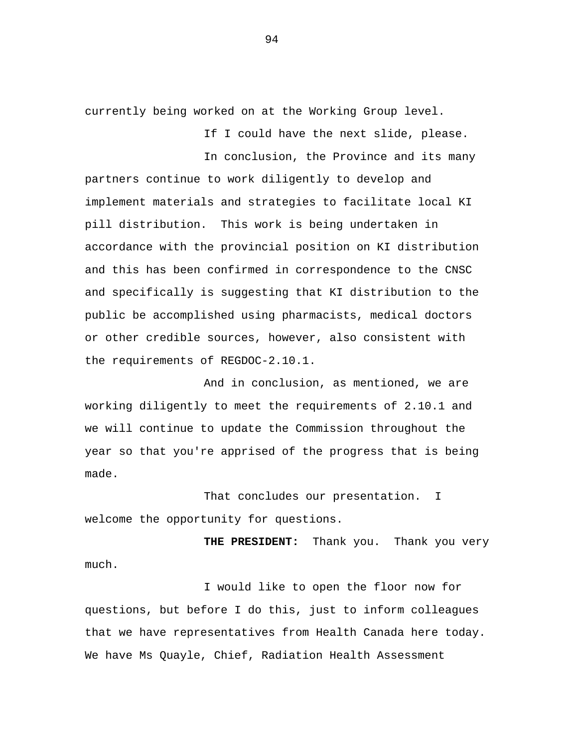currently being worked on at the Working Group level.

If I could have the next slide, please.

In conclusion, the Province and its many partners continue to work diligently to develop and implement materials and strategies to facilitate local KI pill distribution. This work is being undertaken in accordance with the provincial position on KI distribution and this has been confirmed in correspondence to the CNSC and specifically is suggesting that KI distribution to the public be accomplished using pharmacists, medical doctors or other credible sources, however, also consistent with the requirements of REGDOC-2.10.1.

And in conclusion, as mentioned, we are working diligently to meet the requirements of 2.10.1 and we will continue to update the Commission throughout the year so that you're apprised of the progress that is being made.

That concludes our presentation. I welcome the opportunity for questions.

**THE PRESIDENT:** Thank you. Thank you very much.

I would like to open the floor now for questions, but before I do this, just to inform colleagues that we have representatives from Health Canada here today. We have Ms Quayle, Chief, Radiation Health Assessment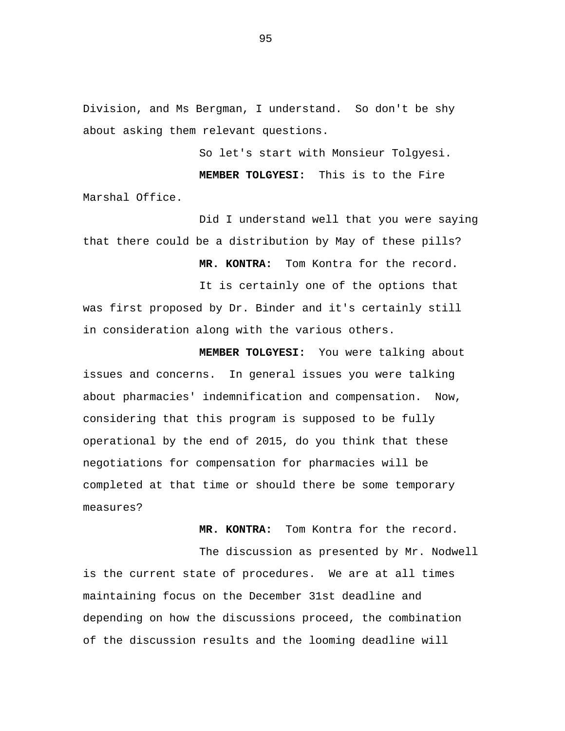Division, and Ms Bergman, I understand. So don't be shy about asking them relevant questions.

So let's start with Monsieur Tolgyesi.

**MEMBER TOLGYESI:** This is to the Fire Marshal Office.

Did I understand well that you were saying that there could be a distribution by May of these pills?

**MR. KONTRA:** Tom Kontra for the record.

It is certainly one of the options that was first proposed by Dr. Binder and it's certainly still in consideration along with the various others.

**MEMBER TOLGYESI:** You were talking about issues and concerns. In general issues you were talking about pharmacies' indemnification and compensation. Now, considering that this program is supposed to be fully operational by the end of 2015, do you think that these negotiations for compensation for pharmacies will be completed at that time or should there be some temporary measures?

**MR. KONTRA:** Tom Kontra for the record.

The discussion as presented by Mr. Nodwell is the current state of procedures. We are at all times maintaining focus on the December 31st deadline and depending on how the discussions proceed, the combination of the discussion results and the looming deadline will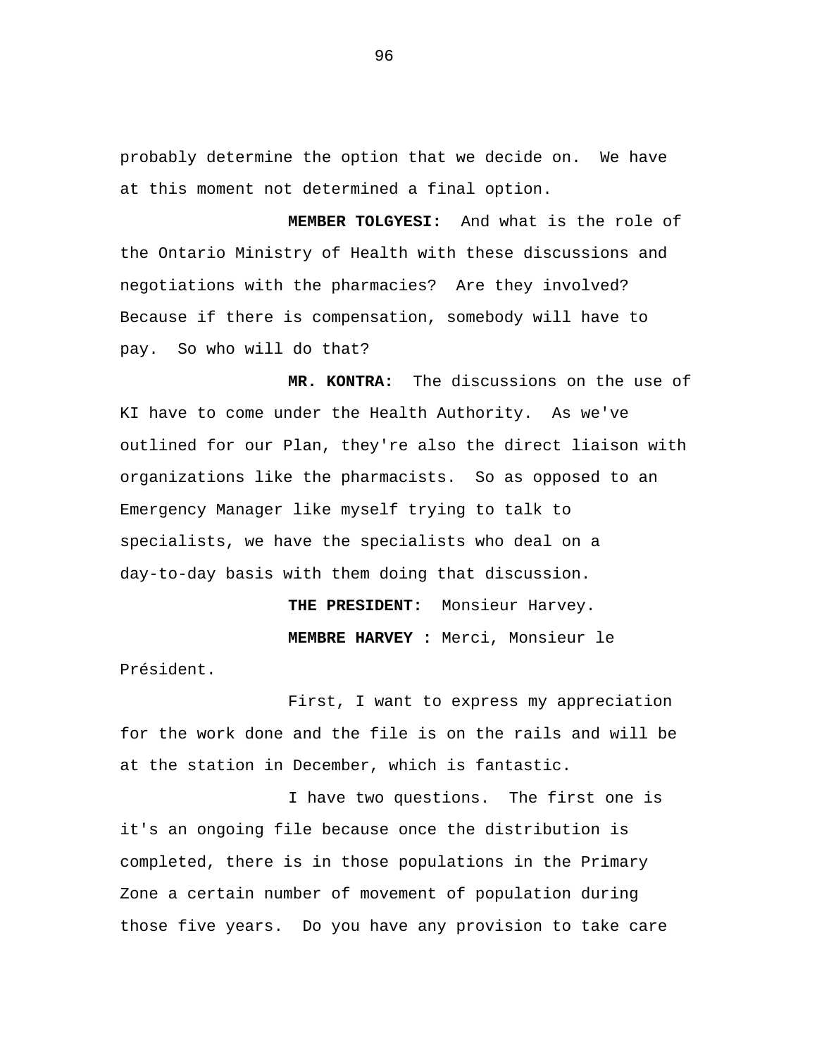probably determine the option that we decide on. We have at this moment not determined a final option.

**MEMBER TOLGYESI:** And what is the role of the Ontario Ministry of Health with these discussions and negotiations with the pharmacies? Are they involved? Because if there is compensation, somebody will have to pay. So who will do that?

**MR. KONTRA:** The discussions on the use of KI have to come under the Health Authority. As we've outlined for our Plan, they're also the direct liaison with organizations like the pharmacists. So as opposed to an Emergency Manager like myself trying to talk to specialists, we have the specialists who deal on a day-to-day basis with them doing that discussion.

**THE PRESIDENT:** Monsieur Harvey.

**MEMBRE HARVEY :** Merci, Monsieur le Président.

First, I want to express my appreciation for the work done and the file is on the rails and will be at the station in December, which is fantastic.

I have two questions. The first one is it's an ongoing file because once the distribution is completed, there is in those populations in the Primary Zone a certain number of movement of population during those five years. Do you have any provision to take care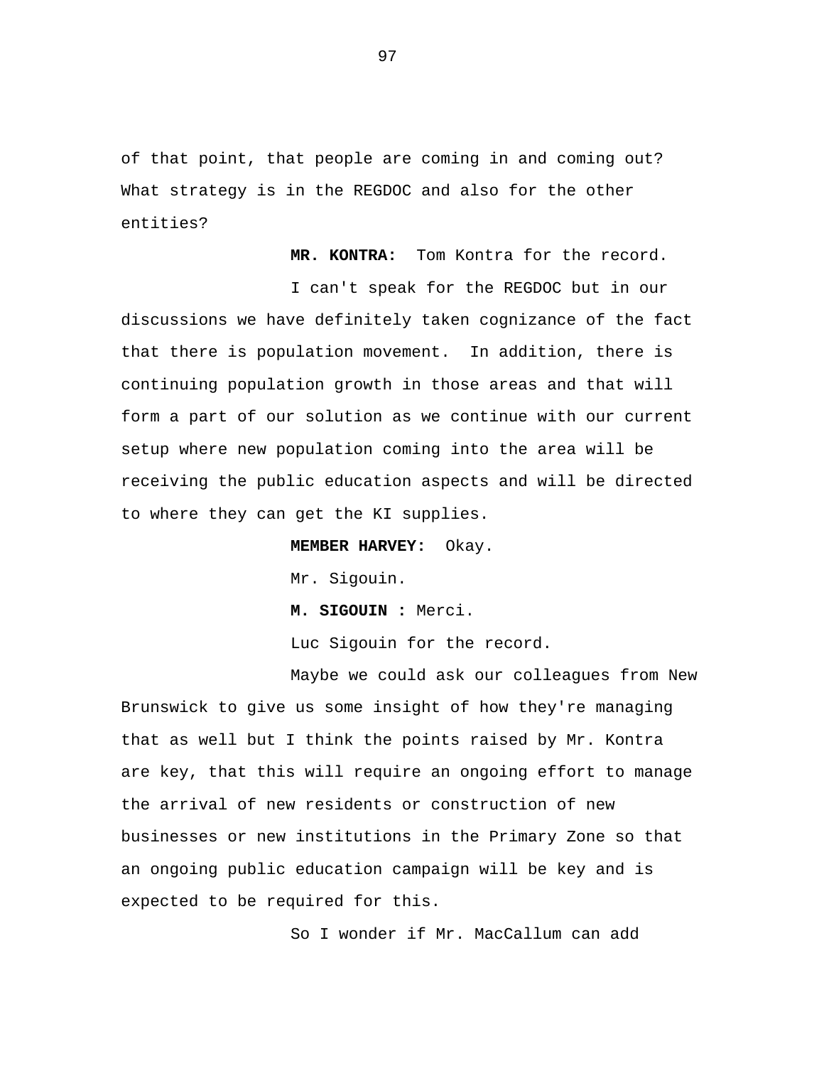of that point, that people are coming in and coming out? What strategy is in the REGDOC and also for the other entities?

**MR. KONTRA:** Tom Kontra for the record.

I can't speak for the REGDOC but in our discussions we have definitely taken cognizance of the fact that there is population movement. In addition, there is continuing population growth in those areas and that will form a part of our solution as we continue with our current setup where new population coming into the area will be receiving the public education aspects and will be directed to where they can get the KI supplies.

**MEMBER HARVEY:** Okay.

Mr. Sigouin.

**M. SIGOUIN :** Merci.

Luc Sigouin for the record.

Maybe we could ask our colleagues from New Brunswick to give us some insight of how they're managing that as well but I think the points raised by Mr. Kontra are key, that this will require an ongoing effort to manage the arrival of new residents or construction of new businesses or new institutions in the Primary Zone so that an ongoing public education campaign will be key and is expected to be required for this.

So I wonder if Mr. MacCallum can add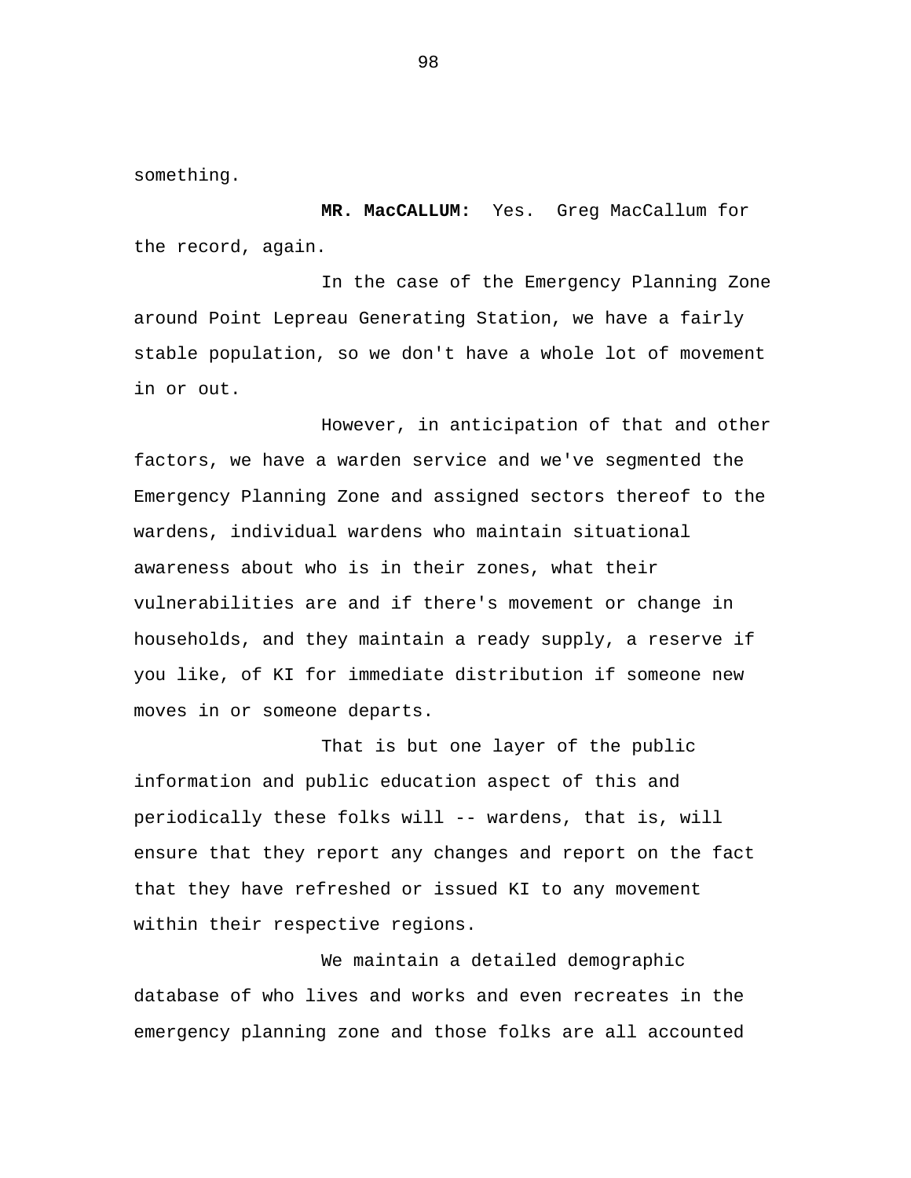something.

**MR. MacCALLUM:** Yes. Greg MacCallum for the record, again.

In the case of the Emergency Planning Zone around Point Lepreau Generating Station, we have a fairly stable population, so we don't have a whole lot of movement in or out.

However, in anticipation of that and other factors, we have a warden service and we've segmented the Emergency Planning Zone and assigned sectors thereof to the wardens, individual wardens who maintain situational awareness about who is in their zones, what their vulnerabilities are and if there's movement or change in households, and they maintain a ready supply, a reserve if you like, of KI for immediate distribution if someone new moves in or someone departs.

That is but one layer of the public information and public education aspect of this and periodically these folks will -- wardens, that is, will ensure that they report any changes and report on the fact that they have refreshed or issued KI to any movement within their respective regions.

We maintain a detailed demographic database of who lives and works and even recreates in the emergency planning zone and those folks are all accounted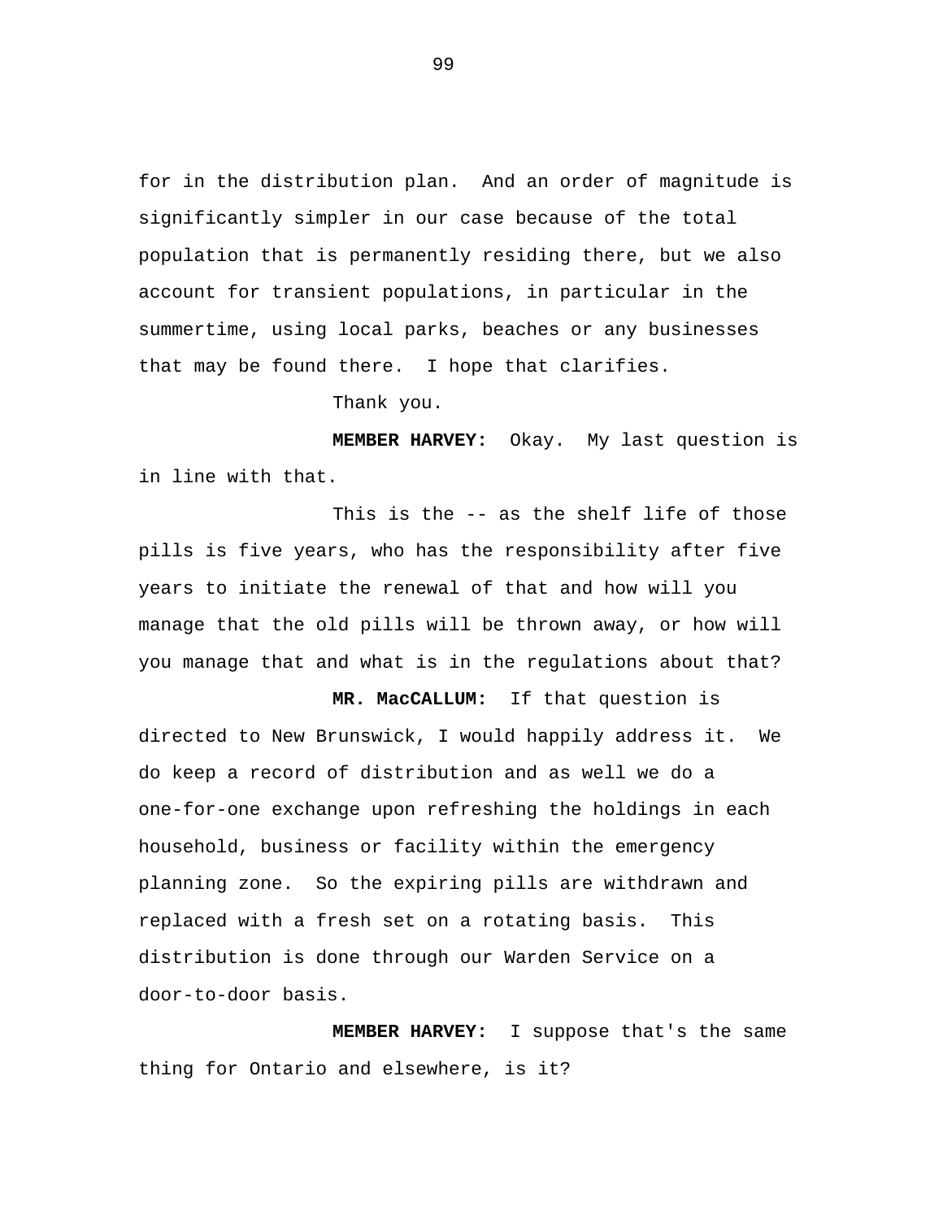for in the distribution plan.  And an order of magnitude is significantly simpler in our case because of the total population that is permanently residing there, but we also account for transient populations, in particular in the summertime, using local parks, beaches or any businesses that may be found there.  I hope that clarifies.

Thank you.

**MEMBER HARVEY:**  Okay.  My last question is in line with that.

This is the -- as the shelf life of those pills is five years, who has the responsibility after five years to initiate the renewal of that and how will you manage that the old pills will be thrown away, or how will you manage that and what is in the regulations about that?

**MR. MacCALLUM:**  If that question is directed to New Brunswick, I would happily address it.  We do keep a record of distribution and as well we do a one-for-one exchange upon refreshing the holdings in each household, business or facility within the emergency planning zone.  So the expiring pills are withdrawn and replaced with a fresh set on a rotating basis.  This distribution is done through our Warden Service on a door-to-door basis.

**MEMBER HARVEY:**  I suppose that's the same thing for Ontario and elsewhere, is it?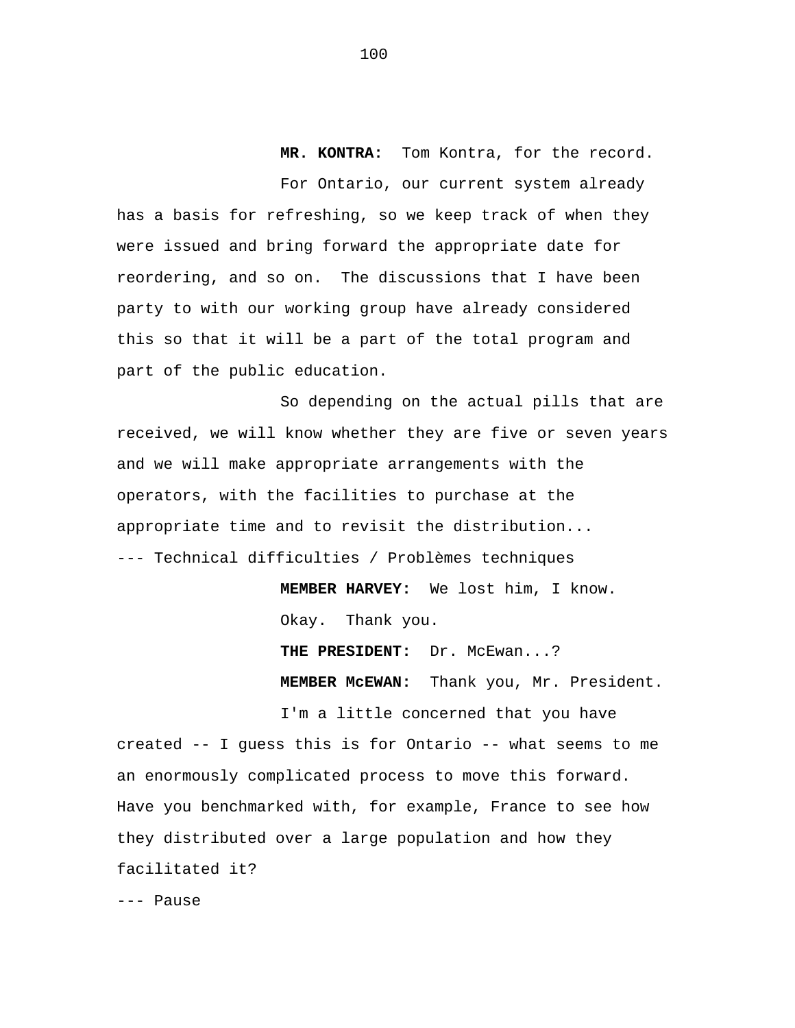**MR. KONTRA:** Tom Kontra, for the record.

For Ontario, our current system already has a basis for refreshing, so we keep track of when they were issued and bring forward the appropriate date for reordering, and so on. The discussions that I have been party to with our working group have already considered this so that it will be a part of the total program and part of the public education.

So depending on the actual pills that are received, we will know whether they are five or seven years and we will make appropriate arrangements with the operators, with the facilities to purchase at the appropriate time and to revisit the distribution...

--- Technical difficulties / Problèmes techniques

**MEMBER HARVEY:** We lost him, I know.

Okay. Thank you.

**THE PRESIDENT:** Dr. McEwan...?

**MEMBER McEWAN:** Thank you, Mr. President.

I'm a little concerned that you have created -- I guess this is for Ontario -- what seems to me an enormously complicated process to move this forward. Have you benchmarked with, for example, France to see how they distributed over a large population and how they facilitated it?

--- Pause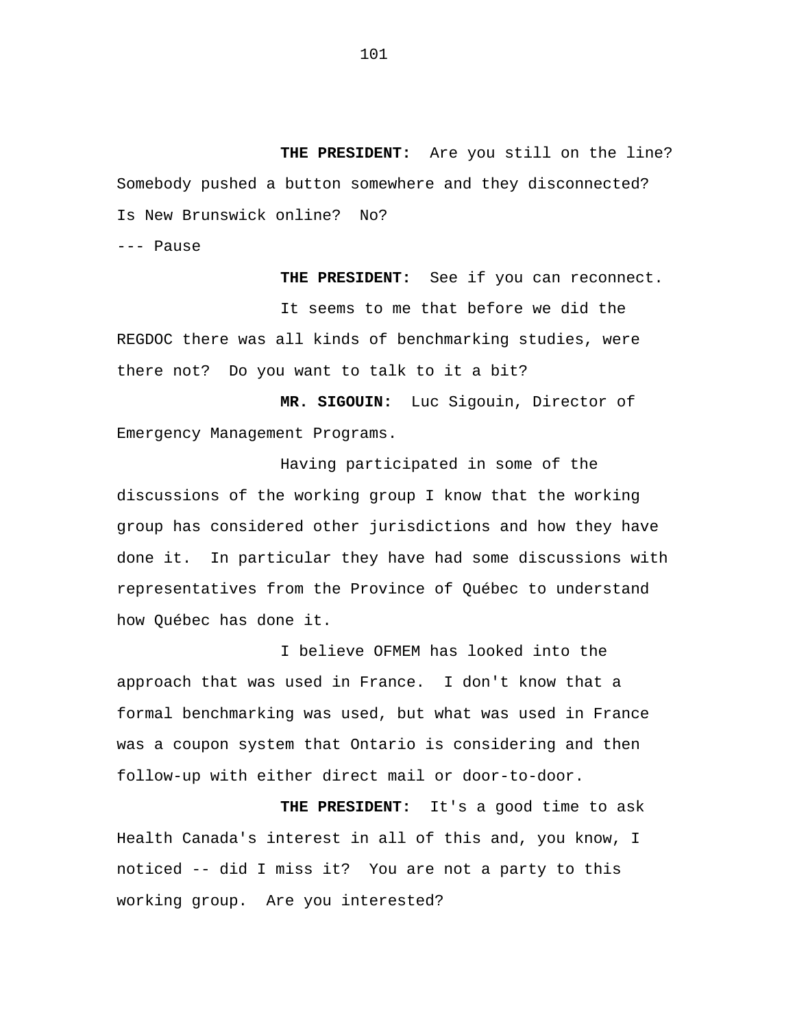**THE PRESIDENT:** Are you still on the line? Somebody pushed a button somewhere and they disconnected? Is New Brunswick online? No?

--- Pause

**THE PRESIDENT:** See if you can reconnect.

It seems to me that before we did the REGDOC there was all kinds of benchmarking studies, were there not? Do you want to talk to it a bit?

**MR. SIGOUIN:** Luc Sigouin, Director of Emergency Management Programs.

Having participated in some of the discussions of the working group I know that the working group has considered other jurisdictions and how they have done it. In particular they have had some discussions with representatives from the Province of Québec to understand how Québec has done it.

I believe OFMEM has looked into the approach that was used in France. I don't know that a formal benchmarking was used, but what was used in France was a coupon system that Ontario is considering and then follow-up with either direct mail or door-to-door.

**THE PRESIDENT:** It's a good time to ask Health Canada's interest in all of this and, you know, I noticed -- did I miss it? You are not a party to this working group. Are you interested?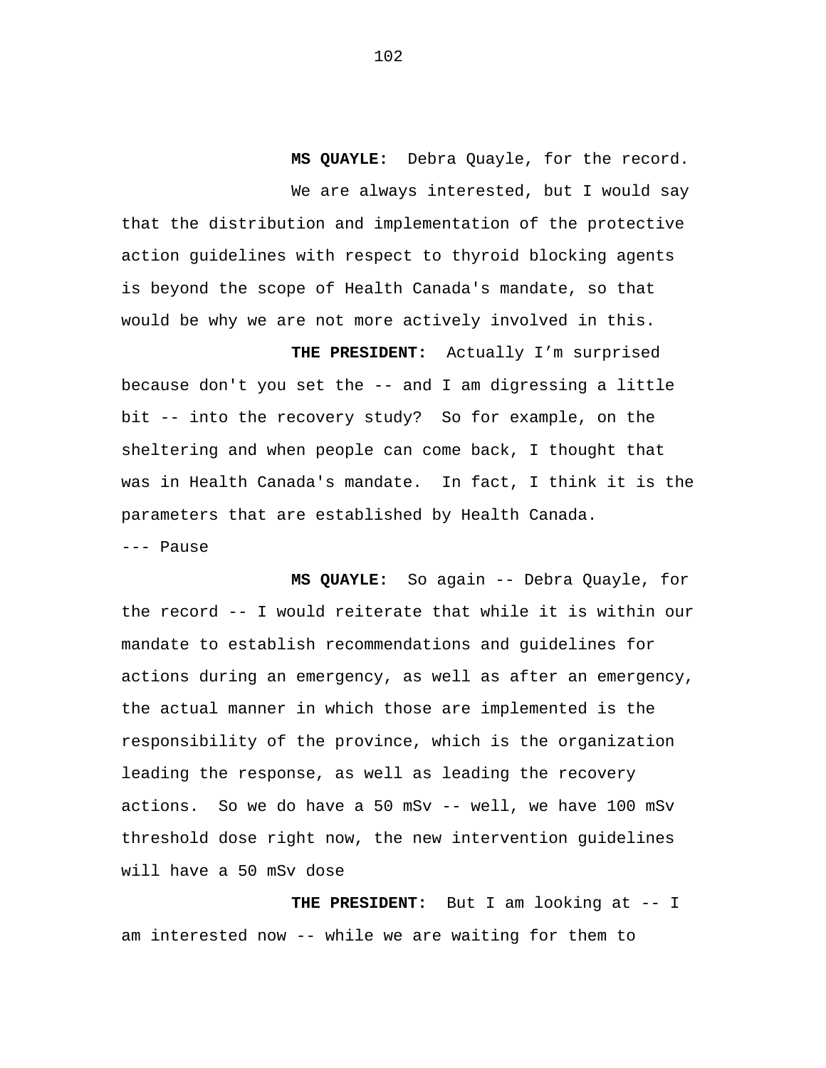**MS QUAYLE:** Debra Quayle, for the record.

We are always interested, but I would say that the distribution and implementation of the protective action guidelines with respect to thyroid blocking agents is beyond the scope of Health Canada's mandate, so that would be why we are not more actively involved in this.

**THE PRESIDENT:** Actually I'm surprised because don't you set the -- and I am digressing a little bit -- into the recovery study? So for example, on the sheltering and when people can come back, I thought that was in Health Canada's mandate. In fact, I think it is the parameters that are established by Health Canada.

--- Pause

**MS QUAYLE:** So again -- Debra Quayle, for the record -- I would reiterate that while it is within our mandate to establish recommendations and guidelines for actions during an emergency, as well as after an emergency, the actual manner in which those are implemented is the responsibility of the province, which is the organization leading the response, as well as leading the recovery actions. So we do have a 50 mSv -- well, we have 100 mSv threshold dose right now, the new intervention guidelines will have a 50 mSv dose

**THE PRESIDENT:** But I am looking at -- I am interested now -- while we are waiting for them to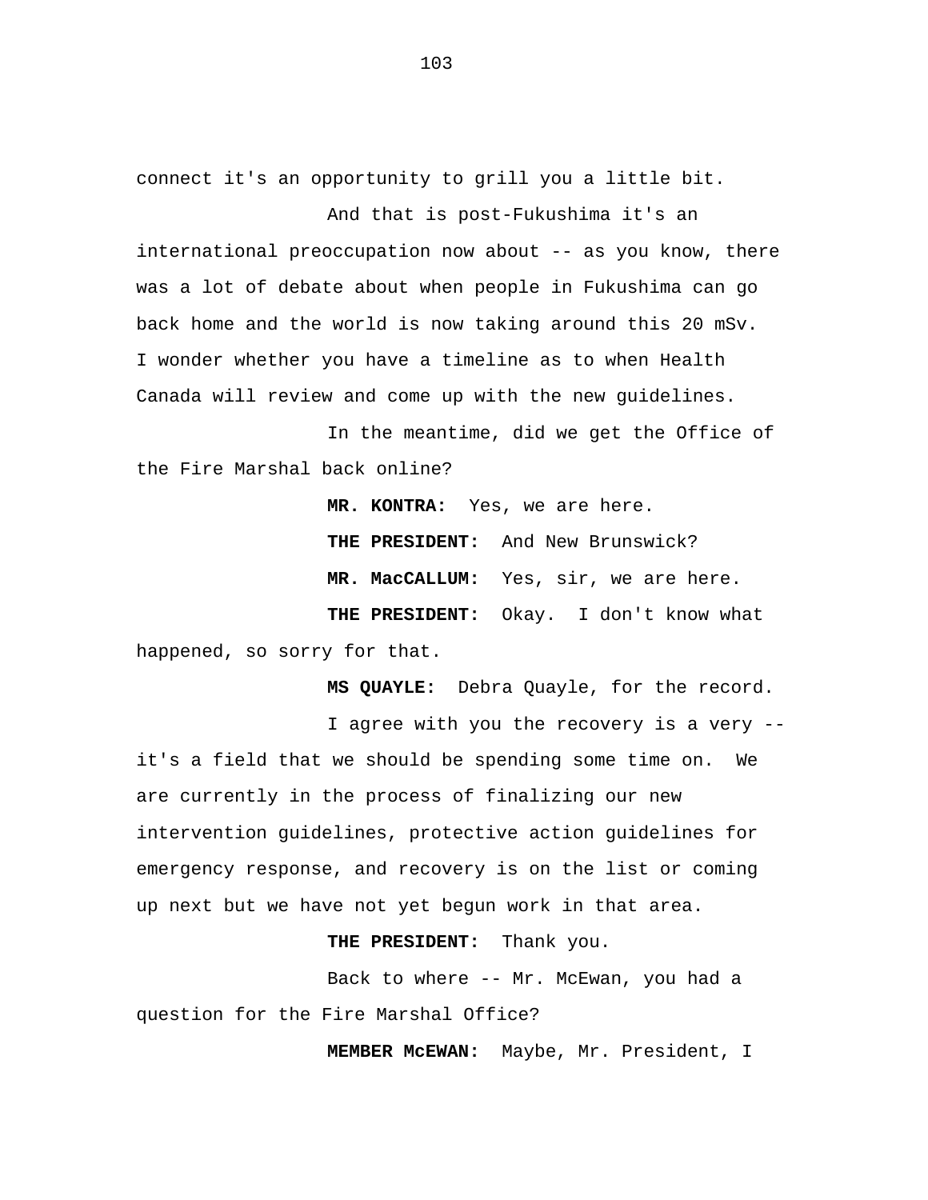connect it's an opportunity to grill you a little bit.

And that is post-Fukushima it's an international preoccupation now about -- as you know, there was a lot of debate about when people in Fukushima can go back home and the world is now taking around this 20 mSv. I wonder whether you have a timeline as to when Health Canada will review and come up with the new guidelines.

In the meantime, did we get the Office of the Fire Marshal back online?

**MR. KONTRA:** Yes, we are here.

**THE PRESIDENT:** And New Brunswick?

**MR. MacCALLUM:** Yes, sir, we are here.

**THE PRESIDENT:** Okay. I don't know what happened, so sorry for that.

**MS QUAYLE:** Debra Quayle, for the record.

I agree with you the recovery is a very -- it's a field that we should be spending some time on. We are currently in the process of finalizing our new intervention guidelines, protective action guidelines for emergency response, and recovery is on the list or coming up next but we have not yet begun work in that area.

**THE PRESIDENT:** Thank you.

Back to where -- Mr. McEwan, you had a question for the Fire Marshal Office?

**MEMBER McEWAN:** Maybe, Mr. President, I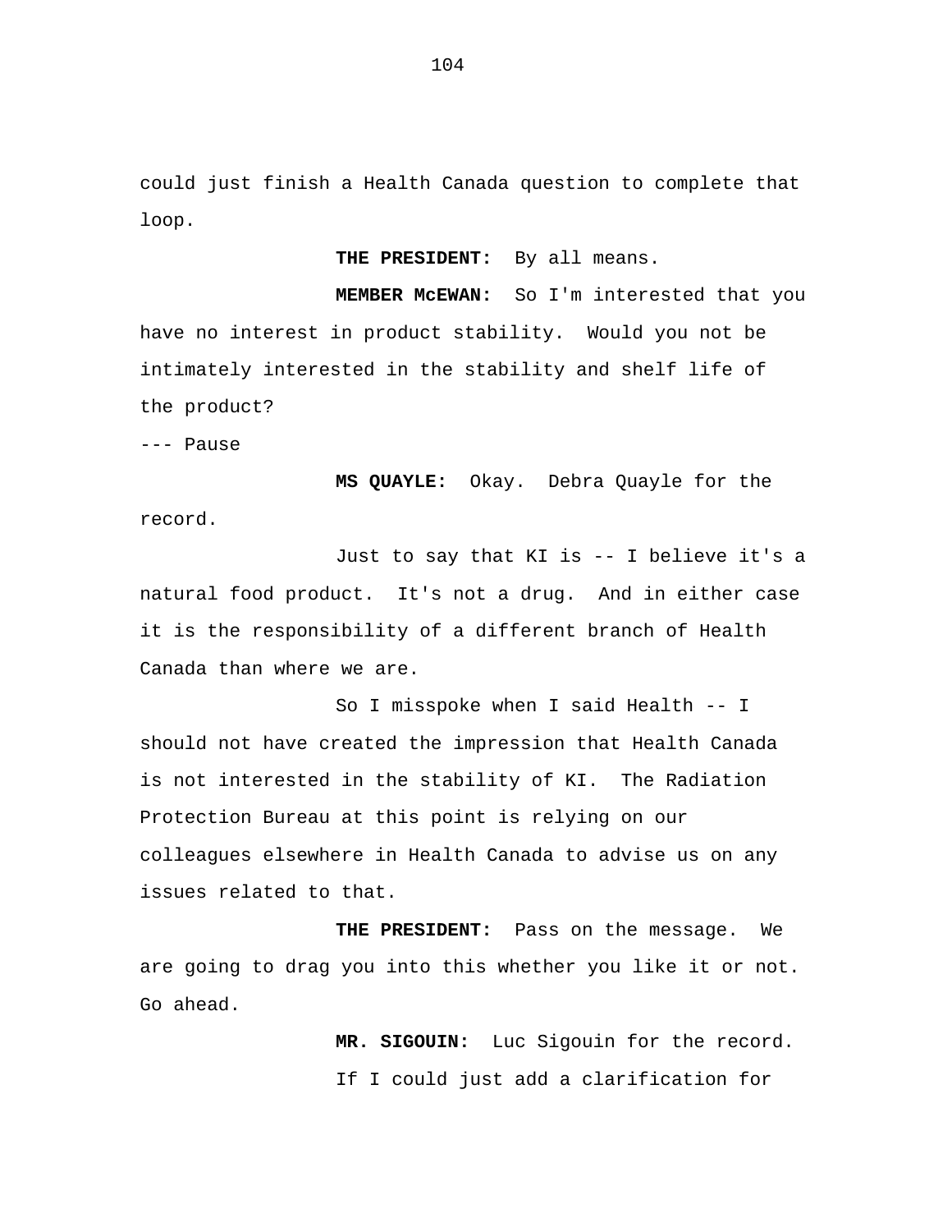could just finish a Health Canada question to complete that loop.

**THE PRESIDENT:** By all means.

**MEMBER McEWAN:** So I'm interested that you have no interest in product stability. Would you not be intimately interested in the stability and shelf life of the product?

--- Pause

**MS QUAYLE:** Okay. Debra Quayle for the record.

Just to say that KI is -- I believe it's a natural food product. It's not a drug. And in either case it is the responsibility of a different branch of Health Canada than where we are.

So I misspoke when I said Health -- I should not have created the impression that Health Canada is not interested in the stability of KI. The Radiation Protection Bureau at this point is relying on our colleagues elsewhere in Health Canada to advise us on any issues related to that.

**THE PRESIDENT:** Pass on the message. We are going to drag you into this whether you like it or not. Go ahead.

**MR. SIGOUIN:** Luc Sigouin for the record.

If I could just add a clarification for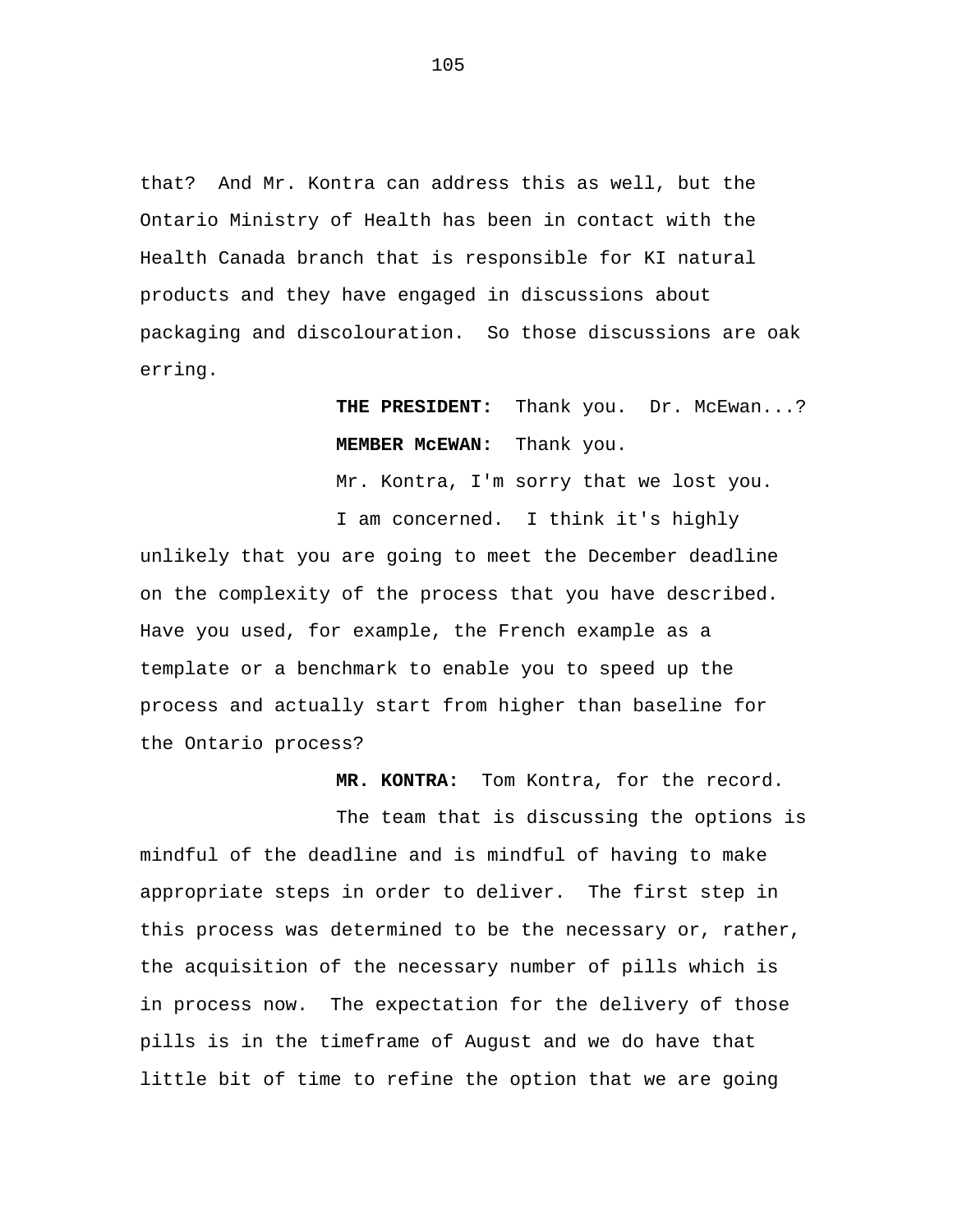that? And Mr. Kontra can address this as well, but the Ontario Ministry of Health has been in contact with the Health Canada branch that is responsible for KI natural products and they have engaged in discussions about packaging and discolouration. So those discussions are oak erring.

**THE PRESIDENT:** Thank you. Dr. McEwan...?

**MEMBER McEWAN:** Thank you.

Mr. Kontra, I'm sorry that we lost you.

I am concerned. I think it's highly unlikely that you are going to meet the December deadline on the complexity of the process that you have described. Have you used, for example, the French example as a template or a benchmark to enable you to speed up the process and actually start from higher than baseline for the Ontario process?

**MR. KONTRA:** Tom Kontra, for the record.

The team that is discussing the options is mindful of the deadline and is mindful of having to make appropriate steps in order to deliver. The first step in this process was determined to be the necessary or, rather, the acquisition of the necessary number of pills which is in process now. The expectation for the delivery of those pills is in the timeframe of August and we do have that little bit of time to refine the option that we are going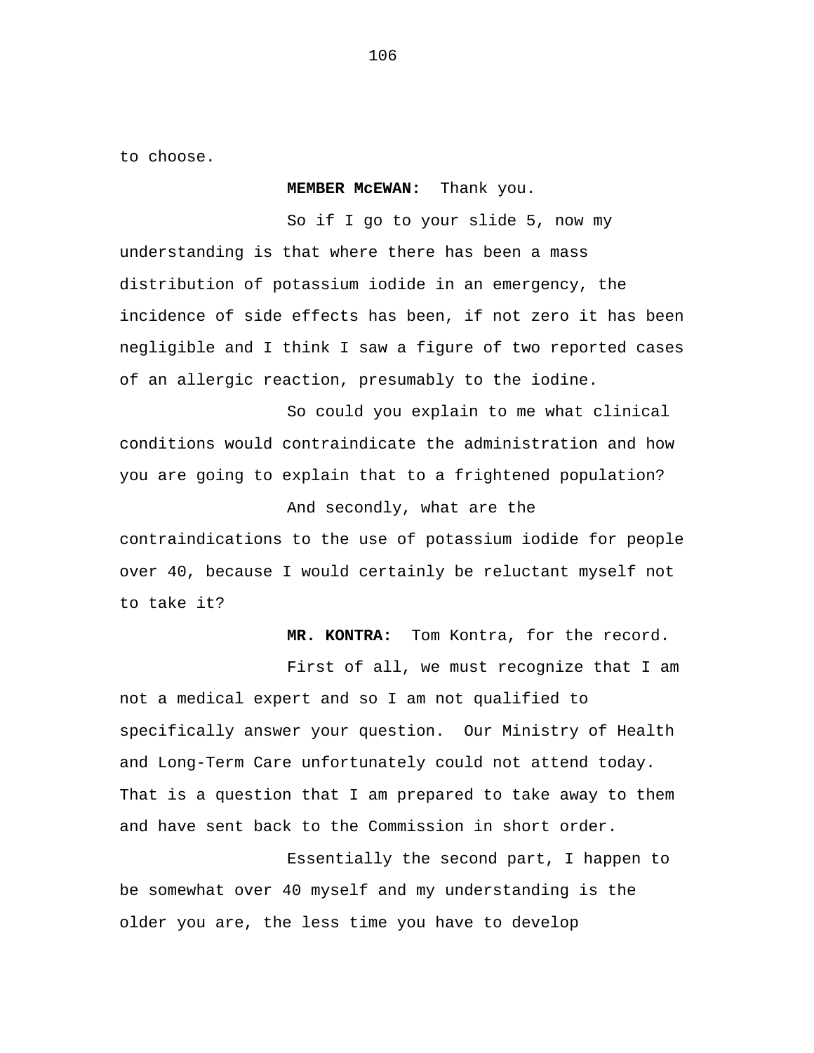to choose.

**MEMBER McEWAN:** Thank you.

So if I go to your slide 5, now my understanding is that where there has been a mass distribution of potassium iodide in an emergency, the incidence of side effects has been, if not zero it has been negligible and I think I saw a figure of two reported cases of an allergic reaction, presumably to the iodine.

So could you explain to me what clinical conditions would contraindicate the administration and how you are going to explain that to a frightened population?

And secondly, what are the contraindications to the use of potassium iodide for people over 40, because I would certainly be reluctant myself not to take it?

**MR. KONTRA:** Tom Kontra, for the record.

First of all, we must recognize that I am not a medical expert and so I am not qualified to specifically answer your question. Our Ministry of Health and Long-Term Care unfortunately could not attend today. That is a question that I am prepared to take away to them and have sent back to the Commission in short order.

Essentially the second part, I happen to be somewhat over 40 myself and my understanding is the older you are, the less time you have to develop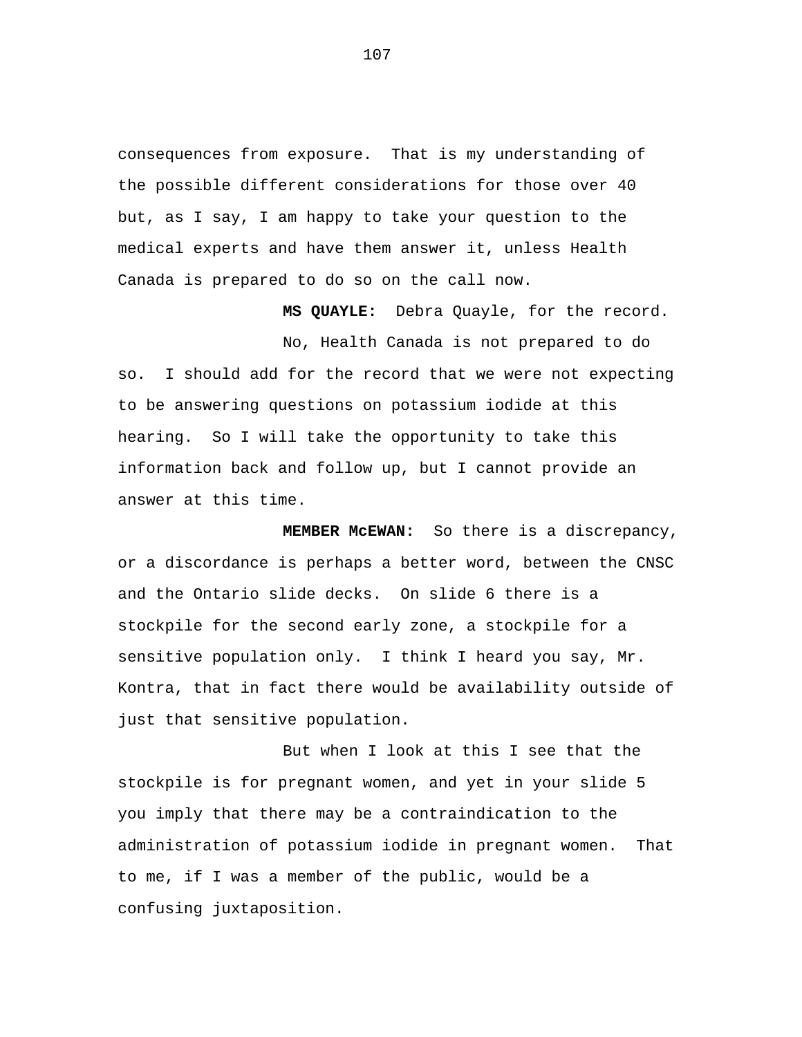consequences from exposure. That is my understanding of the possible different considerations for those over 40 but, as I say, I am happy to take your question to the medical experts and have them answer it, unless Health Canada is prepared to do so on the call now.

**MS QUAYLE:** Debra Quayle, for the record.

No, Health Canada is not prepared to do so. I should add for the record that we were not expecting to be answering questions on potassium iodide at this hearing. So I will take the opportunity to take this information back and follow up, but I cannot provide an answer at this time.

**MEMBER McEWAN:** So there is a discrepancy, or a discordance is perhaps a better word, between the CNSC and the Ontario slide decks. On slide 6 there is a stockpile for the second early zone, a stockpile for a sensitive population only. I think I heard you say, Mr. Kontra, that in fact there would be availability outside of just that sensitive population.

But when I look at this I see that the stockpile is for pregnant women, and yet in your slide 5 you imply that there may be a contraindication to the administration of potassium iodide in pregnant women. That to me, if I was a member of the public, would be a confusing juxtaposition.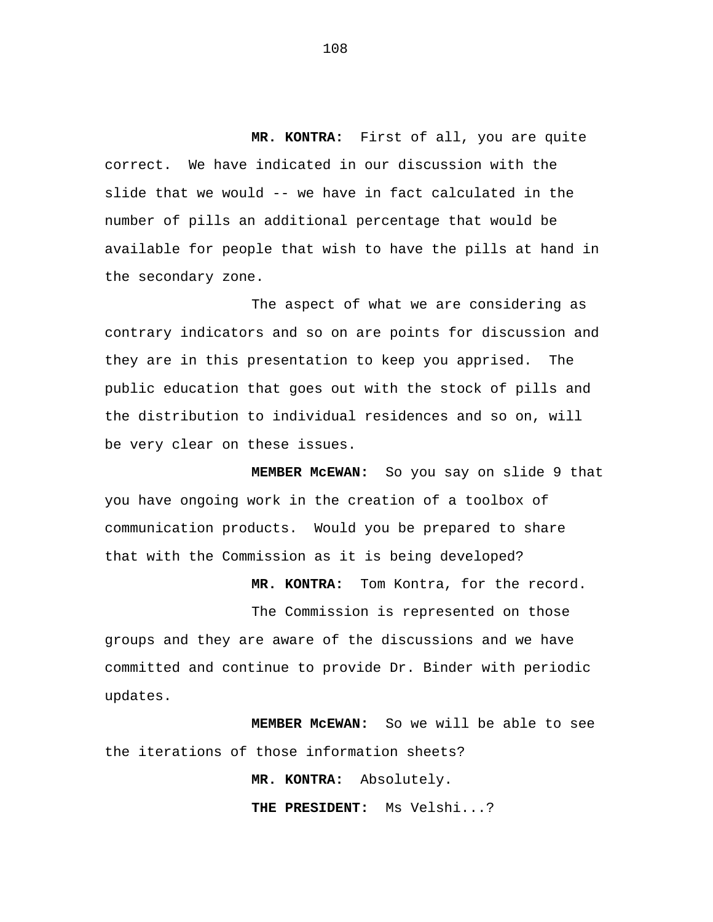**MR. KONTRA:** First of all, you are quite correct. We have indicated in our discussion with the slide that we would -- we have in fact calculated in the number of pills an additional percentage that would be available for people that wish to have the pills at hand in the secondary zone.

The aspect of what we are considering as contrary indicators and so on are points for discussion and they are in this presentation to keep you apprised. The public education that goes out with the stock of pills and the distribution to individual residences and so on, will be very clear on these issues.

**MEMBER McEWAN:** So you say on slide 9 that you have ongoing work in the creation of a toolbox of communication products. Would you be prepared to share that with the Commission as it is being developed?

**MR. KONTRA:** Tom Kontra, for the record.

The Commission is represented on those groups and they are aware of the discussions and we have committed and continue to provide Dr. Binder with periodic updates.

**MEMBER McEWAN:** So we will be able to see the iterations of those information sheets?

**MR. KONTRA:** Absolutely.

**THE PRESIDENT:** Ms Velshi...?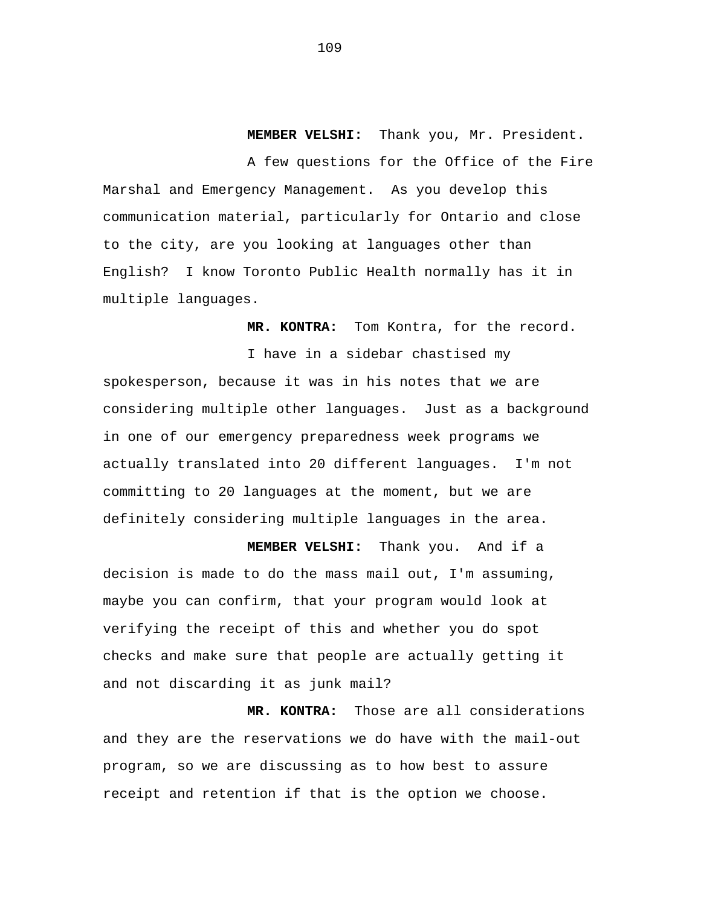**MEMBER VELSHI:** Thank you, Mr. President.

A few questions for the Office of the Fire Marshal and Emergency Management. As you develop this communication material, particularly for Ontario and close to the city, are you looking at languages other than English? I know Toronto Public Health normally has it in multiple languages.

**MR. KONTRA:** Tom Kontra, for the record.

I have in a sidebar chastised my spokesperson, because it was in his notes that we are considering multiple other languages. Just as a background in one of our emergency preparedness week programs we actually translated into 20 different languages. I'm not committing to 20 languages at the moment, but we are definitely considering multiple languages in the area.

**MEMBER VELSHI:** Thank you. And if a decision is made to do the mass mail out, I'm assuming, maybe you can confirm, that your program would look at verifying the receipt of this and whether you do spot checks and make sure that people are actually getting it and not discarding it as junk mail?

**MR. KONTRA:** Those are all considerations and they are the reservations we do have with the mail-out program, so we are discussing as to how best to assure receipt and retention if that is the option we choose.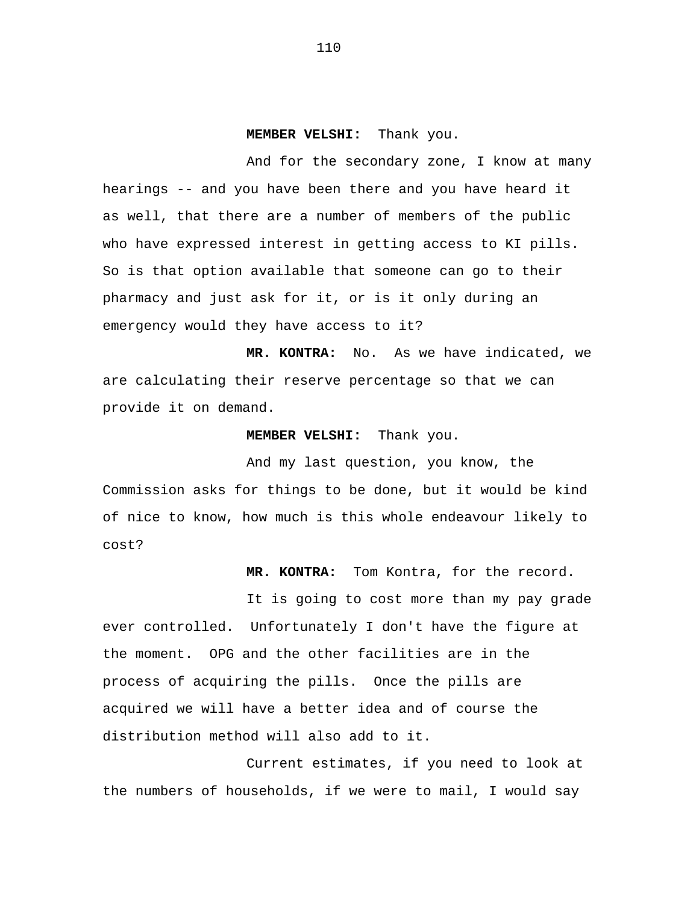**MEMBER VELSHI:** Thank you.

And for the secondary zone, I know at many hearings -- and you have been there and you have heard it as well, that there are a number of members of the public who have expressed interest in getting access to KI pills. So is that option available that someone can go to their pharmacy and just ask for it, or is it only during an emergency would they have access to it?

**MR. KONTRA:** No. As we have indicated, we are calculating their reserve percentage so that we can provide it on demand.

**MEMBER VELSHI:** Thank you.

And my last question, you know, the Commission asks for things to be done, but it would be kind of nice to know, how much is this whole endeavour likely to cost?

**MR. KONTRA:** Tom Kontra, for the record.

It is going to cost more than my pay grade ever controlled. Unfortunately I don't have the figure at the moment. OPG and the other facilities are in the process of acquiring the pills. Once the pills are acquired we will have a better idea and of course the distribution method will also add to it.

Current estimates, if you need to look at the numbers of households, if we were to mail, I would say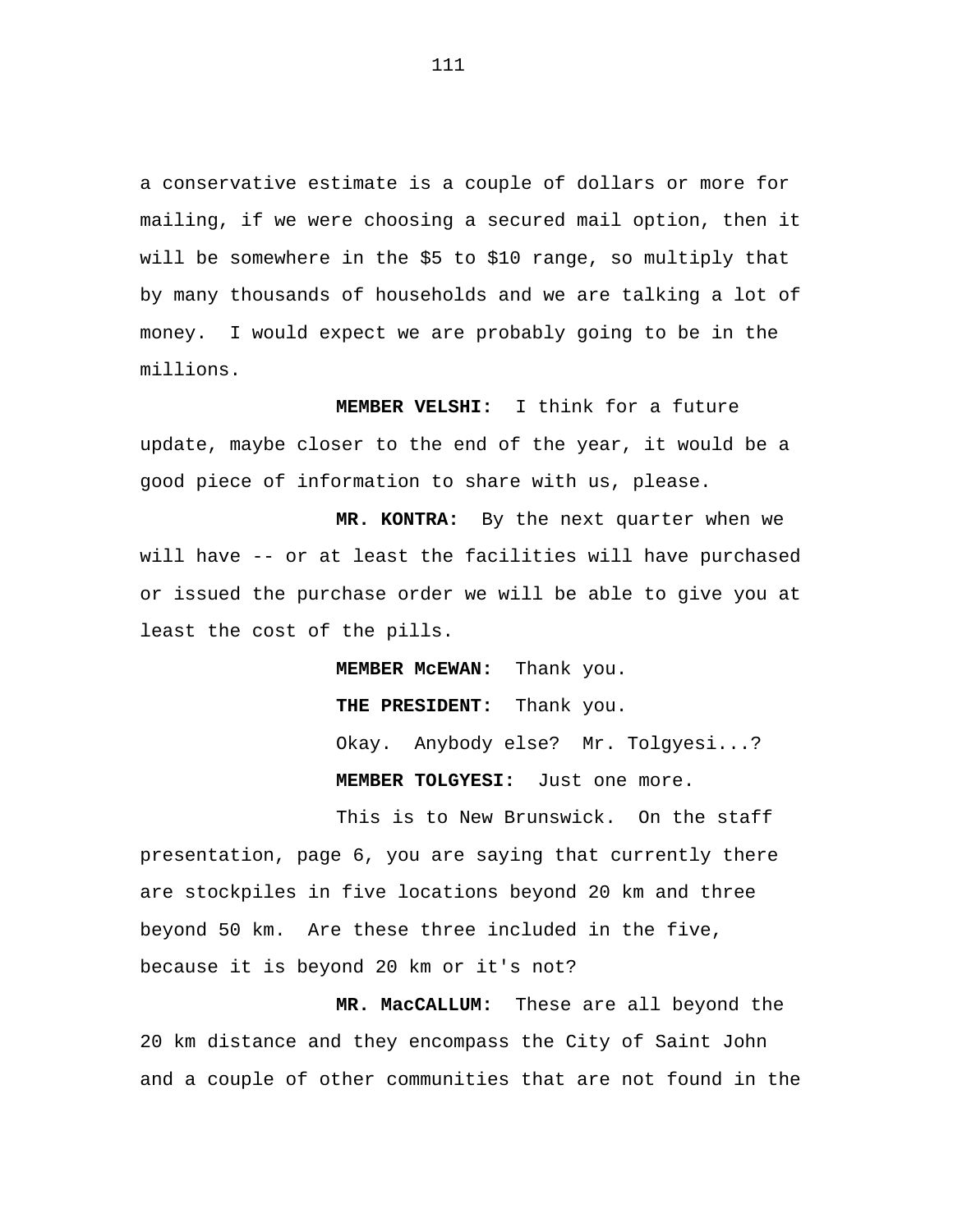a conservative estimate is a couple of dollars or more for mailing, if we were choosing a secured mail option, then it will be somewhere in the $5 to $10 range, so multiply that by many thousands of households and we are talking a lot of money. I would expect we are probably going to be in the millions.

**MEMBER VELSHI:** I think for a future update, maybe closer to the end of the year, it would be a good piece of information to share with us, please.

**MR. KONTRA:** By the next quarter when we will have -- or at least the facilities will have purchased or issued the purchase order we will be able to give you at least the cost of the pills.

**MEMBER McEWAN:** Thank you.

**THE PRESIDENT:** Thank you.

Okay. Anybody else? Mr. Tolgyesi...?

**MEMBER TOLGYESI:** Just one more.

This is to New Brunswick. On the staff presentation, page 6, you are saying that currently there are stockpiles in five locations beyond 20 km and three beyond 50 km. Are these three included in the five, because it is beyond 20 km or it's not?

**MR. MacCALLUM:** These are all beyond the 20 km distance and they encompass the City of Saint John and a couple of other communities that are not found in the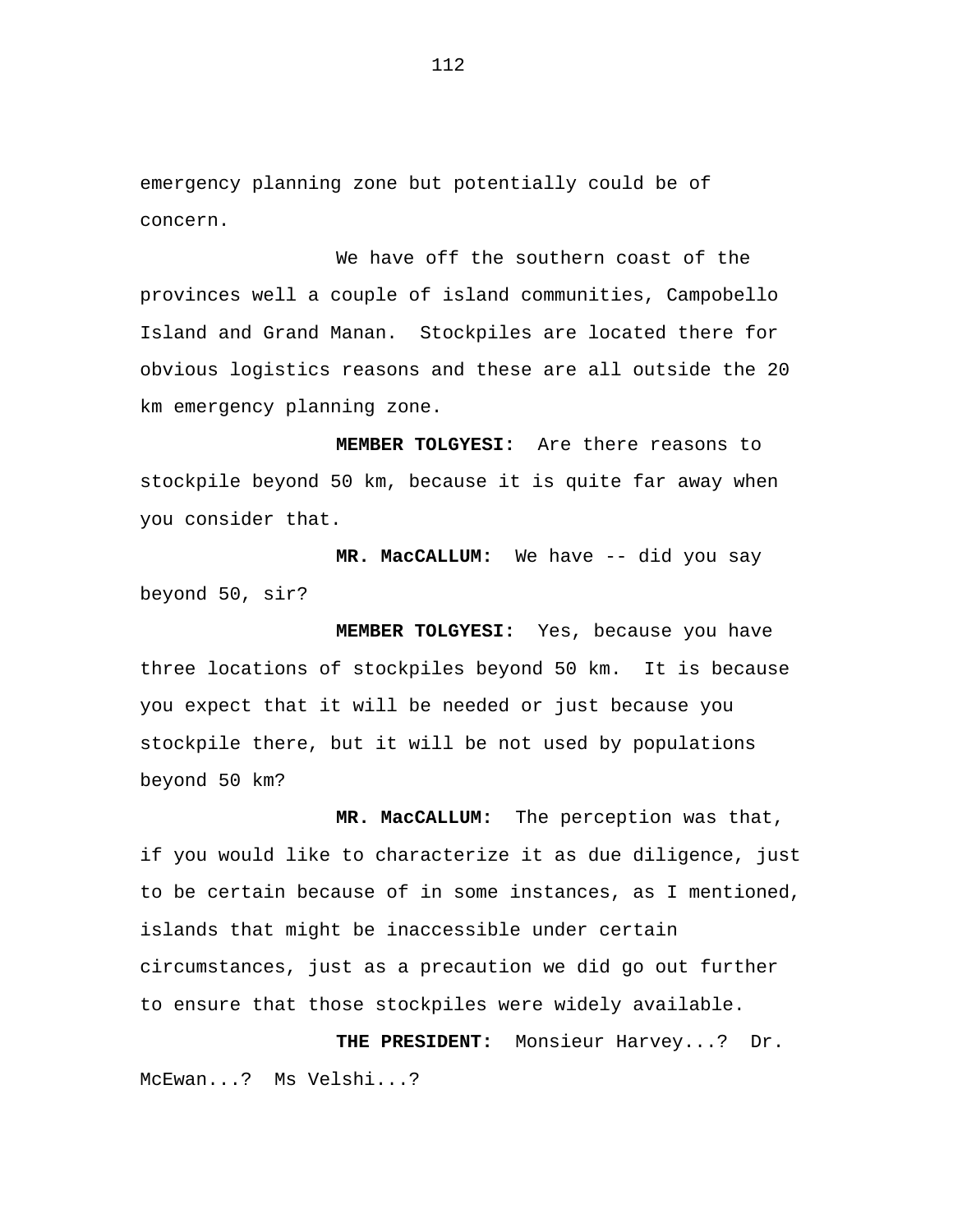emergency planning zone but potentially could be of concern.

We have off the southern coast of the provinces well a couple of island communities, Campobello Island and Grand Manan. Stockpiles are located there for obvious logistics reasons and these are all outside the 20 km emergency planning zone.

**MEMBER TOLGYESI:** Are there reasons to stockpile beyond 50 km, because it is quite far away when you consider that.

**MR. MacCALLUM:** We have -- did you say beyond 50, sir?

**MEMBER TOLGYESI:** Yes, because you have three locations of stockpiles beyond 50 km. It is because you expect that it will be needed or just because you stockpile there, but it will be not used by populations beyond 50 km?

**MR. MacCALLUM:** The perception was that, if you would like to characterize it as due diligence, just to be certain because of in some instances, as I mentioned, islands that might be inaccessible under certain circumstances, just as a precaution we did go out further to ensure that those stockpiles were widely available.

**THE PRESIDENT:** Monsieur Harvey...? Dr. McEwan...? Ms Velshi...?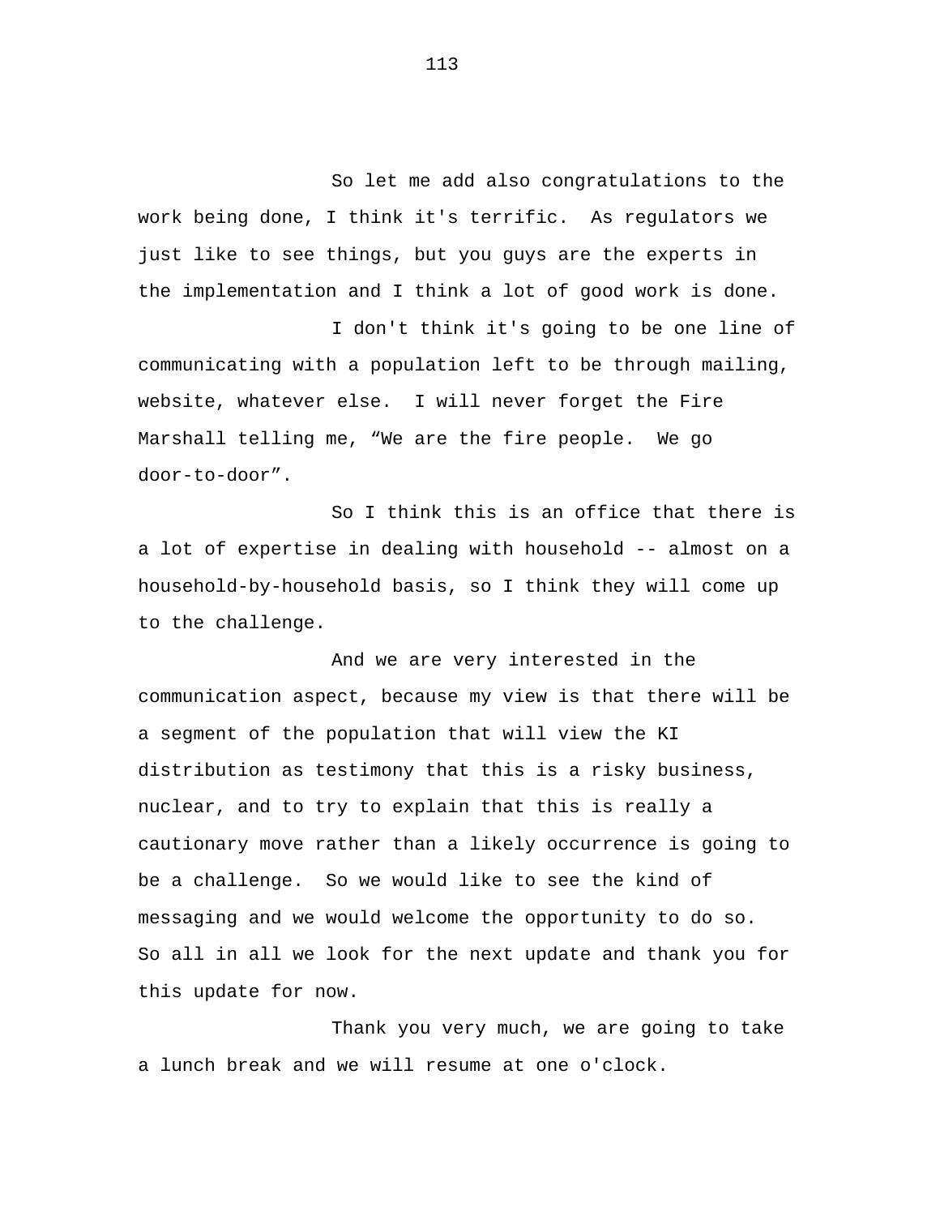So let me add also congratulations to the work being done, I think it's terrific. As regulators we just like to see things, but you guys are the experts in the implementation and I think a lot of good work is done.

I don't think it's going to be one line of communicating with a population left to be through mailing, website, whatever else. I will never forget the Fire Marshall telling me, "We are the fire people. We go door-to-door".

So I think this is an office that there is a lot of expertise in dealing with household -- almost on a household-by-household basis, so I think they will come up to the challenge.

And we are very interested in the communication aspect, because my view is that there will be a segment of the population that will view the KI distribution as testimony that this is a risky business, nuclear, and to try to explain that this is really a cautionary move rather than a likely occurrence is going to be a challenge. So we would like to see the kind of messaging and we would welcome the opportunity to do so. So all in all we look for the next update and thank you for this update for now.

Thank you very much, we are going to take a lunch break and we will resume at one o'clock.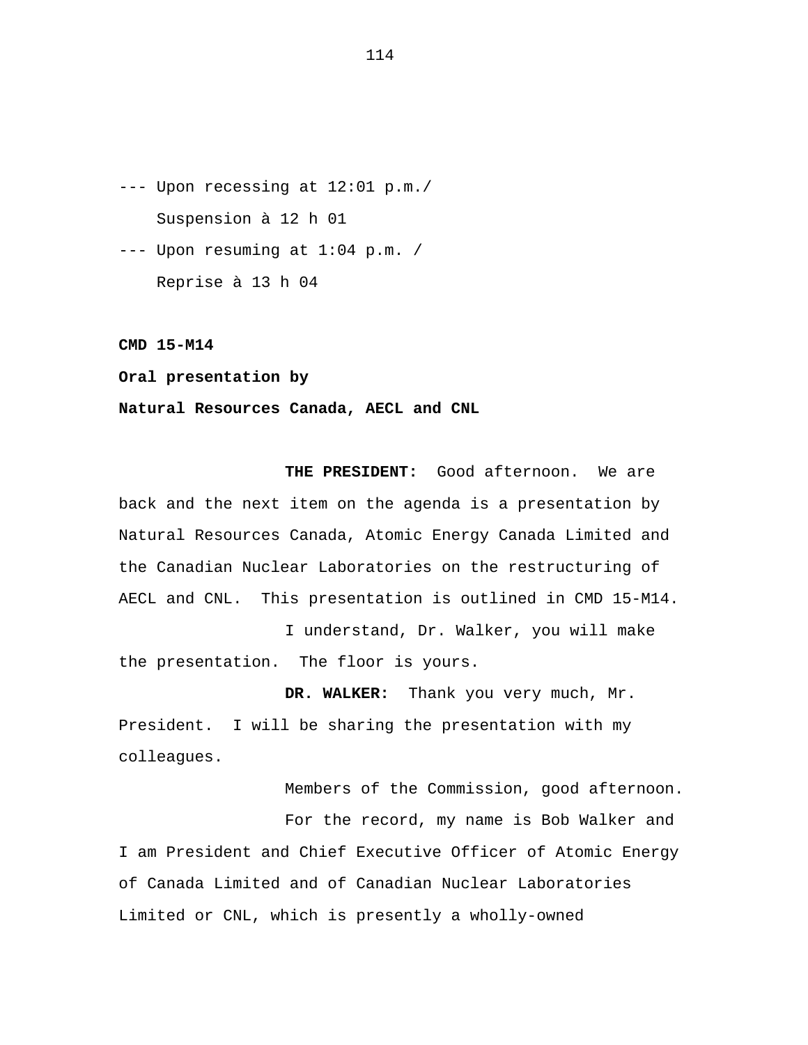--- Upon recessing at 12:01 p.m./
Suspension à 12 h 01

--- Upon resuming at 1:04 p.m. /
Reprise à 13 h 04

**CMD 15-M14**

**Oral presentation by**

**Natural Resources Canada, AECL and CNL**

**THE PRESIDENT:** Good afternoon. We are back and the next item on the agenda is a presentation by Natural Resources Canada, Atomic Energy Canada Limited and the Canadian Nuclear Laboratories on the restructuring of AECL and CNL. This presentation is outlined in CMD 15-M14.

I understand, Dr. Walker, you will make the presentation. The floor is yours.

**DR. WALKER:** Thank you very much, Mr. President. I will be sharing the presentation with my colleagues.

Members of the Commission, good afternoon.

For the record, my name is Bob Walker and I am President and Chief Executive Officer of Atomic Energy of Canada Limited and of Canadian Nuclear Laboratories Limited or CNL, which is presently a wholly-owned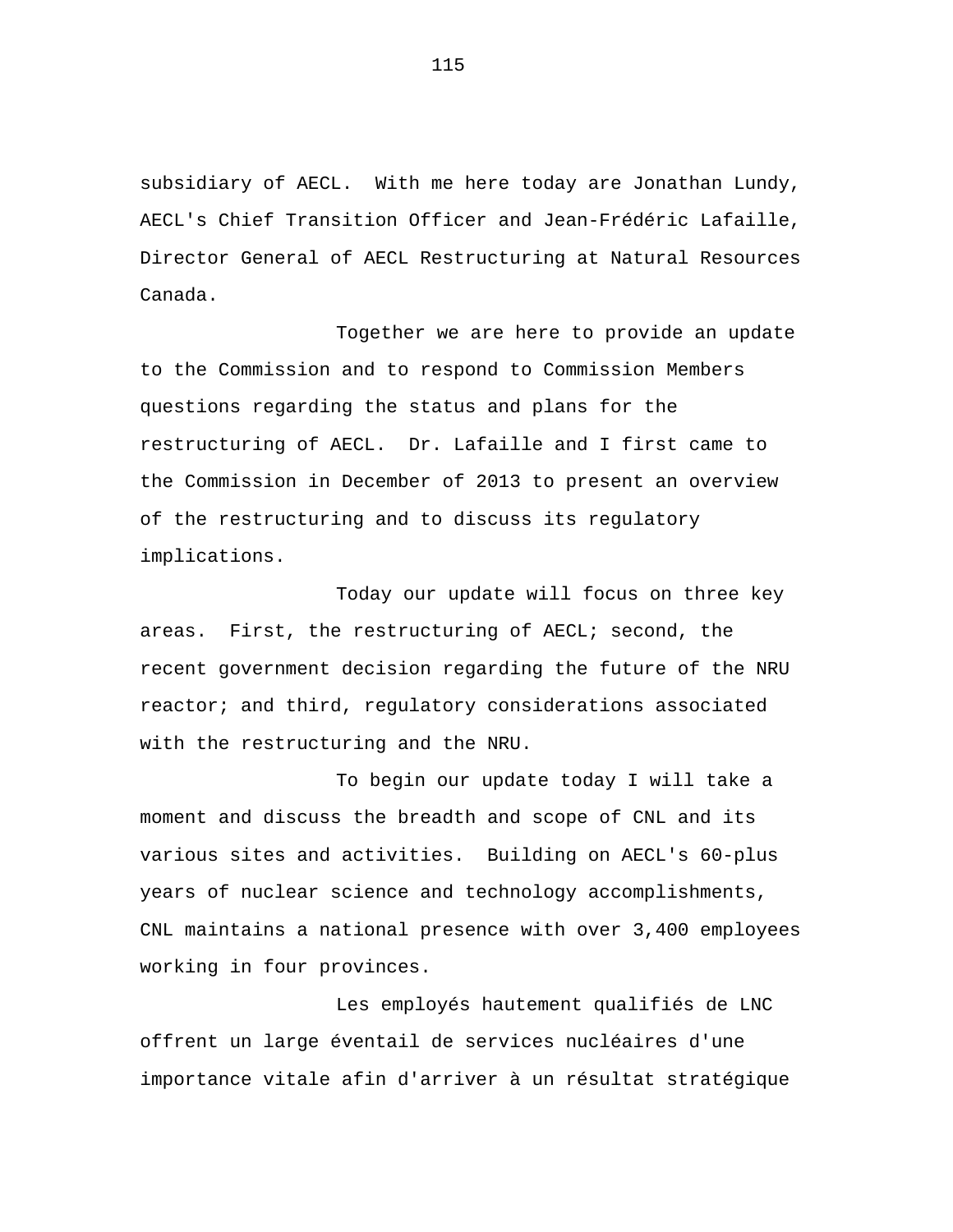subsidiary of AECL. With me here today are Jonathan Lundy, AECL's Chief Transition Officer and Jean-Frédéric Lafaille, Director General of AECL Restructuring at Natural Resources Canada.

Together we are here to provide an update to the Commission and to respond to Commission Members questions regarding the status and plans for the restructuring of AECL. Dr. Lafaille and I first came to the Commission in December of 2013 to present an overview of the restructuring and to discuss its regulatory implications.

Today our update will focus on three key areas. First, the restructuring of AECL; second, the recent government decision regarding the future of the NRU reactor; and third, regulatory considerations associated with the restructuring and the NRU.

To begin our update today I will take a moment and discuss the breadth and scope of CNL and its various sites and activities. Building on AECL's 60-plus years of nuclear science and technology accomplishments, CNL maintains a national presence with over 3,400 employees working in four provinces.

Les employés hautement qualifiés de LNC offrent un large éventail de services nucléaires d'une importance vitale afin d'arriver à un résultat stratégique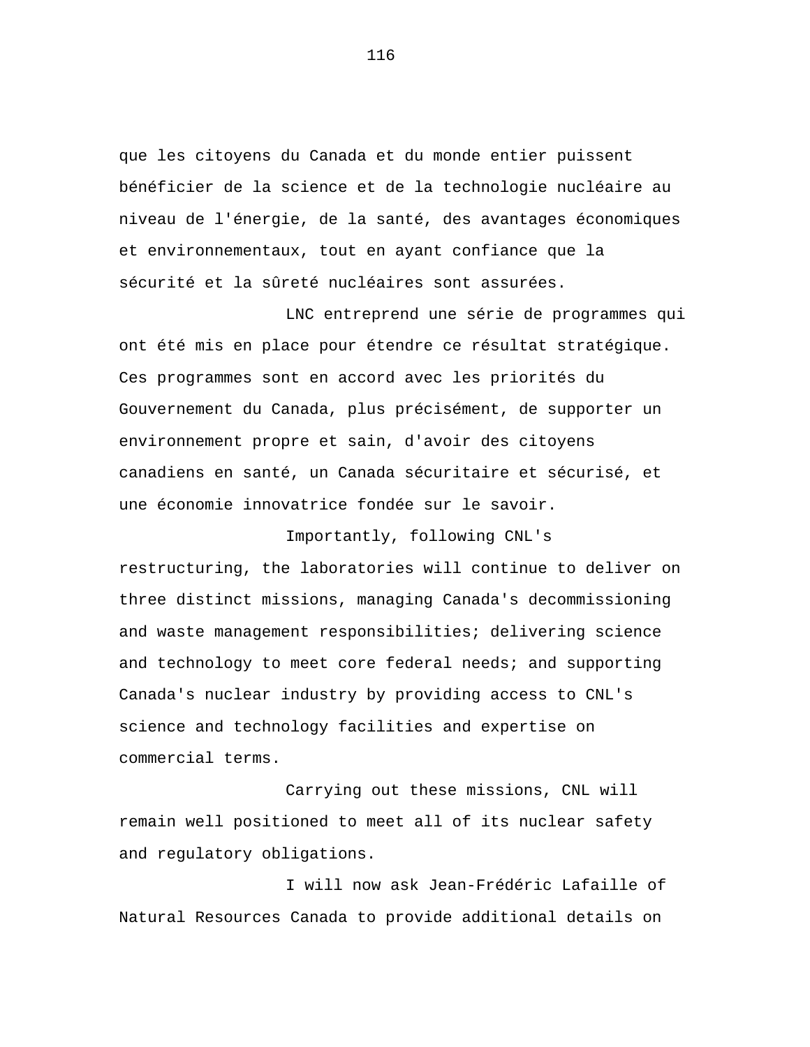que les citoyens du Canada et du monde entier puissent bénéficier de la science et de la technologie nucléaire au niveau de l'énergie, de la santé, des avantages économiques et environnementaux, tout en ayant confiance que la sécurité et la sûreté nucléaires sont assurées.

LNC entreprend une série de programmes qui ont été mis en place pour étendre ce résultat stratégique. Ces programmes sont en accord avec les priorités du Gouvernement du Canada, plus précisément, de supporter un environnement propre et sain, d'avoir des citoyens canadiens en santé, un Canada sécuritaire et sécurisé, et une économie innovatrice fondée sur le savoir.

Importantly, following CNL's restructuring, the laboratories will continue to deliver on three distinct missions, managing Canada's decommissioning and waste management responsibilities; delivering science and technology to meet core federal needs; and supporting Canada's nuclear industry by providing access to CNL's science and technology facilities and expertise on commercial terms.

Carrying out these missions, CNL will remain well positioned to meet all of its nuclear safety and regulatory obligations.

I will now ask Jean-Frédéric Lafaille of Natural Resources Canada to provide additional details on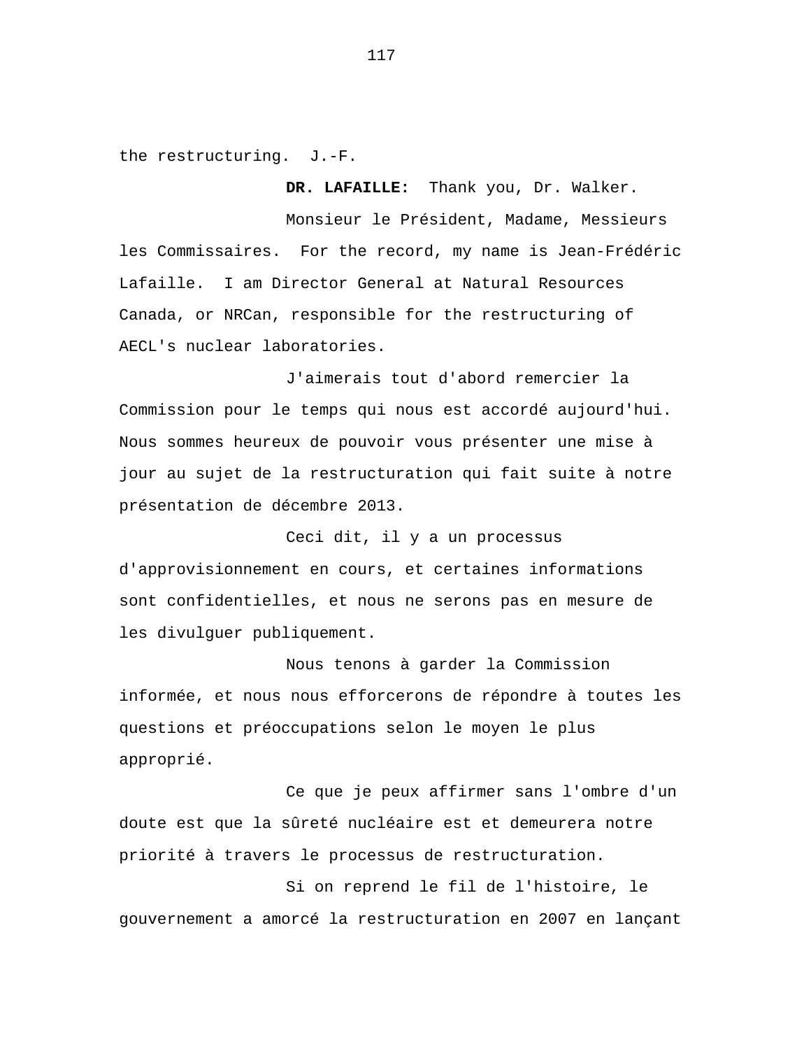the restructuring. J.-F.

**DR. LAFAILLE:** Thank you, Dr. Walker.

Monsieur le Président, Madame, Messieurs les Commissaires. For the record, my name is Jean-Frédéric Lafaille. I am Director General at Natural Resources Canada, or NRCan, responsible for the restructuring of AECL's nuclear laboratories.

J'aimerais tout d'abord remercier la Commission pour le temps qui nous est accordé aujourd'hui. Nous sommes heureux de pouvoir vous présenter une mise à jour au sujet de la restructuration qui fait suite à notre présentation de décembre 2013.

Ceci dit, il y a un processus d'approvisionnement en cours, et certaines informations sont confidentielles, et nous ne serons pas en mesure de les divulguer publiquement.

Nous tenons à garder la Commission informée, et nous nous efforcerons de répondre à toutes les questions et préoccupations selon le moyen le plus approprié.

Ce que je peux affirmer sans l'ombre d'un doute est que la sûreté nucléaire est et demeurera notre priorité à travers le processus de restructuration.

Si on reprend le fil de l'histoire, le gouvernement a amorcé la restructuration en 2007 en lançant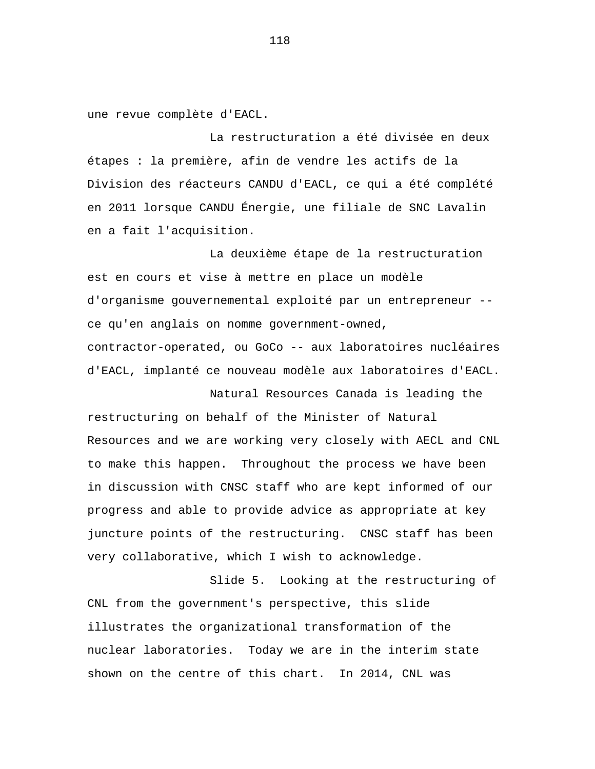une revue complète d'EACL.

La restructuration a été divisée en deux étapes : la première, afin de vendre les actifs de la Division des réacteurs CANDU d'EACL, ce qui a été complété en 2011 lorsque CANDU Énergie, une filiale de SNC Lavalin en a fait l'acquisition.

La deuxième étape de la restructuration est en cours et vise à mettre en place un modèle d'organisme gouvernemental exploité par un entrepreneur -- ce qu'en anglais on nomme government-owned, contractor-operated, ou GoCo -- aux laboratoires nucléaires d'EACL, implanté ce nouveau modèle aux laboratoires d'EACL.

Natural Resources Canada is leading the restructuring on behalf of the Minister of Natural Resources and we are working very closely with AECL and CNL to make this happen. Throughout the process we have been in discussion with CNSC staff who are kept informed of our progress and able to provide advice as appropriate at key juncture points of the restructuring. CNSC staff has been very collaborative, which I wish to acknowledge.

Slide 5. Looking at the restructuring of CNL from the government's perspective, this slide illustrates the organizational transformation of the nuclear laboratories. Today we are in the interim state shown on the centre of this chart. In 2014, CNL was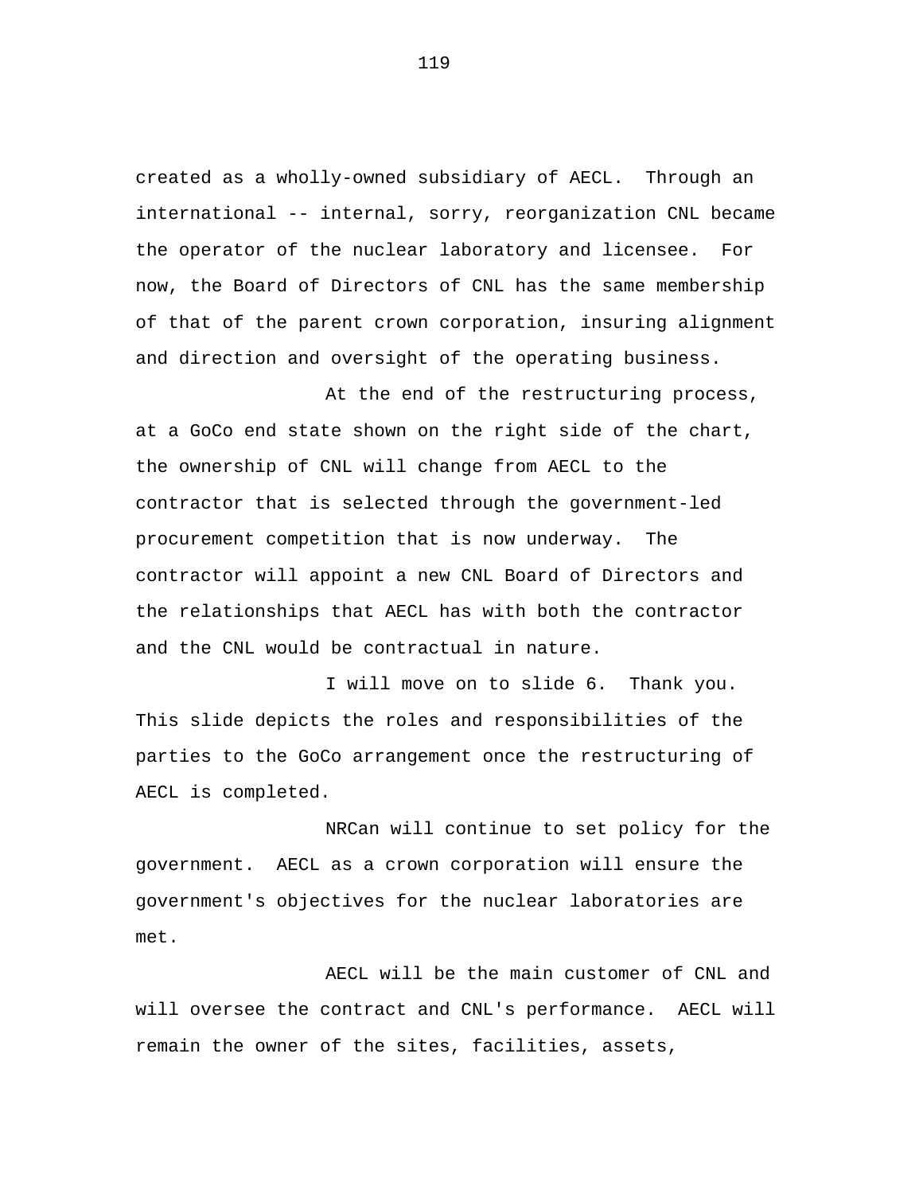created as a wholly-owned subsidiary of AECL. Through an international -- internal, sorry, reorganization CNL became the operator of the nuclear laboratory and licensee. For now, the Board of Directors of CNL has the same membership of that of the parent crown corporation, insuring alignment and direction and oversight of the operating business.

At the end of the restructuring process, at a GoCo end state shown on the right side of the chart, the ownership of CNL will change from AECL to the contractor that is selected through the government-led procurement competition that is now underway. The contractor will appoint a new CNL Board of Directors and the relationships that AECL has with both the contractor and the CNL would be contractual in nature.

I will move on to slide 6. Thank you. This slide depicts the roles and responsibilities of the parties to the GoCo arrangement once the restructuring of AECL is completed.

NRCan will continue to set policy for the government. AECL as a crown corporation will ensure the government's objectives for the nuclear laboratories are met.

AECL will be the main customer of CNL and will oversee the contract and CNL's performance. AECL will remain the owner of the sites, facilities, assets,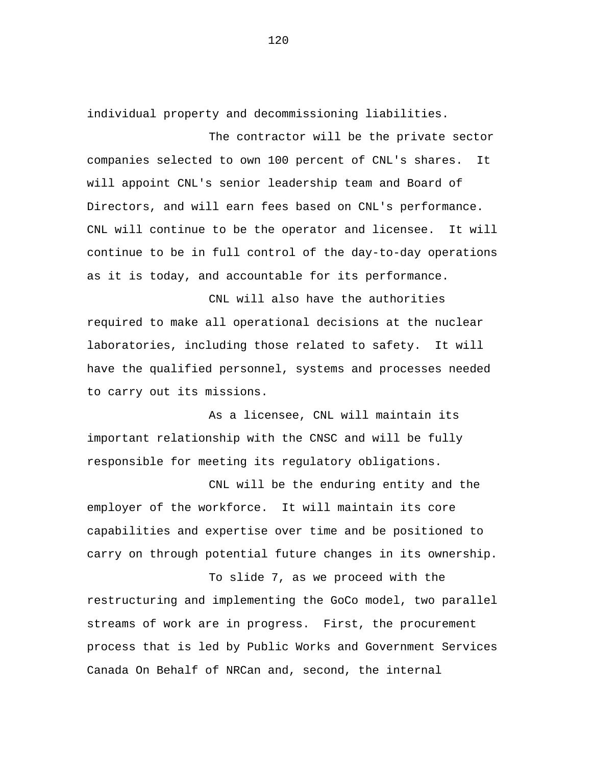individual property and decommissioning liabilities.

The contractor will be the private sector companies selected to own 100 percent of CNL's shares. It will appoint CNL's senior leadership team and Board of Directors, and will earn fees based on CNL's performance. CNL will continue to be the operator and licensee. It will continue to be in full control of the day-to-day operations as it is today, and accountable for its performance.

CNL will also have the authorities required to make all operational decisions at the nuclear laboratories, including those related to safety. It will have the qualified personnel, systems and processes needed to carry out its missions.

As a licensee, CNL will maintain its important relationship with the CNSC and will be fully responsible for meeting its regulatory obligations.

CNL will be the enduring entity and the employer of the workforce. It will maintain its core capabilities and expertise over time and be positioned to carry on through potential future changes in its ownership.

To slide 7, as we proceed with the restructuring and implementing the GoCo model, two parallel streams of work are in progress. First, the procurement process that is led by Public Works and Government Services Canada On Behalf of NRCan and, second, the internal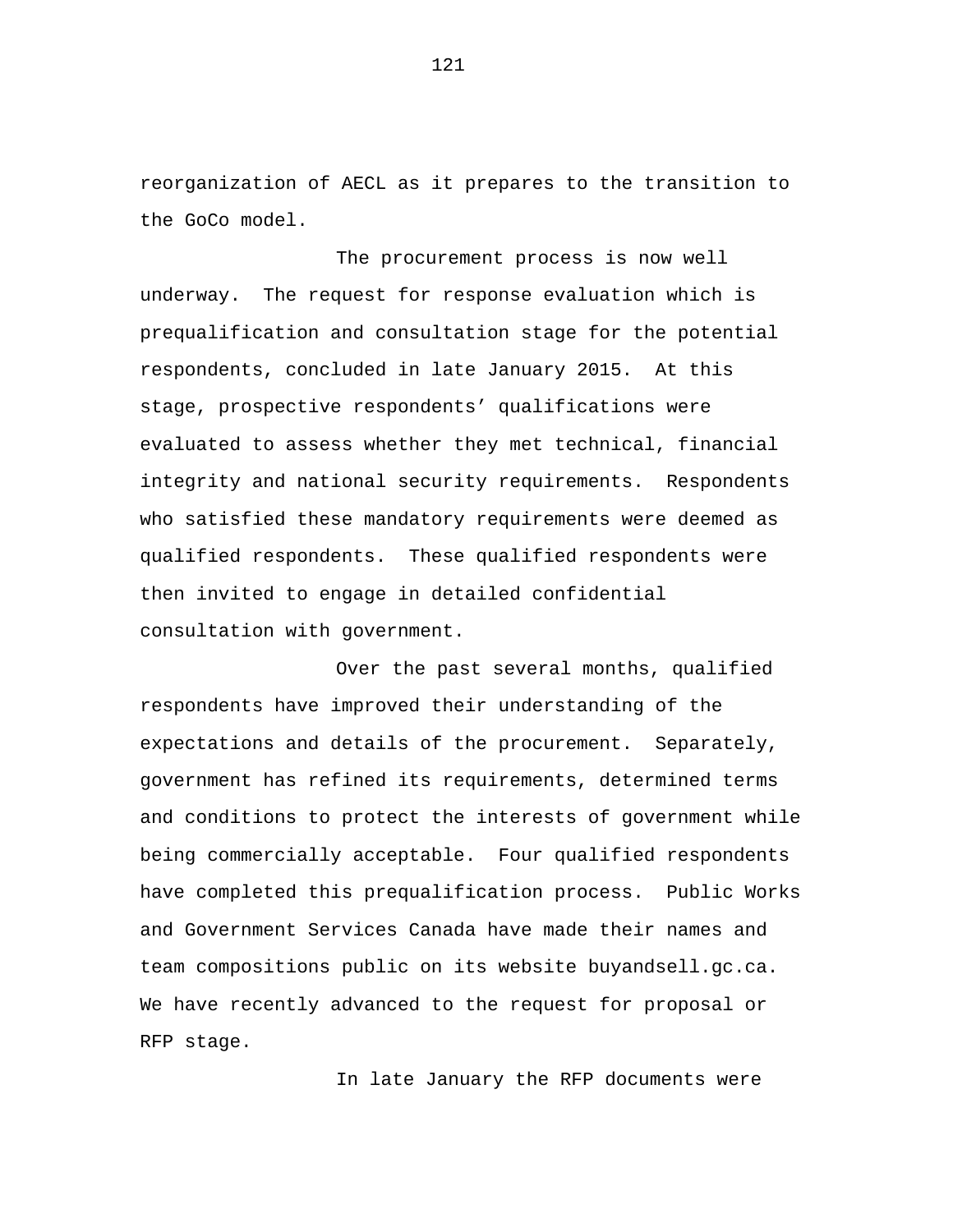reorganization of AECL as it prepares to the transition to the GoCo model.

The procurement process is now well underway. The request for response evaluation which is prequalification and consultation stage for the potential respondents, concluded in late January 2015. At this stage, prospective respondents' qualifications were evaluated to assess whether they met technical, financial integrity and national security requirements. Respondents who satisfied these mandatory requirements were deemed as qualified respondents. These qualified respondents were then invited to engage in detailed confidential consultation with government.

Over the past several months, qualified respondents have improved their understanding of the expectations and details of the procurement. Separately, government has refined its requirements, determined terms and conditions to protect the interests of government while being commercially acceptable. Four qualified respondents have completed this prequalification process. Public Works and Government Services Canada have made their names and team compositions public on its website buyandsell.gc.ca. We have recently advanced to the request for proposal or RFP stage.

In late January the RFP documents were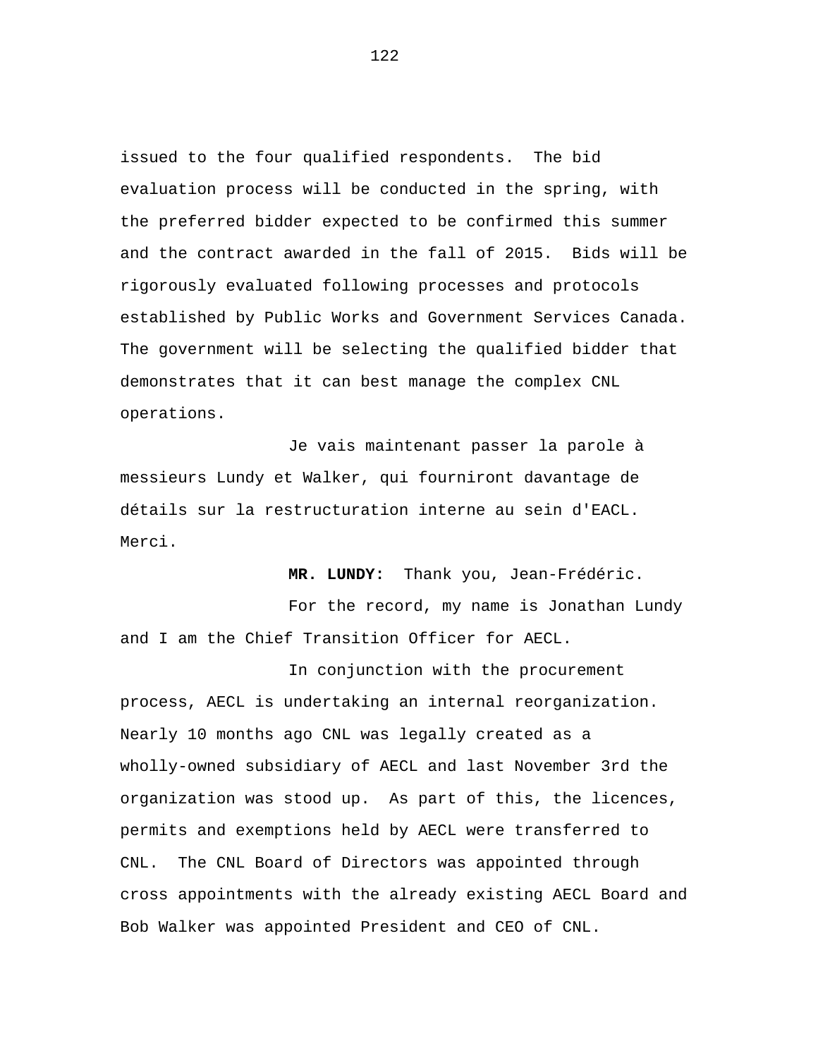issued to the four qualified respondents. The bid evaluation process will be conducted in the spring, with the preferred bidder expected to be confirmed this summer and the contract awarded in the fall of 2015. Bids will be rigorously evaluated following processes and protocols established by Public Works and Government Services Canada. The government will be selecting the qualified bidder that demonstrates that it can best manage the complex CNL operations.

Je vais maintenant passer la parole à messieurs Lundy et Walker, qui fourniront davantage de détails sur la restructuration interne au sein d'EACL. Merci.

**MR. LUNDY:** Thank you, Jean-Frédéric.

For the record, my name is Jonathan Lundy and I am the Chief Transition Officer for AECL.

In conjunction with the procurement process, AECL is undertaking an internal reorganization. Nearly 10 months ago CNL was legally created as a wholly-owned subsidiary of AECL and last November 3rd the organization was stood up. As part of this, the licences, permits and exemptions held by AECL were transferred to CNL. The CNL Board of Directors was appointed through cross appointments with the already existing AECL Board and Bob Walker was appointed President and CEO of CNL.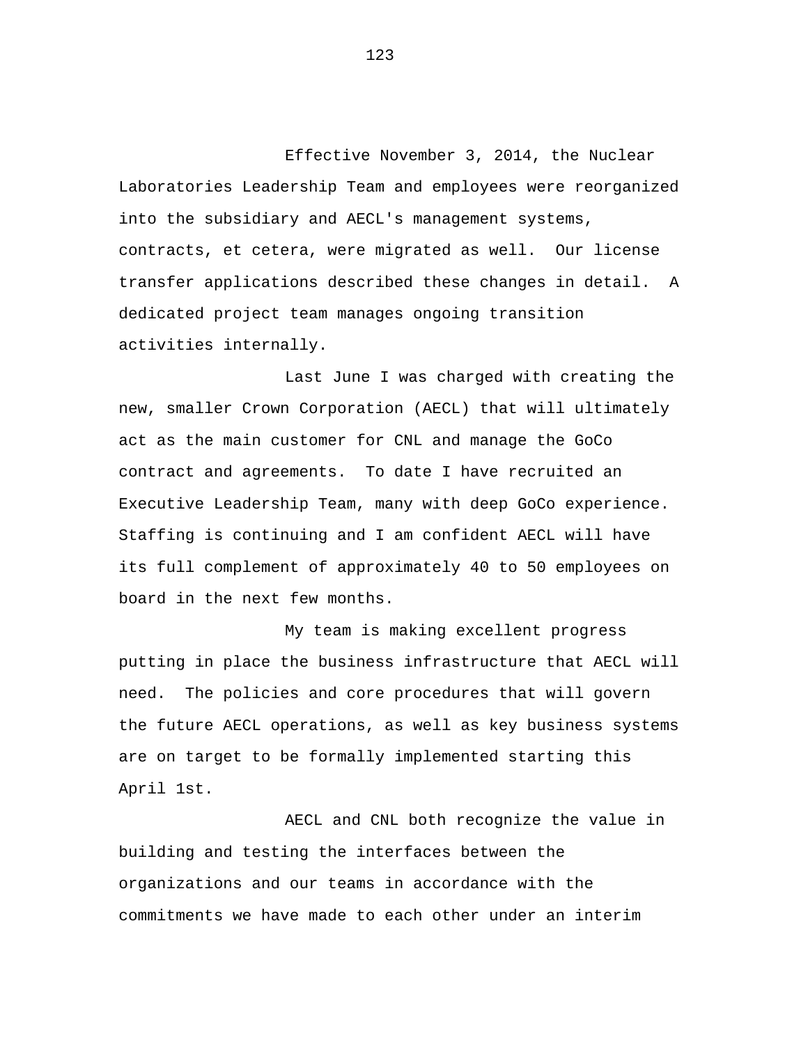Effective November 3, 2014, the Nuclear Laboratories Leadership Team and employees were reorganized into the subsidiary and AECL's management systems, contracts, et cetera, were migrated as well. Our license transfer applications described these changes in detail. A dedicated project team manages ongoing transition activities internally.

Last June I was charged with creating the new, smaller Crown Corporation (AECL) that will ultimately act as the main customer for CNL and manage the GoCo contract and agreements. To date I have recruited an Executive Leadership Team, many with deep GoCo experience. Staffing is continuing and I am confident AECL will have its full complement of approximately 40 to 50 employees on board in the next few months.

My team is making excellent progress putting in place the business infrastructure that AECL will need. The policies and core procedures that will govern the future AECL operations, as well as key business systems are on target to be formally implemented starting this April 1st.

AECL and CNL both recognize the value in building and testing the interfaces between the organizations and our teams in accordance with the commitments we have made to each other under an interim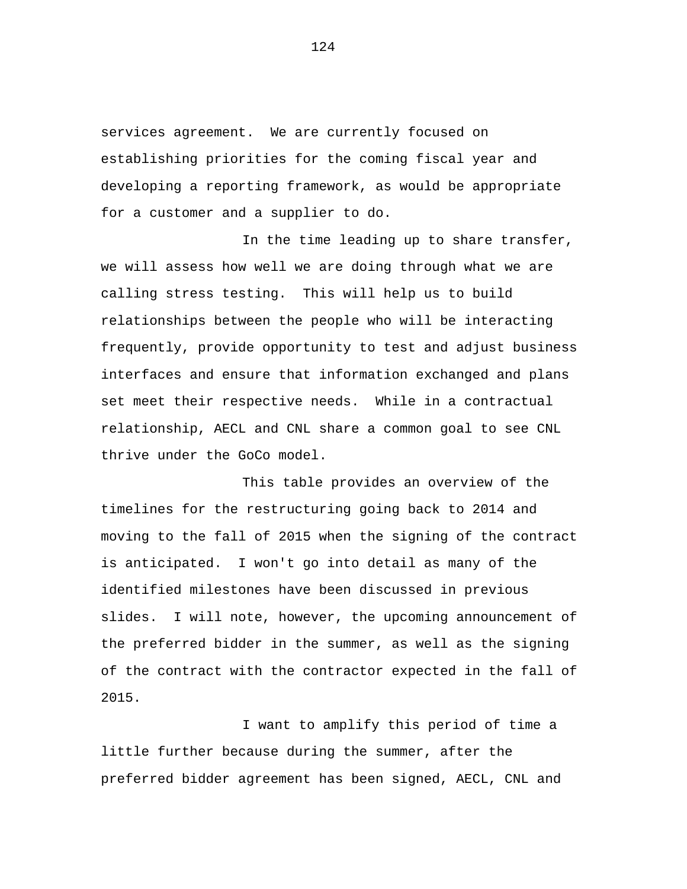services agreement. We are currently focused on establishing priorities for the coming fiscal year and developing a reporting framework, as would be appropriate for a customer and a supplier to do.

In the time leading up to share transfer, we will assess how well we are doing through what we are calling stress testing. This will help us to build relationships between the people who will be interacting frequently, provide opportunity to test and adjust business interfaces and ensure that information exchanged and plans set meet their respective needs. While in a contractual relationship, AECL and CNL share a common goal to see CNL thrive under the GoCo model.

This table provides an overview of the timelines for the restructuring going back to 2014 and moving to the fall of 2015 when the signing of the contract is anticipated. I won't go into detail as many of the identified milestones have been discussed in previous slides. I will note, however, the upcoming announcement of the preferred bidder in the summer, as well as the signing of the contract with the contractor expected in the fall of 2015.

I want to amplify this period of time a little further because during the summer, after the preferred bidder agreement has been signed, AECL, CNL and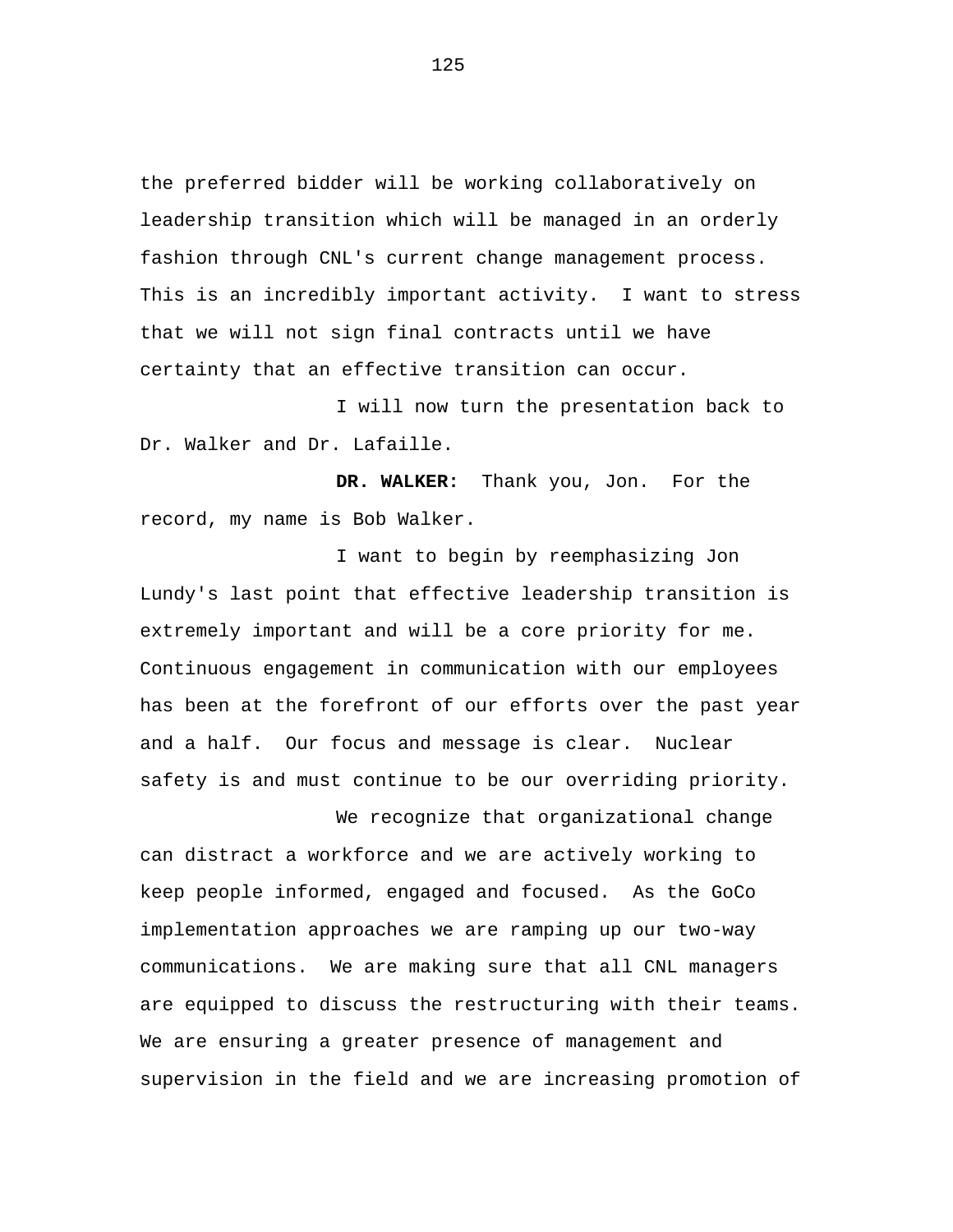the preferred bidder will be working collaboratively on leadership transition which will be managed in an orderly fashion through CNL's current change management process. This is an incredibly important activity. I want to stress that we will not sign final contracts until we have certainty that an effective transition can occur.

I will now turn the presentation back to Dr. Walker and Dr. Lafaille.

**DR. WALKER:** Thank you, Jon. For the record, my name is Bob Walker.

I want to begin by reemphasizing Jon Lundy's last point that effective leadership transition is extremely important and will be a core priority for me. Continuous engagement in communication with our employees has been at the forefront of our efforts over the past year and a half. Our focus and message is clear. Nuclear safety is and must continue to be our overriding priority.

We recognize that organizational change can distract a workforce and we are actively working to keep people informed, engaged and focused. As the GoCo implementation approaches we are ramping up our two-way communications. We are making sure that all CNL managers are equipped to discuss the restructuring with their teams. We are ensuring a greater presence of management and supervision in the field and we are increasing promotion of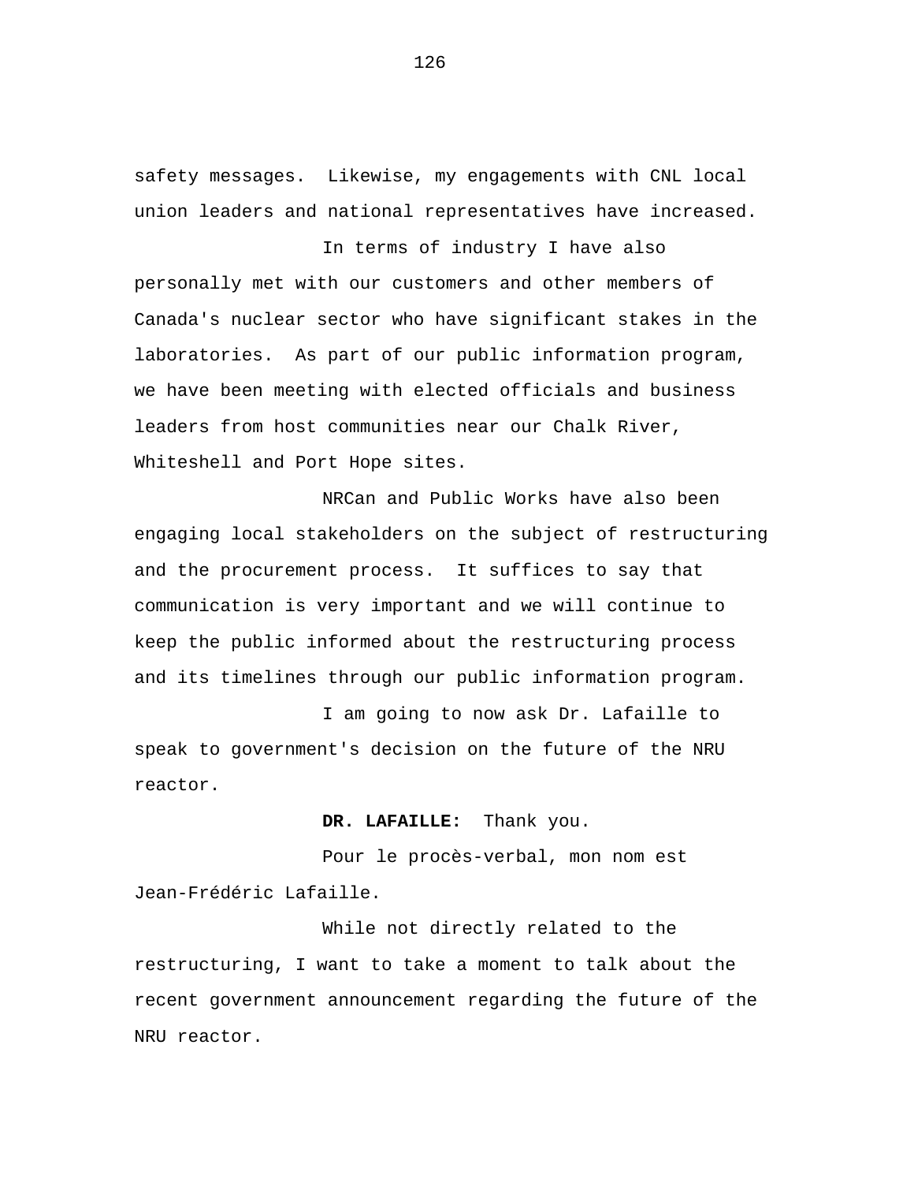safety messages.  Likewise, my engagements with CNL local union leaders and national representatives have increased.

In terms of industry I have also personally met with our customers and other members of Canada's nuclear sector who have significant stakes in the laboratories.  As part of our public information program, we have been meeting with elected officials and business leaders from host communities near our Chalk River, Whiteshell and Port Hope sites.

NRCan and Public Works have also been engaging local stakeholders on the subject of restructuring and the procurement process.  It suffices to say that communication is very important and we will continue to keep the public informed about the restructuring process and its timelines through our public information program.

I am going to now ask Dr. Lafaille to speak to government's decision on the future of the NRU reactor.

**DR. LAFAILLE:**  Thank you.

Pour le procès-verbal, mon nom est Jean-Frédéric Lafaille.

While not directly related to the restructuring, I want to take a moment to talk about the recent government announcement regarding the future of the NRU reactor.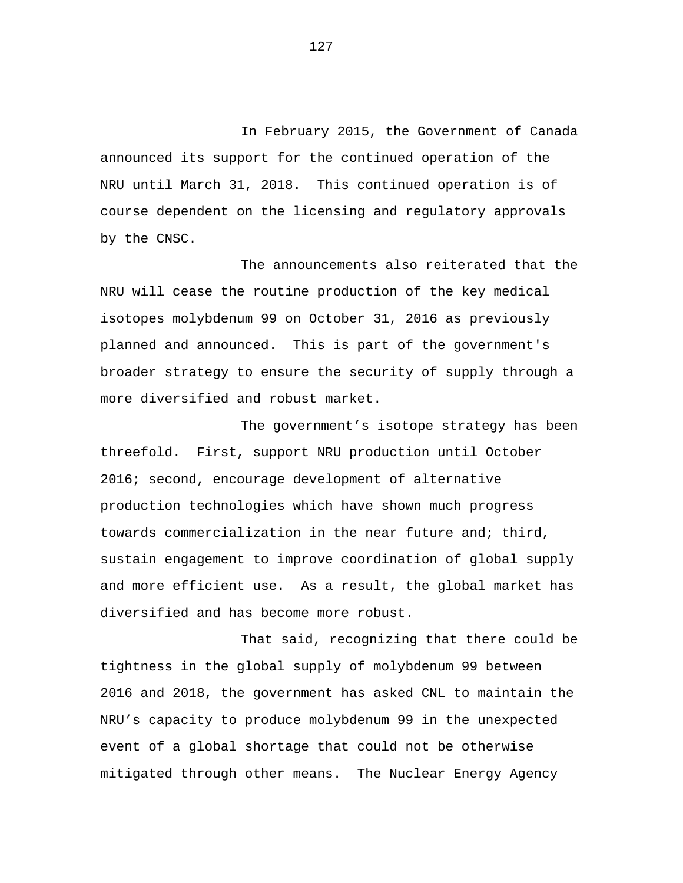In February 2015, the Government of Canada announced its support for the continued operation of the NRU until March 31, 2018. This continued operation is of course dependent on the licensing and regulatory approvals by the CNSC.

The announcements also reiterated that the NRU will cease the routine production of the key medical isotopes molybdenum 99 on October 31, 2016 as previously planned and announced. This is part of the government's broader strategy to ensure the security of supply through a more diversified and robust market.

The government’s isotope strategy has been threefold. First, support NRU production until October 2016; second, encourage development of alternative production technologies which have shown much progress towards commercialization in the near future and; third, sustain engagement to improve coordination of global supply and more efficient use. As a result, the global market has diversified and has become more robust.

That said, recognizing that there could be tightness in the global supply of molybdenum 99 between 2016 and 2018, the government has asked CNL to maintain the NRU’s capacity to produce molybdenum 99 in the unexpected event of a global shortage that could not be otherwise mitigated through other means. The Nuclear Energy Agency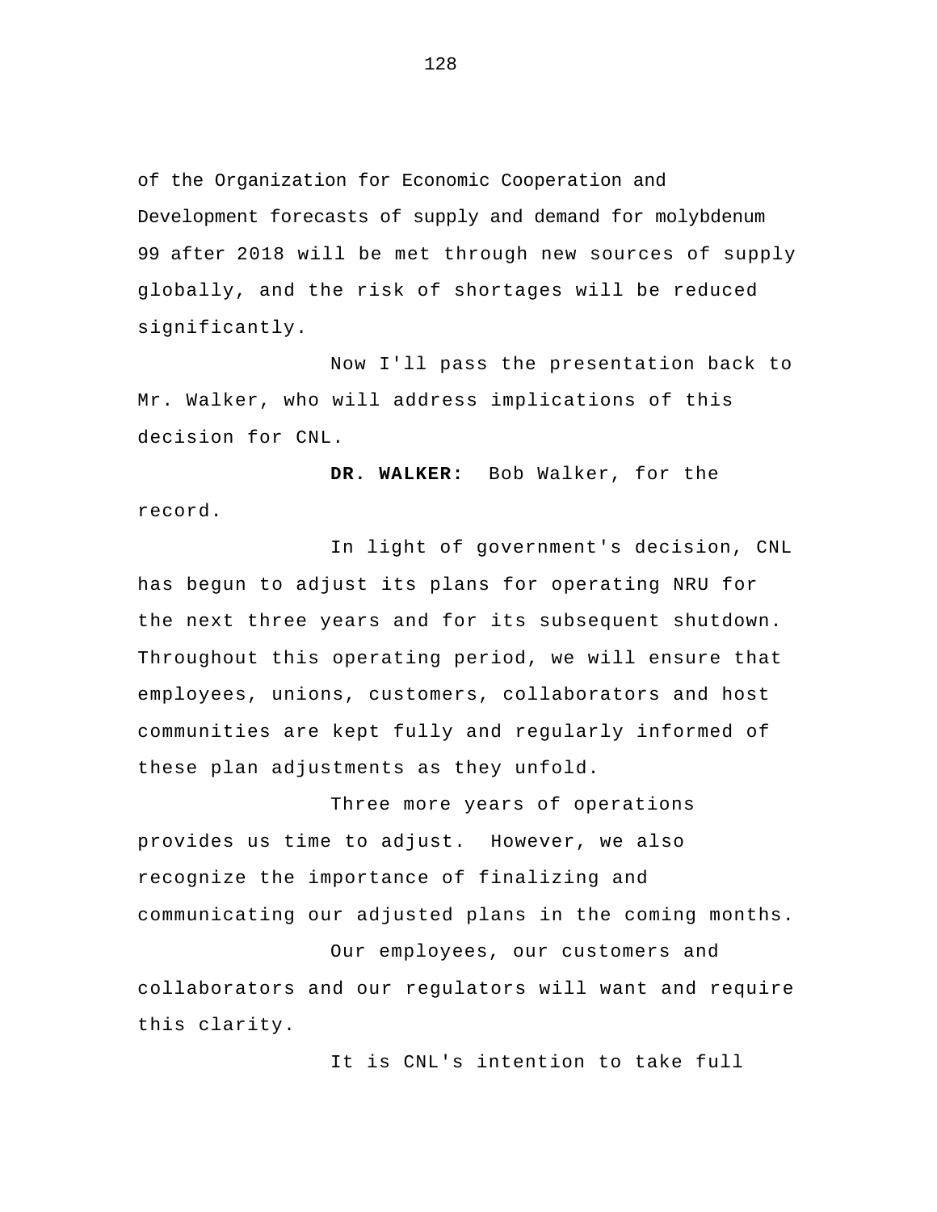of the Organization for Economic Cooperation and Development forecasts of supply and demand for molybdenum 99 after 2018 will be met through new sources of supply globally, and the risk of shortages will be reduced significantly.

Now I'll pass the presentation back to Mr. Walker, who will address implications of this decision for CNL.

**DR. WALKER:** Bob Walker, for the record.

In light of government's decision, CNL has begun to adjust its plans for operating NRU for the next three years and for its subsequent shutdown. Throughout this operating period, we will ensure that employees, unions, customers, collaborators and host communities are kept fully and regularly informed of these plan adjustments as they unfold.

Three more years of operations provides us time to adjust. However, we also recognize the importance of finalizing and communicating our adjusted plans in the coming months.

Our employees, our customers and collaborators and our regulators will want and require this clarity.

It is CNL's intention to take full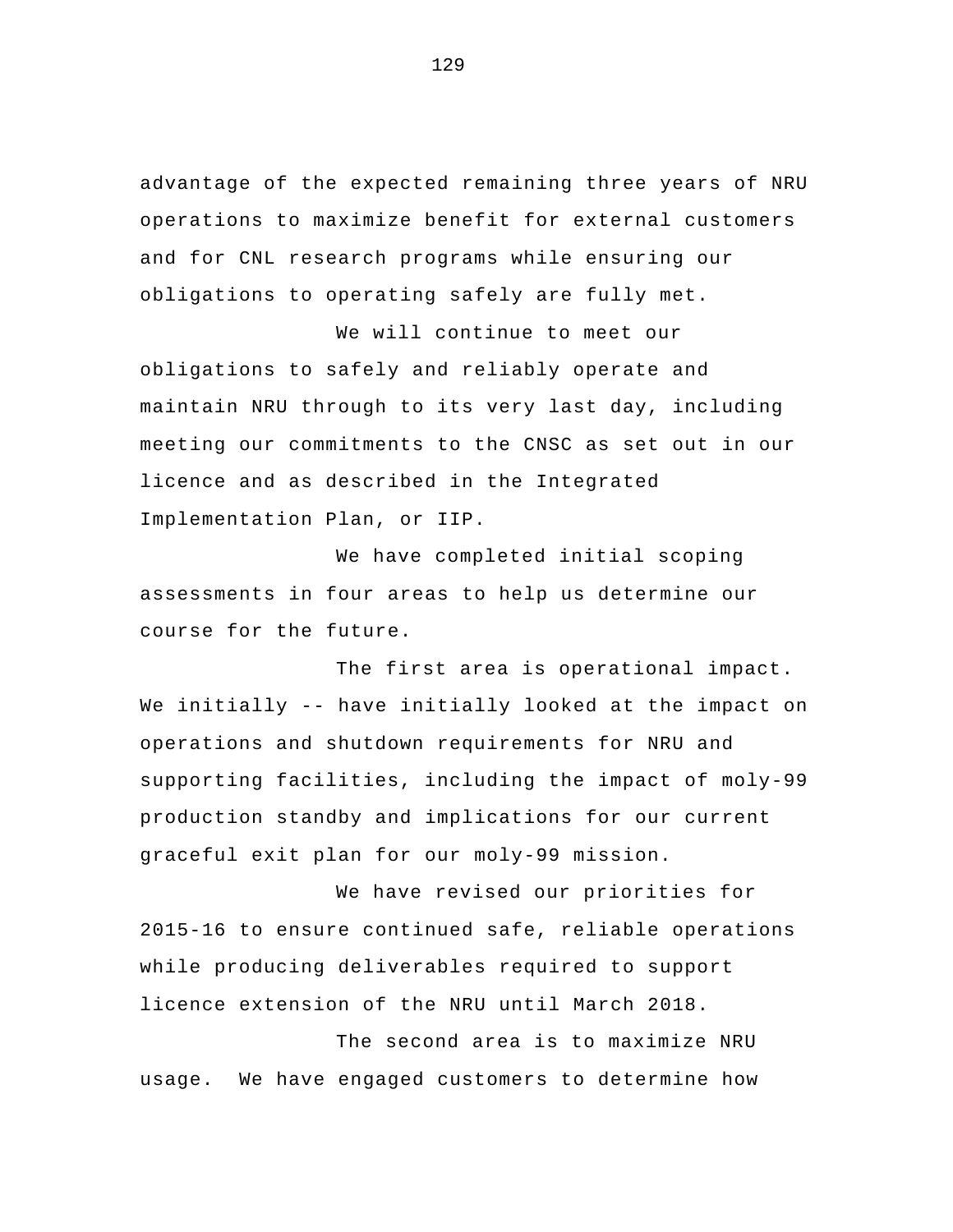advantage of the expected remaining three years of NRU operations to maximize benefit for external customers and for CNL research programs while ensuring our obligations to operating safely are fully met.

We will continue to meet our obligations to safely and reliably operate and maintain NRU through to its very last day, including meeting our commitments to the CNSC as set out in our licence and as described in the Integrated Implementation Plan, or IIP.

We have completed initial scoping assessments in four areas to help us determine our course for the future.

The first area is operational impact. We initially -- have initially looked at the impact on operations and shutdown requirements for NRU and supporting facilities, including the impact of moly-99 production standby and implications for our current graceful exit plan for our moly-99 mission.

We have revised our priorities for 2015-16 to ensure continued safe, reliable operations while producing deliverables required to support licence extension of the NRU until March 2018.

The second area is to maximize NRU usage. We have engaged customers to determine how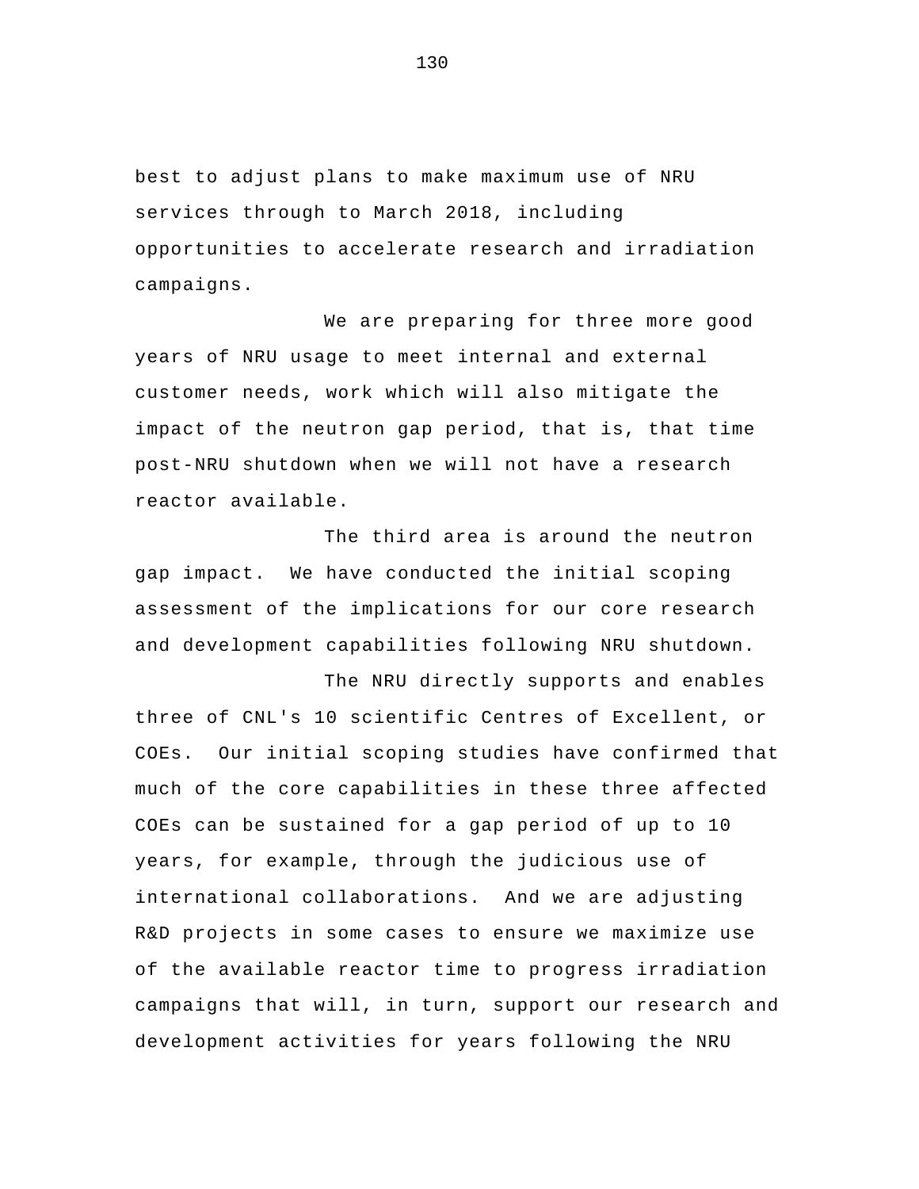best to adjust plans to make maximum use of NRU services through to March 2018, including opportunities to accelerate research and irradiation campaigns.

We are preparing for three more good years of NRU usage to meet internal and external customer needs, work which will also mitigate the impact of the neutron gap period, that is, that time post-NRU shutdown when we will not have a research reactor available.

The third area is around the neutron gap impact. We have conducted the initial scoping assessment of the implications for our core research and development capabilities following NRU shutdown.

The NRU directly supports and enables three of CNL's 10 scientific Centres of Excellent, or COEs. Our initial scoping studies have confirmed that much of the core capabilities in these three affected COEs can be sustained for a gap period of up to 10 years, for example, through the judicious use of international collaborations. And we are adjusting R&D projects in some cases to ensure we maximize use of the available reactor time to progress irradiation campaigns that will, in turn, support our research and development activities for years following the NRU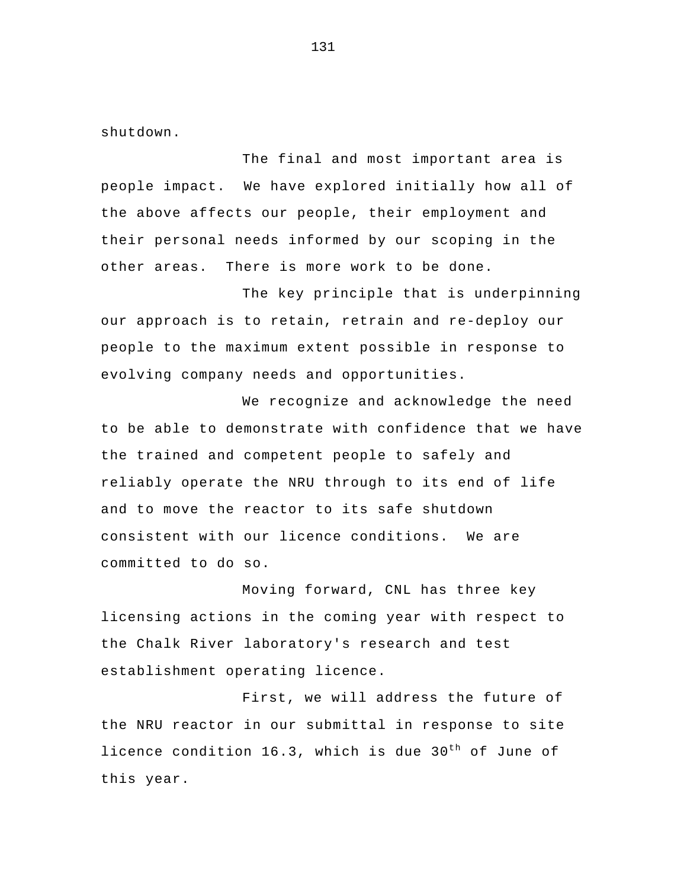shutdown.

The final and most important area is people impact. We have explored initially how all of the above affects our people, their employment and their personal needs informed by our scoping in the other areas. There is more work to be done.

The key principle that is underpinning our approach is to retain, retrain and re-deploy our people to the maximum extent possible in response to evolving company needs and opportunities.

We recognize and acknowledge the need to be able to demonstrate with confidence that we have the trained and competent people to safely and reliably operate the NRU through to its end of life and to move the reactor to its safe shutdown consistent with our licence conditions. We are committed to do so.

Moving forward, CNL has three key licensing actions in the coming year with respect to the Chalk River laboratory's research and test establishment operating licence.

First, we will address the future of the NRU reactor in our submittal in response to site licence condition 16.3, which is due 30th of June of this year.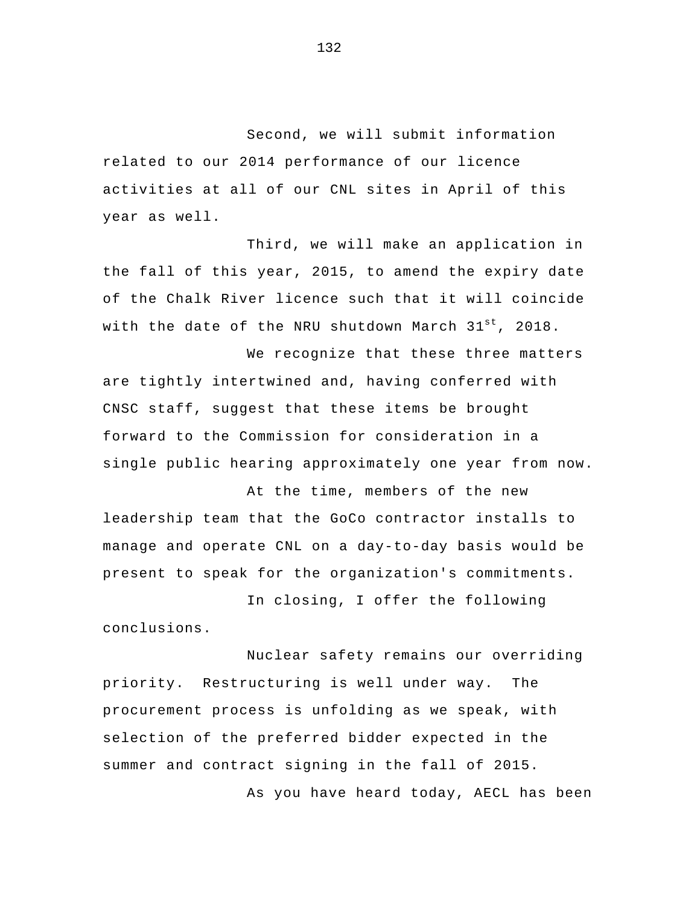Second, we will submit information related to our 2014 performance of our licence activities at all of our CNL sites in April of this year as well.

Third, we will make an application in the fall of this year, 2015, to amend the expiry date of the Chalk River licence such that it will coincide with the date of the NRU shutdown March 31st, 2018.

We recognize that these three matters are tightly intertwined and, having conferred with CNSC staff, suggest that these items be brought forward to the Commission for consideration in a single public hearing approximately one year from now.

At the time, members of the new leadership team that the GoCo contractor installs to manage and operate CNL on a day-to-day basis would be present to speak for the organization's commitments.

In closing, I offer the following conclusions.

Nuclear safety remains our overriding priority. Restructuring is well under way. The procurement process is unfolding as we speak, with selection of the preferred bidder expected in the summer and contract signing in the fall of 2015.

As you have heard today, AECL has been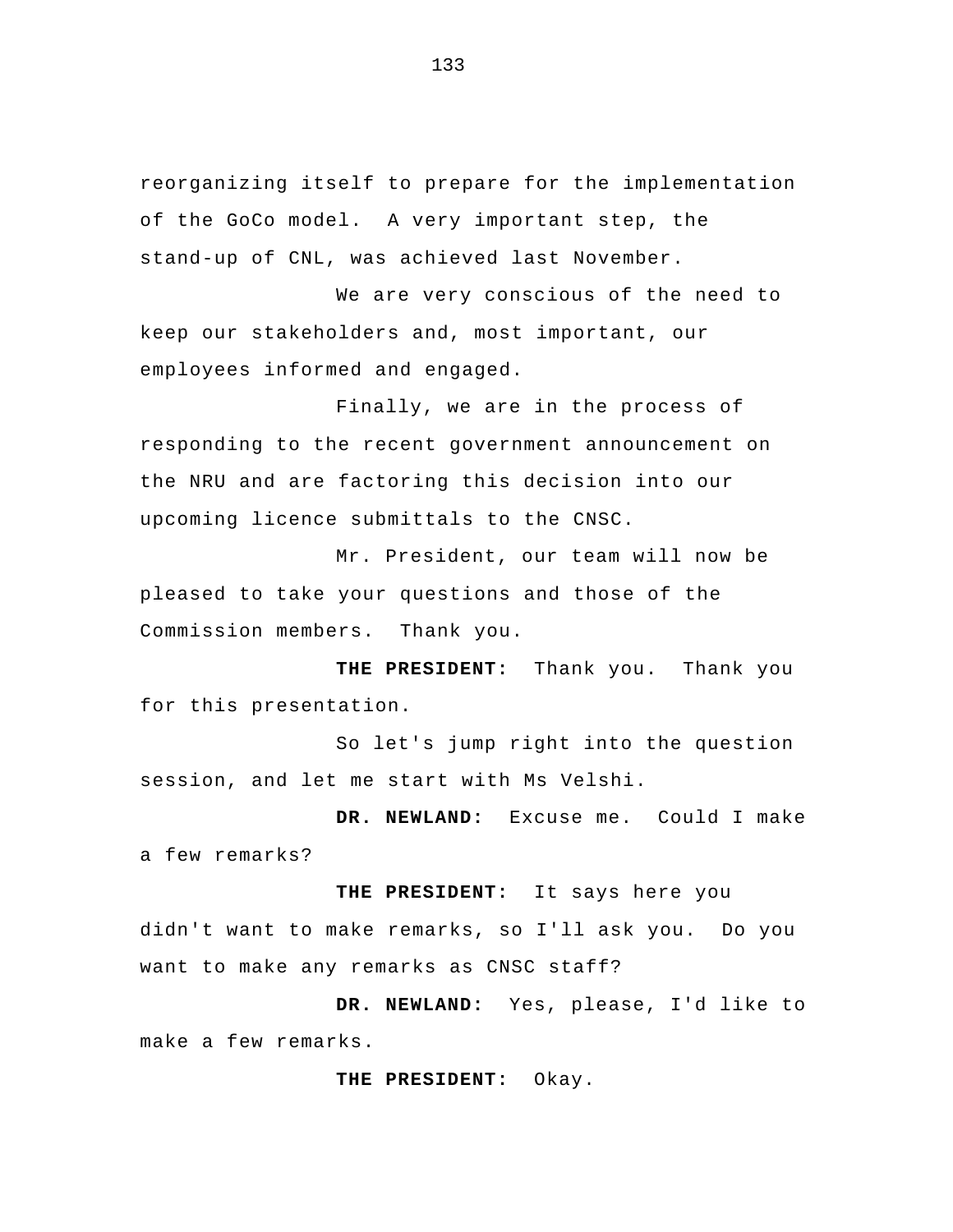reorganizing itself to prepare for the implementation of the GoCo model. A very important step, the stand-up of CNL, was achieved last November.

We are very conscious of the need to keep our stakeholders and, most important, our employees informed and engaged.

Finally, we are in the process of responding to the recent government announcement on the NRU and are factoring this decision into our upcoming licence submittals to the CNSC.

Mr. President, our team will now be pleased to take your questions and those of the Commission members. Thank you.

**THE PRESIDENT:** Thank you. Thank you for this presentation.

So let's jump right into the question session, and let me start with Ms Velshi.

**DR. NEWLAND:** Excuse me. Could I make a few remarks?

**THE PRESIDENT:** It says here you didn't want to make remarks, so I'll ask you. Do you want to make any remarks as CNSC staff?

**DR. NEWLAND:** Yes, please, I'd like to make a few remarks.

**THE PRESIDENT:** Okay.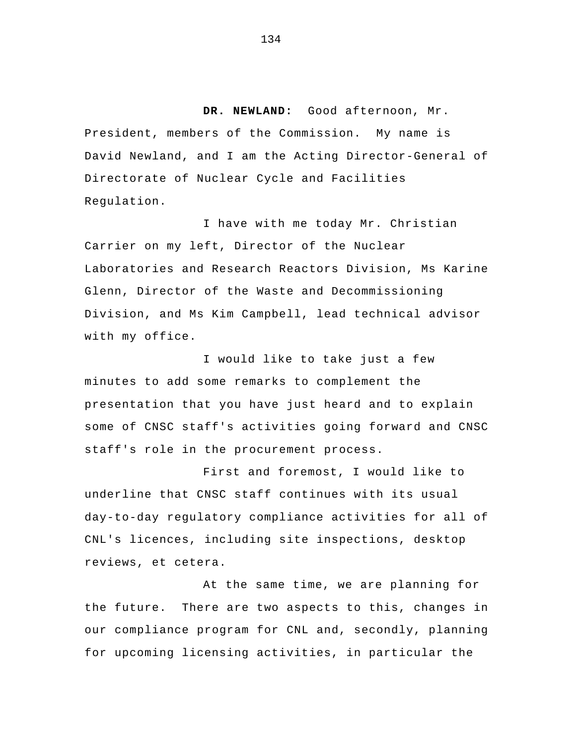**DR. NEWLAND:** Good afternoon, Mr. President, members of the Commission. My name is David Newland, and I am the Acting Director-General of Directorate of Nuclear Cycle and Facilities Regulation.

I have with me today Mr. Christian Carrier on my left, Director of the Nuclear Laboratories and Research Reactors Division, Ms Karine Glenn, Director of the Waste and Decommissioning Division, and Ms Kim Campbell, lead technical advisor with my office.

I would like to take just a few minutes to add some remarks to complement the presentation that you have just heard and to explain some of CNSC staff's activities going forward and CNSC staff's role in the procurement process.

First and foremost, I would like to underline that CNSC staff continues with its usual day-to-day regulatory compliance activities for all of CNL's licences, including site inspections, desktop reviews, et cetera.

At the same time, we are planning for the future. There are two aspects to this, changes in our compliance program for CNL and, secondly, planning for upcoming licensing activities, in particular the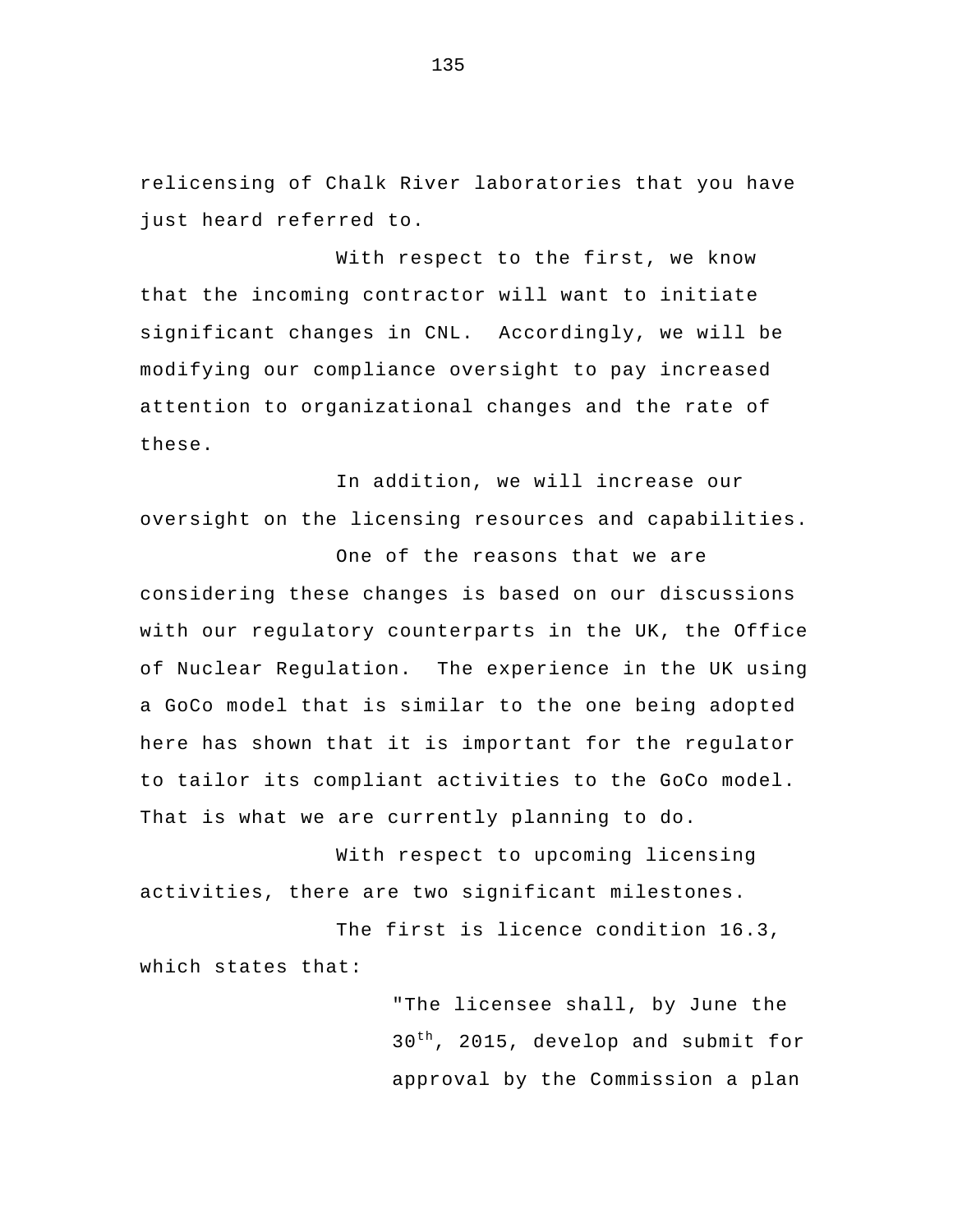relicensing of Chalk River laboratories that you have just heard referred to.

With respect to the first, we know that the incoming contractor will want to initiate significant changes in CNL. Accordingly, we will be modifying our compliance oversight to pay increased attention to organizational changes and the rate of these.

In addition, we will increase our oversight on the licensing resources and capabilities.

One of the reasons that we are considering these changes is based on our discussions with our regulatory counterparts in the UK, the Office of Nuclear Regulation. The experience in the UK using a GoCo model that is similar to the one being adopted here has shown that it is important for the regulator to tailor its compliant activities to the GoCo model. That is what we are currently planning to do.

With respect to upcoming licensing activities, there are two significant milestones.

The first is licence condition 16.3, which states that:

> "The licensee shall, by June the 30th, 2015, develop and submit for approval by the Commission a plan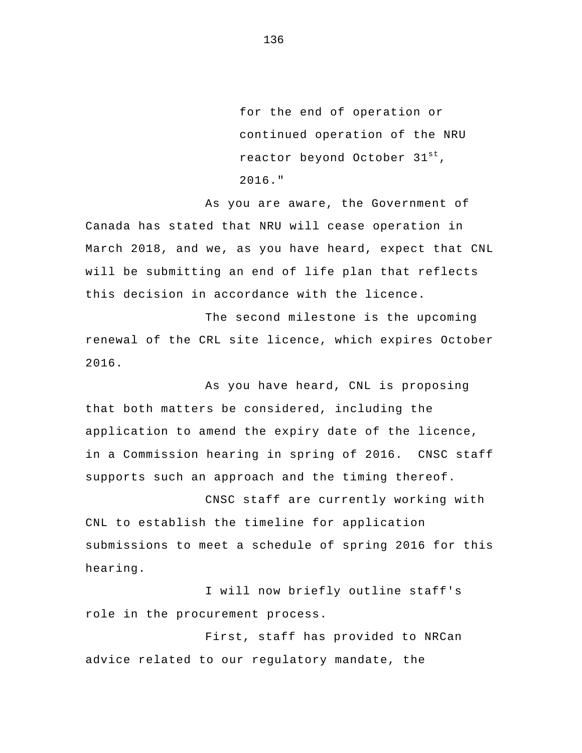> for the end of operation or continued operation of the NRU reactor beyond October 31st, 2016."

As you are aware, the Government of Canada has stated that NRU will cease operation in March 2018, and we, as you have heard, expect that CNL will be submitting an end of life plan that reflects this decision in accordance with the licence.

The second milestone is the upcoming renewal of the CRL site licence, which expires October 2016.

As you have heard, CNL is proposing that both matters be considered, including the application to amend the expiry date of the licence, in a Commission hearing in spring of 2016. CNSC staff supports such an approach and the timing thereof.

CNSC staff are currently working with CNL to establish the timeline for application submissions to meet a schedule of spring 2016 for this hearing.

I will now briefly outline staff's role in the procurement process.

First, staff has provided to NRCan advice related to our regulatory mandate, the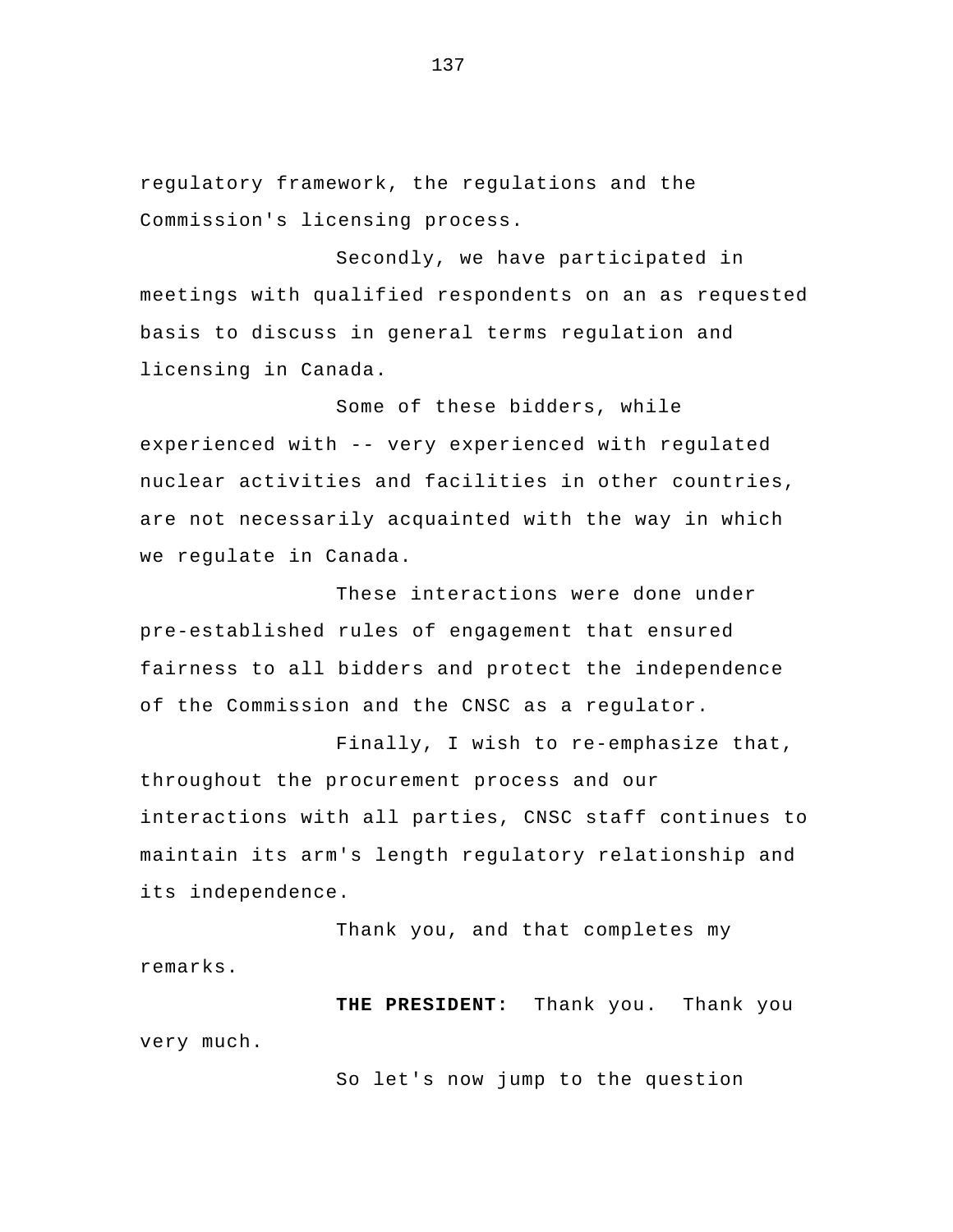regulatory framework, the regulations and the Commission's licensing process.

Secondly, we have participated in meetings with qualified respondents on an as requested basis to discuss in general terms regulation and licensing in Canada.

Some of these bidders, while experienced with -- very experienced with regulated nuclear activities and facilities in other countries, are not necessarily acquainted with the way in which we regulate in Canada.

These interactions were done under pre-established rules of engagement that ensured fairness to all bidders and protect the independence of the Commission and the CNSC as a regulator.

Finally, I wish to re-emphasize that, throughout the procurement process and our interactions with all parties, CNSC staff continues to maintain its arm's length regulatory relationship and its independence.

Thank you, and that completes my remarks.

**THE PRESIDENT:** Thank you. Thank you very much.

So let's now jump to the question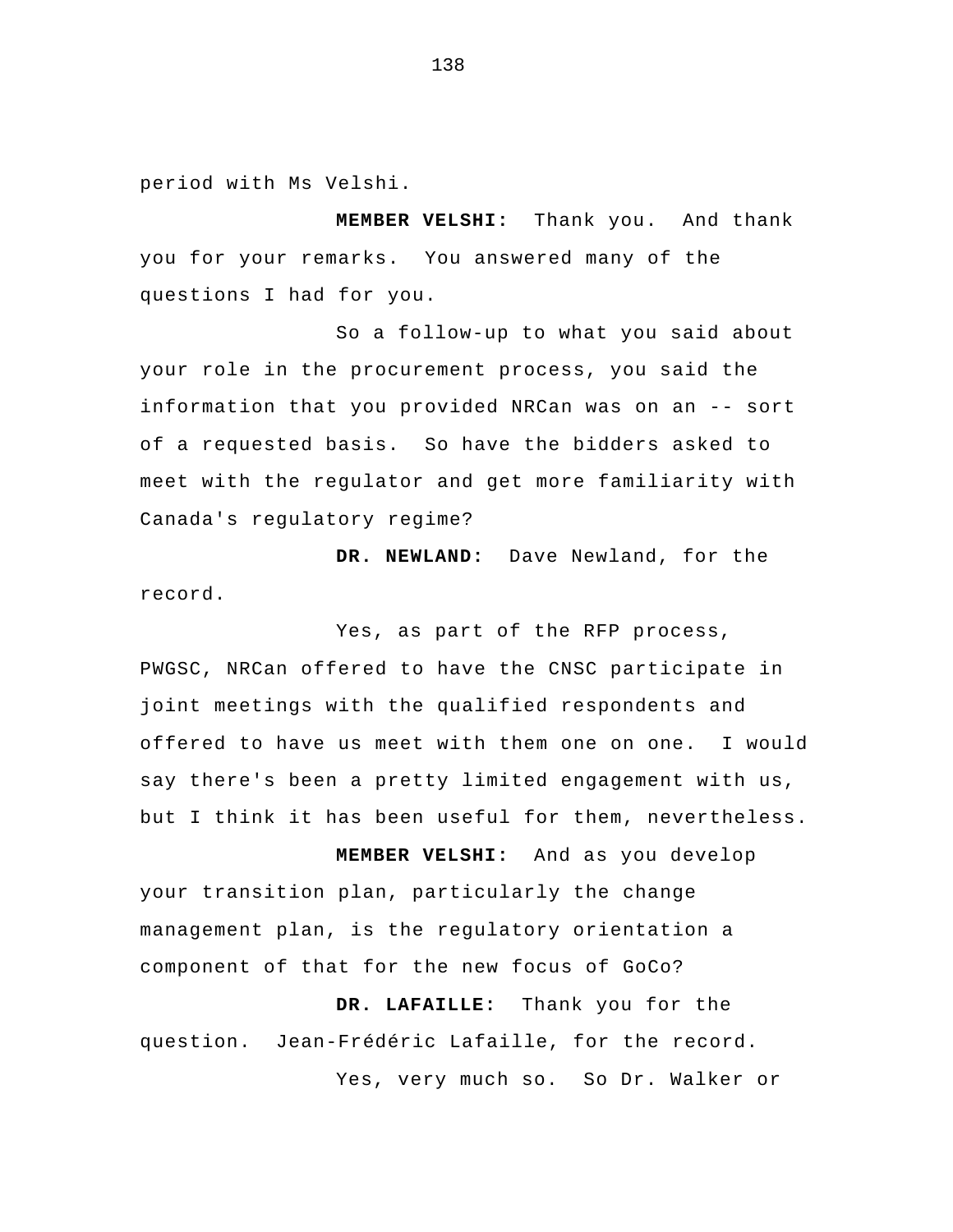period with Ms Velshi.

**MEMBER VELSHI:** Thank you. And thank you for your remarks. You answered many of the questions I had for you.

So a follow-up to what you said about your role in the procurement process, you said the information that you provided NRCan was on an -- sort of a requested basis. So have the bidders asked to meet with the regulator and get more familiarity with Canada's regulatory regime?

**DR. NEWLAND:** Dave Newland, for the record.

Yes, as part of the RFP process, PWGSC, NRCan offered to have the CNSC participate in joint meetings with the qualified respondents and offered to have us meet with them one on one. I would say there's been a pretty limited engagement with us, but I think it has been useful for them, nevertheless.

**MEMBER VELSHI:** And as you develop your transition plan, particularly the change management plan, is the regulatory orientation a component of that for the new focus of GoCo?

**DR. LAFAILLE:** Thank you for the question. Jean-Frédéric Lafaille, for the record.

Yes, very much so. So Dr. Walker or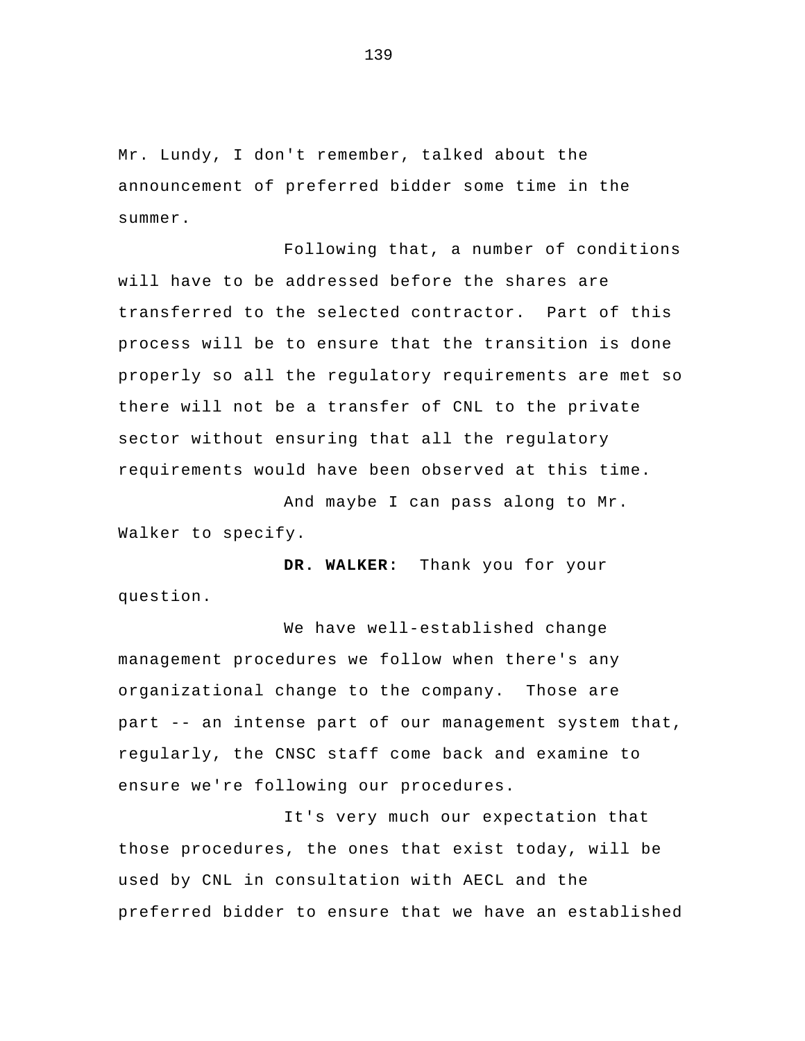Mr. Lundy, I don't remember, talked about the announcement of preferred bidder some time in the summer.

Following that, a number of conditions will have to be addressed before the shares are transferred to the selected contractor. Part of this process will be to ensure that the transition is done properly so all the regulatory requirements are met so there will not be a transfer of CNL to the private sector without ensuring that all the regulatory requirements would have been observed at this time.

And maybe I can pass along to Mr. Walker to specify.

**DR. WALKER:** Thank you for your question.

We have well-established change management procedures we follow when there's any organizational change to the company. Those are part -- an intense part of our management system that, regularly, the CNSC staff come back and examine to ensure we're following our procedures.

It's very much our expectation that those procedures, the ones that exist today, will be used by CNL in consultation with AECL and the preferred bidder to ensure that we have an established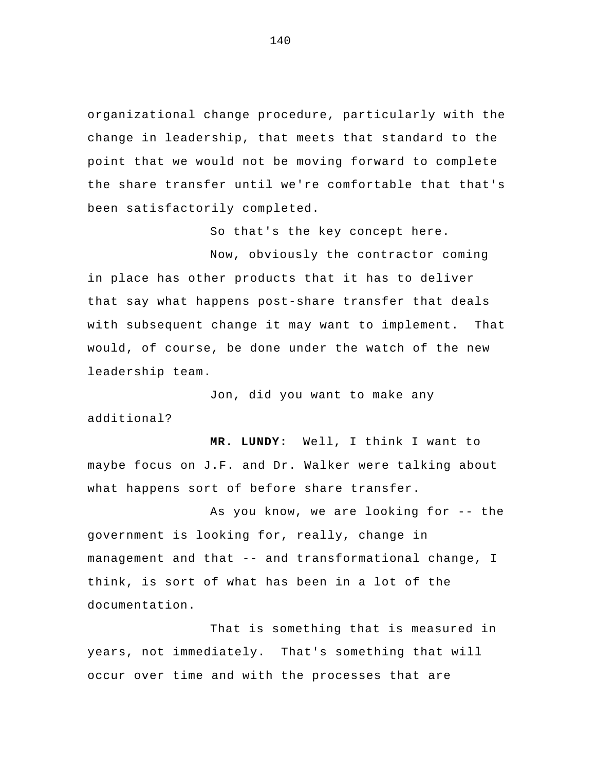organizational change procedure, particularly with the change in leadership, that meets that standard to the point that we would not be moving forward to complete the share transfer until we're comfortable that that's been satisfactorily completed.

So that's the key concept here.

Now, obviously the contractor coming in place has other products that it has to deliver that say what happens post-share transfer that deals with subsequent change it may want to implement. That would, of course, be done under the watch of the new leadership team.

Jon, did you want to make any additional?

**MR. LUNDY:** Well, I think I want to maybe focus on J.F. and Dr. Walker were talking about what happens sort of before share transfer.

As you know, we are looking for -- the government is looking for, really, change in management and that -- and transformational change, I think, is sort of what has been in a lot of the documentation.

That is something that is measured in years, not immediately. That's something that will occur over time and with the processes that are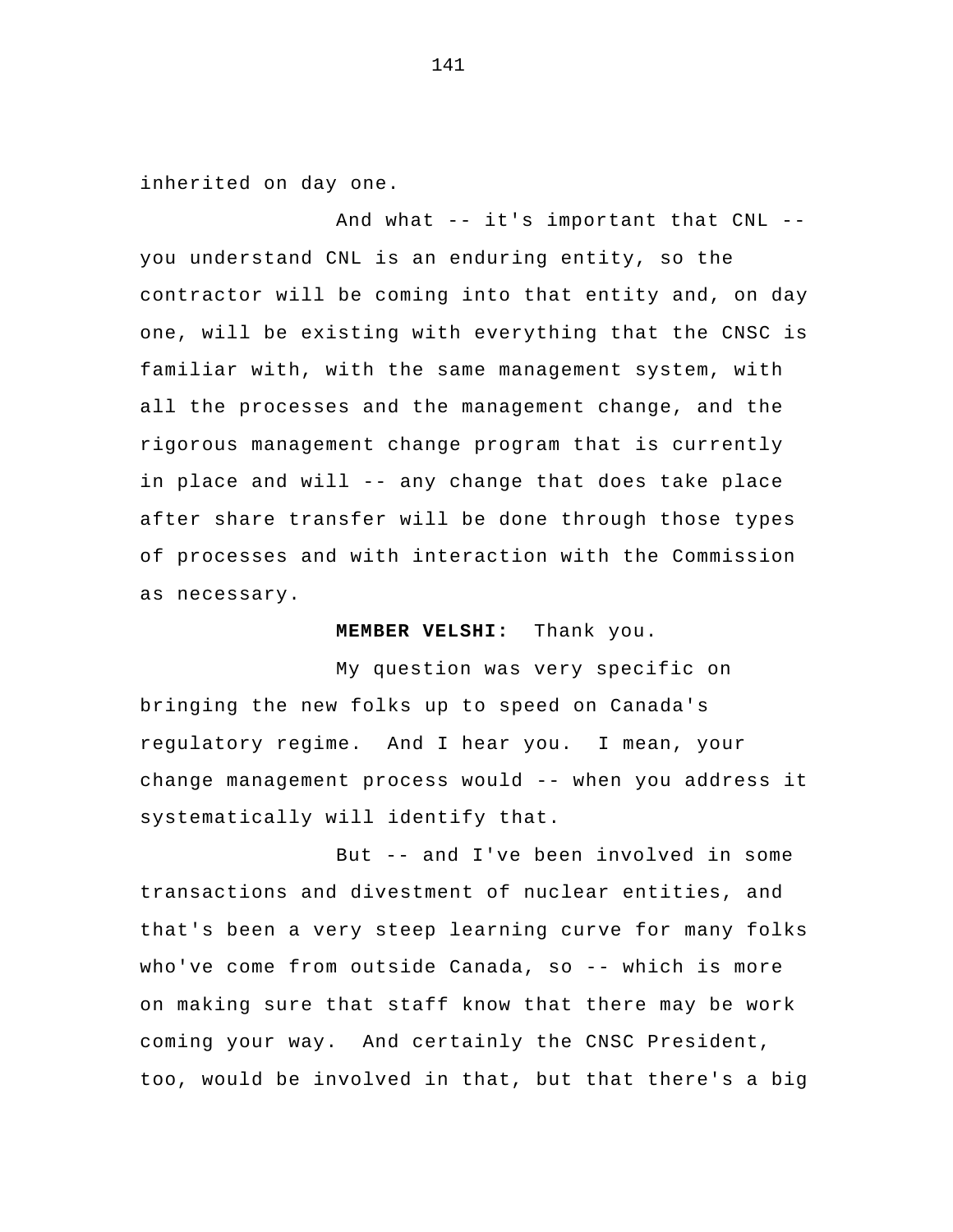inherited on day one.

And what -- it's important that CNL -- you understand CNL is an enduring entity, so the contractor will be coming into that entity and, on day one, will be existing with everything that the CNSC is familiar with, with the same management system, with all the processes and the management change, and the rigorous management change program that is currently in place and will -- any change that does take place after share transfer will be done through those types of processes and with interaction with the Commission as necessary.

**MEMBER VELSHI:** Thank you.

My question was very specific on bringing the new folks up to speed on Canada's regulatory regime. And I hear you. I mean, your change management process would -- when you address it systematically will identify that.

But -- and I've been involved in some transactions and divestment of nuclear entities, and that's been a very steep learning curve for many folks who've come from outside Canada, so -- which is more on making sure that staff know that there may be work coming your way. And certainly the CNSC President, too, would be involved in that, but that there's a big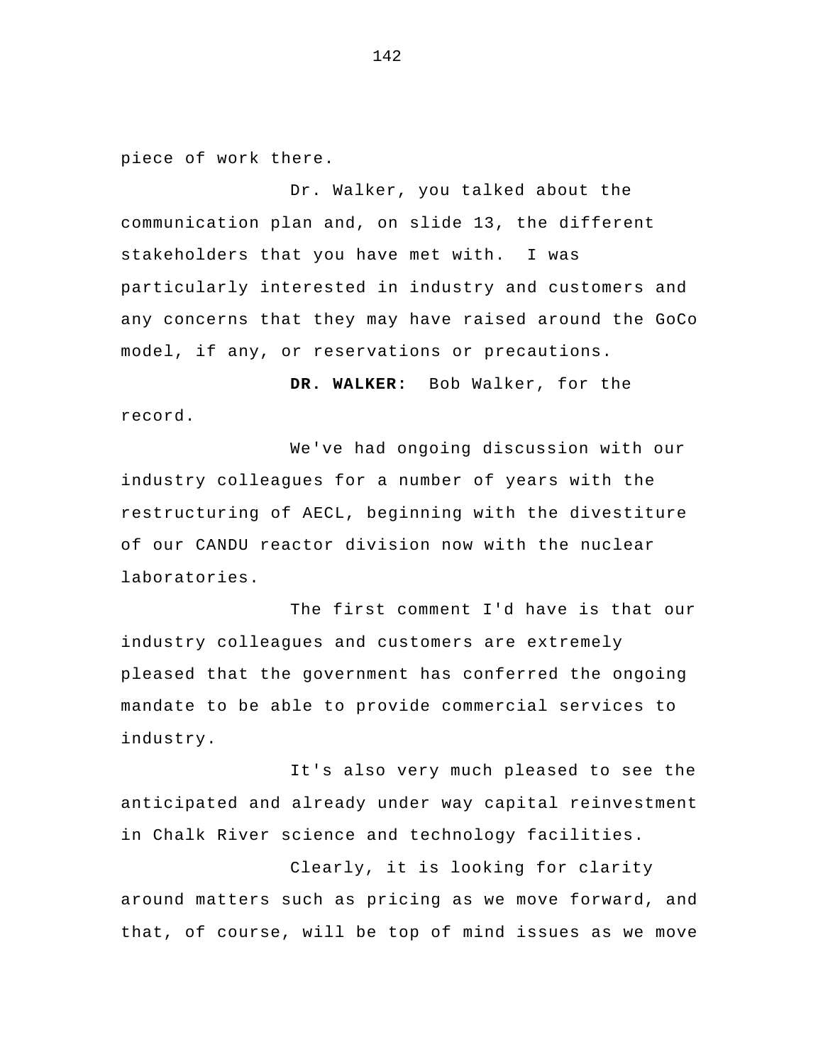piece of work there.

Dr. Walker, you talked about the communication plan and, on slide 13, the different stakeholders that you have met with. I was particularly interested in industry and customers and any concerns that they may have raised around the GoCo model, if any, or reservations or precautions.

**DR. WALKER:** Bob Walker, for the record.

We've had ongoing discussion with our industry colleagues for a number of years with the restructuring of AECL, beginning with the divestiture of our CANDU reactor division now with the nuclear laboratories.

The first comment I'd have is that our industry colleagues and customers are extremely pleased that the government has conferred the ongoing mandate to be able to provide commercial services to industry.

It's also very much pleased to see the anticipated and already under way capital reinvestment in Chalk River science and technology facilities.

Clearly, it is looking for clarity around matters such as pricing as we move forward, and that, of course, will be top of mind issues as we move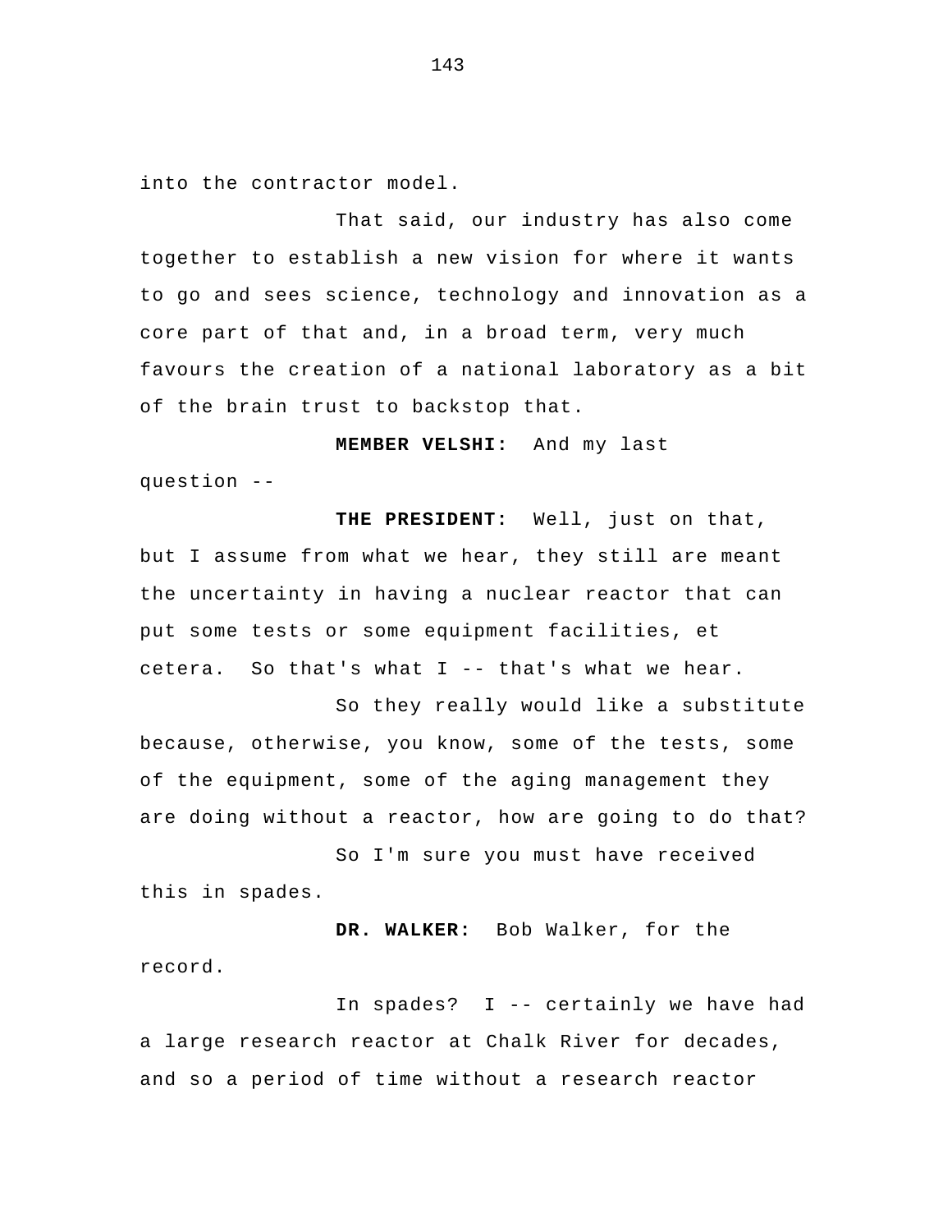into the contractor model.

That said, our industry has also come together to establish a new vision for where it wants to go and sees science, technology and innovation as a core part of that and, in a broad term, very much favours the creation of a national laboratory as a bit of the brain trust to backstop that.

**MEMBER VELSHI:** And my last question --

**THE PRESIDENT:** Well, just on that, but I assume from what we hear, they still are meant the uncertainty in having a nuclear reactor that can put some tests or some equipment facilities, et cetera. So that's what I -- that's what we hear.

So they really would like a substitute because, otherwise, you know, some of the tests, some of the equipment, some of the aging management they are doing without a reactor, how are going to do that?

So I'm sure you must have received this in spades.

**DR. WALKER:** Bob Walker, for the record.

In spades? I -- certainly we have had a large research reactor at Chalk River for decades, and so a period of time without a research reactor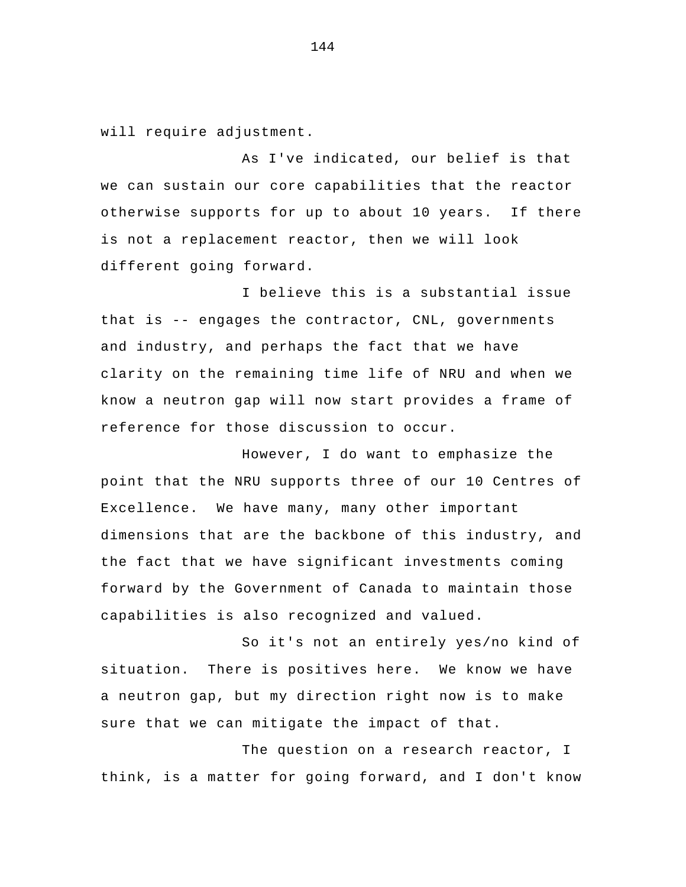will require adjustment.

As I've indicated, our belief is that we can sustain our core capabilities that the reactor otherwise supports for up to about 10 years. If there is not a replacement reactor, then we will look different going forward.

I believe this is a substantial issue that is -- engages the contractor, CNL, governments and industry, and perhaps the fact that we have clarity on the remaining time life of NRU and when we know a neutron gap will now start provides a frame of reference for those discussion to occur.

However, I do want to emphasize the point that the NRU supports three of our 10 Centres of Excellence. We have many, many other important dimensions that are the backbone of this industry, and the fact that we have significant investments coming forward by the Government of Canada to maintain those capabilities is also recognized and valued.

So it's not an entirely yes/no kind of situation. There is positives here. We know we have a neutron gap, but my direction right now is to make sure that we can mitigate the impact of that.

The question on a research reactor, I think, is a matter for going forward, and I don't know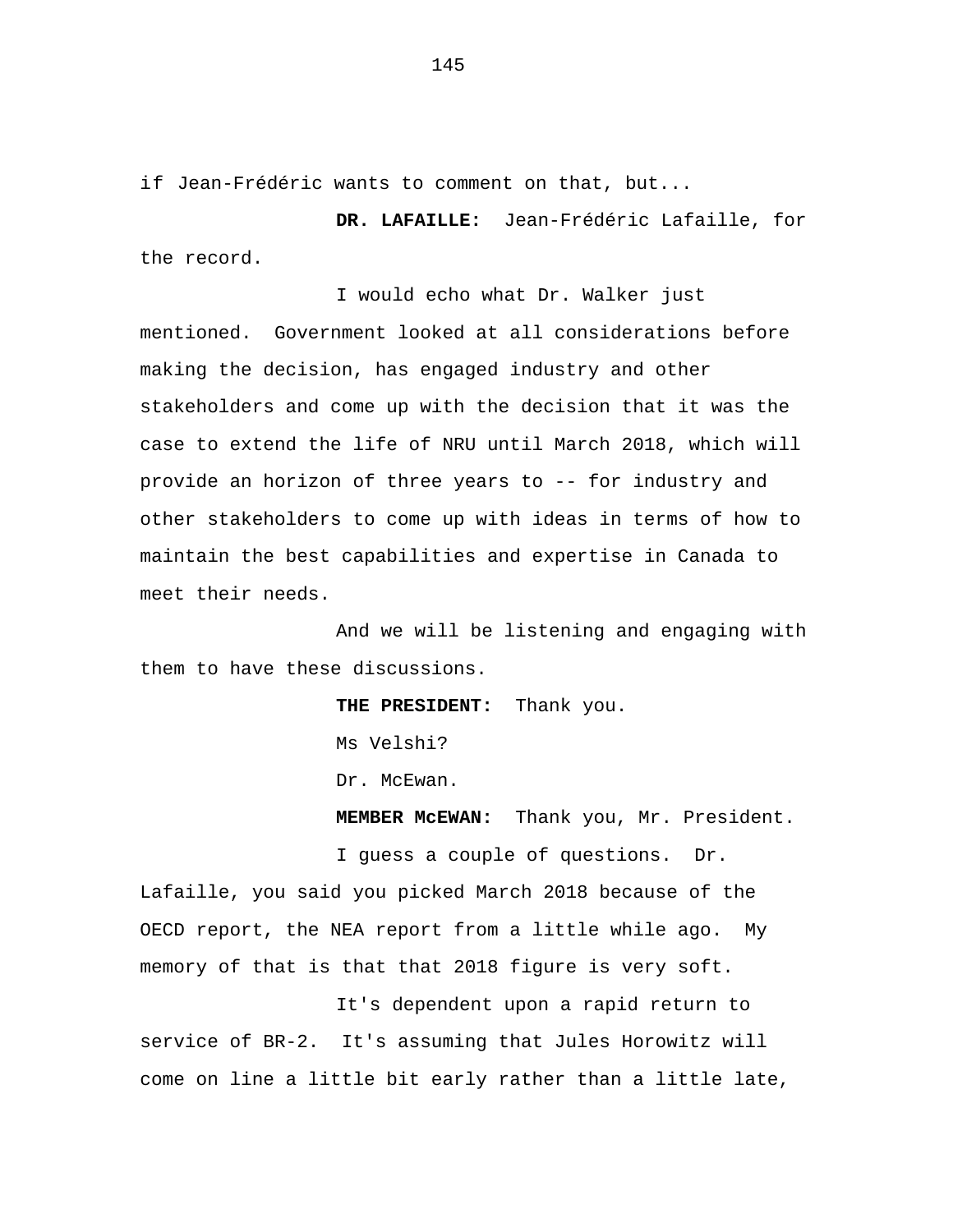if Jean-Frédéric wants to comment on that, but...

**DR. LAFAILLE:** Jean-Frédéric Lafaille, for the record.

I would echo what Dr. Walker just mentioned. Government looked at all considerations before making the decision, has engaged industry and other stakeholders and come up with the decision that it was the case to extend the life of NRU until March 2018, which will provide an horizon of three years to -- for industry and other stakeholders to come up with ideas in terms of how to maintain the best capabilities and expertise in Canada to meet their needs.

And we will be listening and engaging with them to have these discussions.

**THE PRESIDENT:** Thank you.

Ms Velshi?

Dr. McEwan.

**MEMBER McEWAN:** Thank you, Mr. President.

I guess a couple of questions. Dr. Lafaille, you said you picked March 2018 because of the OECD report, the NEA report from a little while ago. My memory of that is that that 2018 figure is very soft.

It's dependent upon a rapid return to service of BR-2. It's assuming that Jules Horowitz will come on line a little bit early rather than a little late,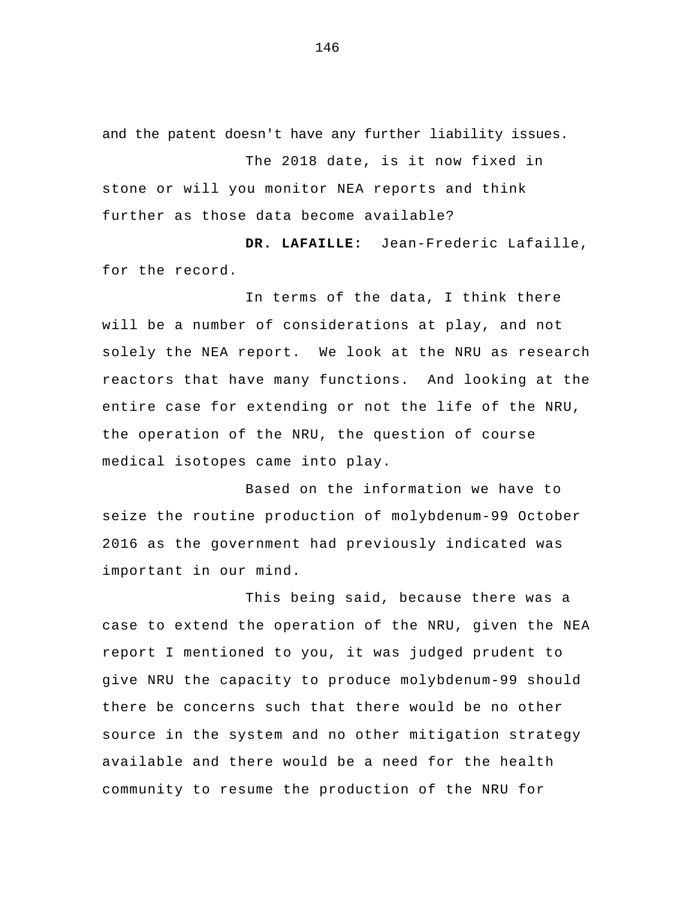and the patent doesn't have any further liability issues.

The 2018 date, is it now fixed in stone or will you monitor NEA reports and think further as those data become available?

**DR. LAFAILLE:** Jean-Frederic Lafaille, for the record.

In terms of the data, I think there will be a number of considerations at play, and not solely the NEA report. We look at the NRU as research reactors that have many functions. And looking at the entire case for extending or not the life of the NRU, the operation of the NRU, the question of course medical isotopes came into play.

Based on the information we have to seize the routine production of molybdenum-99 October 2016 as the government had previously indicated was important in our mind.

This being said, because there was a case to extend the operation of the NRU, given the NEA report I mentioned to you, it was judged prudent to give NRU the capacity to produce molybdenum-99 should there be concerns such that there would be no other source in the system and no other mitigation strategy available and there would be a need for the health community to resume the production of the NRU for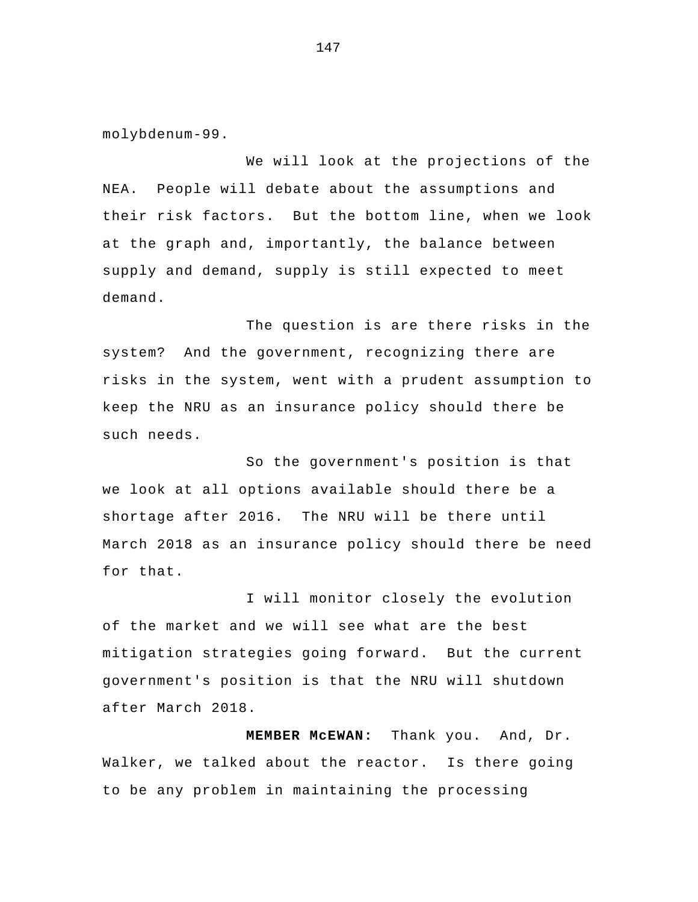molybdenum-99.

We will look at the projections of the NEA. People will debate about the assumptions and their risk factors. But the bottom line, when we look at the graph and, importantly, the balance between supply and demand, supply is still expected to meet demand.

The question is are there risks in the system? And the government, recognizing there are risks in the system, went with a prudent assumption to keep the NRU as an insurance policy should there be such needs.

So the government's position is that we look at all options available should there be a shortage after 2016. The NRU will be there until March 2018 as an insurance policy should there be need for that.

I will monitor closely the evolution of the market and we will see what are the best mitigation strategies going forward. But the current government's position is that the NRU will shutdown after March 2018.

**MEMBER McEWAN:** Thank you. And, Dr. Walker, we talked about the reactor. Is there going to be any problem in maintaining the processing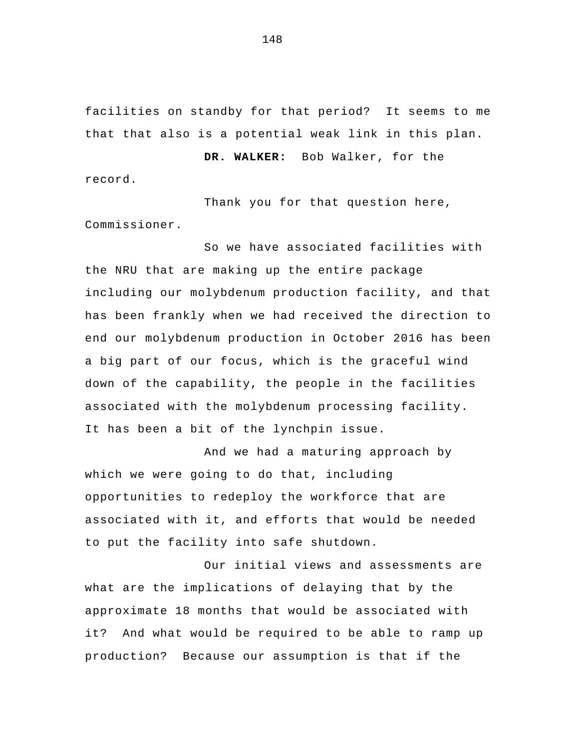facilities on standby for that period? It seems to me that that also is a potential weak link in this plan.

**DR. WALKER:** Bob Walker, for the record.

Thank you for that question here, Commissioner.

So we have associated facilities with the NRU that are making up the entire package including our molybdenum production facility, and that has been frankly when we had received the direction to end our molybdenum production in October 2016 has been a big part of our focus, which is the graceful wind down of the capability, the people in the facilities associated with the molybdenum processing facility. It has been a bit of the lynchpin issue.

And we had a maturing approach by which we were going to do that, including opportunities to redeploy the workforce that are associated with it, and efforts that would be needed to put the facility into safe shutdown.

Our initial views and assessments are what are the implications of delaying that by the approximate 18 months that would be associated with it? And what would be required to be able to ramp up production? Because our assumption is that if the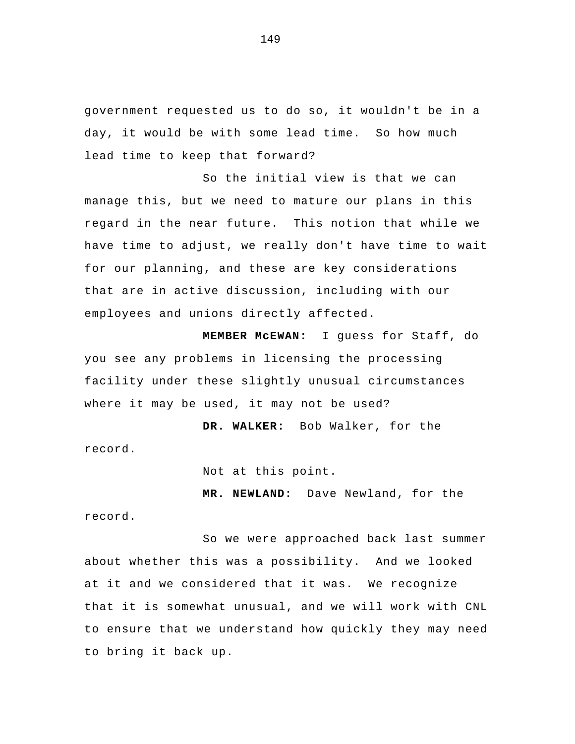government requested us to do so, it wouldn't be in a day, it would be with some lead time. So how much lead time to keep that forward?

So the initial view is that we can manage this, but we need to mature our plans in this regard in the near future. This notion that while we have time to adjust, we really don't have time to wait for our planning, and these are key considerations that are in active discussion, including with our employees and unions directly affected.

**MEMBER McEWAN:** I guess for Staff, do you see any problems in licensing the processing facility under these slightly unusual circumstances where it may be used, it may not be used?

**DR. WALKER:** Bob Walker, for the record.

Not at this point.

**MR. NEWLAND:** Dave Newland, for the record.

So we were approached back last summer about whether this was a possibility. And we looked at it and we considered that it was. We recognize that it is somewhat unusual, and we will work with CNL to ensure that we understand how quickly they may need to bring it back up.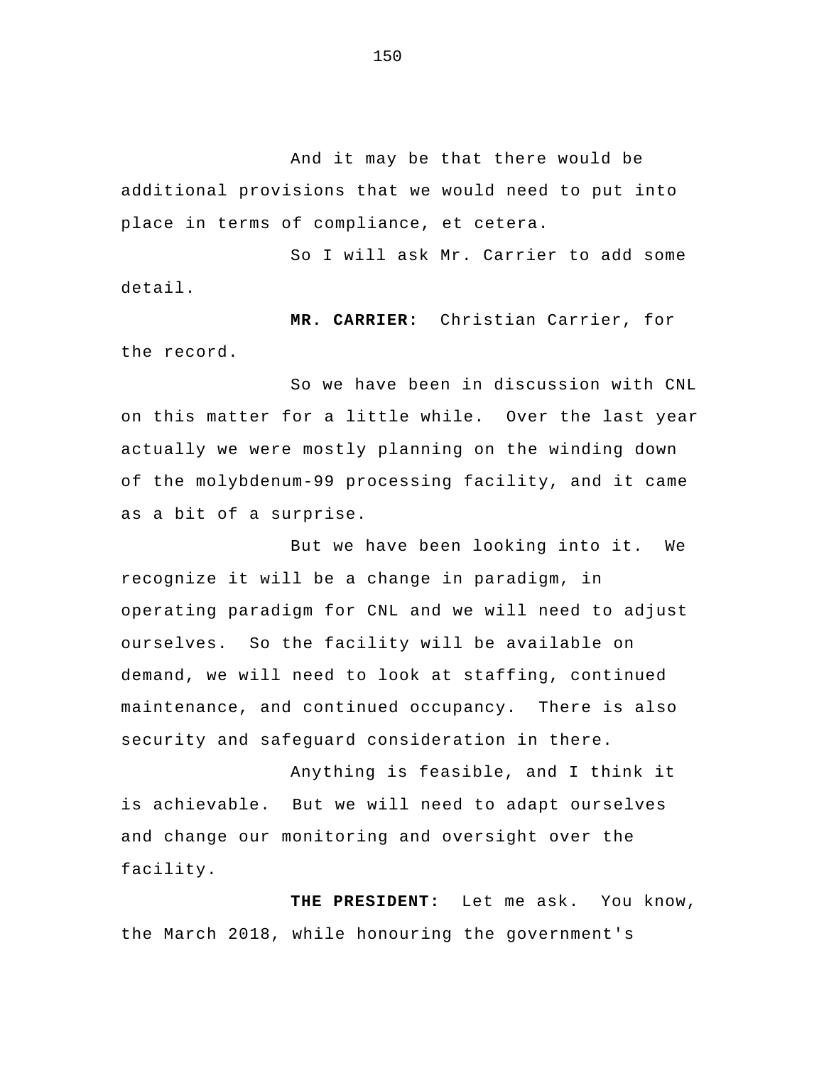And it may be that there would be additional provisions that we would need to put into place in terms of compliance, et cetera.

So I will ask Mr. Carrier to add some detail.

**MR. CARRIER:** Christian Carrier, for the record.

So we have been in discussion with CNL on this matter for a little while. Over the last year actually we were mostly planning on the winding down of the molybdenum-99 processing facility, and it came as a bit of a surprise.

But we have been looking into it. We recognize it will be a change in paradigm, in operating paradigm for CNL and we will need to adjust ourselves. So the facility will be available on demand, we will need to look at staffing, continued maintenance, and continued occupancy. There is also security and safeguard consideration in there.

Anything is feasible, and I think it is achievable. But we will need to adapt ourselves and change our monitoring and oversight over the facility.

**THE PRESIDENT:** Let me ask. You know, the March 2018, while honouring the government's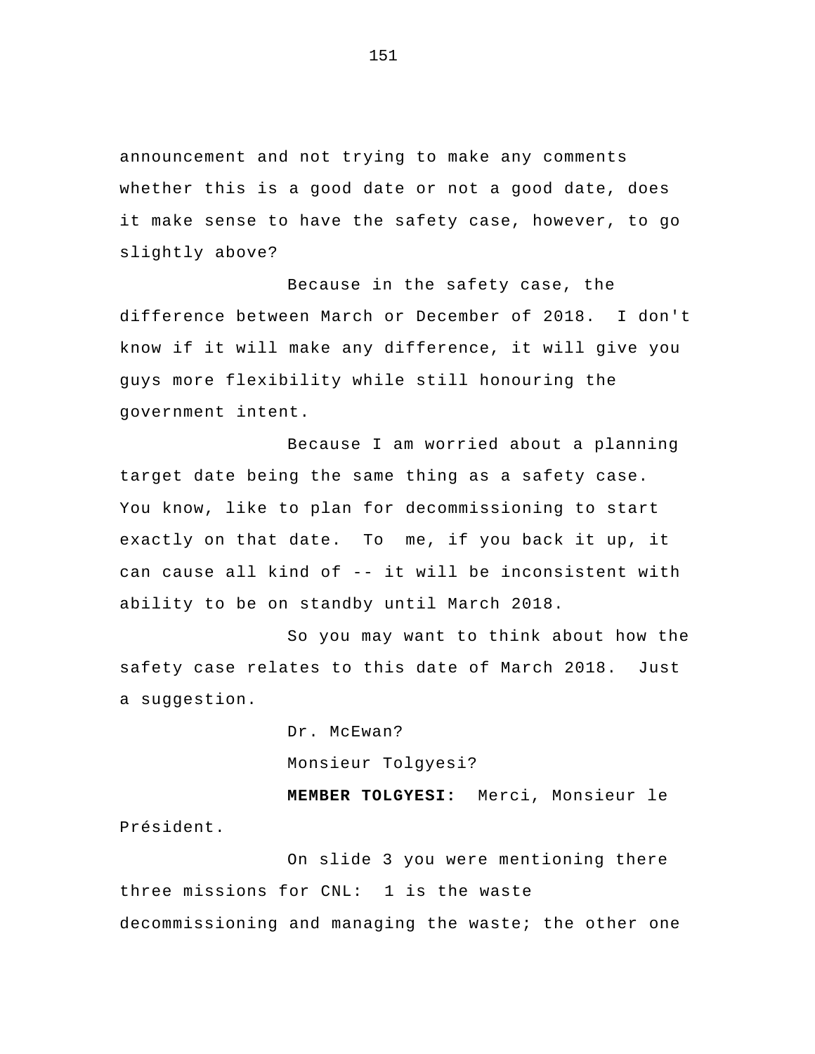announcement and not trying to make any comments whether this is a good date or not a good date, does it make sense to have the safety case, however, to go slightly above?

Because in the safety case, the difference between March or December of 2018. I don't know if it will make any difference, it will give you guys more flexibility while still honouring the government intent.

Because I am worried about a planning target date being the same thing as a safety case. You know, like to plan for decommissioning to start exactly on that date. To me, if you back it up, it can cause all kind of -- it will be inconsistent with ability to be on standby until March 2018.

So you may want to think about how the safety case relates to this date of March 2018. Just a suggestion.

Dr. McEwan?

Monsieur Tolgyesi?

**MEMBER TOLGYESI:** Merci, Monsieur le Président.

On slide 3 you were mentioning there three missions for CNL: 1 is the waste decommissioning and managing the waste; the other one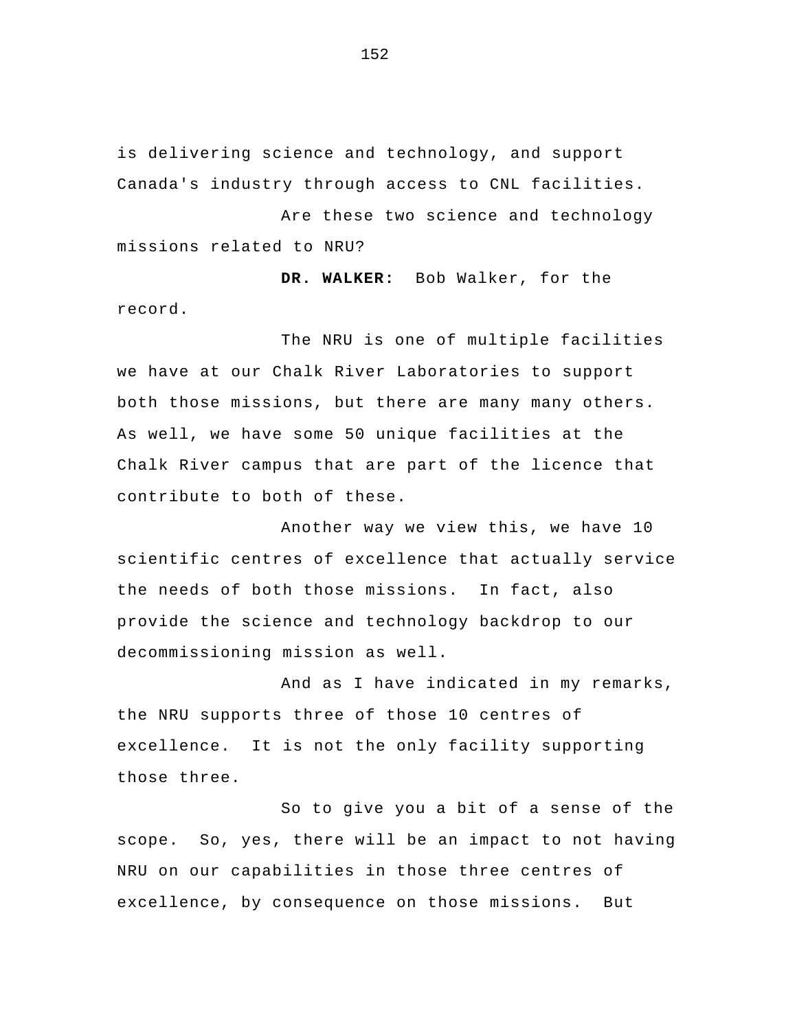is delivering science and technology, and support Canada's industry through access to CNL facilities.

Are these two science and technology missions related to NRU?

**DR. WALKER:** Bob Walker, for the record.

The NRU is one of multiple facilities we have at our Chalk River Laboratories to support both those missions, but there are many many others. As well, we have some 50 unique facilities at the Chalk River campus that are part of the licence that contribute to both of these.

Another way we view this, we have 10 scientific centres of excellence that actually service the needs of both those missions. In fact, also provide the science and technology backdrop to our decommissioning mission as well.

And as I have indicated in my remarks, the NRU supports three of those 10 centres of excellence. It is not the only facility supporting those three.

So to give you a bit of a sense of the scope. So, yes, there will be an impact to not having NRU on our capabilities in those three centres of excellence, by consequence on those missions. But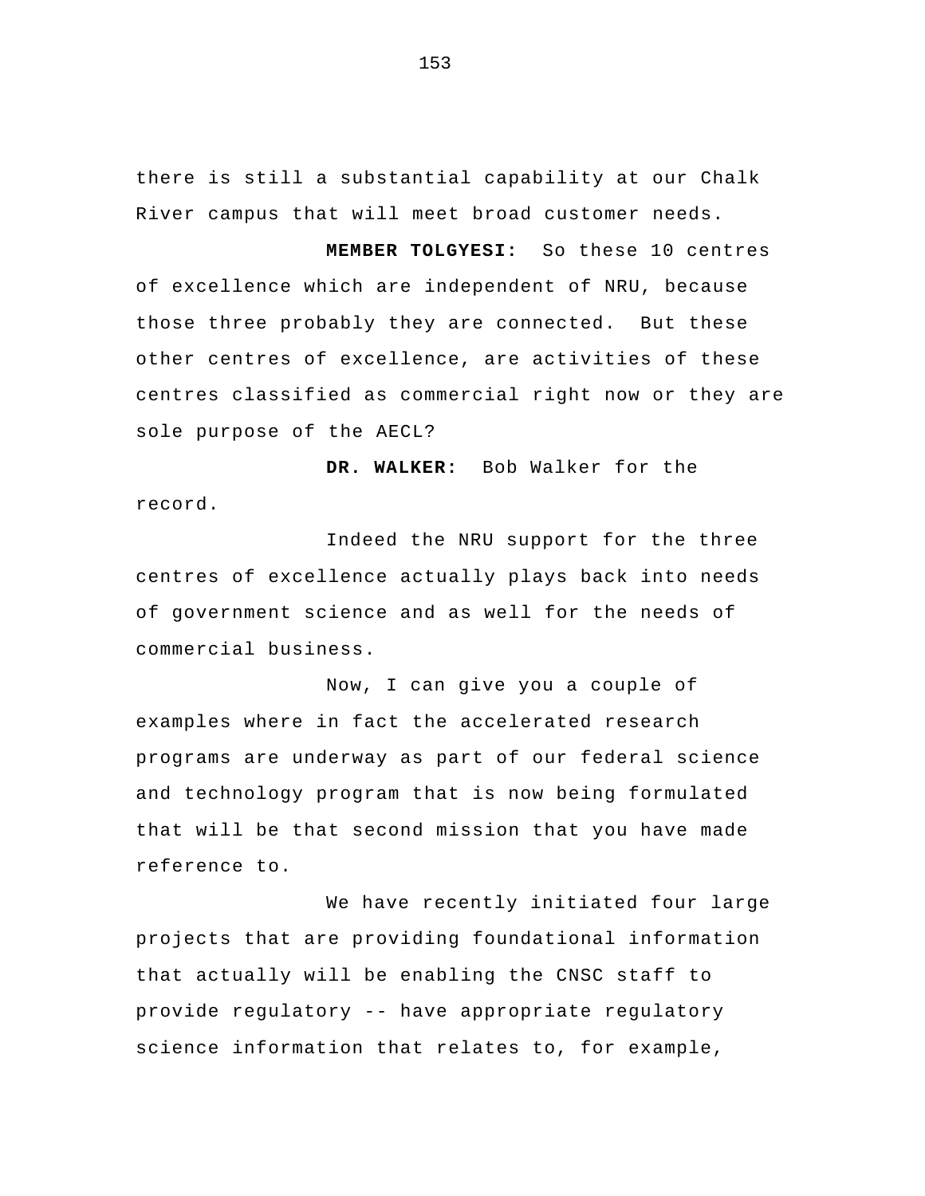there is still a substantial capability at our Chalk River campus that will meet broad customer needs.

**MEMBER TOLGYESI:** So these 10 centres of excellence which are independent of NRU, because those three probably they are connected. But these other centres of excellence, are activities of these centres classified as commercial right now or they are sole purpose of the AECL?

**DR. WALKER:** Bob Walker for the record.

Indeed the NRU support for the three centres of excellence actually plays back into needs of government science and as well for the needs of commercial business.

Now, I can give you a couple of examples where in fact the accelerated research programs are underway as part of our federal science and technology program that is now being formulated that will be that second mission that you have made reference to.

We have recently initiated four large projects that are providing foundational information that actually will be enabling the CNSC staff to provide regulatory -- have appropriate regulatory science information that relates to, for example,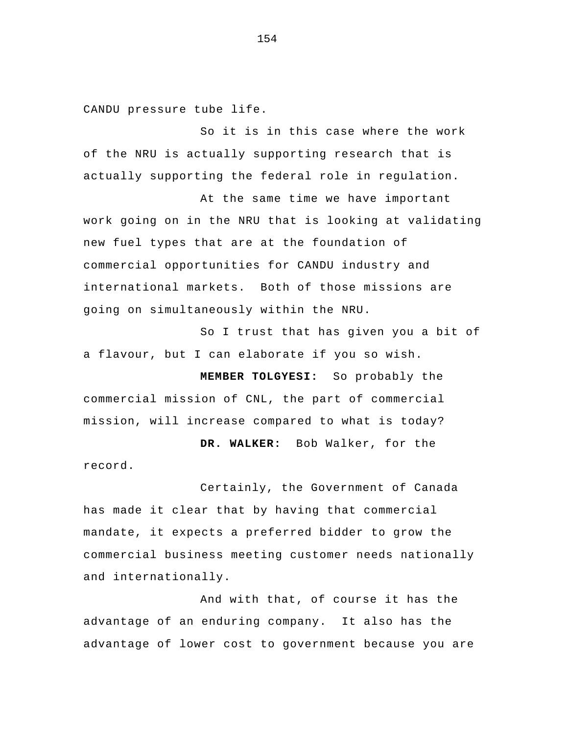CANDU pressure tube life.

So it is in this case where the work of the NRU is actually supporting research that is actually supporting the federal role in regulation.

At the same time we have important work going on in the NRU that is looking at validating new fuel types that are at the foundation of commercial opportunities for CANDU industry and international markets. Both of those missions are going on simultaneously within the NRU.

So I trust that has given you a bit of a flavour, but I can elaborate if you so wish.

**MEMBER TOLGYESI:** So probably the commercial mission of CNL, the part of commercial mission, will increase compared to what is today?

**DR. WALKER:** Bob Walker, for the record.

Certainly, the Government of Canada has made it clear that by having that commercial mandate, it expects a preferred bidder to grow the commercial business meeting customer needs nationally and internationally.

And with that, of course it has the advantage of an enduring company. It also has the advantage of lower cost to government because you are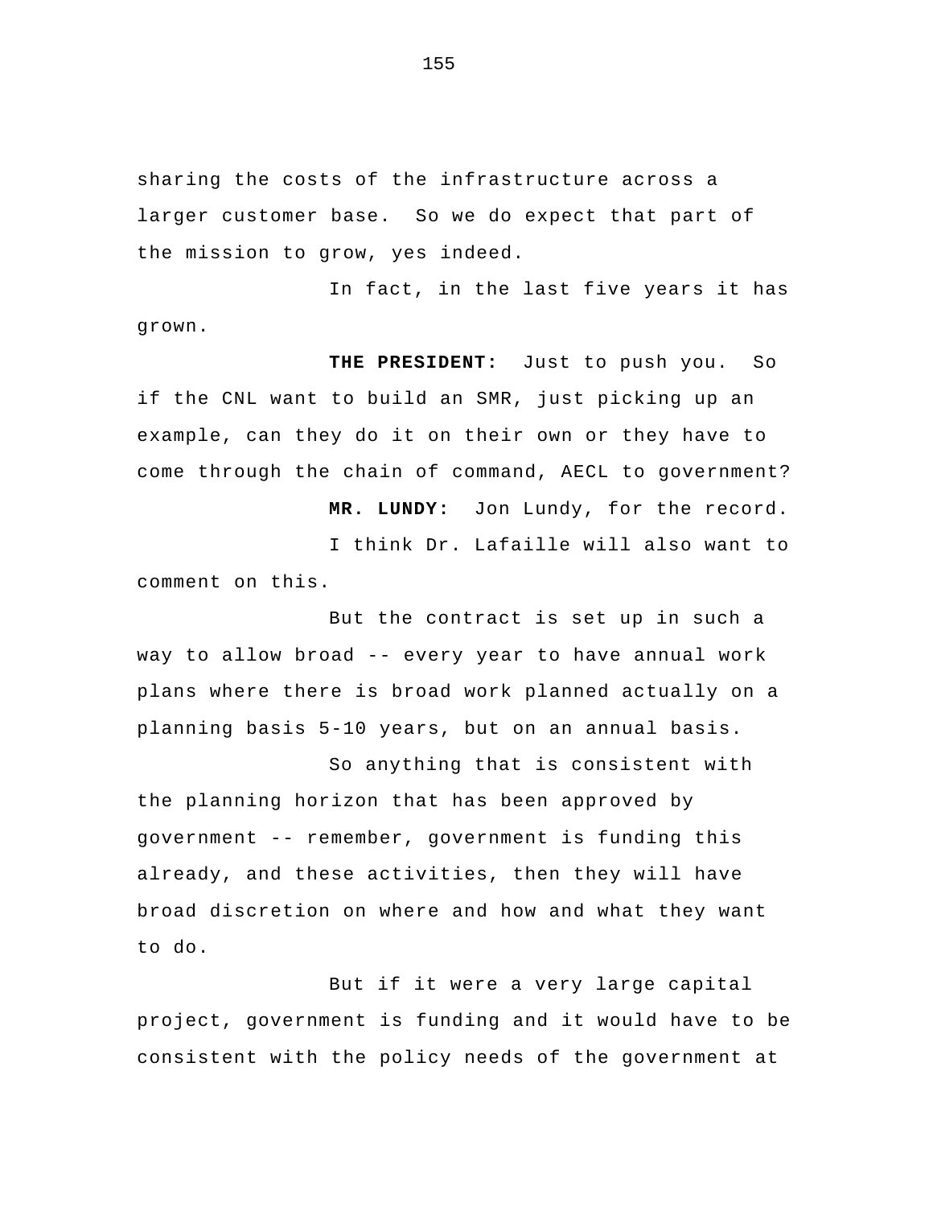sharing the costs of the infrastructure across a larger customer base. So we do expect that part of the mission to grow, yes indeed.

In fact, in the last five years it has grown.

**THE PRESIDENT:** Just to push you. So if the CNL want to build an SMR, just picking up an example, can they do it on their own or they have to come through the chain of command, AECL to government?

**MR. LUNDY:** Jon Lundy, for the record.

I think Dr. Lafaille will also want to comment on this.

But the contract is set up in such a way to allow broad -- every year to have annual work plans where there is broad work planned actually on a planning basis 5-10 years, but on an annual basis.

So anything that is consistent with the planning horizon that has been approved by government -- remember, government is funding this already, and these activities, then they will have broad discretion on where and how and what they want to do.

But if it were a very large capital project, government is funding and it would have to be consistent with the policy needs of the government at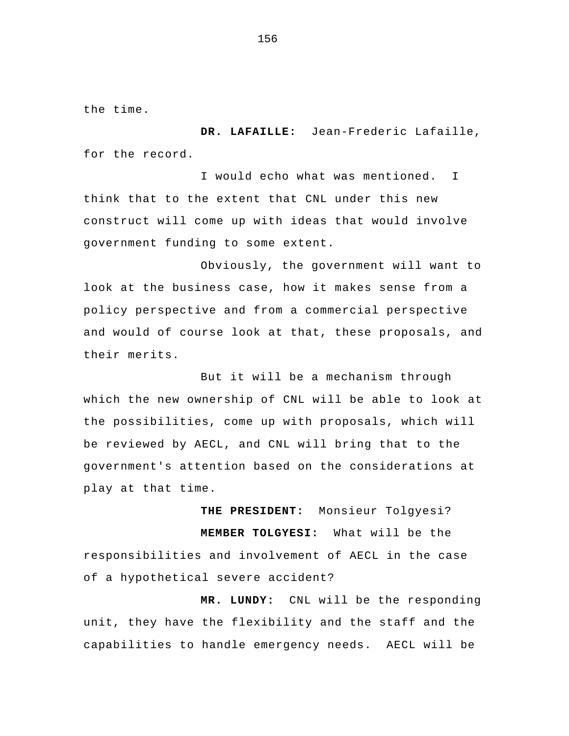the time.

**DR. LAFAILLE:** Jean-Frederic Lafaille, for the record.

I would echo what was mentioned. I think that to the extent that CNL under this new construct will come up with ideas that would involve government funding to some extent.

Obviously, the government will want to look at the business case, how it makes sense from a policy perspective and from a commercial perspective and would of course look at that, these proposals, and their merits.

But it will be a mechanism through which the new ownership of CNL will be able to look at the possibilities, come up with proposals, which will be reviewed by AECL, and CNL will bring that to the government's attention based on the considerations at play at that time.

**THE PRESIDENT:** Monsieur Tolgyesi?

**MEMBER TOLGYESI:** What will be the responsibilities and involvement of AECL in the case of a hypothetical severe accident?

**MR. LUNDY:** CNL will be the responding unit, they have the flexibility and the staff and the capabilities to handle emergency needs. AECL will be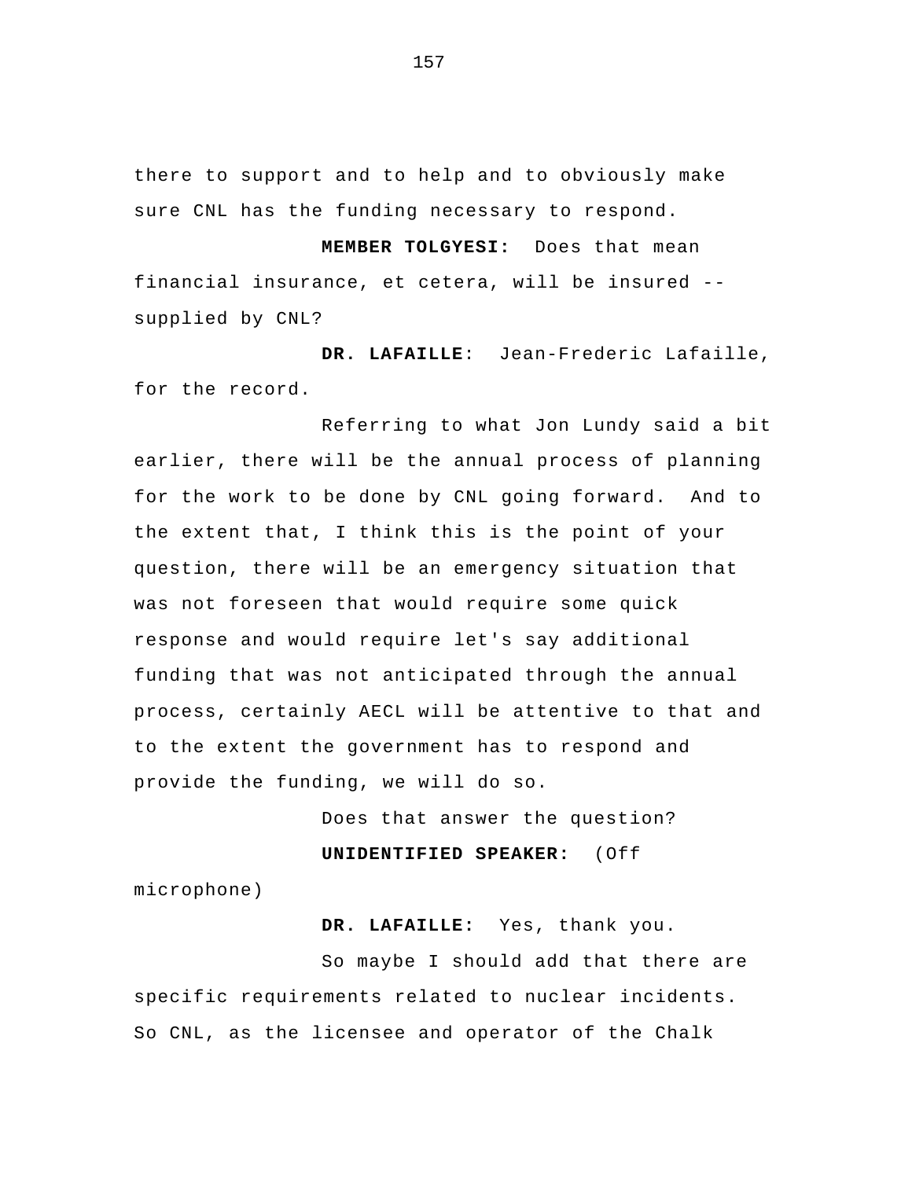there to support and to help and to obviously make sure CNL has the funding necessary to respond.

**MEMBER TOLGYESI:** Does that mean financial insurance, et cetera, will be insured -- supplied by CNL?

**DR. LAFAILLE**: Jean-Frederic Lafaille, for the record.

Referring to what Jon Lundy said a bit earlier, there will be the annual process of planning for the work to be done by CNL going forward. And to the extent that, I think this is the point of your question, there will be an emergency situation that was not foreseen that would require some quick response and would require let's say additional funding that was not anticipated through the annual process, certainly AECL will be attentive to that and to the extent the government has to respond and provide the funding, we will do so.

Does that answer the question?

**UNIDENTIFIED SPEAKER:** (Off microphone)

**DR. LAFAILLE:** Yes, thank you.

So maybe I should add that there are specific requirements related to nuclear incidents. So CNL, as the licensee and operator of the Chalk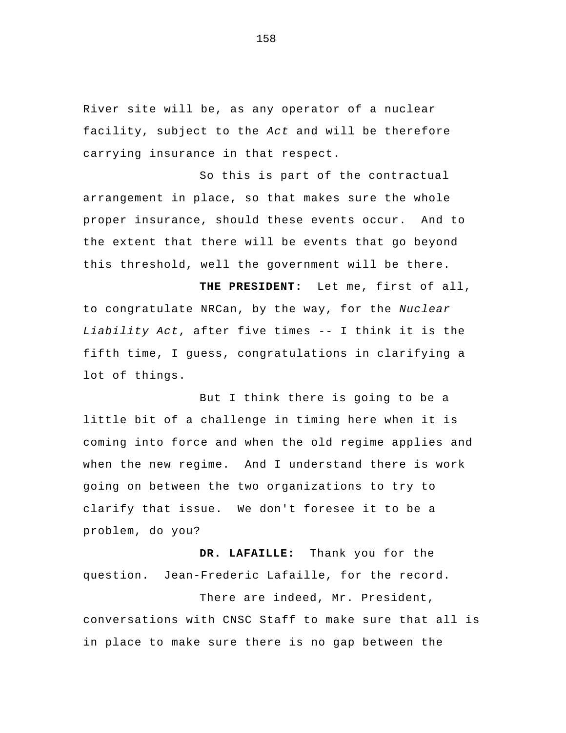River site will be, as any operator of a nuclear facility, subject to the *Act* and will be therefore carrying insurance in that respect.

So this is part of the contractual arrangement in place, so that makes sure the whole proper insurance, should these events occur. And to the extent that there will be events that go beyond this threshold, well the government will be there.

**THE PRESIDENT:** Let me, first of all, to congratulate NRCan, by the way, for the *Nuclear Liability Act*, after five times -- I think it is the fifth time, I guess, congratulations in clarifying a lot of things.

But I think there is going to be a little bit of a challenge in timing here when it is coming into force and when the old regime applies and when the new regime. And I understand there is work going on between the two organizations to try to clarify that issue. We don't foresee it to be a problem, do you?

**DR. LAFAILLE:** Thank you for the question. Jean-Frederic Lafaille, for the record.

There are indeed, Mr. President, conversations with CNSC Staff to make sure that all is in place to make sure there is no gap between the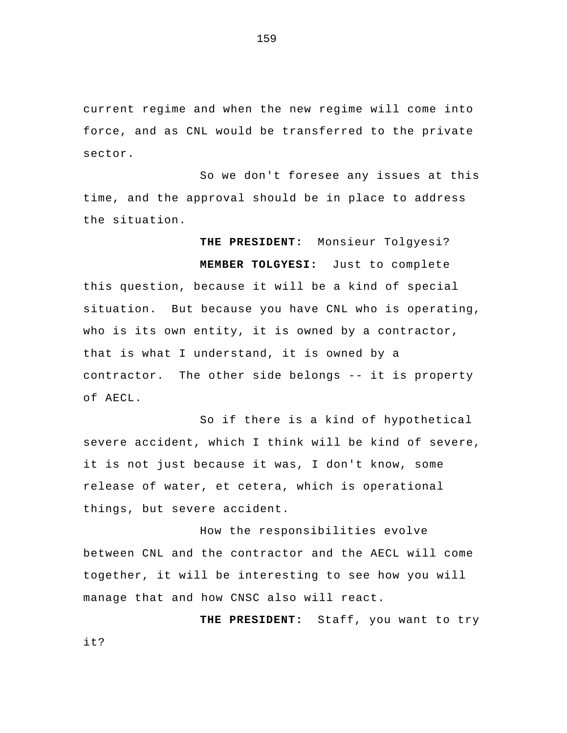current regime and when the new regime will come into force, and as CNL would be transferred to the private sector.

So we don't foresee any issues at this time, and the approval should be in place to address the situation.

**THE PRESIDENT:** Monsieur Tolgyesi?

**MEMBER TOLGYESI:** Just to complete this question, because it will be a kind of special situation. But because you have CNL who is operating, who is its own entity, it is owned by a contractor, that is what I understand, it is owned by a contractor. The other side belongs -- it is property of AECL.

So if there is a kind of hypothetical severe accident, which I think will be kind of severe, it is not just because it was, I don't know, some release of water, et cetera, which is operational things, but severe accident.

How the responsibilities evolve between CNL and the contractor and the AECL will come together, it will be interesting to see how you will manage that and how CNSC also will react.

**THE PRESIDENT:** Staff, you want to try it?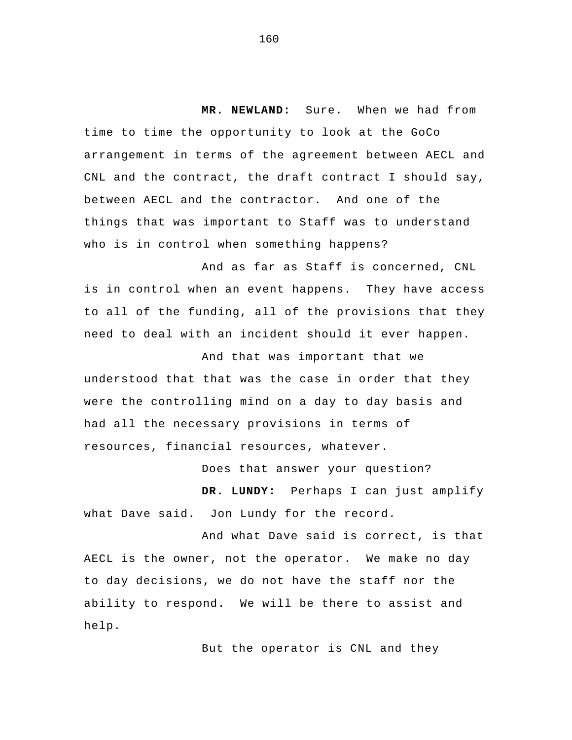**MR. NEWLAND:** Sure. When we had from time to time the opportunity to look at the GoCo arrangement in terms of the agreement between AECL and CNL and the contract, the draft contract I should say, between AECL and the contractor. And one of the things that was important to Staff was to understand who is in control when something happens?

And as far as Staff is concerned, CNL is in control when an event happens. They have access to all of the funding, all of the provisions that they need to deal with an incident should it ever happen.

And that was important that we understood that that was the case in order that they were the controlling mind on a day to day basis and had all the necessary provisions in terms of resources, financial resources, whatever.

Does that answer your question?

**DR. LUNDY:** Perhaps I can just amplify what Dave said. Jon Lundy for the record.

And what Dave said is correct, is that AECL is the owner, not the operator. We make no day to day decisions, we do not have the staff nor the ability to respond. We will be there to assist and help.

But the operator is CNL and they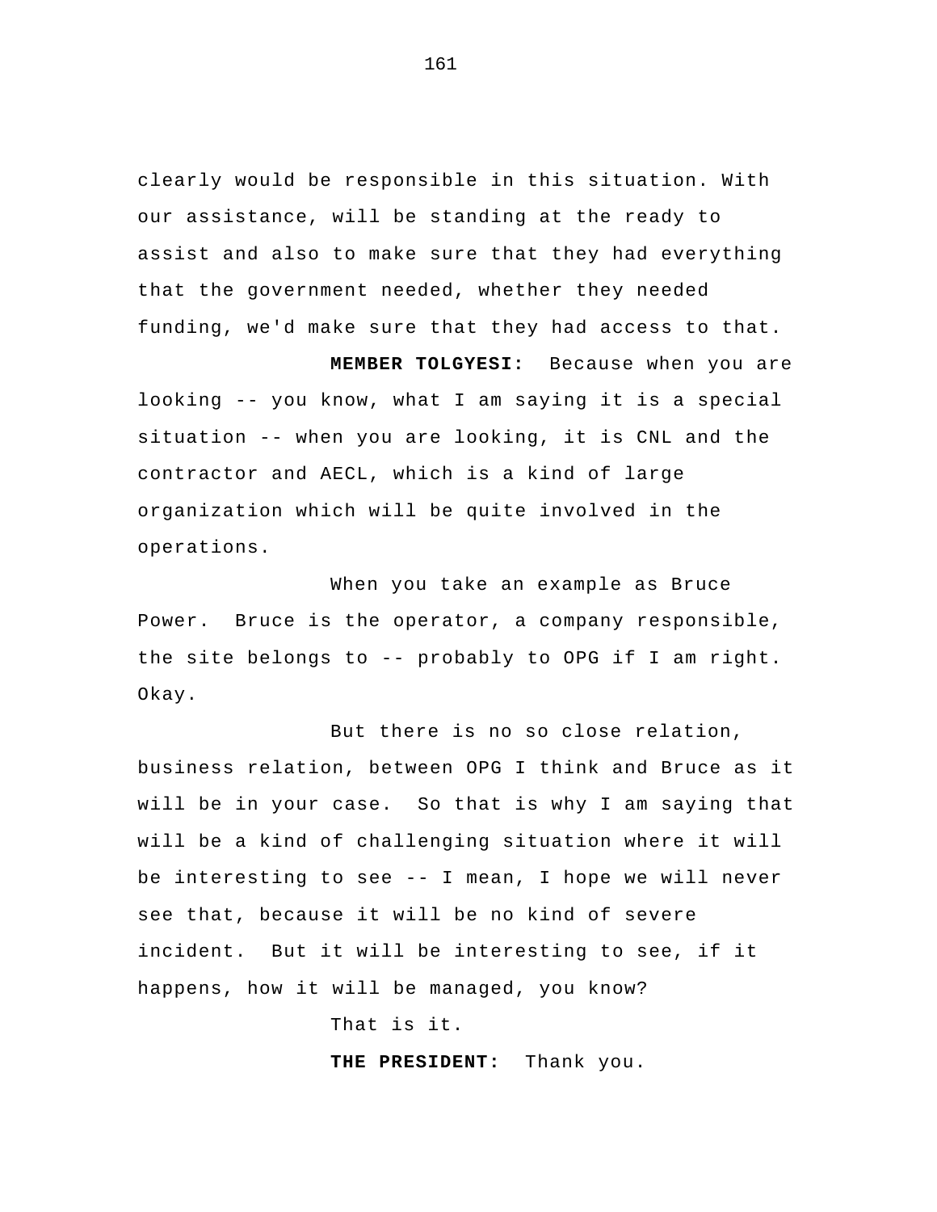clearly would be responsible in this situation. With our assistance, will be standing at the ready to assist and also to make sure that they had everything that the government needed, whether they needed funding, we'd make sure that they had access to that.

**MEMBER TOLGYESI:** Because when you are looking -- you know, what I am saying it is a special situation -- when you are looking, it is CNL and the contractor and AECL, which is a kind of large organization which will be quite involved in the operations.

When you take an example as Bruce Power. Bruce is the operator, a company responsible, the site belongs to -- probably to OPG if I am right. Okay.

But there is no so close relation, business relation, between OPG I think and Bruce as it will be in your case. So that is why I am saying that will be a kind of challenging situation where it will be interesting to see -- I mean, I hope we will never see that, because it will be no kind of severe incident. But it will be interesting to see, if it happens, how it will be managed, you know?

That is it.

**THE PRESIDENT:** Thank you.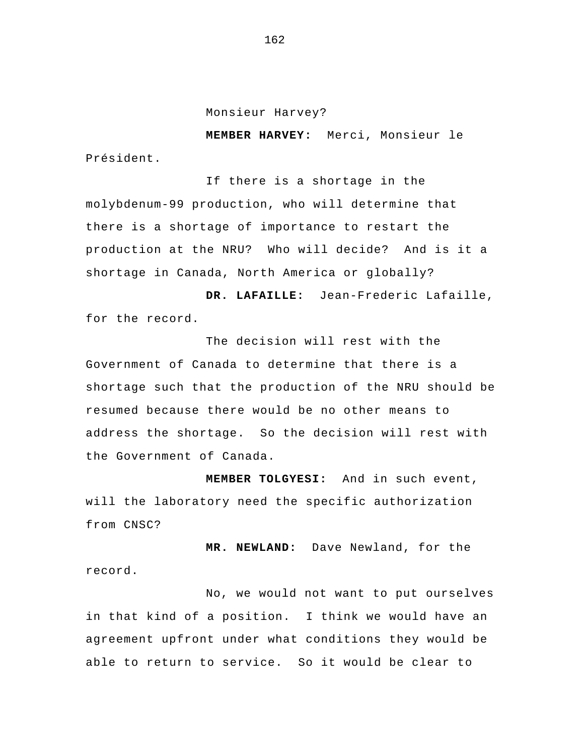Monsieur Harvey?

**MEMBER HARVEY:** Merci, Monsieur le Président.

If there is a shortage in the molybdenum-99 production, who will determine that there is a shortage of importance to restart the production at the NRU? Who will decide? And is it a shortage in Canada, North America or globally?

**DR. LAFAILLE:** Jean-Frederic Lafaille, for the record.

The decision will rest with the Government of Canada to determine that there is a shortage such that the production of the NRU should be resumed because there would be no other means to address the shortage. So the decision will rest with the Government of Canada.

**MEMBER TOLGYESI:** And in such event, will the laboratory need the specific authorization from CNSC?

**MR. NEWLAND:** Dave Newland, for the record.

No, we would not want to put ourselves in that kind of a position. I think we would have an agreement upfront under what conditions they would be able to return to service. So it would be clear to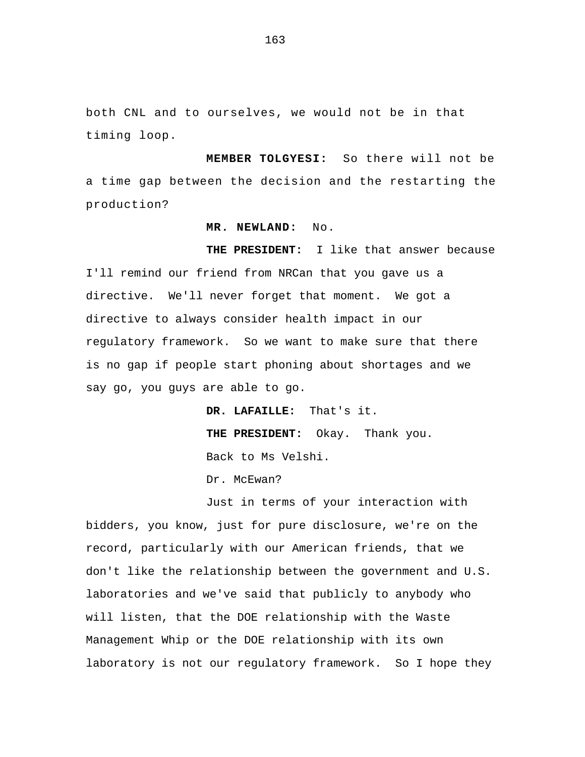both CNL and to ourselves, we would not be in that timing loop.

**MEMBER TOLGYESI:** So there will not be a time gap between the decision and the restarting the production?

**MR. NEWLAND:** No.

**THE PRESIDENT:** I like that answer because I'll remind our friend from NRCan that you gave us a directive. We'll never forget that moment. We got a directive to always consider health impact in our regulatory framework. So we want to make sure that there is no gap if people start phoning about shortages and we say go, you guys are able to go.

**DR. LAFAILLE:** That's it.

**THE PRESIDENT:** Okay. Thank you.

Back to Ms Velshi.

Dr. McEwan?

Just in terms of your interaction with bidders, you know, just for pure disclosure, we're on the record, particularly with our American friends, that we don't like the relationship between the government and U.S. laboratories and we've said that publicly to anybody who will listen, that the DOE relationship with the Waste Management Whip or the DOE relationship with its own laboratory is not our regulatory framework. So I hope they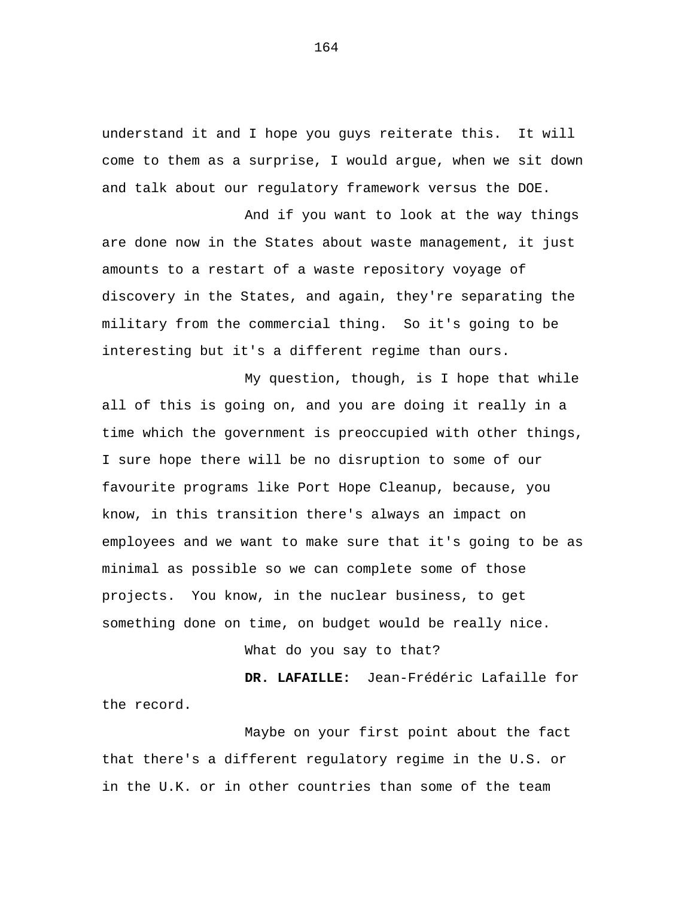understand it and I hope you guys reiterate this. It will come to them as a surprise, I would argue, when we sit down and talk about our regulatory framework versus the DOE.

And if you want to look at the way things are done now in the States about waste management, it just amounts to a restart of a waste repository voyage of discovery in the States, and again, they're separating the military from the commercial thing. So it's going to be interesting but it's a different regime than ours.

My question, though, is I hope that while all of this is going on, and you are doing it really in a time which the government is preoccupied with other things, I sure hope there will be no disruption to some of our favourite programs like Port Hope Cleanup, because, you know, in this transition there's always an impact on employees and we want to make sure that it's going to be as minimal as possible so we can complete some of those projects. You know, in the nuclear business, to get something done on time, on budget would be really nice.

What do you say to that?

**DR. LAFAILLE:** Jean-Frédéric Lafaille for the record.

Maybe on your first point about the fact that there's a different regulatory regime in the U.S. or in the U.K. or in other countries than some of the team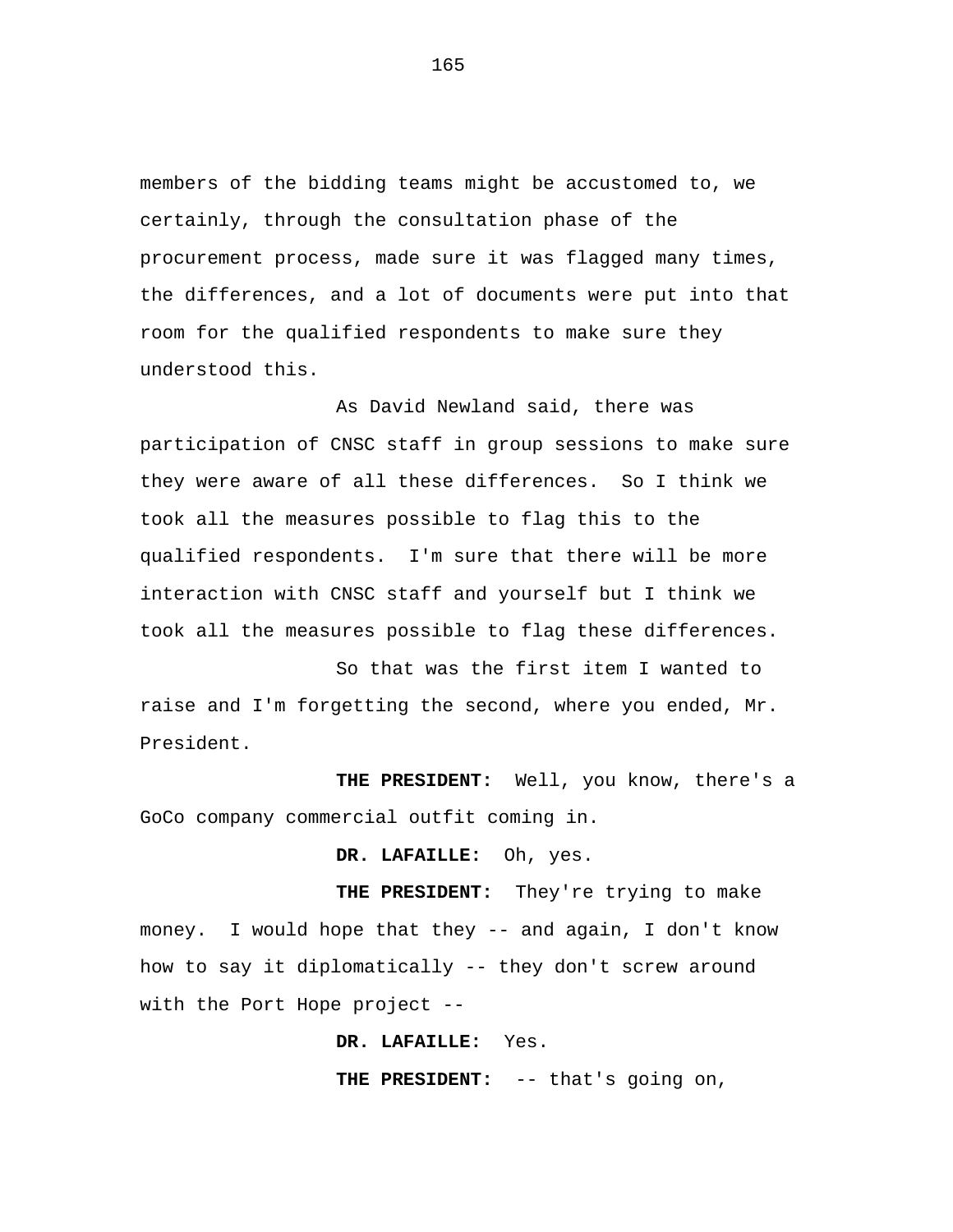members of the bidding teams might be accustomed to, we certainly, through the consultation phase of the procurement process, made sure it was flagged many times, the differences, and a lot of documents were put into that room for the qualified respondents to make sure they understood this.

As David Newland said, there was participation of CNSC staff in group sessions to make sure they were aware of all these differences. So I think we took all the measures possible to flag this to the qualified respondents. I'm sure that there will be more interaction with CNSC staff and yourself but I think we took all the measures possible to flag these differences.

So that was the first item I wanted to raise and I'm forgetting the second, where you ended, Mr. President.

**THE PRESIDENT:** Well, you know, there's a GoCo company commercial outfit coming in.

**DR. LAFAILLE:** Oh, yes.

**THE PRESIDENT:** They're trying to make money. I would hope that they -- and again, I don't know how to say it diplomatically -- they don't screw around with the Port Hope project --

**DR. LAFAILLE:** Yes.

**THE PRESIDENT:** -- that's going on,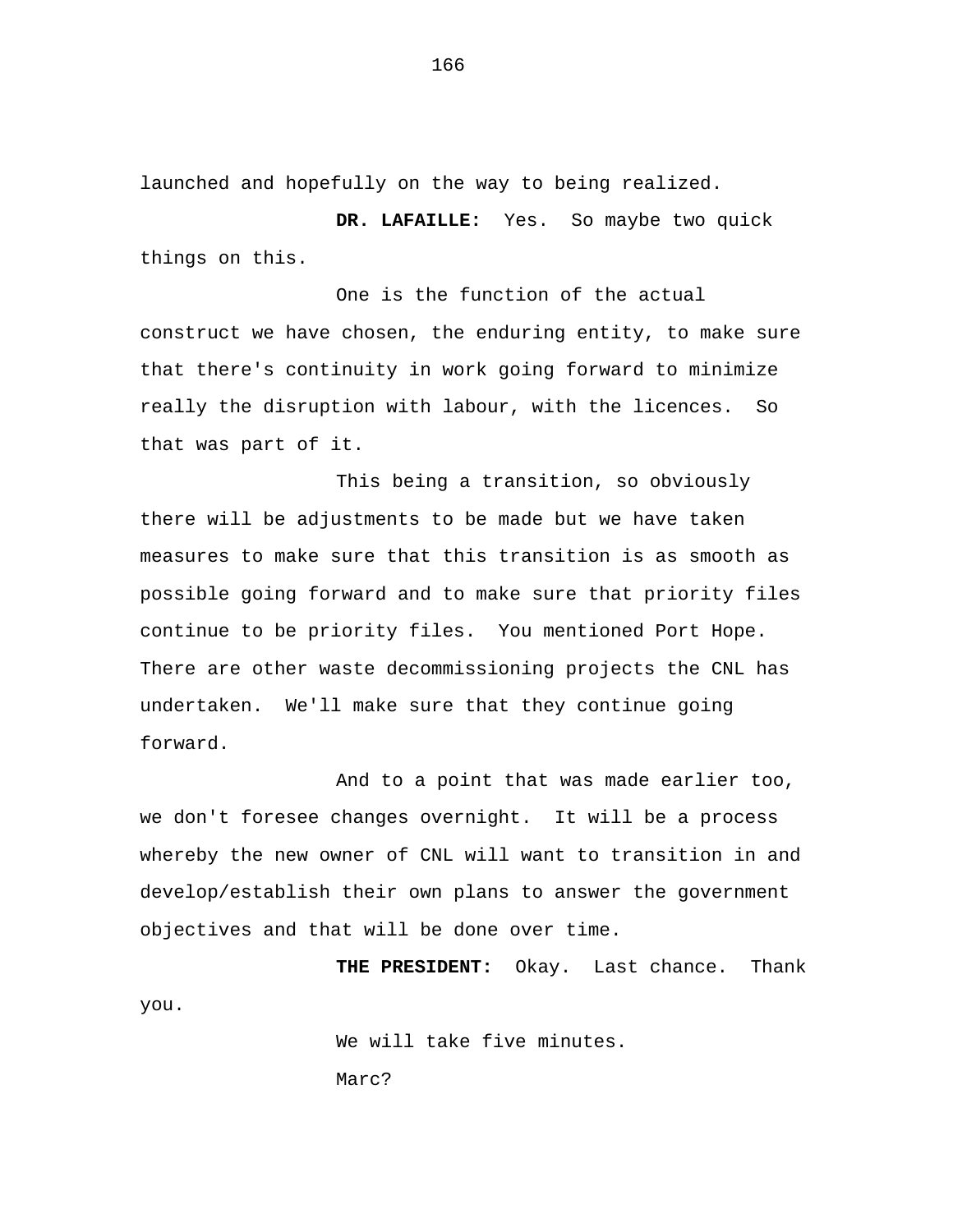launched and hopefully on the way to being realized.

**DR. LAFAILLE:** Yes. So maybe two quick things on this.

One is the function of the actual construct we have chosen, the enduring entity, to make sure that there's continuity in work going forward to minimize really the disruption with labour, with the licences. So that was part of it.

This being a transition, so obviously there will be adjustments to be made but we have taken measures to make sure that this transition is as smooth as possible going forward and to make sure that priority files continue to be priority files. You mentioned Port Hope. There are other waste decommissioning projects the CNL has undertaken. We'll make sure that they continue going forward.

And to a point that was made earlier too, we don't foresee changes overnight. It will be a process whereby the new owner of CNL will want to transition in and develop/establish their own plans to answer the government objectives and that will be done over time.

**THE PRESIDENT:** Okay. Last chance. Thank you.

We will take five minutes.

Marc?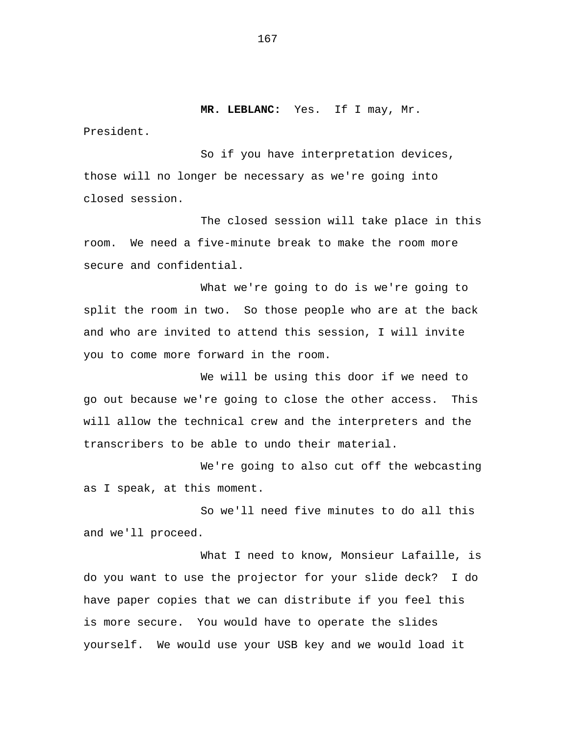**MR. LEBLANC:** Yes. If I may, Mr. President.

So if you have interpretation devices, those will no longer be necessary as we're going into closed session.

The closed session will take place in this room. We need a five-minute break to make the room more secure and confidential.

What we're going to do is we're going to split the room in two. So those people who are at the back and who are invited to attend this session, I will invite you to come more forward in the room.

We will be using this door if we need to go out because we're going to close the other access. This will allow the technical crew and the interpreters and the transcribers to be able to undo their material.

We're going to also cut off the webcasting as I speak, at this moment.

So we'll need five minutes to do all this and we'll proceed.

What I need to know, Monsieur Lafaille, is do you want to use the projector for your slide deck? I do have paper copies that we can distribute if you feel this is more secure. You would have to operate the slides yourself. We would use your USB key and we would load it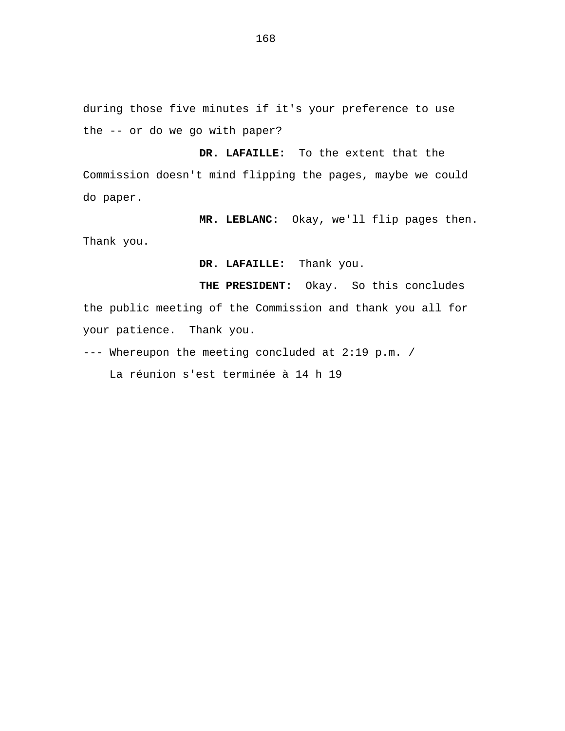during those five minutes if it's your preference to use the -- or do we go with paper?

**DR. LAFAILLE:** To the extent that the Commission doesn't mind flipping the pages, maybe we could do paper.

**MR. LEBLANC:** Okay, we'll flip pages then. Thank you.

**DR. LAFAILLE:** Thank you.

**THE PRESIDENT:** Okay. So this concludes the public meeting of the Commission and thank you all for your patience. Thank you.

--- Whereupon the meeting concluded at 2:19 p.m. /
La réunion s'est terminée à 14 h 19